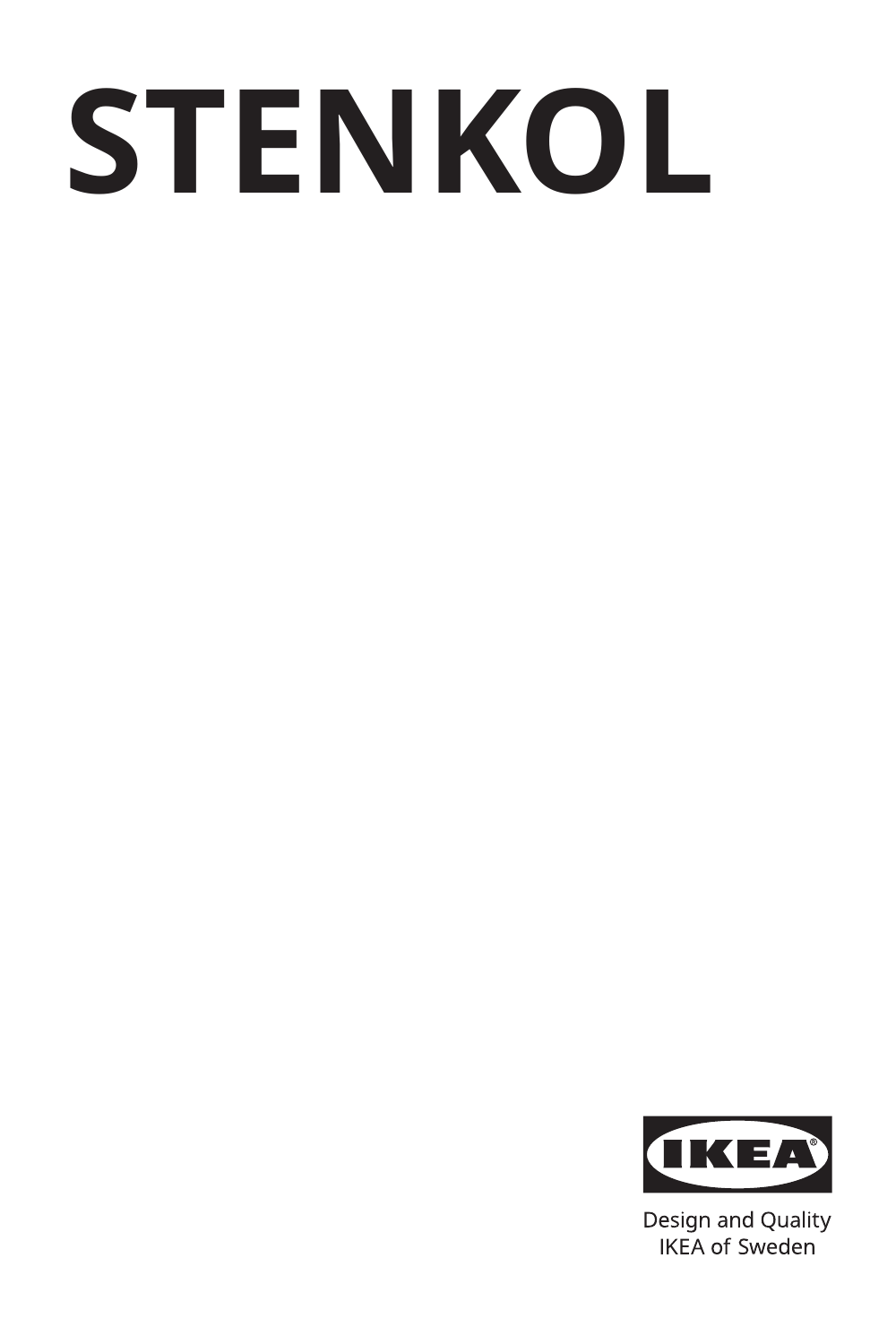# STENKOL

IKEA

Design and Quality
IKEA of Sweden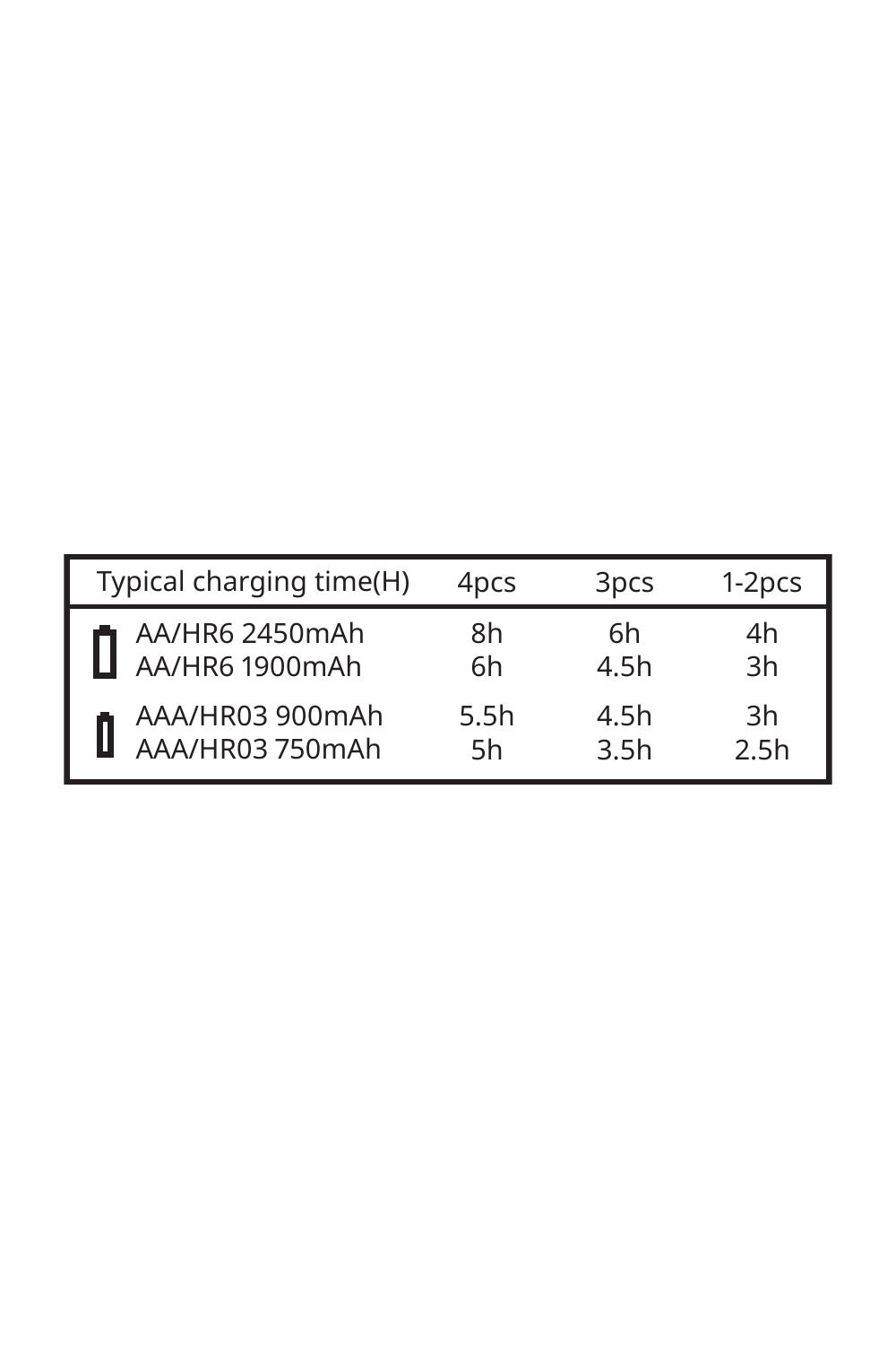| Typical charging time(H) | 4pcs | 3pcs | 1-2pcs |
| --- | --- | --- | --- |
| AA/HR6 2450mAh | 8h | 6h | 4h |
| AA/HR6 1900mAh | 6h | 4.5h | 3h |
| AAA/HR03 900mAh | 5.5h | 4.5h | 3h |
| AAA/HR03 750mAh | 5h | 3.5h | 2.5h |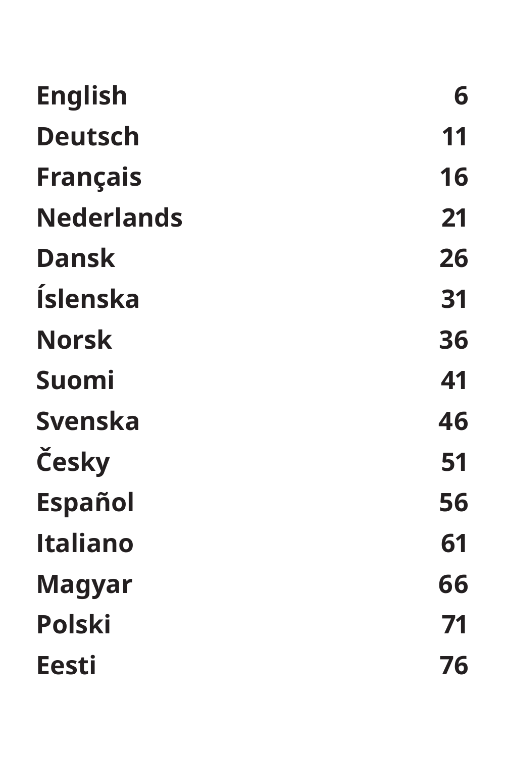| | |
|---|---|
| **English** | **6** |
| **Deutsch** | **11** |
| **Français** | **16** |
| **Nederlands** | **21** |
| **Dansk** | **26** |
| **Íslenska** | **31** |
| **Norsk** | **36** |
| **Suomi** | **41** |
| **Svenska** | **46** |
| **Česky** | **51** |
| **Español** | **56** |
| **Italiano** | **61** |
| **Magyar** | **66** |
| **Polski** | **71** |
| **Eesti** | **76** |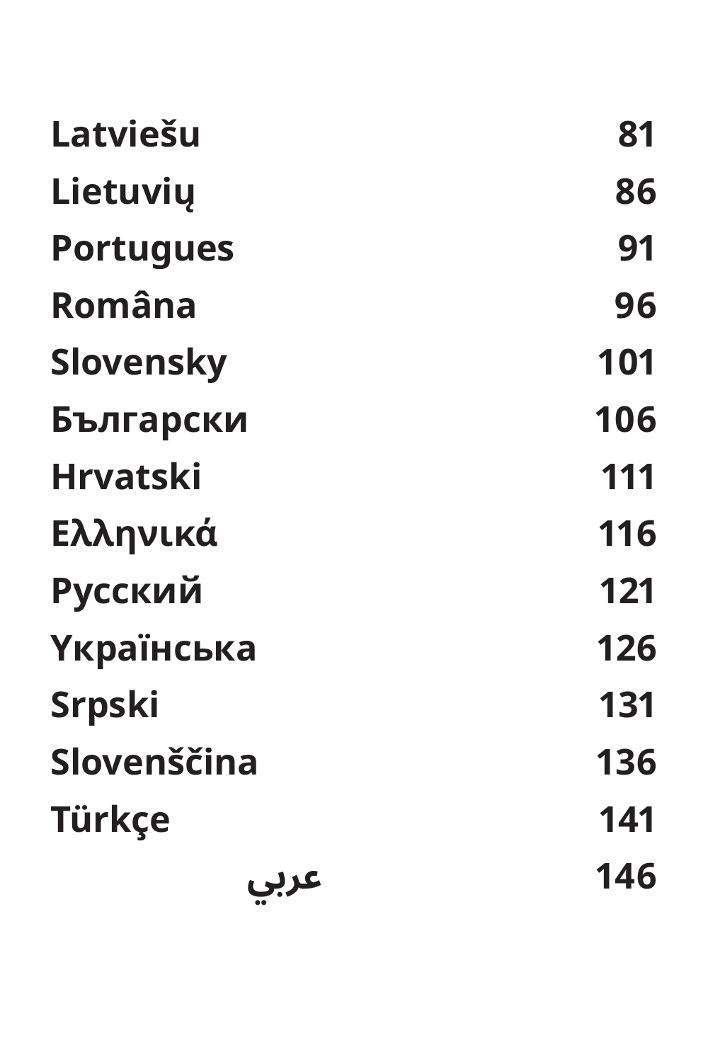| | |
|---|---|
| **Latviešu** | **81** |
| **Lietuvių** | **86** |
| **Portugues** | **91** |
| **Română** | **96** |
| **Slovensky** | **101** |
| **Български** | **106** |
| **Hrvatski** | **111** |
| **Ελληνικά** | **116** |
| **Русский** | **121** |
| **Үкраïнська** | **126** |
| **Srpski** | **131** |
| **Slovenščina** | **136** |
| **Türkçe** | **141** |
| **عربي** | **146** |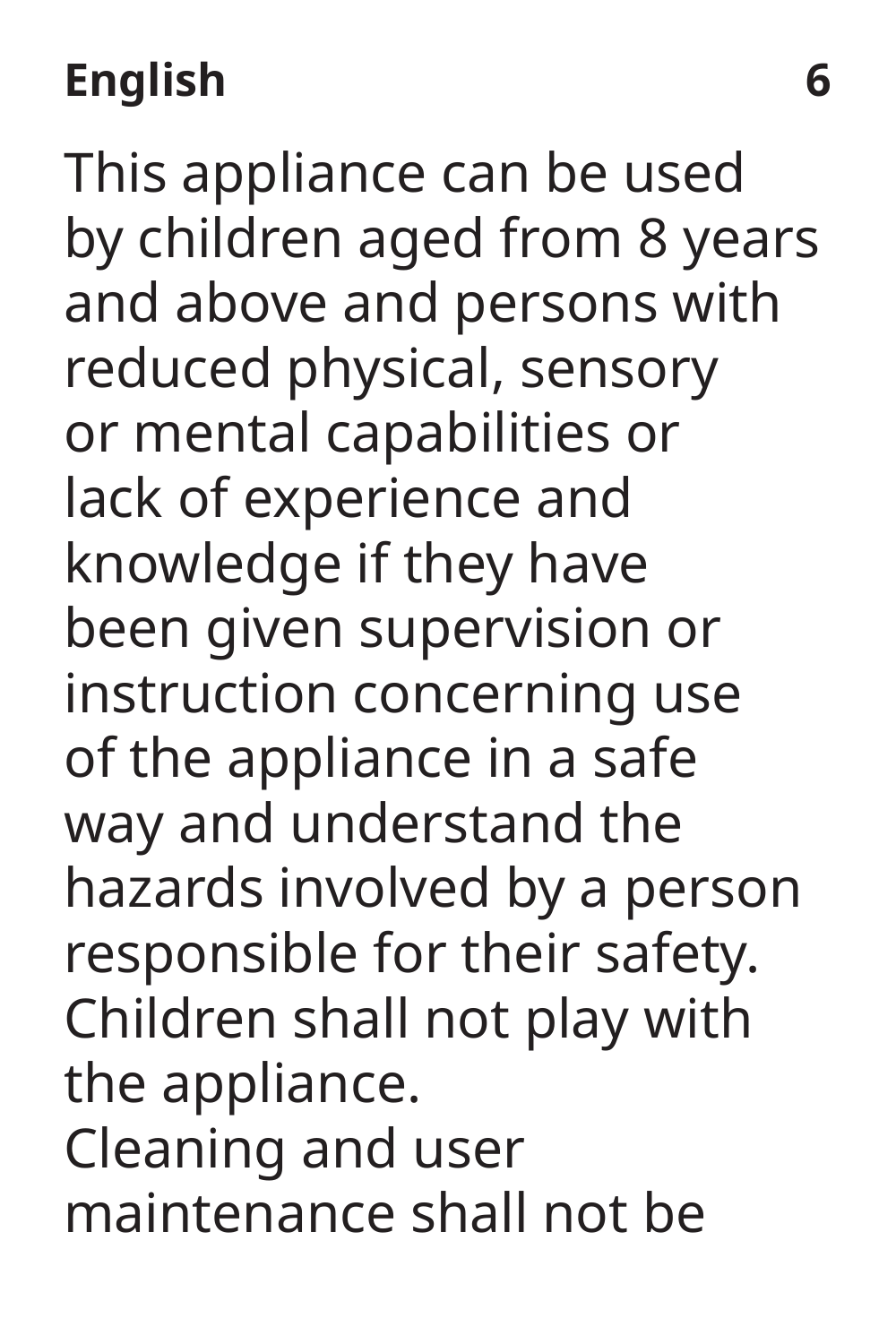This appliance can be used by children aged from 8 years and above and persons with reduced physical, sensory or mental capabilities or lack of experience and knowledge if they have been given supervision or instruction concerning use of the appliance in a safe way and understand the hazards involved by a person responsible for their safety. Children shall not play with the appliance.
Cleaning and user maintenance shall not be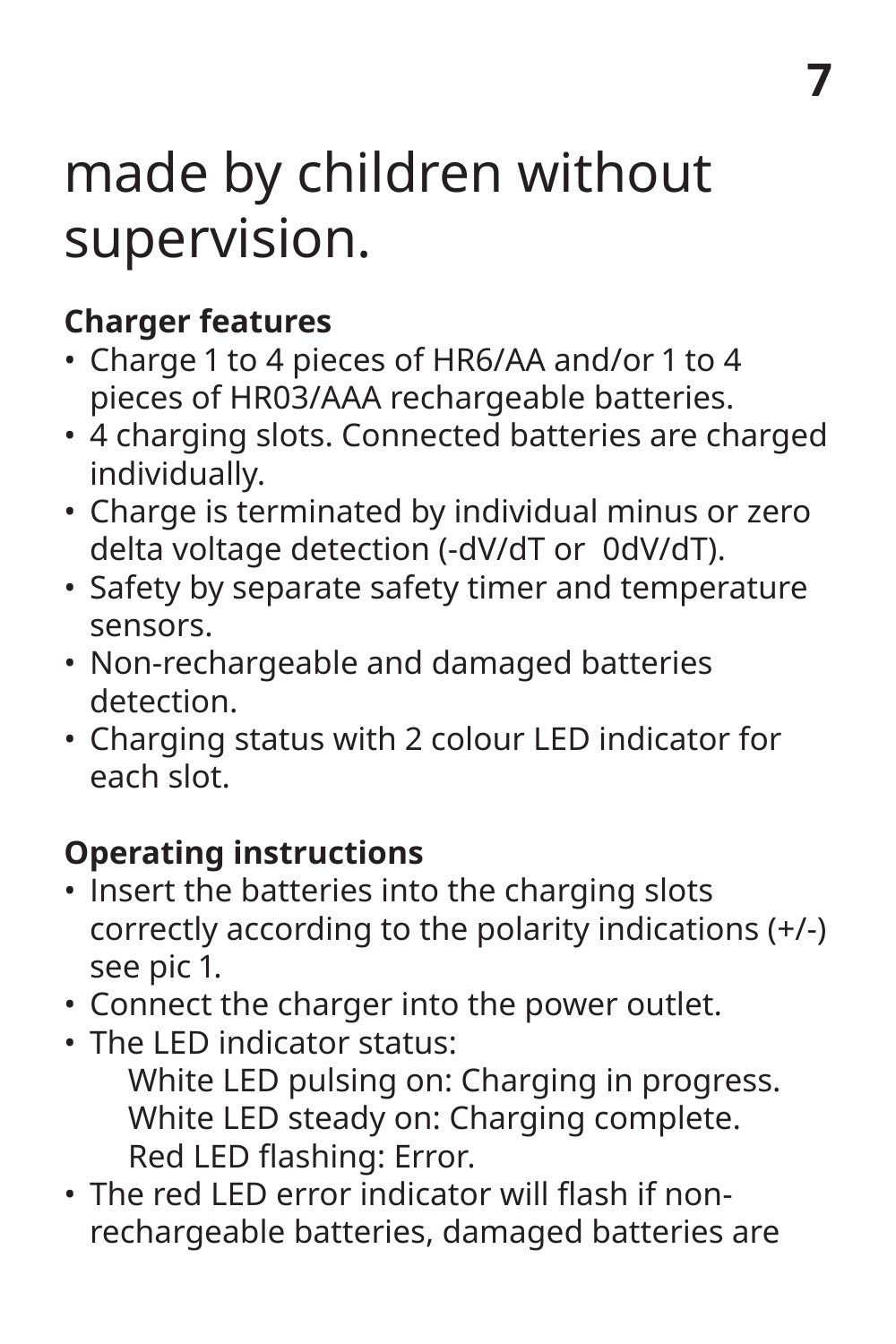made by children without supervision.

**Charger features**

- Charge 1 to 4 pieces of HR6/AA and/or 1 to 4 pieces of HR03/AAA rechargeable batteries.
- 4 charging slots. Connected batteries are charged individually.
- Charge is terminated by individual minus or zero delta voltage detection (-dV/dT or  0dV/dT).
- Safety by separate safety timer and temperature sensors.
- Non-rechargeable and damaged batteries detection.
- Charging status with 2 colour LED indicator for each slot.

**Operating instructions**

- Insert the batteries into the charging slots correctly according to the polarity indications (+/-) see pic 1.
- Connect the charger into the power outlet.
- The LED indicator status:
  White LED pulsing on: Charging in progress.
  White LED steady on: Charging complete.
  Red LED flashing: Error.
- The red LED error indicator will flash if non-rechargeable batteries, damaged batteries are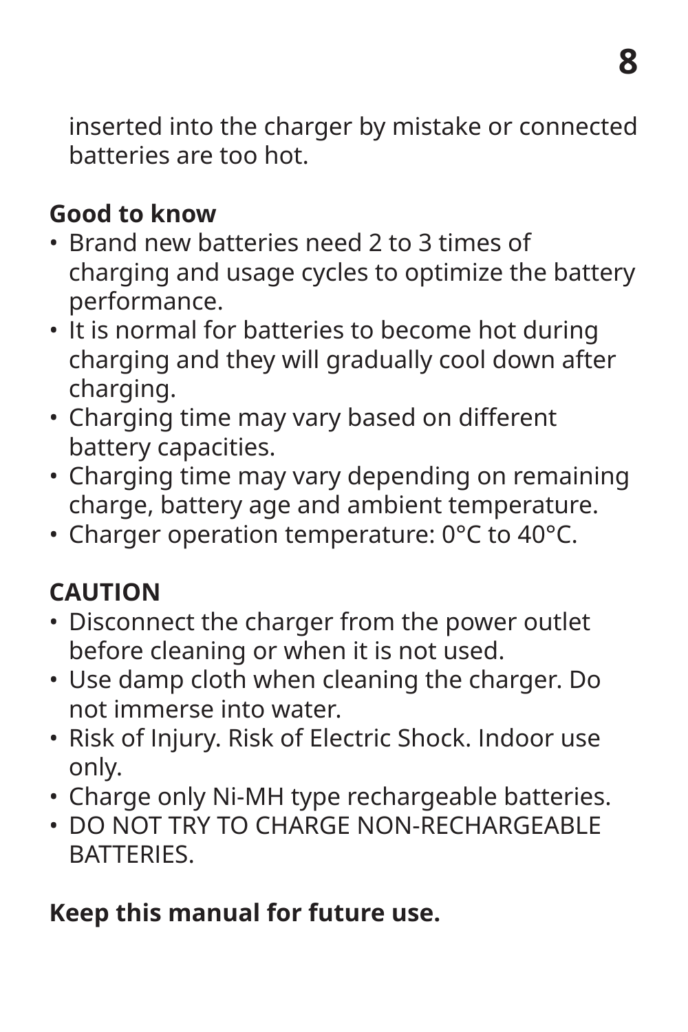inserted into the charger by mistake or connected batteries are too hot.

**Good to know**

- Brand new batteries need 2 to 3 times of charging and usage cycles to optimize the battery performance.
- It is normal for batteries to become hot during charging and they will gradually cool down after charging.
- Charging time may vary based on different battery capacities.
- Charging time may vary depending on remaining charge, battery age and ambient temperature.
- Charger operation temperature: 0°C to 40°C.

**CAUTION**

- Disconnect the charger from the power outlet before cleaning or when it is not used.
- Use damp cloth when cleaning the charger. Do not immerse into water.
- Risk of Injury. Risk of Electric Shock. Indoor use only.
- Charge only Ni-MH type rechargeable batteries.
- DO NOT TRY TO CHARGE NON-RECHARGEABLE BATTERIES.

**Keep this manual for future use.**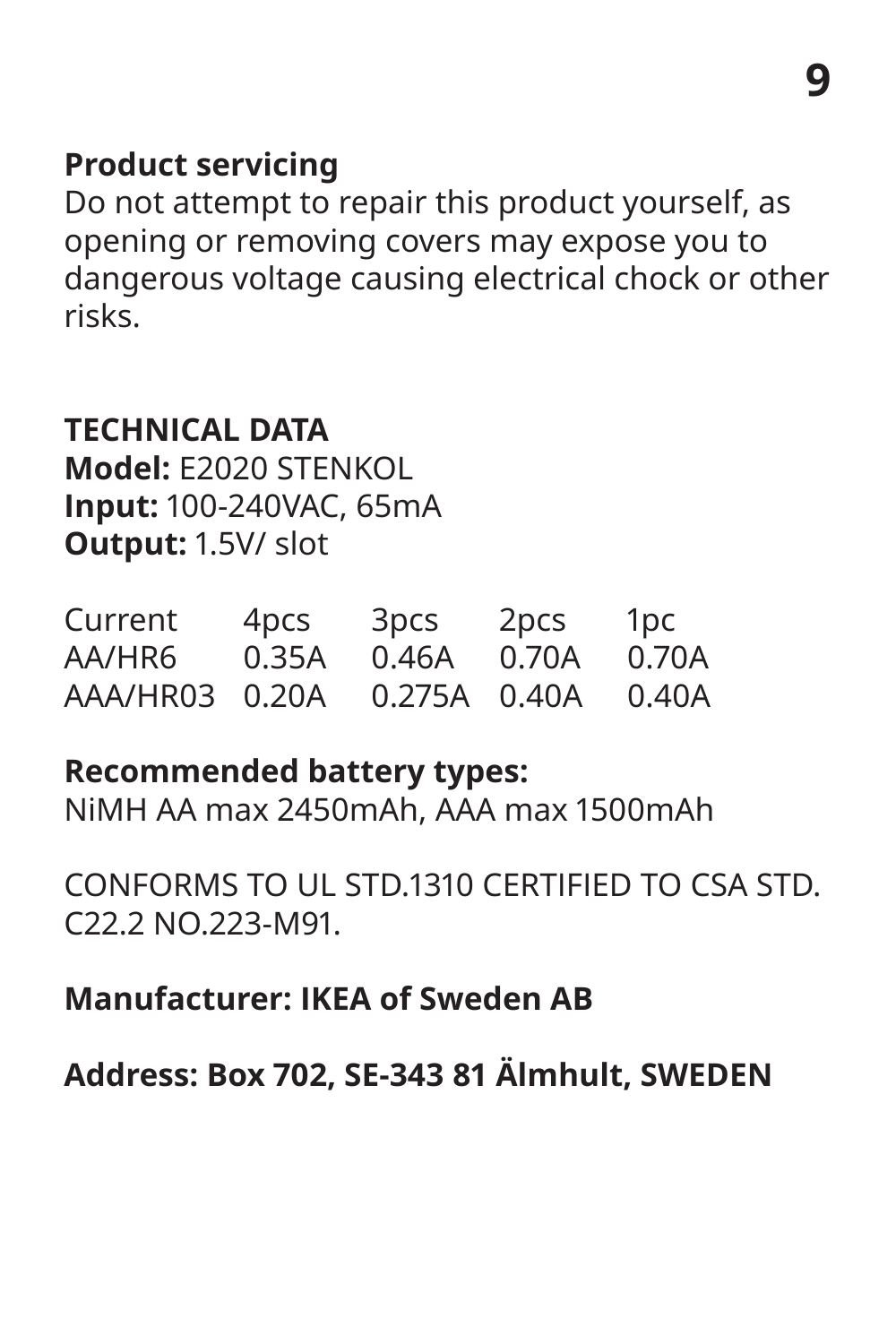**Product servicing**
Do not attempt to repair this product yourself, as opening or removing covers may expose you to dangerous voltage causing electrical chock or other risks.

**TECHNICAL DATA**
**Model:** E2020 STENKOL
**Input:** 100-240VAC, 65mA
**Output:** 1.5V/ slot

| Current | 4pcs | 3pcs | 2pcs | 1pc |
|---|---|---|---|---|
| AA/HR6 | 0.35A | 0.46A | 0.70A | 0.70A |
| AAA/HR03 | 0.20A | 0.275A | 0.40A | 0.40A |

**Recommended battery types:**
NiMH AA max 2450mAh, AAA max 1500mAh

CONFORMS TO UL STD.1310 CERTIFIED TO CSA STD. C22.2 NO.223-M91.

**Manufacturer: IKEA of Sweden AB**

**Address: Box 702, SE-343 81 Älmhult, SWEDEN**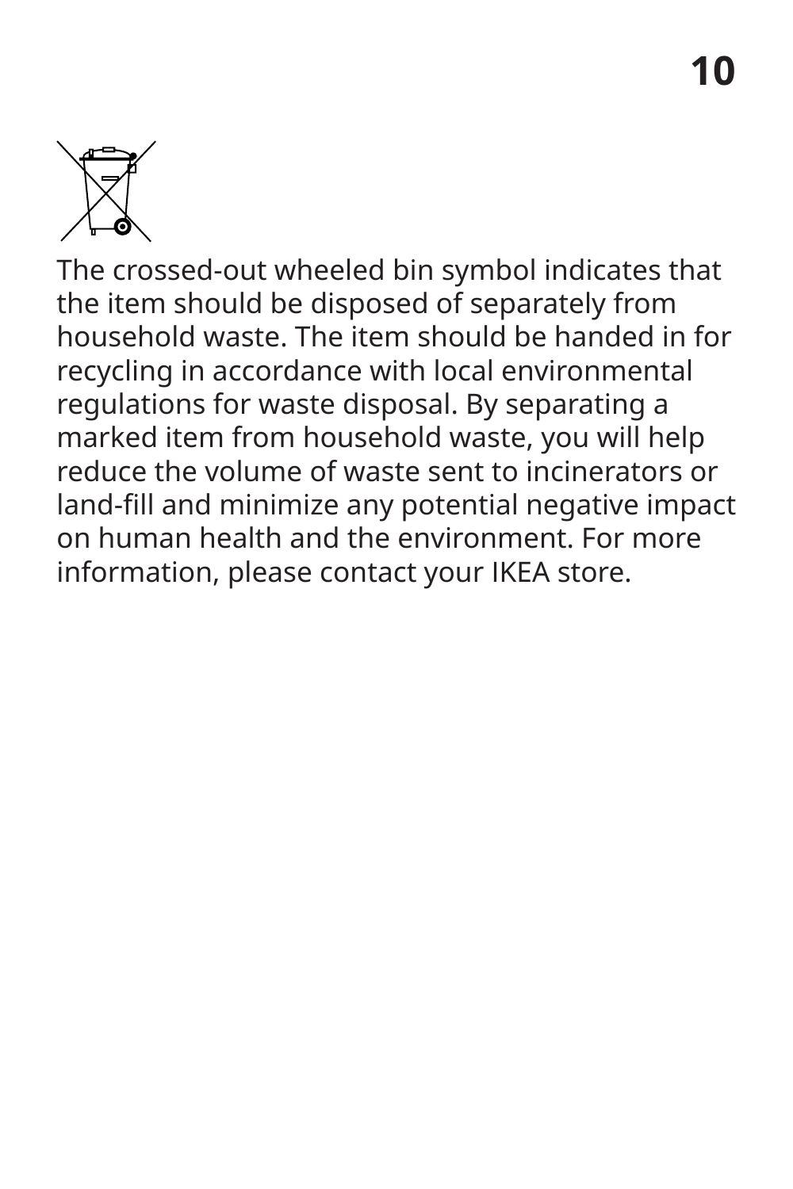The crossed-out wheeled bin symbol indicates that the item should be disposed of separately from household waste. The item should be handed in for recycling in accordance with local environmental regulations for waste disposal. By separating a marked item from household waste, you will help reduce the volume of waste sent to incinerators or land-fill and minimize any potential negative impact on human health and the environment. For more information, please contact your IKEA store.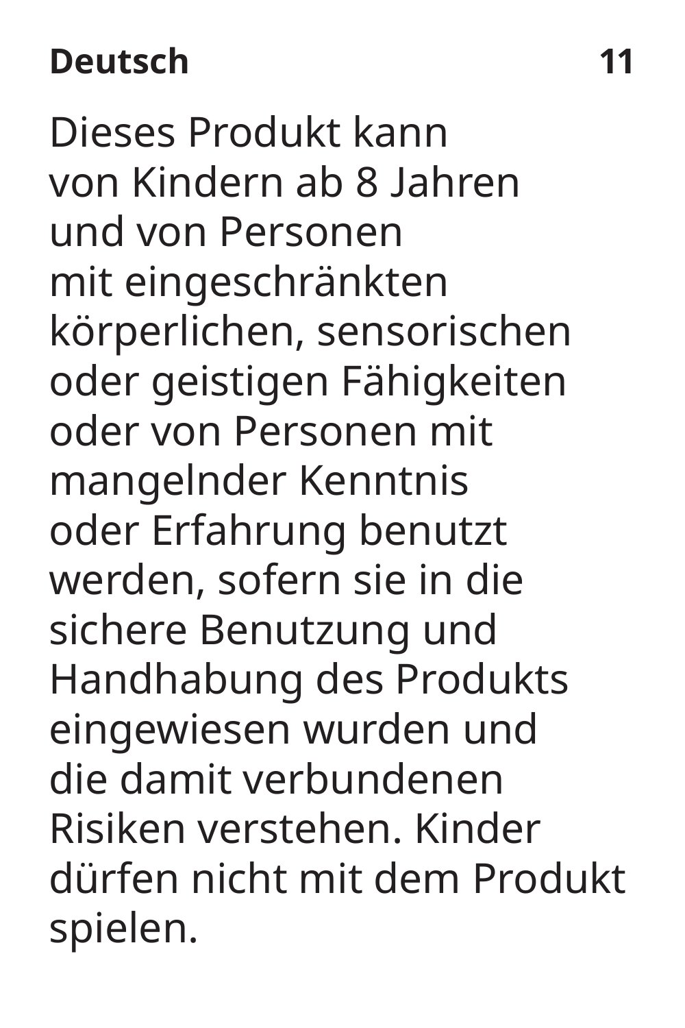Dieses Produkt kann von Kindern ab 8 Jahren und von Personen mit eingeschränkten körperlichen, sensorischen oder geistigen Fähigkeiten oder von Personen mit mangelnder Kenntnis oder Erfahrung benutzt werden, sofern sie in die sichere Benutzung und Handhabung des Produkts eingewiesen wurden und die damit verbundenen Risiken verstehen. Kinder dürfen nicht mit dem Produkt spielen.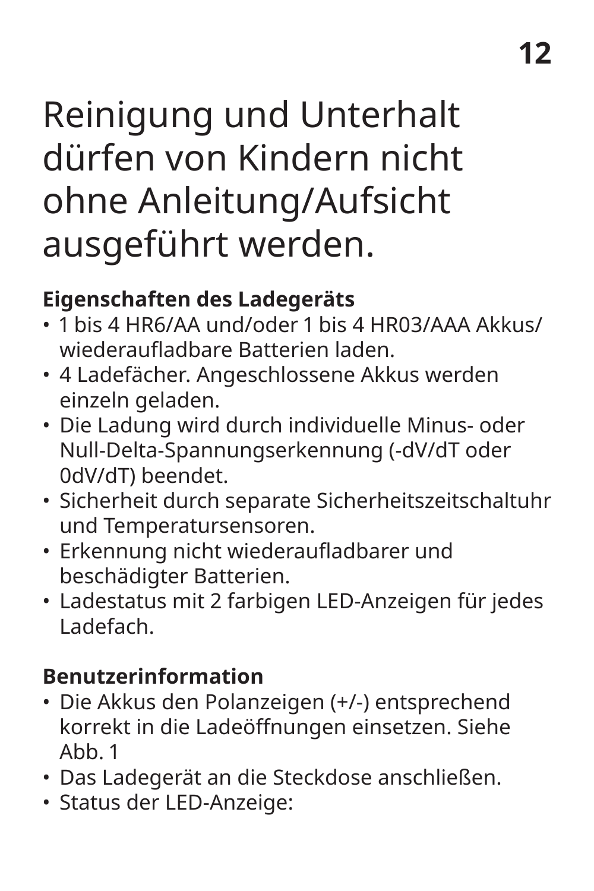Reinigung und Unterhalt dürfen von Kindern nicht ohne Anleitung/Aufsicht ausgeführt werden.

**Eigenschaften des Ladegeräts**

- 1 bis 4 HR6/AA und/oder 1 bis 4 HR03/AAA Akkus/ wiederaufladbare Batterien laden.
- 4 Ladefächer. Angeschlossene Akkus werden einzeln geladen.
- Die Ladung wird durch individuelle Minus- oder Null-Delta-Spannungserkennung (-dV/dT oder 0dV/dT) beendet.
- Sicherheit durch separate Sicherheitszeitschaltuhr und Temperatursensoren.
- Erkennung nicht wiederaufladbarer und beschädigter Batterien.
- Ladestatus mit 2 farbigen LED-Anzeigen für jedes Ladefach.

**Benutzerinformation**

- Die Akkus den Polanzeigen (+/-) entsprechend korrekt in die Ladeöffnungen einsetzen. Siehe Abb. 1
- Das Ladegerät an die Steckdose anschließen.
- Status der LED-Anzeige: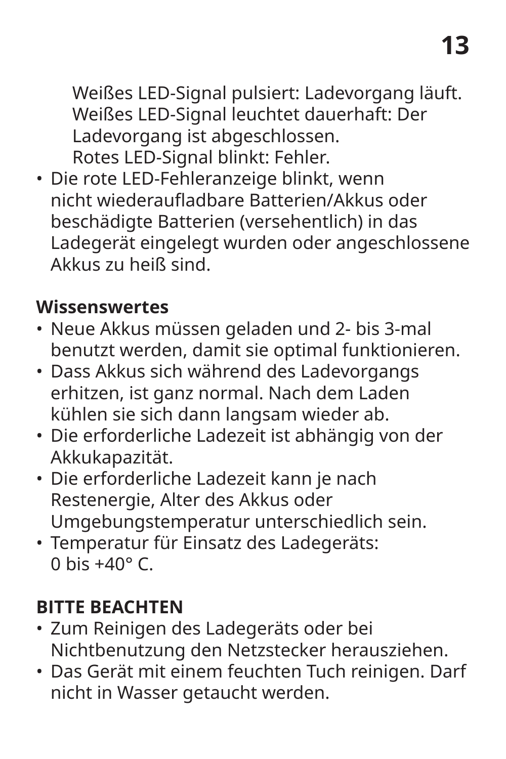Weißes LED-Signal pulsiert: Ladevorgang läuft.
Weißes LED-Signal leuchtet dauerhaft: Der Ladevorgang ist abgeschlossen.
Rotes LED-Signal blinkt: Fehler.

- Die rote LED-Fehleranzeige blinkt, wenn nicht wiederaufladbare Batterien/Akkus oder beschädigte Batterien (versehentlich) in das Ladegerät eingelegt wurden oder angeschlossene Akkus zu heiß sind.

**Wissenswertes**

- Neue Akkus müssen geladen und 2- bis 3-mal benutzt werden, damit sie optimal funktionieren.
- Dass Akkus sich während des Ladevorgangs erhitzen, ist ganz normal. Nach dem Laden kühlen sie sich dann langsam wieder ab.
- Die erforderliche Ladezeit ist abhängig von der Akkukapazität.
- Die erforderliche Ladezeit kann je nach Restenergie, Alter des Akkus oder Umgebungstemperatur unterschiedlich sein.
- Temperatur für Einsatz des Ladegeräts: 0 bis +40° C.

**BITTE BEACHTEN**

- Zum Reinigen des Ladegeräts oder bei Nichtbenutzung den Netzstecker herausziehen.
- Das Gerät mit einem feuchten Tuch reinigen. Darf nicht in Wasser getaucht werden.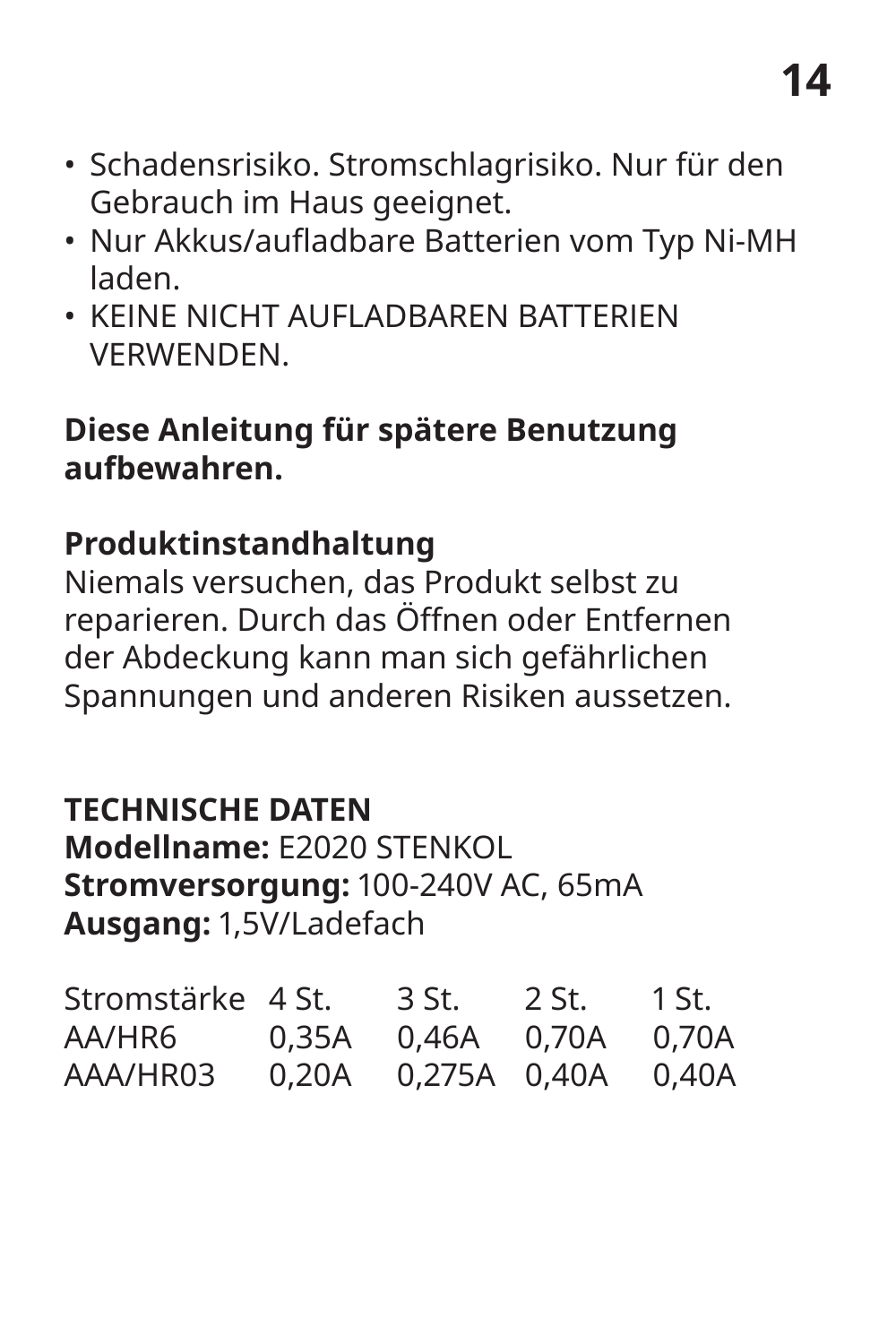- Schadensrisiko. Stromschlagrisiko. Nur für den Gebrauch im Haus geeignet.
- Nur Akkus/aufladbare Batterien vom Typ Ni-MH laden.
- KEINE NICHT AUFLADBAREN BATTERIEN VERWENDEN.

**Diese Anleitung für spätere Benutzung aufbewahren.**

**Produktinstandhaltung**
Niemals versuchen, das Produkt selbst zu reparieren. Durch das Öffnen oder Entfernen der Abdeckung kann man sich gefährlichen Spannungen und anderen Risiken aussetzen.

**TECHNISCHE DATEN**
**Modellname:** E2020 STENKOL
**Stromversorgung:** 100-240V AC, 65mA
**Ausgang:** 1,5V/Ladefach

| Stromstärke | 4 St. | 3 St. | 2 St. | 1 St. |
|---|---|---|---|---|
| AA/HR6 | 0,35A | 0,46A | 0,70A | 0,70A |
| AAA/HR03 | 0,20A | 0,275A | 0,40A | 0,40A |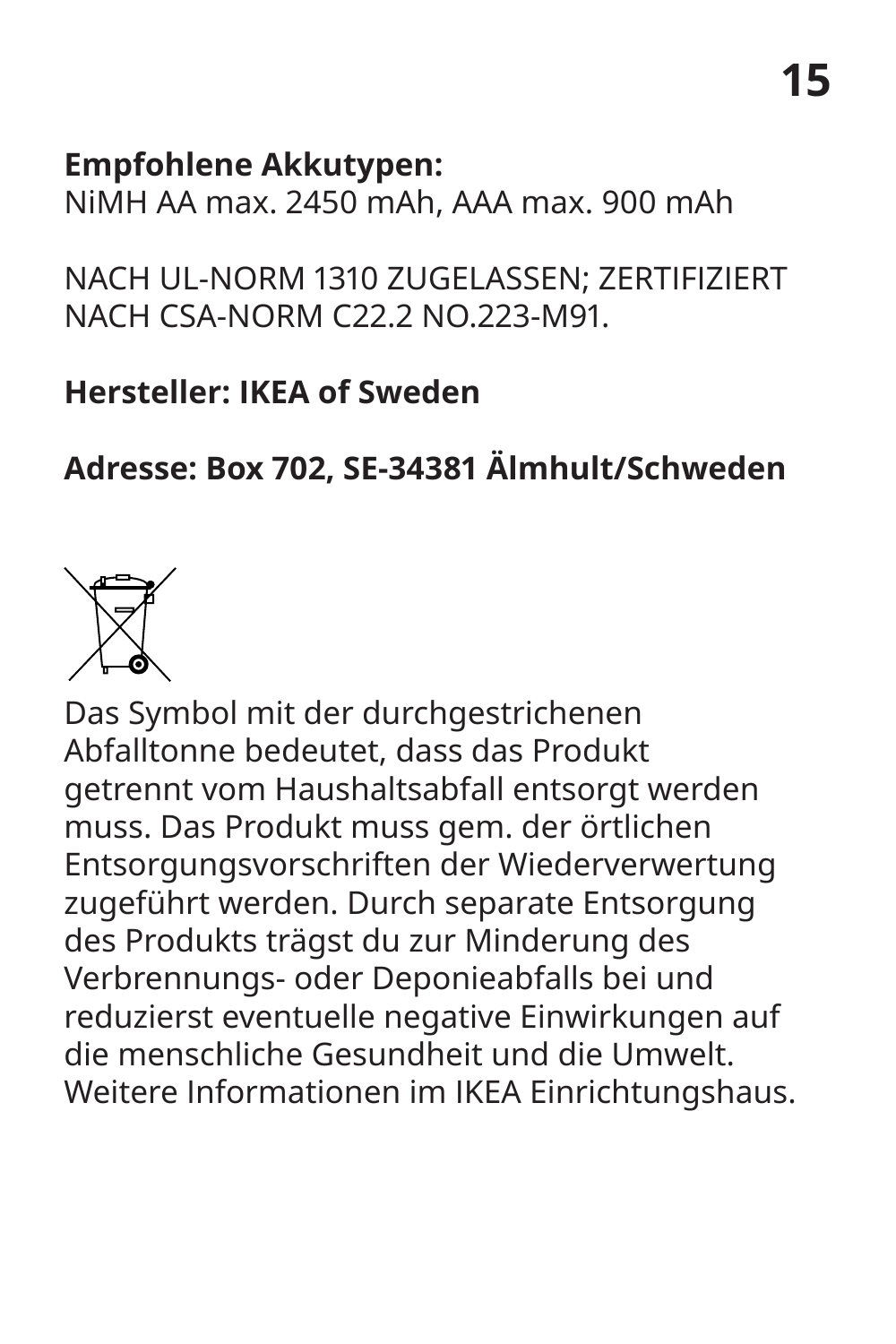**Empfohlene Akkutypen:**
NiMH AA max. 2450 mAh, AAA max. 900 mAh

NACH UL-NORM 1310 ZUGELASSEN; ZERTIFIZIERT NACH CSA-NORM C22.2 NO.223-M91.

**Hersteller: IKEA of Sweden**

**Adresse: Box 702, SE-34381 Älmhult/Schweden**

Das Symbol mit der durchgestrichenen Abfalltonne bedeutet, dass das Produkt getrennt vom Haushaltsabfall entsorgt werden muss. Das Produkt muss gem. der örtlichen Entsorgungsvorschriften der Wiederverwertung zugeführt werden. Durch separate Entsorgung des Produkts trägst du zur Minderung des Verbrennungs- oder Deponieabfalls bei und reduzierst eventuelle negative Einwirkungen auf die menschliche Gesundheit und die Umwelt. Weitere Informationen im IKEA Einrichtungshaus.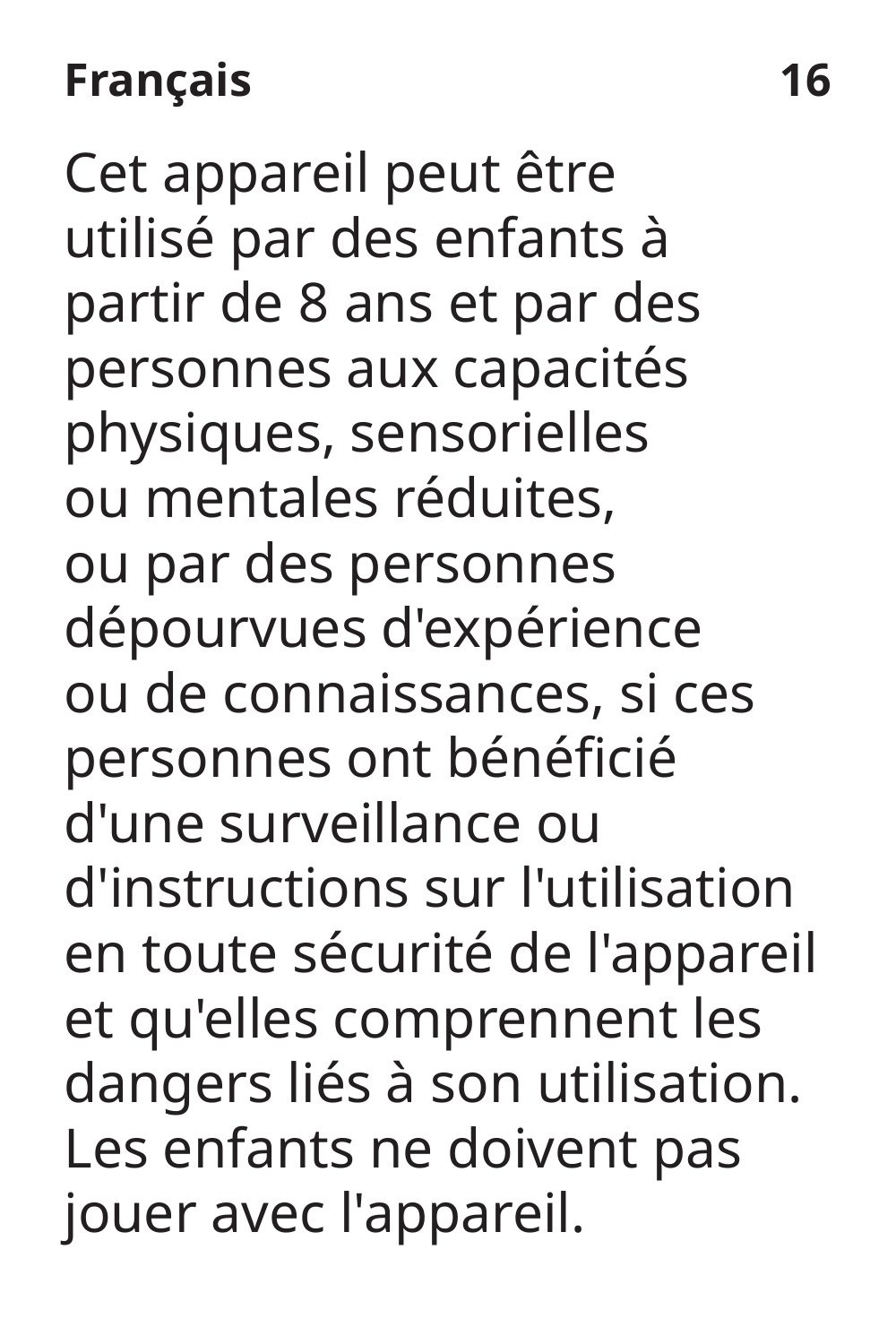Cet appareil peut être utilisé par des enfants à partir de 8 ans et par des personnes aux capacités physiques, sensorielles ou mentales réduites, ou par des personnes dépourvues d'expérience ou de connaissances, si ces personnes ont bénéficié d'une surveillance ou d'instructions sur l'utilisation en toute sécurité de l'appareil et qu'elles comprennent les dangers liés à son utilisation. Les enfants ne doivent pas jouer avec l'appareil.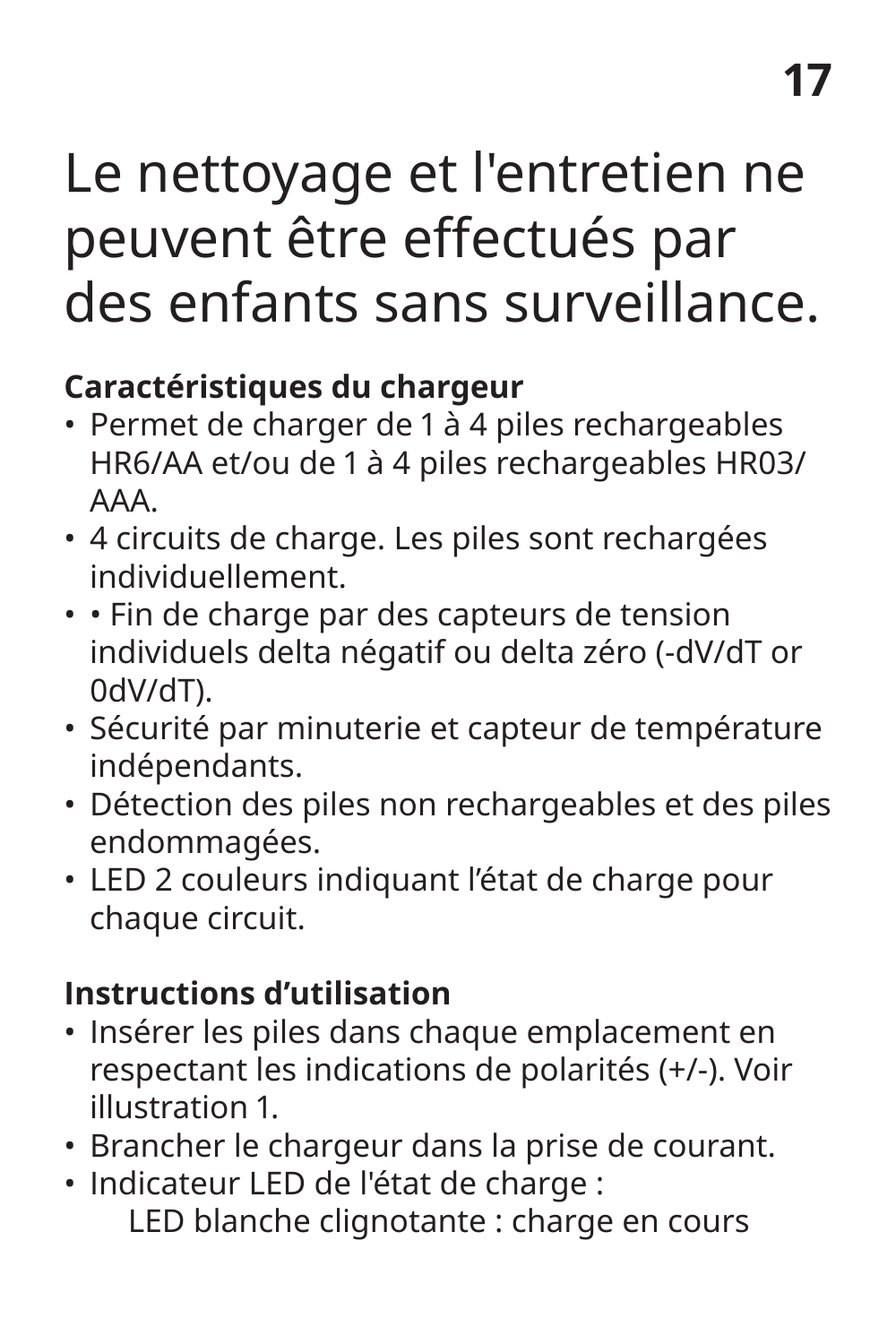Le nettoyage et l'entretien ne peuvent être effectués par des enfants sans surveillance.

**Caractéristiques du chargeur**

- Permet de charger de 1 à 4 piles rechargeables HR6/AA et/ou de 1 à 4 piles rechargeables HR03/ AAA.
- 4 circuits de charge. Les piles sont rechargées individuellement.
- • Fin de charge par des capteurs de tension individuels delta négatif ou delta zéro (-dV/dT or 0dV/dT).
- Sécurité par minuterie et capteur de température indépendants.
- Détection des piles non rechargeables et des piles endommagées.
- LED 2 couleurs indiquant l’état de charge pour chaque circuit.

**Instructions d’utilisation**

- Insérer les piles dans chaque emplacement en respectant les indications de polarités (+/-). Voir illustration 1.
- Brancher le chargeur dans la prise de courant.
- Indicateur LED de l'état de charge :
  LED blanche clignotante : charge en cours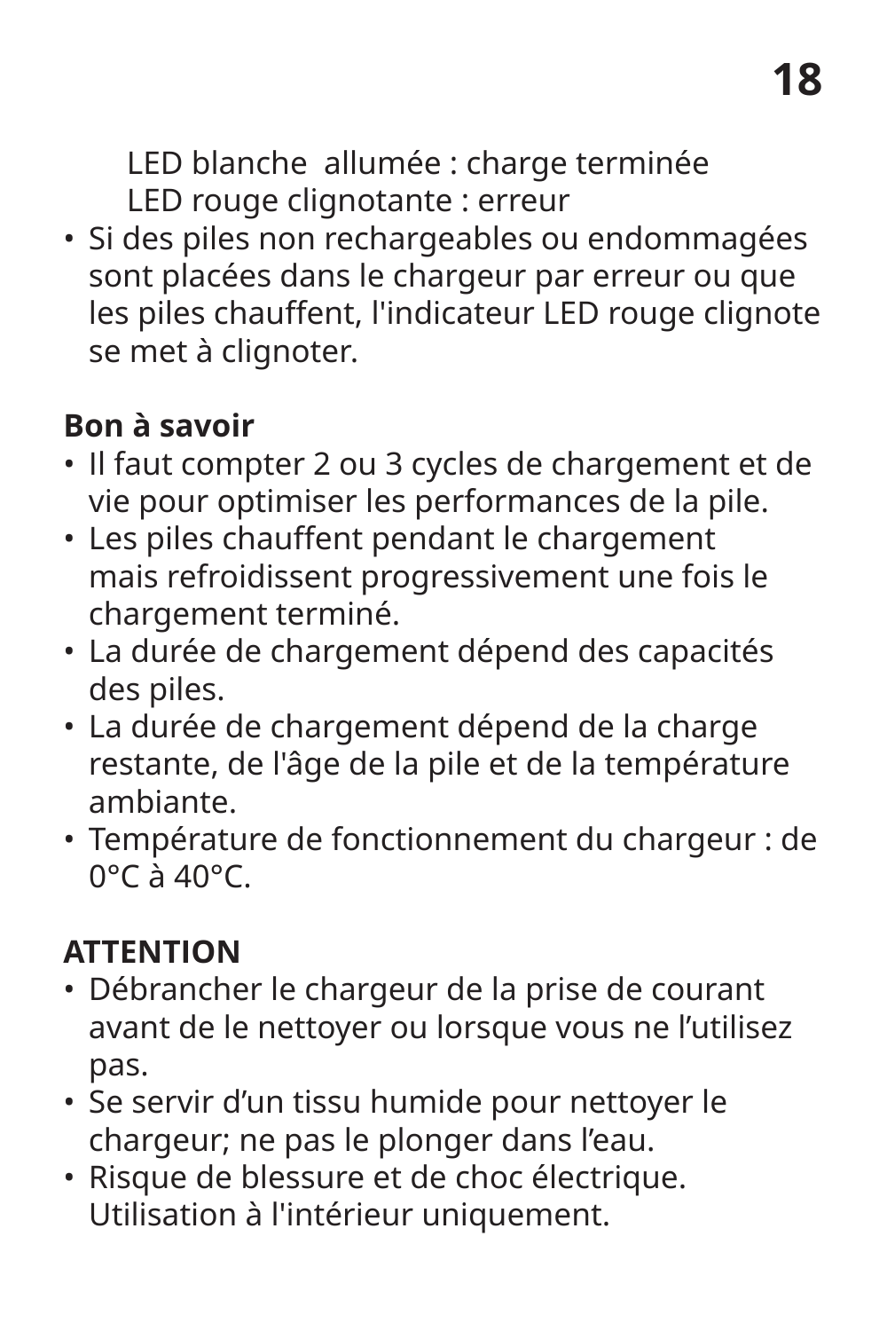LED blanche  allumée : charge terminée
LED rouge clignotante : erreur

- Si des piles non rechargeables ou endommagées sont placées dans le chargeur par erreur ou que les piles chauffent, l'indicateur LED rouge clignote se met à clignoter.

**Bon à savoir**

- Il faut compter 2 ou 3 cycles de chargement et de vie pour optimiser les performances de la pile.
- Les piles chauffent pendant le chargement mais refroidissent progressivement une fois le chargement terminé.
- La durée de chargement dépend des capacités des piles.
- La durée de chargement dépend de la charge restante, de l'âge de la pile et de la température ambiante.
- Température de fonctionnement du chargeur : de 0°C à 40°C.

**ATTENTION**

- Débrancher le chargeur de la prise de courant avant de le nettoyer ou lorsque vous ne l’utilisez pas.
- Se servir d’un tissu humide pour nettoyer le chargeur; ne pas le plonger dans l’eau.
- Risque de blessure et de choc électrique. Utilisation à l'intérieur uniquement.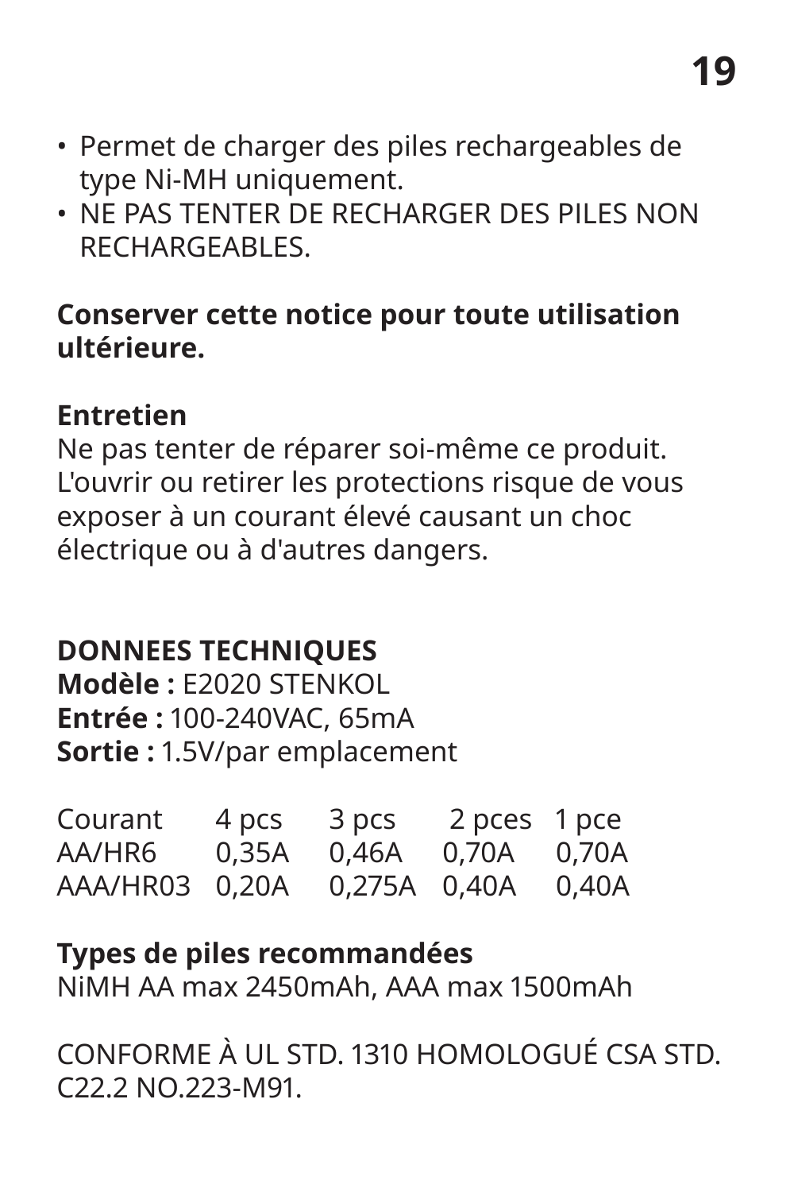- Permet de charger des piles rechargeables de type Ni-MH uniquement.
- NE PAS TENTER DE RECHARGER DES PILES NON RECHARGEABLES.

**Conserver cette notice pour toute utilisation ultérieure.**

**Entretien**
Ne pas tenter de réparer soi-même ce produit. L'ouvrir ou retirer les protections risque de vous exposer à un courant élevé causant un choc électrique ou à d'autres dangers.

**DONNEES TECHNIQUES**
**Modèle :** E2020 STENKOL
**Entrée :** 100-240VAC, 65mA
**Sortie :** 1.5V/par emplacement

| Courant | 4 pcs | 3 pcs | 2 pces | 1 pce |
|---|---|---|---|---|
| AA/HR6 | 0,35A | 0,46A | 0,70A | 0,70A |
| AAA/HR03 | 0,20A | 0,275A | 0,40A | 0,40A |

**Types de piles recommandées**
NiMH AA max 2450mAh, AAA max 1500mAh

CONFORME À UL STD. 1310 HOMOLOGUÉ CSA STD. C22.2 NO.223-M91.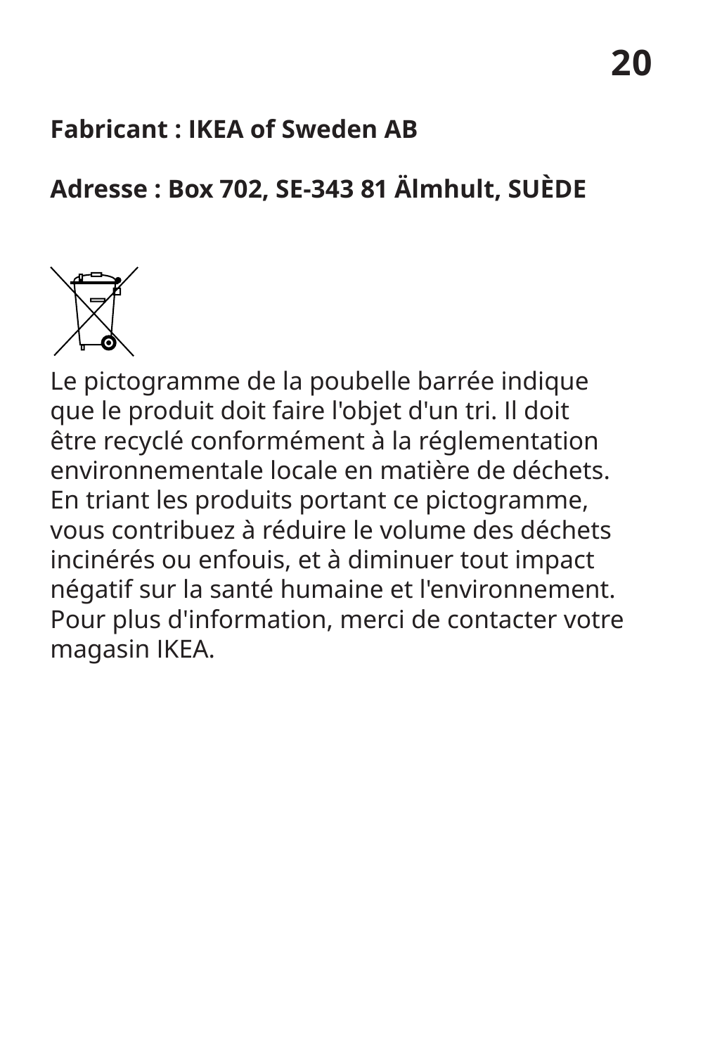**Fabricant : IKEA of Sweden AB**

**Adresse : Box 702, SE-343 81 Älmhult, SUÈDE**

Le pictogramme de la poubelle barrée indique que le produit doit faire l'objet d'un tri. Il doit être recyclé conformément à la réglementation environnementale locale en matière de déchets. En triant les produits portant ce pictogramme, vous contribuez à réduire le volume des déchets incinérés ou enfouis, et à diminuer tout impact négatif sur la santé humaine et l'environnement. Pour plus d'information, merci de contacter votre magasin IKEA.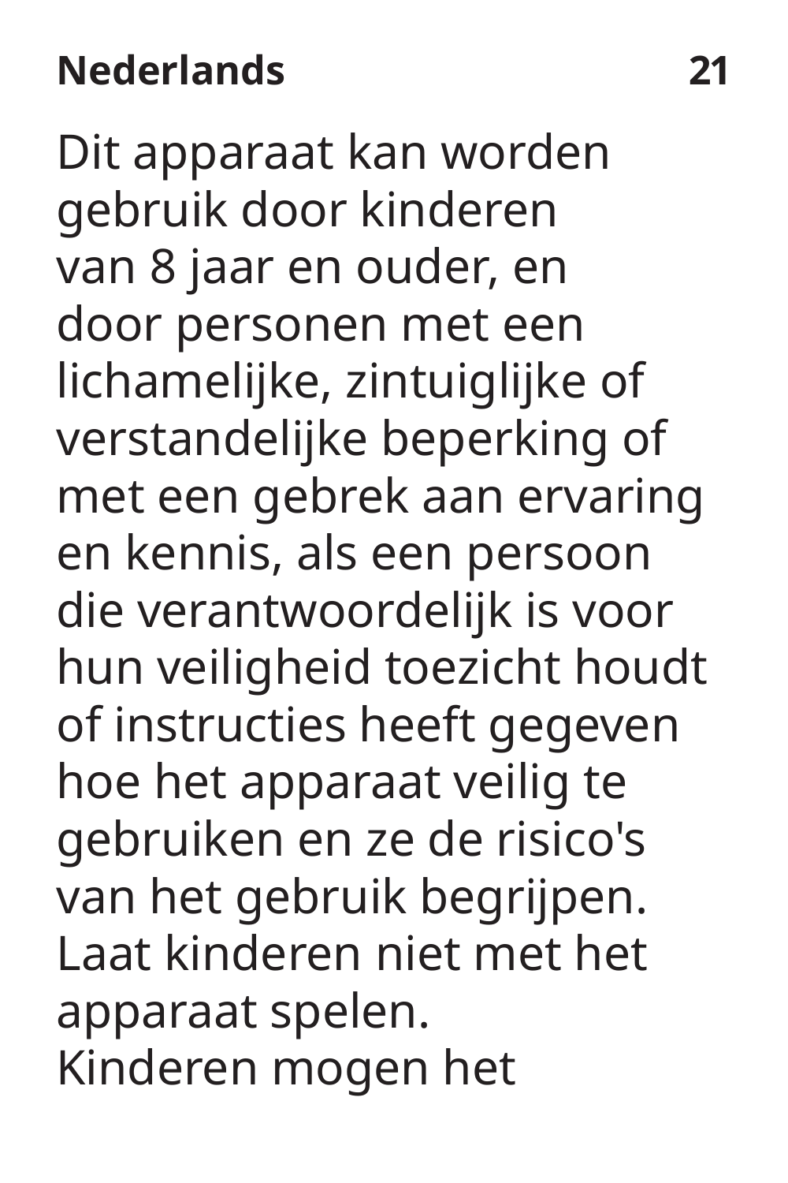Dit apparaat kan worden gebruik door kinderen van 8 jaar en ouder, en door personen met een lichamelijke, zintuiglijke of verstandelijke beperking of met een gebrek aan ervaring en kennis, als een persoon die verantwoordelijk is voor hun veiligheid toezicht houdt of instructies heeft gegeven hoe het apparaat veilig te gebruiken en ze de risico's van het gebruik begrijpen. Laat kinderen niet met het apparaat spelen.
Kinderen mogen het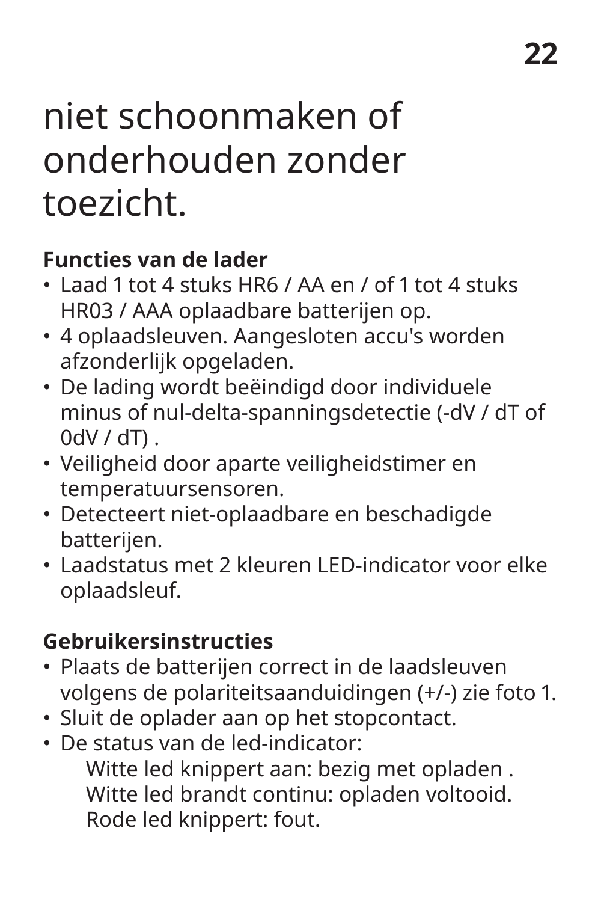niet schoonmaken of onderhouden zonder toezicht.

**Functies van de lader**

- Laad 1 tot 4 stuks HR6 / AA en / of 1 tot 4 stuks HR03 / AAA oplaadbare batterijen op.
- 4 oplaadsleuven. Aangesloten accu's worden afzonderlijk opgeladen.
- De lading wordt beëindigd door individuele minus of nul-delta-spanningsdetectie (-dV / dT of 0dV / dT) .
- Veiligheid door aparte veiligheidstimer en temperatuursensoren.
- Detecteert niet-oplaadbare en beschadigde batterijen.
- Laadstatus met 2 kleuren LED-indicator voor elke oplaadsleuf.

**Gebruikersinstructies**

- Plaats de batterijen correct in de laadsleuven volgens de polariteitsaanduidingen (+/-) zie foto 1.
- Sluit de oplader aan op het stopcontact.
- De status van de led-indicator:

  Witte led knippert aan: bezig met opladen .
  Witte led brandt continu: opladen voltooid.
  Rode led knippert: fout.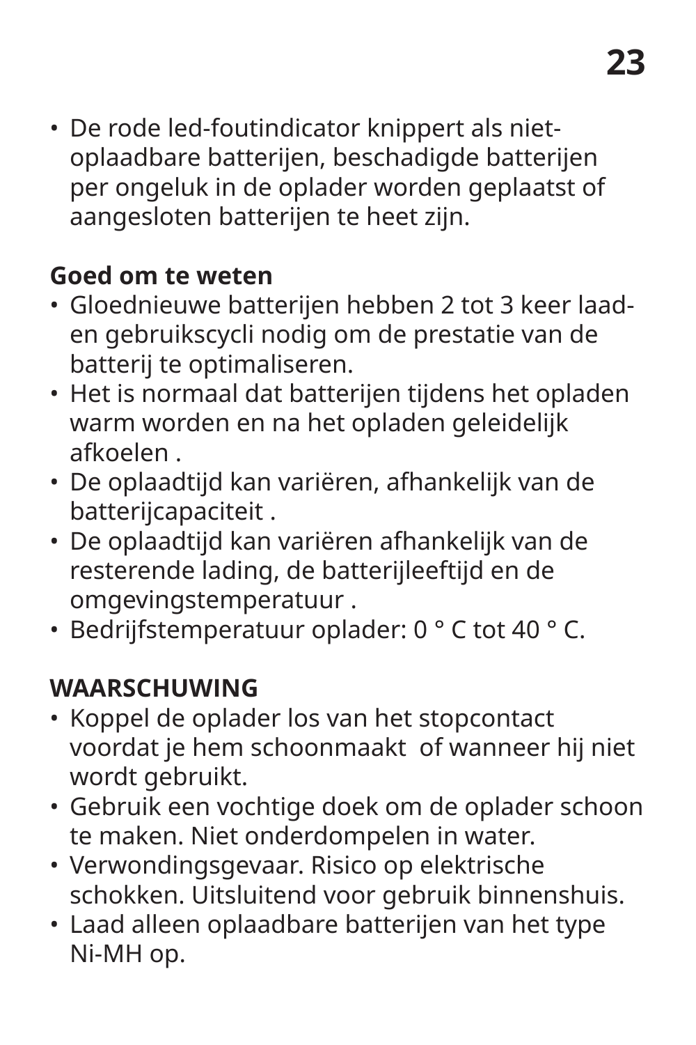- De rode led-foutindicator knippert als niet-oplaadbare batterijen, beschadigde batterijen per ongeluk in de oplader worden geplaatst of aangesloten batterijen te heet zijn.

**Goed om te weten**

- Gloednieuwe batterijen hebben 2 tot 3 keer laad- en gebruikscycli nodig om de prestatie van de batterij te optimaliseren.
- Het is normaal dat batterijen tijdens het opladen warm worden en na het opladen geleidelijk afkoelen .
- De oplaadtijd kan variëren, afhankelijk van de batterijcapaciteit .
- De oplaadtijd kan variëren afhankelijk van de resterende lading, de batterijleeftijd en de omgevingstemperatuur .
- Bedrijfstemperatuur oplader: 0 ° C tot 40 ° C.

**WAARSCHUWING**

- Koppel de oplader los van het stopcontact voordat je hem schoonmaakt  of wanneer hij niet wordt gebruikt.
- Gebruik een vochtige doek om de oplader schoon te maken. Niet onderdompelen in water.
- Verwondingsgevaar. Risico op elektrische schokken. Uitsluitend voor gebruik binnenshuis.
- Laad alleen oplaadbare batterijen van het type Ni-MH op.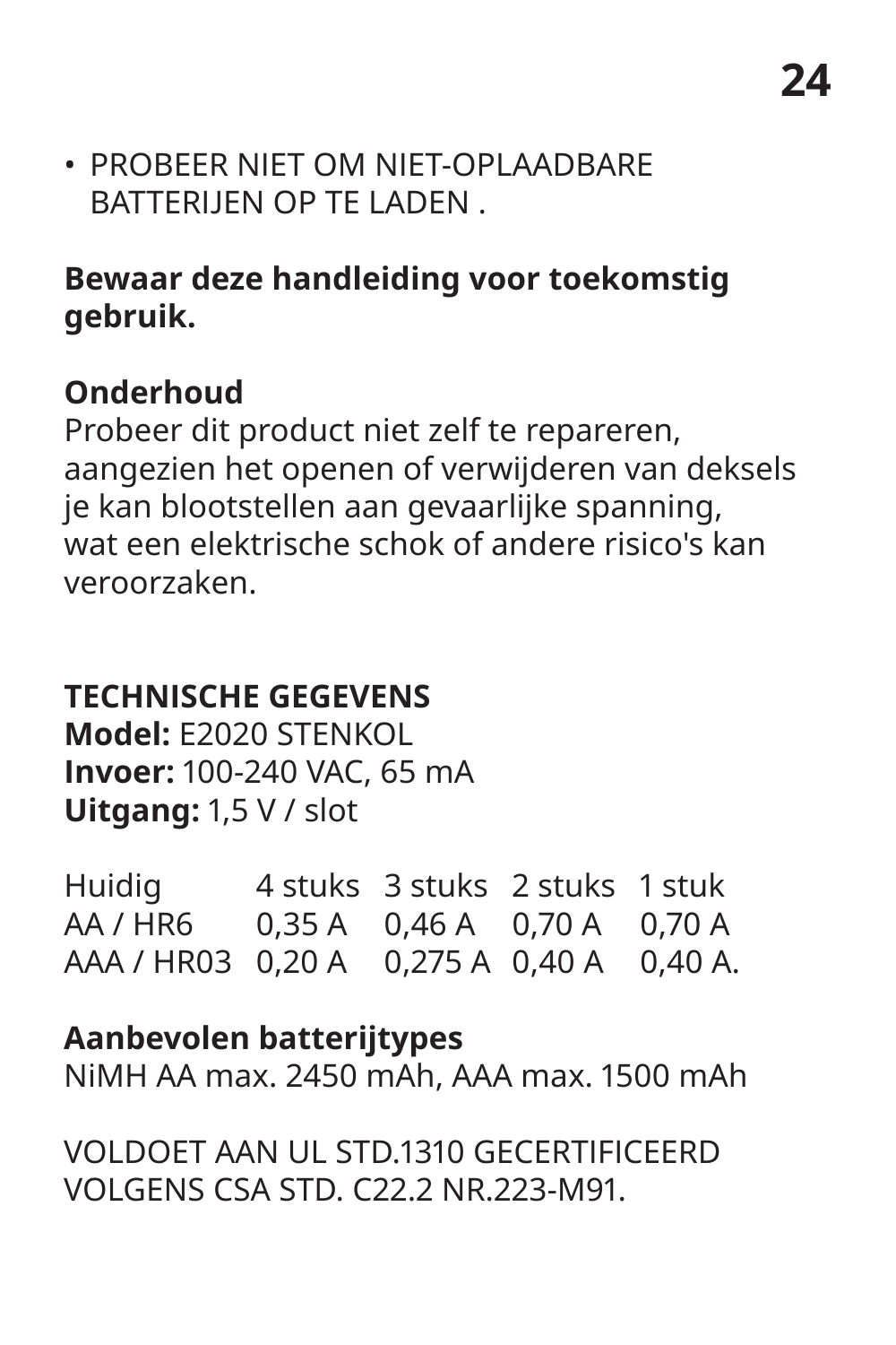- PROBEER NIET OM NIET-OPLAADBARE BATTERIJEN OP TE LADEN .

**Bewaar deze handleiding voor toekomstig gebruik.**

**Onderhoud**
Probeer dit product niet zelf te repareren, aangezien het openen of verwijderen van deksels je kan blootstellen aan gevaarlijke spanning, wat een elektrische schok of andere risico's kan veroorzaken.

**TECHNISCHE GEGEVENS**
**Model:** E2020 STENKOL
**Invoer:** 100-240 VAC, 65 mA
**Uitgang:** 1,5 V / slot

| Huidig | 4 stuks | 3 stuks | 2 stuks | 1 stuk |
|---|---|---|---|---|
| AA / HR6 | 0,35 A | 0,46 A | 0,70 A | 0,70 A |
| AAA / HR03 | 0,20 A | 0,275 A | 0,40 A | 0,40 A. |

**Aanbevolen batterijtypes**
NiMH AA max. 2450 mAh, AAA max. 1500 mAh

VOLDOET AAN UL STD.1310 GECERTIFICEERD VOLGENS CSA STD. C22.2 NR.223-M91.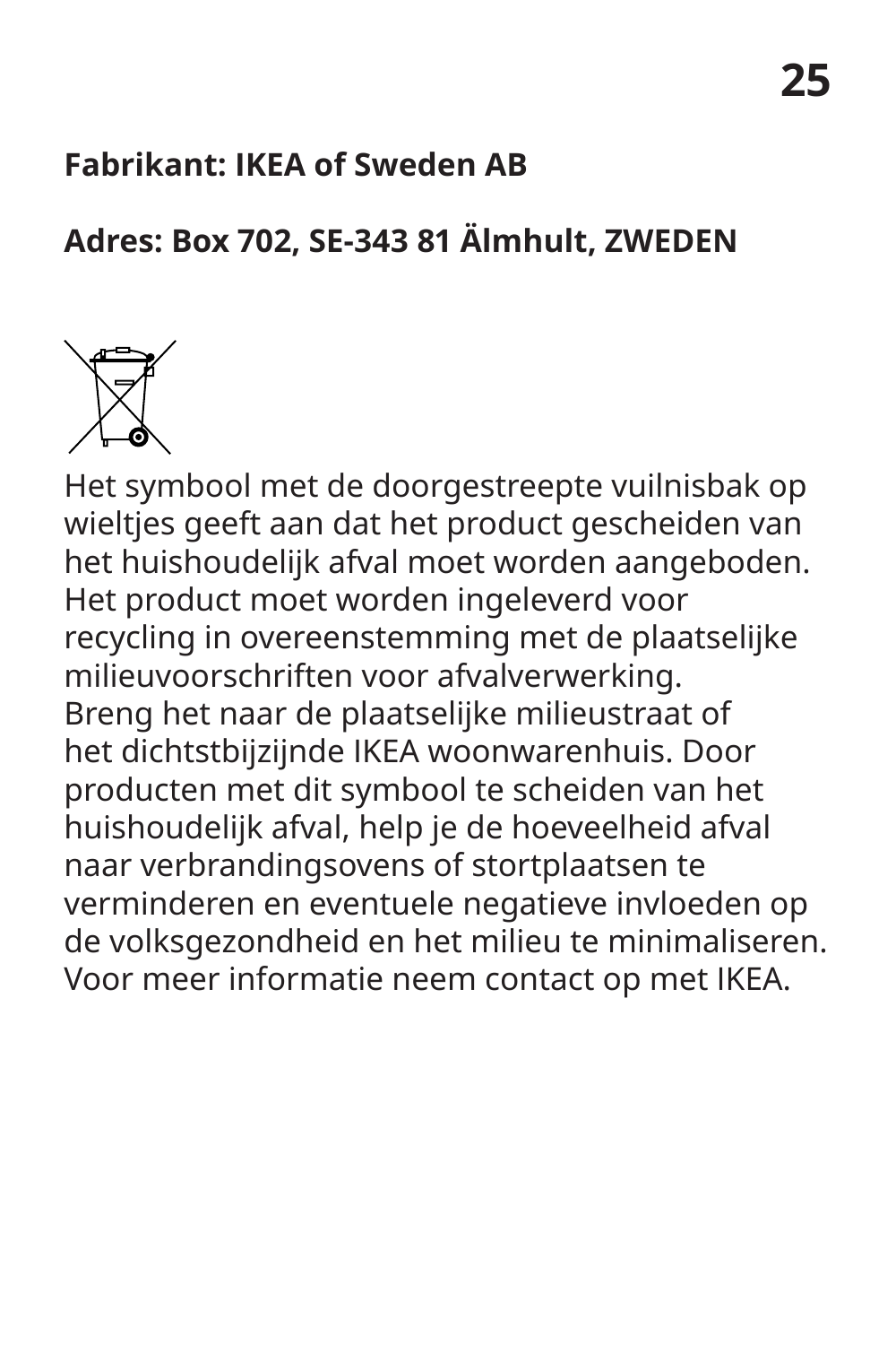**Fabrikant: IKEA of Sweden AB**

**Adres: Box 702, SE-343 81 Älmhult, ZWEDEN**

Het symbool met de doorgestreepte vuilnisbak op wieltjes geeft aan dat het product gescheiden van het huishoudelijk afval moet worden aangeboden. Het product moet worden ingeleverd voor recycling in overeenstemming met de plaatselijke milieuvoorschriften voor afvalverwerking. Breng het naar de plaatselijke milieustraat of het dichtstbijzijnde IKEA woonwarenhuis. Door producten met dit symbool te scheiden van het huishoudelijk afval, help je de hoeveelheid afval naar verbrandingsovens of stortplaatsen te verminderen en eventuele negatieve invloeden op de volksgezondheid en het milieu te minimaliseren. Voor meer informatie neem contact op met IKEA.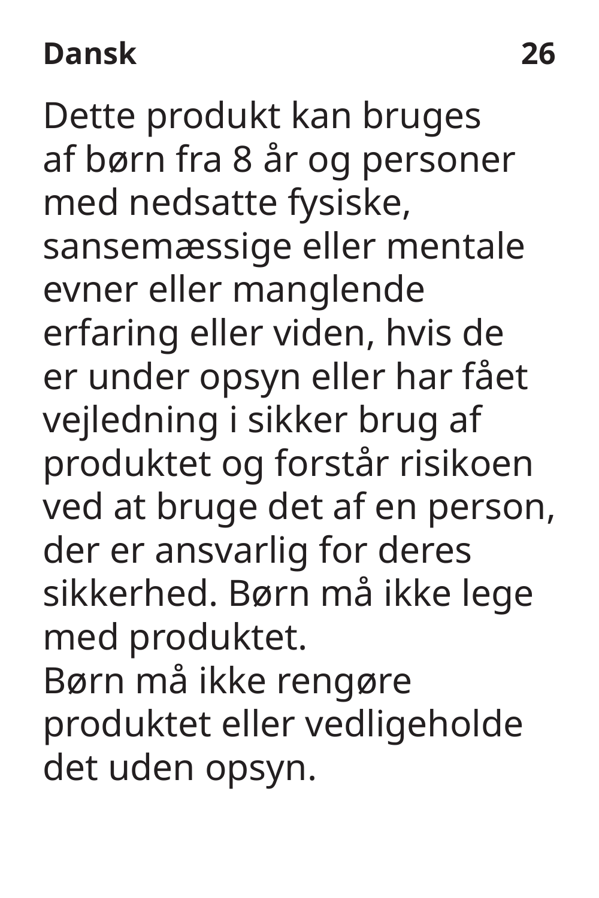Dette produkt kan bruges af børn fra 8 år og personer med nedsatte fysiske, sansemæssige eller mentale evner eller manglende erfaring eller viden, hvis de er under opsyn eller har fået vejledning i sikker brug af produktet og forstår risikoen ved at bruge det af en person, der er ansvarlig for deres sikkerhed. Børn må ikke lege med produktet.
Børn må ikke rengøre produktet eller vedligeholde det uden opsyn.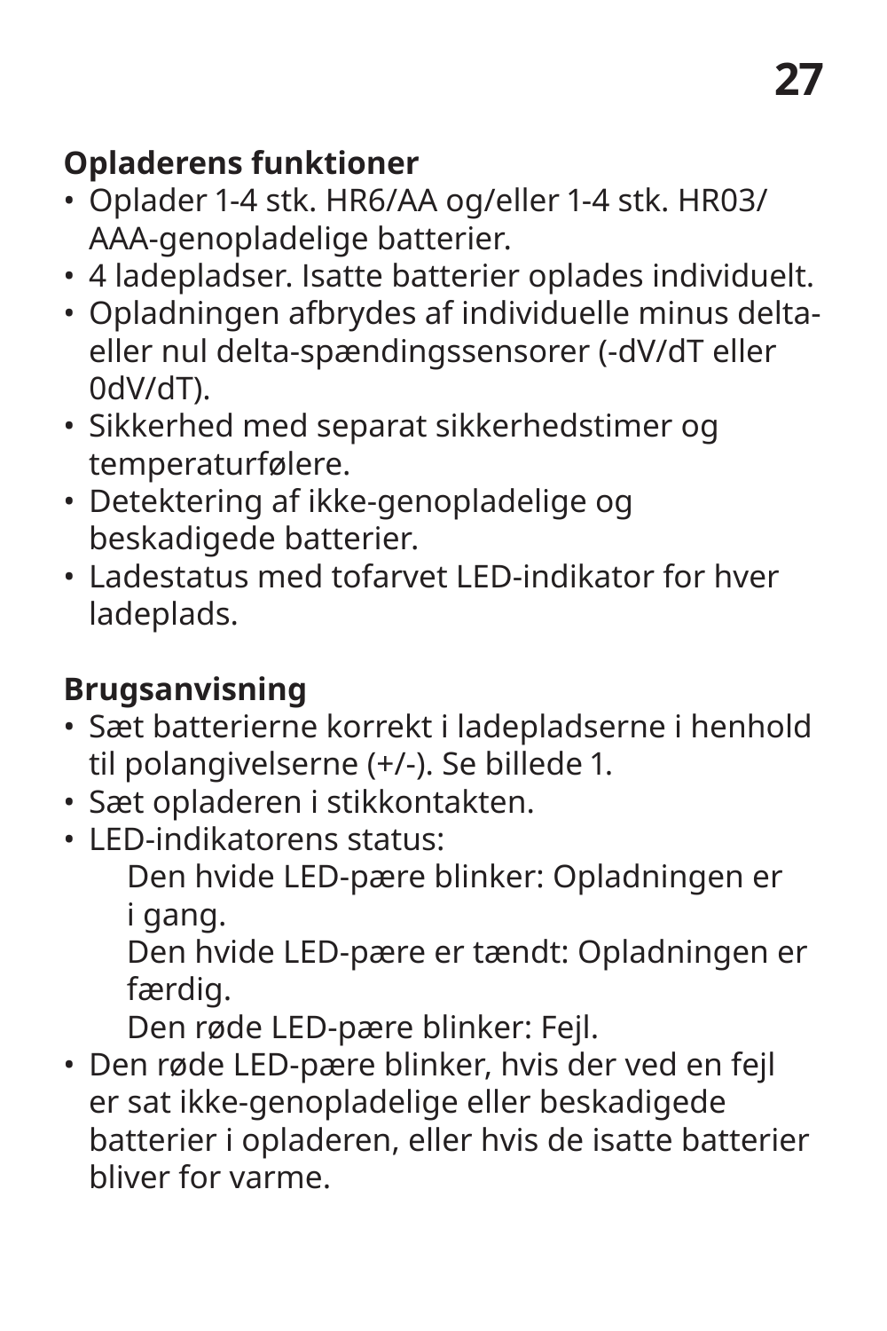## Opladerens funktioner

- Oplader 1-4 stk. HR6/AA og/eller 1-4 stk. HR03/AAA-genopladelige batterier.
- 4 ladepladser. Isatte batterier oplades individuelt.
- Opladningen afbrydes af individuelle minus delta- eller nul delta-spændingssensorer (-dV/dT eller 0dV/dT).
- Sikkerhed med separat sikkerhedstimer og temperaturfølere.
- Detektering af ikke-genopladelige og beskadigede batterier.
- Ladestatus med tofarvet LED-indikator for hver ladeplads.

## Brugsanvisning

- Sæt batterierne korrekt i ladepladserne i henhold til polangivelserne (+/-). Se billede 1.
- Sæt opladeren i stikkontakten.
- LED-indikatorens status:
  - Den hvide LED-pære blinker: Opladningen er i gang.
  - Den hvide LED-pære er tændt: Opladningen er færdig.
  - Den røde LED-pære blinker: Fejl.
- Den røde LED-pære blinker, hvis der ved en fejl er sat ikke-genopladelige eller beskadigede batterier i opladeren, eller hvis de isatte batterier bliver for varme.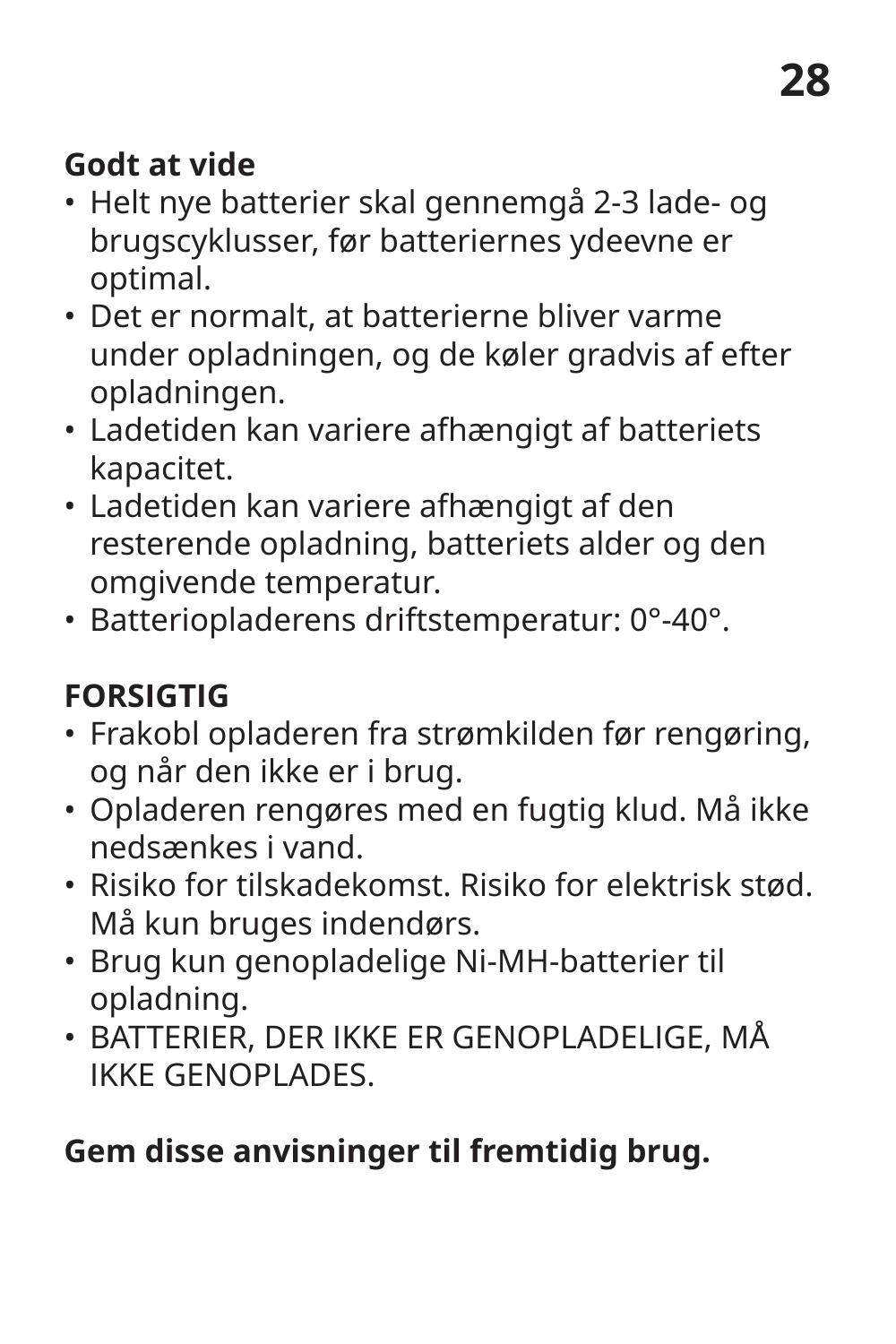**Godt at vide**

- Helt nye batterier skal gennemgå 2-3 lade- og brugscyklusser, før batteriernes ydeevne er optimal.
- Det er normalt, at batterierne bliver varme under opladningen, og de køler gradvis af efter opladningen.
- Ladetiden kan variere afhængigt af batteriets kapacitet.
- Ladetiden kan variere afhængigt af den resterende opladning, batteriets alder og den omgivende temperatur.
- Batteriopladerens driftstemperatur: 0°-40°.

**FORSIGTIG**

- Frakobl opladeren fra strømkilden før rengøring, og når den ikke er i brug.
- Opladeren rengøres med en fugtig klud. Må ikke nedsænkes i vand.
- Risiko for tilskadekomst. Risiko for elektrisk stød. Må kun bruges indendørs.
- Brug kun genopladelige Ni-MH-batterier til opladning.
- BATTERIER, DER IKKE ER GENOPLADELIGE, MÅ IKKE GENOPLADES.

**Gem disse anvisninger til fremtidig brug.**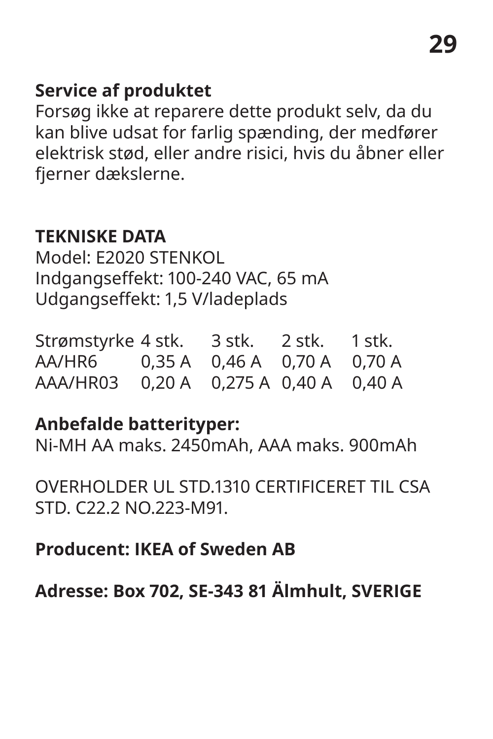**Service af produktet**
Forsøg ikke at reparere dette produkt selv, da du kan blive udsat for farlig spænding, der medfører elektrisk stød, eller andre risici, hvis du åbner eller fjerner dækslerne.

**TEKNISKE DATA**
Model: E2020 STENKOL
Indgangseffekt: 100-240 VAC, 65 mA
Udgangseffekt: 1,5 V/ladeplads

| Strømstyrke | 4 stk. | 3 stk. | 2 stk. | 1 stk. |
|---|---|---|---|---|
| AA/HR6 | 0,35 A | 0,46 A | 0,70 A | 0,70 A |
| AAA/HR03 | 0,20 A | 0,275 A | 0,40 A | 0,40 A |

**Anbefalde batterityper:**
Ni-MH AA maks. 2450mAh, AAA maks. 900mAh

OVERHOLDER UL STD.1310 CERTIFICERET TIL CSA STD. C22.2 NO.223-M91.

**Producent: IKEA of Sweden AB**

**Adresse: Box 702, SE-343 81 Älmhult, SVERIGE**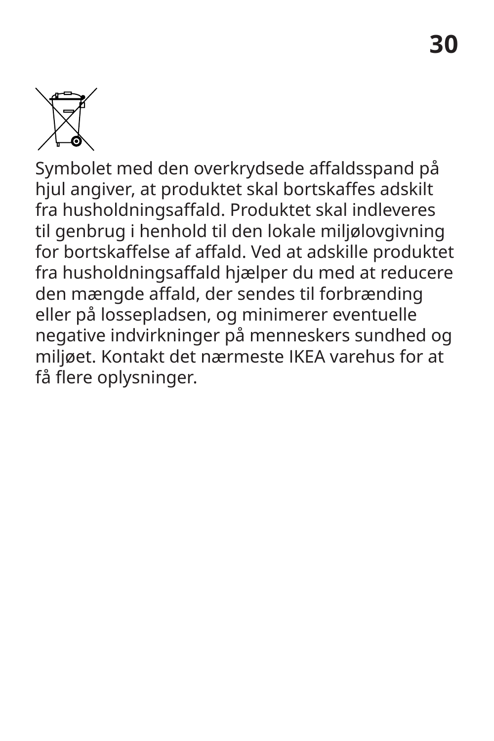Symbolet med den overkrydsede affaldsspand på hjul angiver, at produktet skal bortskaffes adskilt fra husholdningsaffald. Produktet skal indleveres til genbrug i henhold til den lokale miljølovgivning for bortskaffelse af affald. Ved at adskille produktet fra husholdningsaffald hjælper du med at reducere den mængde affald, der sendes til forbrænding eller på lossepladsen, og minimerer eventuelle negative indvirkninger på menneskers sundhed og miljøet. Kontakt det nærmeste IKEA varehus for at få flere oplysninger.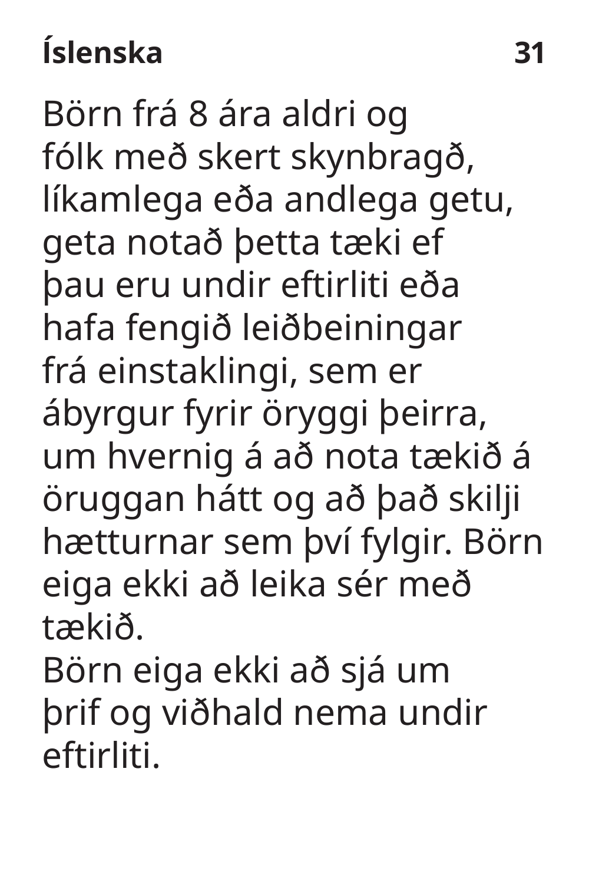Börn frá 8 ára aldri og fólk með skert skynbragð, líkamlega eða andlega getu, geta notað þetta tæki ef þau eru undir eftirliti eða hafa fengið leiðbeiningar frá einstaklingi, sem er ábyrgur fyrir öryggi þeirra, um hvernig á að nota tækið á öruggan hátt og að það skilji hætturnar sem því fylgir. Börn eiga ekki að leika sér með tækið.

Börn eiga ekki að sjá um þrif og viðhald nema undir eftirliti.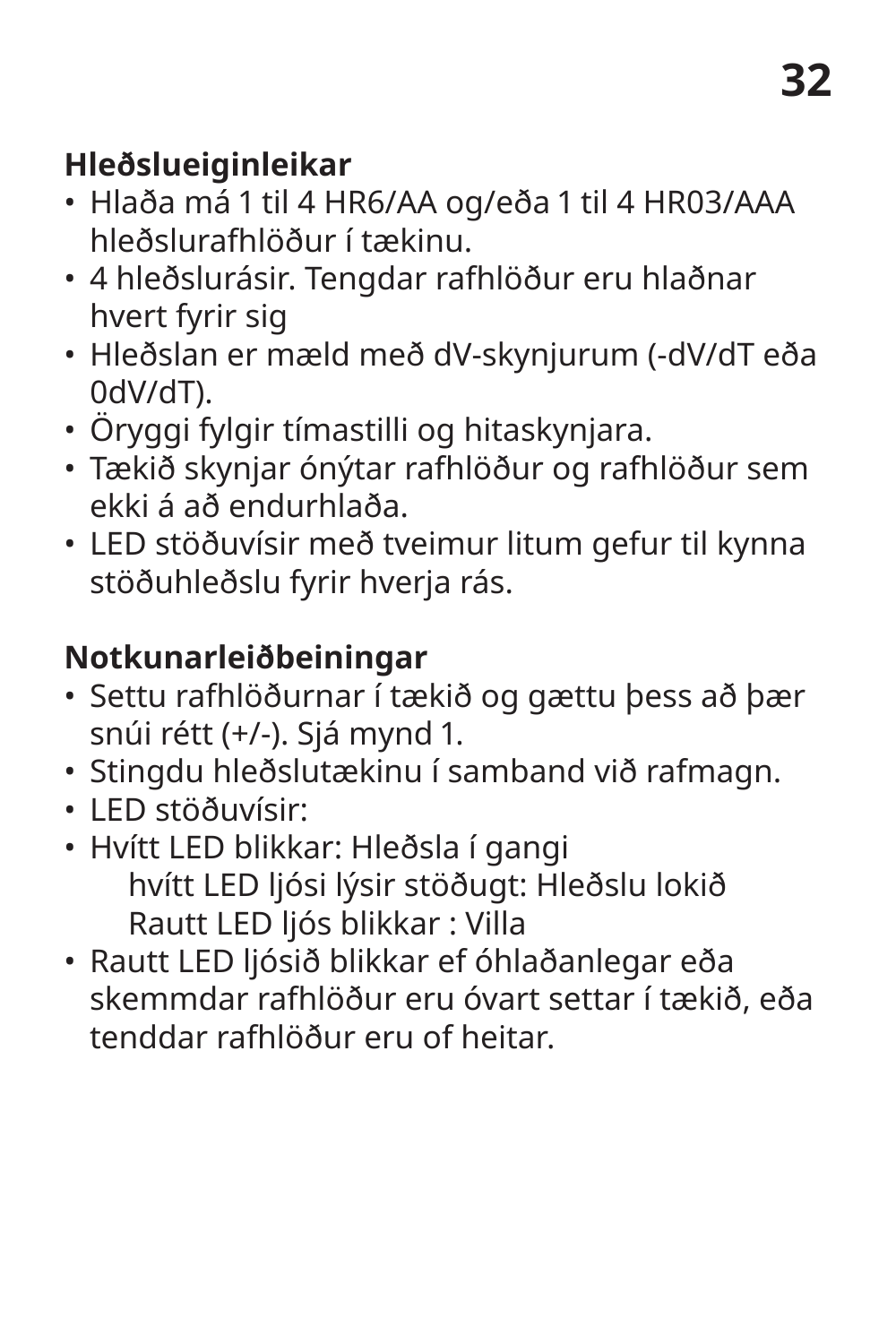**Hleðslueiginleikar**

- Hlaða má 1 til 4 HR6/AA og/eða 1 til 4 HR03/AAA hleðslurafhlöður í tækinu.
- 4 hleðslurásir. Tengdar rafhlöður eru hlaðnar hvert fyrir sig
- Hleðslan er mæld með dV-skynjurum (-dV/dT eða 0dV/dT).
- Öryggi fylgir tímastilli og hitaskynjara.
- Tækið skynjar ónýtar rafhlöður og rafhlöður sem ekki á að endurhlaða.
- LED stöðuvísir með tveimur litum gefur til kynna stöðuhleðslu fyrir hverja rás.

**Notkunarleiðbeiningar**

- Settu rafhlöðurnar í tækið og gættu þess að þær snúi rétt (+/-). Sjá mynd 1.
- Stingdu hleðslutækinu í samband við rafmagn.
- LED stöðuvísir:
- Hvítt LED blikkar: Hleðsla í gangi
  hvítt LED ljósi lýsir stöðugt: Hleðslu lokið
  Rautt LED ljós blikkar : Villa
- Rautt LED ljósið blikkar ef óhlaðanlegar eða skemmdar rafhlöður eru óvart settar í tækið, eða tenddar rafhlöður eru of heitar.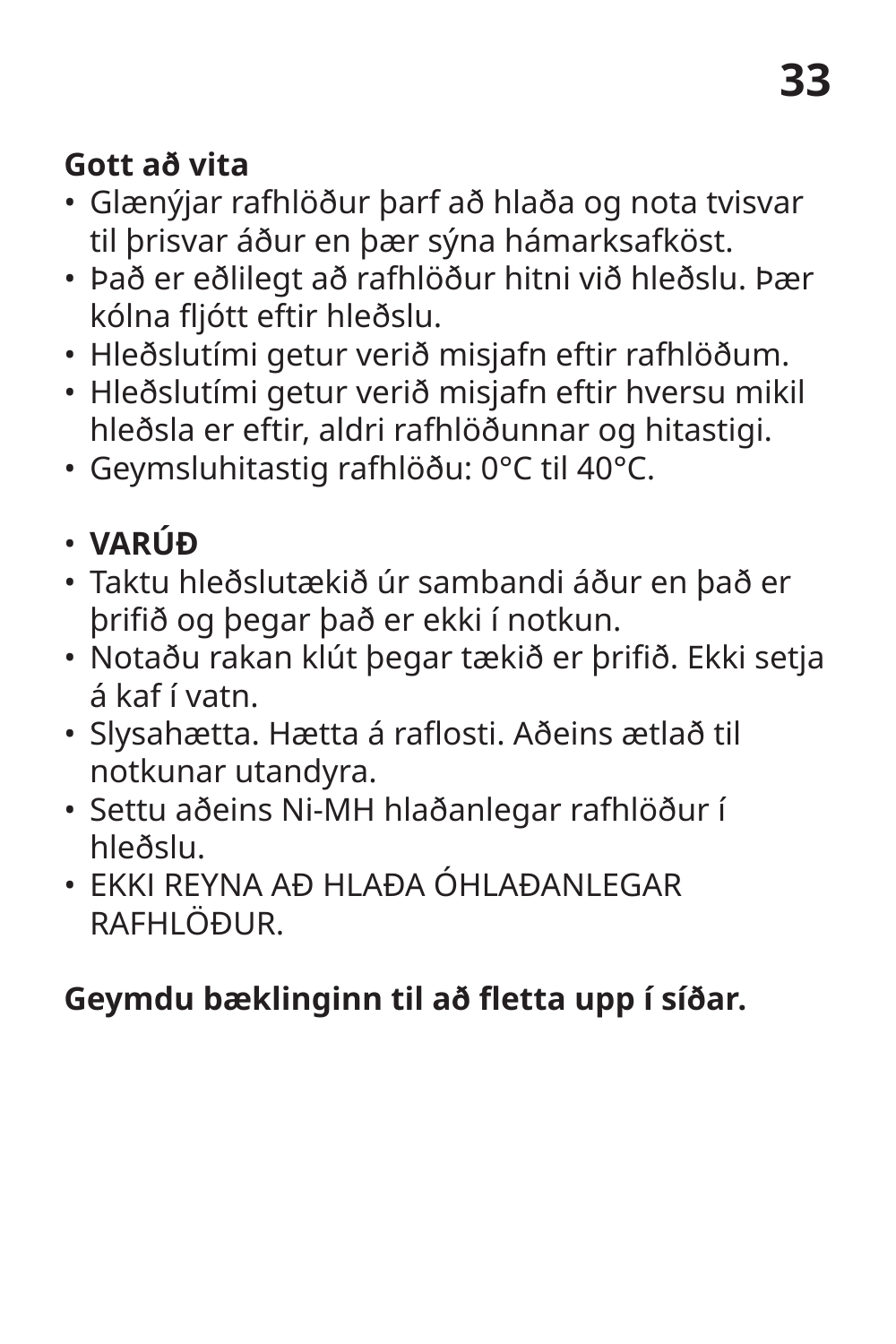**Gott að vita**

- Glænýjar rafhlöður þarf að hlaða og nota tvisvar til þrisvar áður en þær sýna hámarksafköst.
- Það er eðlilegt að rafhlöður hitni við hleðslu. Þær kólna fljótt eftir hleðslu.
- Hleðslutími getur verið misjafn eftir rafhlöðum.
- Hleðslutími getur verið misjafn eftir hversu mikil hleðsla er eftir, aldri rafhlöðunnar og hitastigi.
- Geymsluhitastig rafhlöðu: 0°C til 40°C.

- **VARÚÐ**
- Taktu hleðslutækið úr sambandi áður en það er þrifið og þegar það er ekki í notkun.
- Notaðu rakan klút þegar tækið er þrifið. Ekki setja á kaf í vatn.
- Slysahætta. Hætta á raflosti. Aðeins ætlað til notkunar utandyra.
- Settu aðeins Ni-MH hlaðanlegar rafhlöður í hleðslu.
- EKKI REYNA AÐ HLAÐA ÓHLAÐANLEGAR RAFHLÖÐUR.

**Geymdu bæklinginn til að fletta upp í síðar.**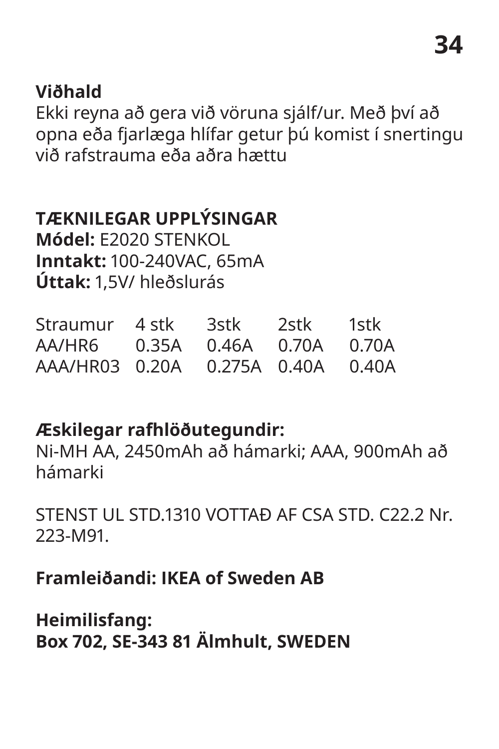**Viðhald**
Ekki reyna að gera við vöruna sjálf/ur. Með því að opna eða fjarlæga hlífar getur þú komist í snertingu við rafstrauma eða aðra hættu

**TÆKNILEGAR UPPLÝSINGAR**
**Módel:** E2020 STENKOL
**Inntakt:** 100-240VAC, 65mA
**Úttak:** 1,5V/ hleðslurás

| Straumur | 4 stk | 3stk | 2stk | 1stk |
|---|---|---|---|---|
| AA/HR6 | 0.35A | 0.46A | 0.70A | 0.70A |
| AAA/HR03 | 0.20A | 0.275A | 0.40A | 0.40A |

**Æskilegar rafhlöðutegundir:**
Ni-MH AA, 2450mAh að hámarki; AAA, 900mAh að hámarki

STENST UL STD.1310 VOTTAÐ AF CSA STD. C22.2 Nr. 223-M91.

**Framleiðandi: IKEA of Sweden AB**

**Heimilisfang:**
**Box 702, SE-343 81 Älmhult, SWEDEN**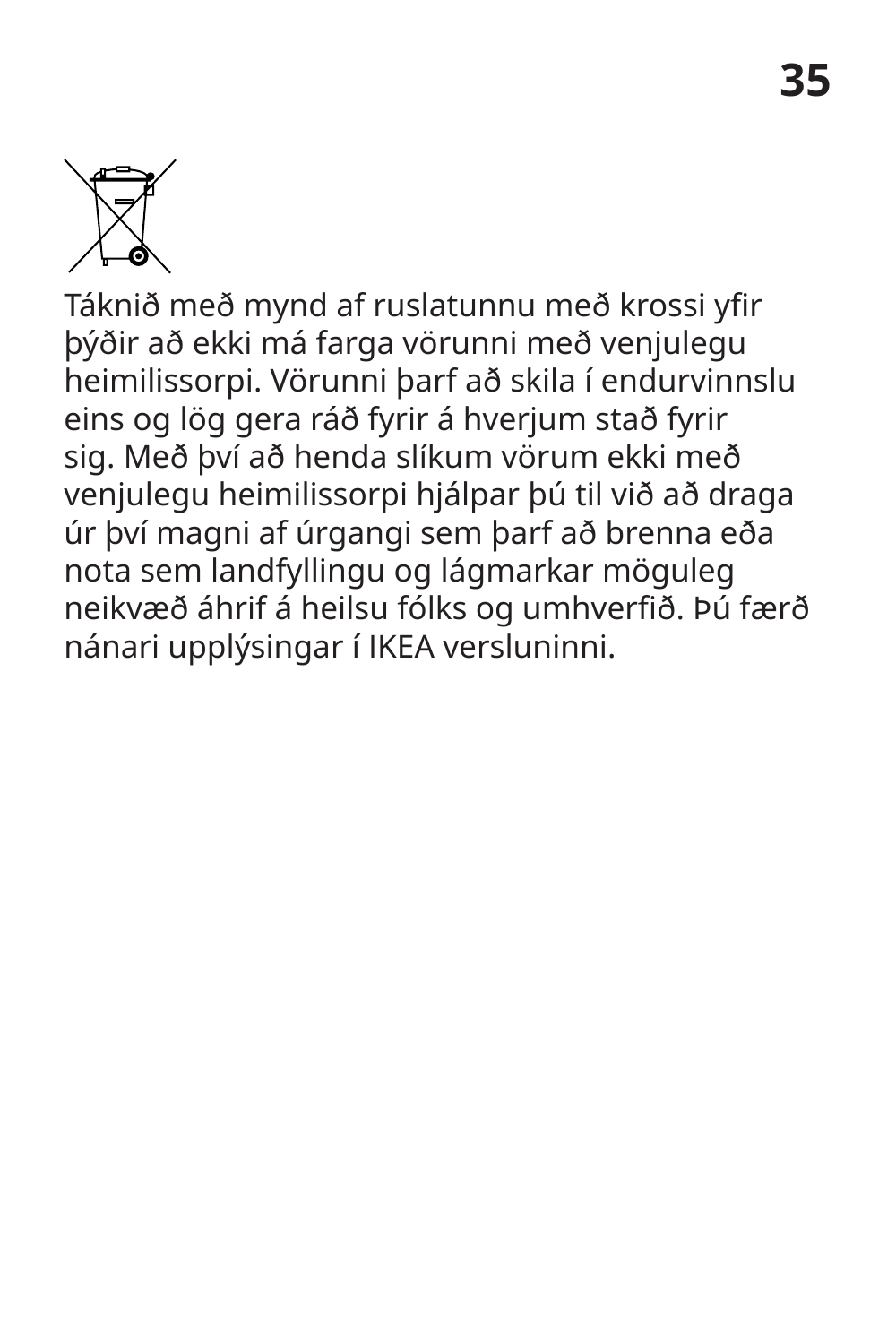Táknið með mynd af ruslatunnu með krossi yfir þýðir að ekki má farga vörunni með venjulegu heimilissorpi. Vörunni þarf að skila í endurvinnslu eins og lög gera ráð fyrir á hverjum stað fyrir sig. Með því að henda slíkum vörum ekki með venjulegu heimilissorpi hjálpar þú til við að draga úr því magni af úrgangi sem þarf að brenna eða nota sem landfyllingu og lágmarkar möguleg neikvæð áhrif á heilsu fólks og umhverfið. Þú færð nánari upplýsingar í IKEA versluninni.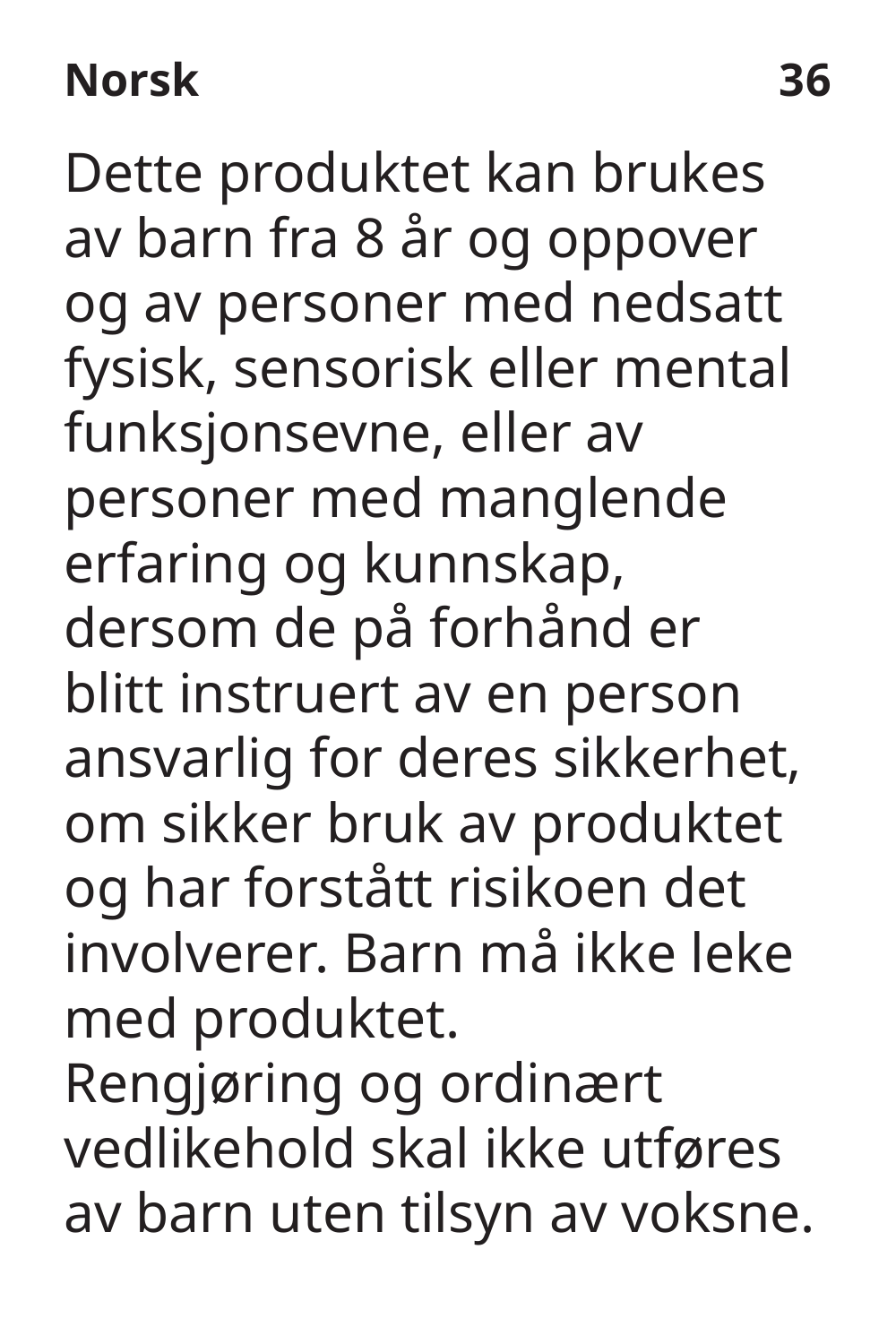Dette produktet kan brukes av barn fra 8 år og oppover og av personer med nedsatt fysisk, sensorisk eller mental funksjonsevne, eller av personer med manglende erfaring og kunnskap, dersom de på forhånd er blitt instruert av en person ansvarlig for deres sikkerhet, om sikker bruk av produktet og har forstått risikoen det involverer. Barn må ikke leke med produktet.
Rengjøring og ordinært vedlikehold skal ikke utføres av barn uten tilsyn av voksne.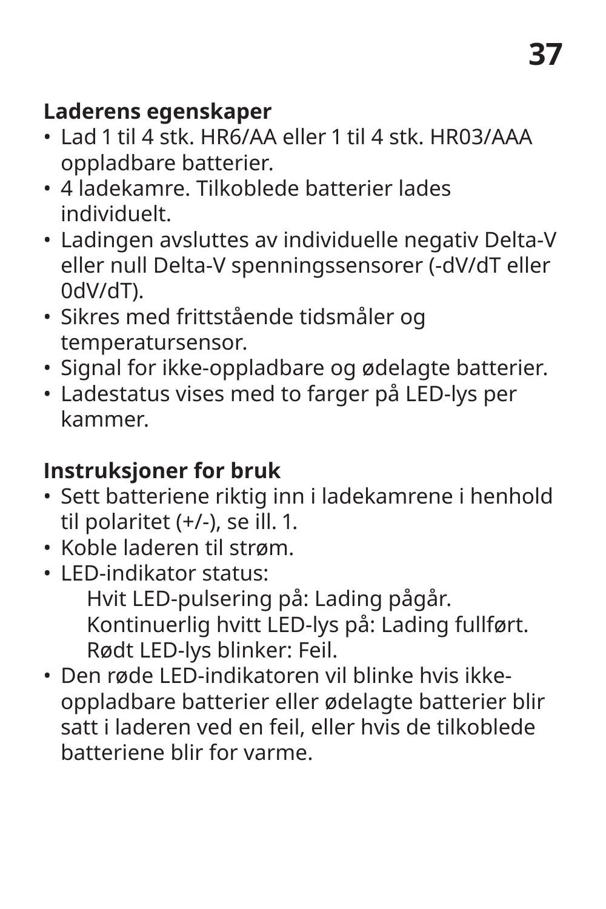**Laderens egenskaper**

- Lad 1 til 4 stk. HR6/AA eller 1 til 4 stk. HR03/AAA oppladbare batterier.
- 4 ladekamre. Tilkoblede batterier lades individuelt.
- Ladingen avsluttes av individuelle negativ Delta-V eller null Delta-V spenningssensorer (-dV/dT eller 0dV/dT).
- Sikres med frittstående tidsmåler og temperatursensor.
- Signal for ikke-oppladbare og ødelagte batterier.
- Ladestatus vises med to farger på LED-lys per kammer.

**Instruksjoner for bruk**

- Sett batteriene riktig inn i ladekamrene i henhold til polaritet (+/-), se ill. 1.
- Koble laderen til strøm.
- LED-indikator status:
  Hvit LED-pulsering på: Lading pågår.
  Kontinuerlig hvitt LED-lys på: Lading fullført.
  Rødt LED-lys blinker: Feil.
- Den røde LED-indikatoren vil blinke hvis ikke-oppladbare batterier eller ødelagte batterier blir satt i laderen ved en feil, eller hvis de tilkoblede batteriene blir for varme.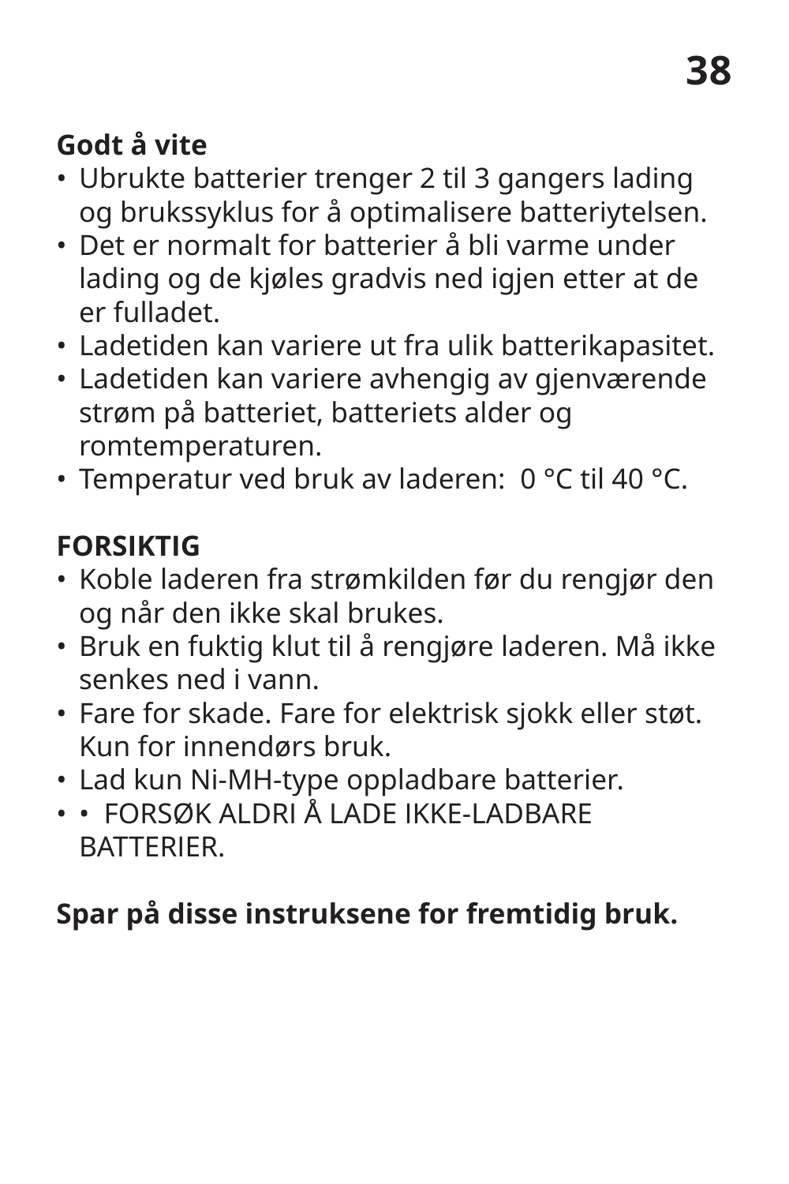**Godt å vite**

- Ubrukte batterier trenger 2 til 3 gangers lading og brukssyklus for å optimalisere batteriytelsen.
- Det er normalt for batterier å bli varme under lading og de kjøles gradvis ned igjen etter at de er fulladet.
- Ladetiden kan variere ut fra ulik batterikapasitet.
- Ladetiden kan variere avhengig av gjenværende strøm på batteriet, batteriets alder og romtemperaturen.
- Temperatur ved bruk av laderen:  0 °C til 40 °C.

**FORSIKTIG**

- Koble laderen fra strømkilden før du rengjør den og når den ikke skal brukes.
- Bruk en fuktig klut til å rengjøre laderen. Må ikke senkes ned i vann.
- Fare for skade. Fare for elektrisk sjokk eller støt. Kun for innendørs bruk.
- Lad kun Ni-MH-type oppladbare batterier.
- •  FORSØK ALDRI Å LADE IKKE-LADBARE BATTERIER.

**Spar på disse instruksene for fremtidig bruk.**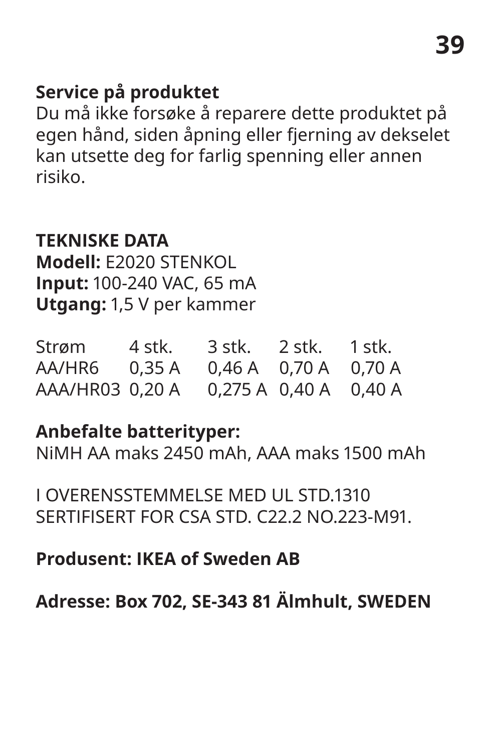**Service på produktet**
Du må ikke forsøke å reparere dette produktet på egen hånd, siden åpning eller fjerning av dekselet kan utsette deg for farlig spenning eller annen risiko.

**TEKNISKE DATA**
**Modell:** E2020 STENKOL
**Input:** 100-240 VAC, 65 mA
**Utgang:** 1,5 V per kammer

| Strøm | 4 stk. | 3 stk. | 2 stk. | 1 stk. |
| --- | --- | --- | --- | --- |
| AA/HR6 | 0,35 A | 0,46 A | 0,70 A | 0,70 A |
| AAA/HR03 | 0,20 A | 0,275 A | 0,40 A | 0,40 A |

**Anbefalte batterityper:**
NiMH AA maks 2450 mAh, AAA maks 1500 mAh

I OVERENSSTEMMELSE MED UL STD.1310
SERTIFISERT FOR CSA STD. C22.2 NO.223-M91.

**Produsent: IKEA of Sweden AB**

**Adresse: Box 702, SE-343 81 Älmhult, SWEDEN**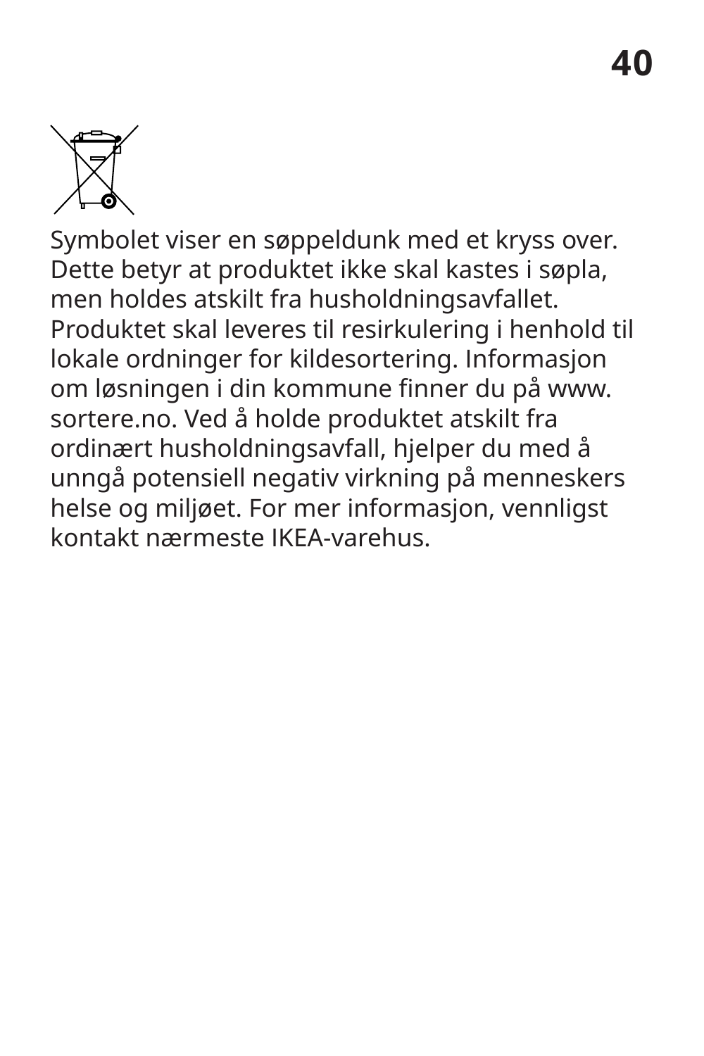Symbolet viser en søppeldunk med et kryss over. Dette betyr at produktet ikke skal kastes i søpla, men holdes atskilt fra husholdningsavfallet. Produktet skal leveres til resirkulering i henhold til lokale ordninger for kildesortering. Informasjon om løsningen i din kommune finner du på www.sortere.no. Ved å holde produktet atskilt fra ordinært husholdningsavfall, hjelper du med å unngå potensiell negativ virkning på menneskers helse og miljøet. For mer informasjon, vennligst kontakt nærmeste IKEA-varehus.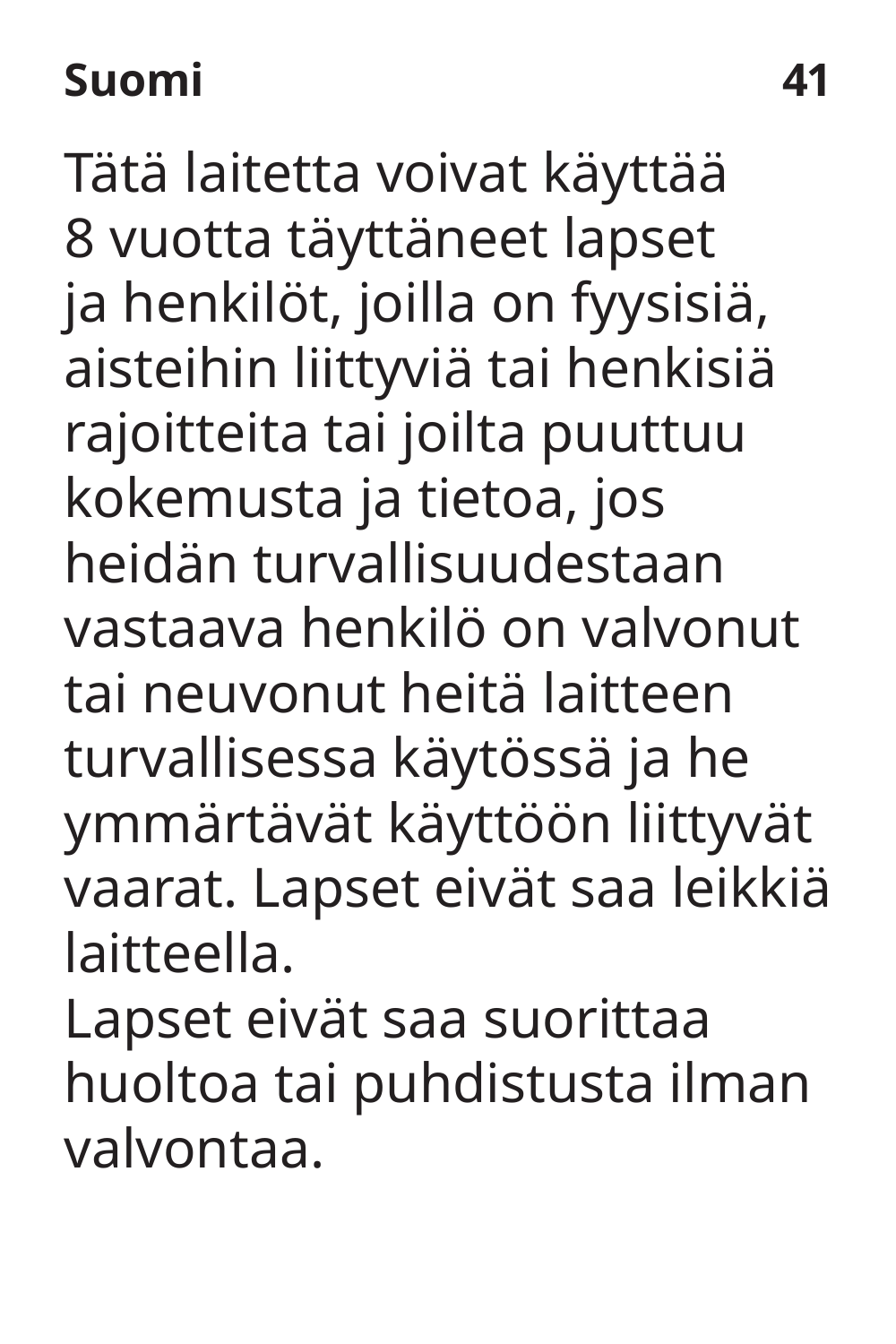Tätä laitetta voivat käyttää 8 vuotta täyttäneet lapset ja henkilöt, joilla on fyysisiä, aisteihin liittyviä tai henkisiä rajoitteita tai joilta puuttuu kokemusta ja tietoa, jos heidän turvallisuudestaan vastaava henkilö on valvonut tai neuvonut heitä laitteen turvallisessa käytössä ja he ymmärtävät käyttöön liittyvät vaarat. Lapset eivät saa leikkiä laitteella.

Lapset eivät saa suorittaa huoltoa tai puhdistusta ilman valvontaa.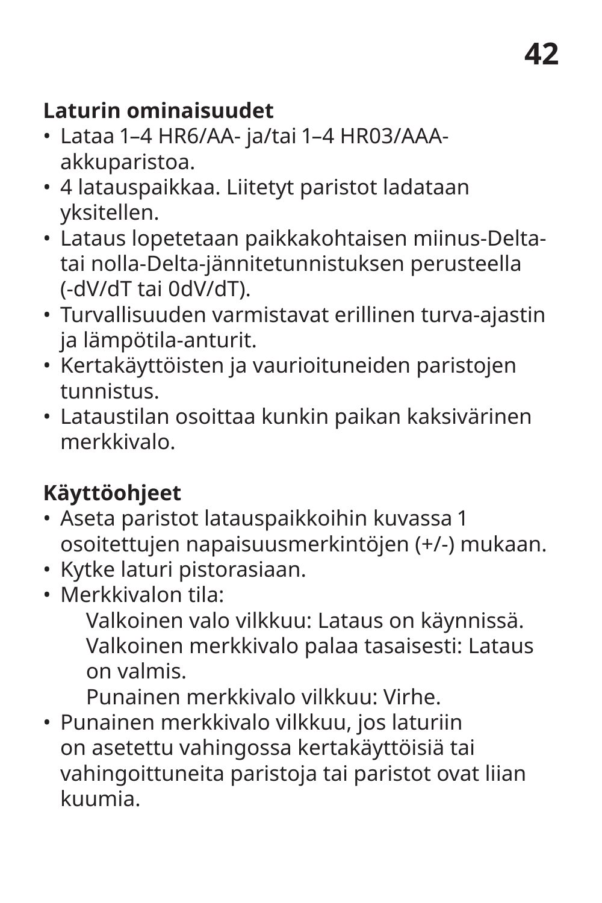**Laturin ominaisuudet**

- Lataa 1–4 HR6/AA- ja/tai 1–4 HR03/AAA-akkuparistoa.
- 4 latauspaikkaa. Liitetyt paristot ladataan yksitellen.
- Lataus lopetetaan paikkakohtaisen miinus-Delta- tai nolla-Delta-jännitetunnistuksen perusteella (-dV/dT tai 0dV/dT).
- Turvallisuuden varmistavat erillinen turva-ajastin ja lämpötila-anturit.
- Kertakäyttöisten ja vaurioituneiden paristojen tunnistus.
- Lataustilan osoittaa kunkin paikan kaksivärinen merkkivalo.

**Käyttöohjeet**

- Aseta paristot latauspaikkoihin kuvassa 1 osoitettujen napaisuusmerkintöjen (+/-) mukaan.
- Kytke laturi pistorasiaan.
- Merkkivalon tila:
  
  Valkoinen valo vilkkuu: Lataus on käynnissä.
  
  Valkoinen merkkivalo palaa tasaisesti: Lataus on valmis.
  
  Punainen merkkivalo vilkkuu: Virhe.
- Punainen merkkivalo vilkkuu, jos laturiin on asetettu vahingossa kertakäyttöisiä tai vahingoittuneita paristoja tai paristot ovat liian kuumia.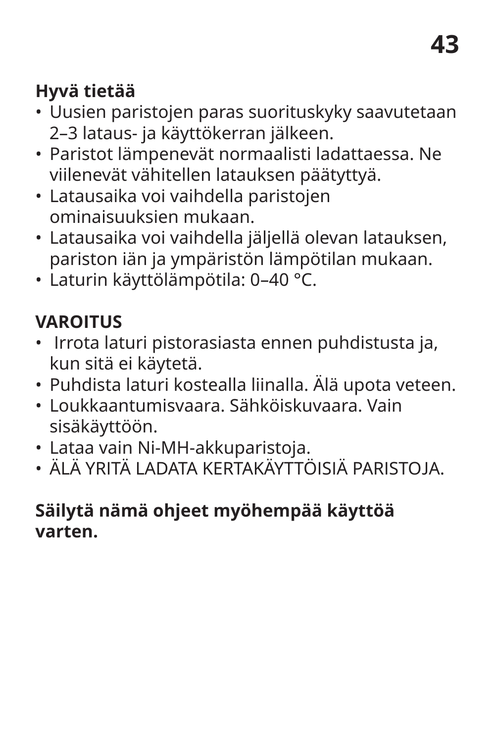**Hyvä tietää**

- Uusien paristojen paras suorituskyky saavutetaan 2–3 lataus- ja käyttökerran jälkeen.
- Paristot lämpenevät normaalisti ladattaessa. Ne viilenevät vähitellen latauksen päätyttyä.
- Latausaika voi vaihdella paristojen ominaisuuksien mukaan.
- Latausaika voi vaihdella jäljellä olevan latauksen, pariston iän ja ympäristön lämpötilan mukaan.
- Laturin käyttölämpötila: 0–40 °C.

**VAROITUS**

- Irrota laturi pistorasiasta ennen puhdistusta ja, kun sitä ei käytetä.
- Puhdista laturi kostealla liinalla. Älä upota veteen.
- Loukkaantumisvaara. Sähköiskuvaara. Vain sisäkäyttöön.
- Lataa vain Ni-MH-akkuparistoja.
- ÄLÄ YRITÄ LADATA KERTAKÄYTTÖISIÄ PARISTOJA.

**Säilytä nämä ohjeet myöhempää käyttöä varten.**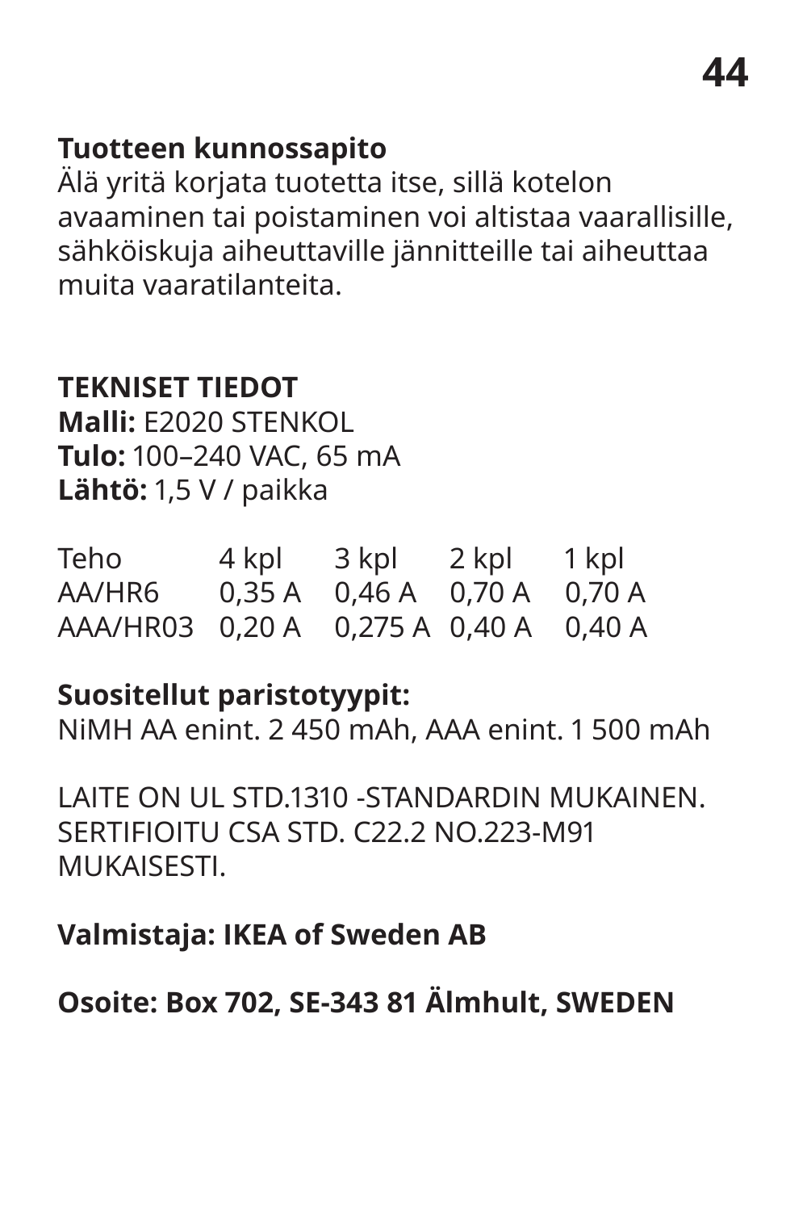**Tuotteen kunnossapito**
Älä yritä korjata tuotetta itse, sillä kotelon avaaminen tai poistaminen voi altistaa vaarallisille, sähköiskuja aiheuttaville jännitteille tai aiheuttaa muita vaaratilanteita.

**TEKNISET TIEDOT**
**Malli:** E2020 STENKOL
**Tulo:** 100–240 VAC, 65 mA
**Lähtö:** 1,5 V / paikka

| Teho | 4 kpl | 3 kpl | 2 kpl | 1 kpl |
|---|---|---|---|---|
| AA/HR6 | 0,35 A | 0,46 A | 0,70 A | 0,70 A |
| AAA/HR03 | 0,20 A | 0,275 A | 0,40 A | 0,40 A |

**Suositellut paristotyypit:**
NiMH AA enint. 2 450 mAh, AAA enint. 1 500 mAh

LAITE ON UL STD.1310 -STANDARDIN MUKAINEN. SERTIFIOITU CSA STD. C22.2 NO.223-M91 MUKAISESTI.

**Valmistaja: IKEA of Sweden AB**

**Osoite: Box 702, SE-343 81 Älmhult, SWEDEN**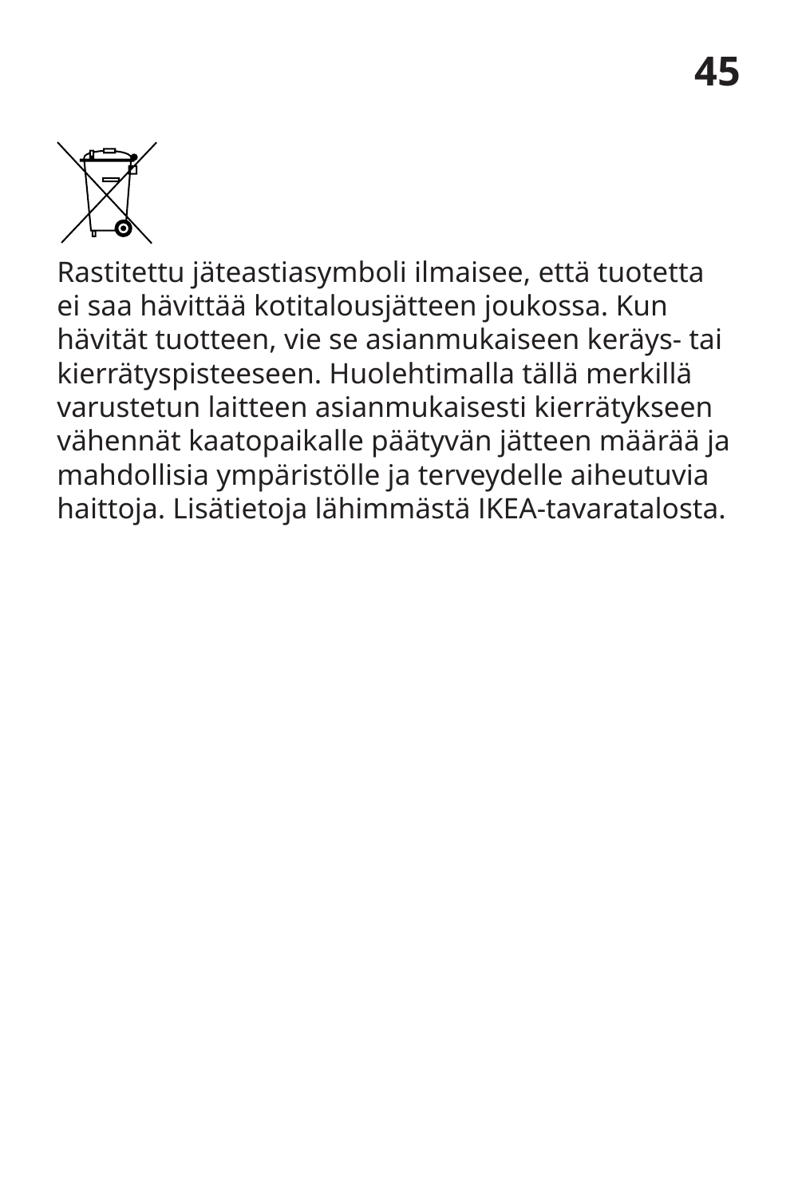Rastitettu jäteastiasymboli ilmaisee, että tuotetta ei saa hävittää kotitalousjätteen joukossa. Kun hävität tuotteen, vie se asianmukaiseen keräys- tai kierrätyspisteeseen. Huolehtimalla tällä merkillä varustetun laitteen asianmukaisesti kierrätykseen vähennät kaatopaikalle päätyvän jätteen määrää ja mahdollisia ympäristölle ja terveydelle aiheutuvia haittoja. Lisätietoja lähimmästä IKEA-tavaratalosta.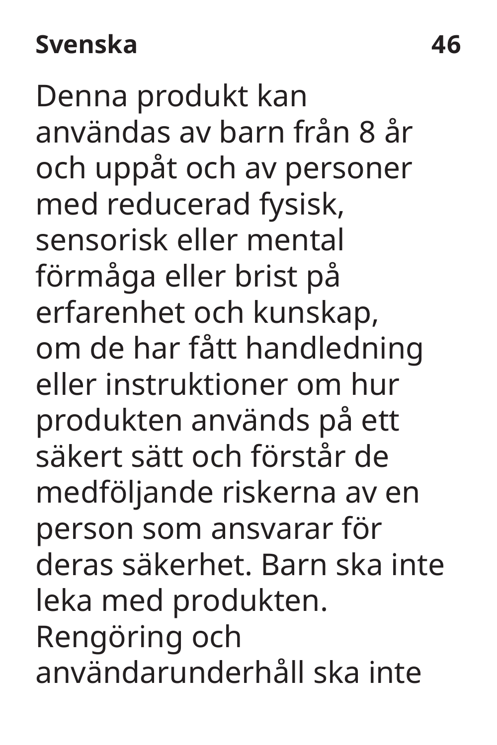Denna produkt kan användas av barn från 8 år och uppåt och av personer med reducerad fysisk, sensorisk eller mental förmåga eller brist på erfarenhet och kunskap, om de har fått handledning eller instruktioner om hur produkten används på ett säkert sätt och förstår de medföljande riskerna av en person som ansvarar för deras säkerhet. Barn ska inte leka med produkten. Rengöring och användarunderhåll ska inte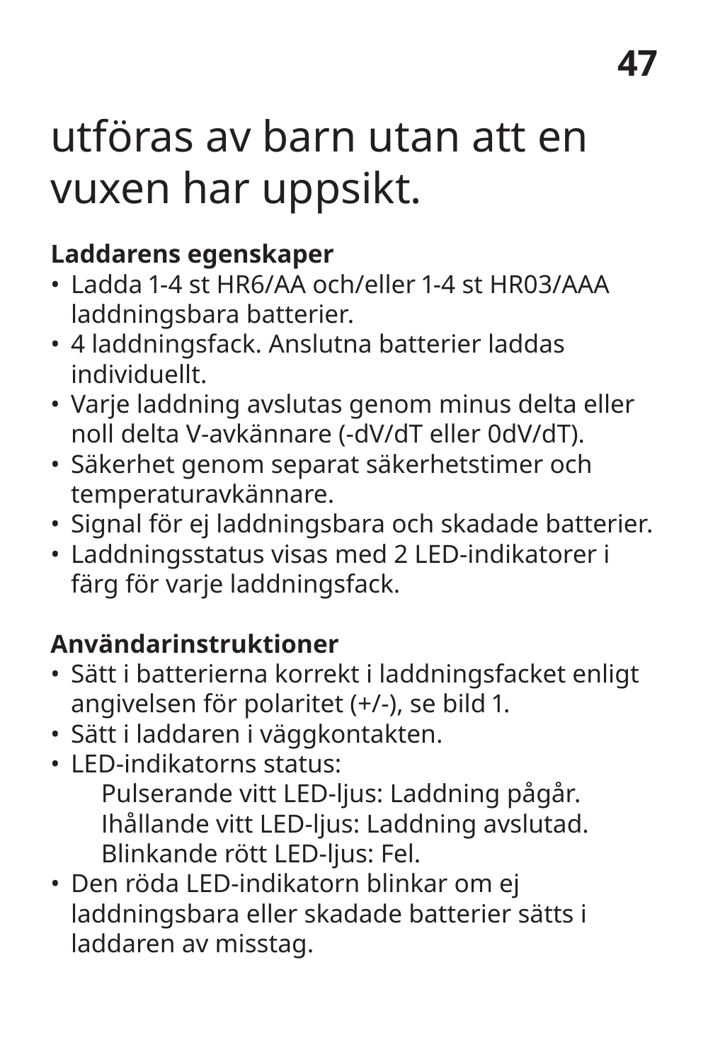utföras av barn utan att en vuxen har uppsikt.

**Laddarens egenskaper**

- Ladda 1-4 st HR6/AA och/eller 1-4 st HR03/AAA laddningsbara batterier.
- 4 laddningsfack. Anslutna batterier laddas individuellt.
- Varje laddning avslutas genom minus delta eller noll delta V-avkännare (-dV/dT eller 0dV/dT).
- Säkerhet genom separat säkerhetstimer och temperaturavkännare.
- Signal för ej laddningsbara och skadade batterier.
- Laddningsstatus visas med 2 LED-indikatorer i färg för varje laddningsfack.

**Användarinstruktioner**

- Sätt i batterierna korrekt i laddningsfacket enligt angivelsen för polaritet (+/-), se bild 1.
- Sätt i laddaren i väggkontakten.
- LED-indikatorns status:
  - Pulserande vitt LED-ljus: Laddning pågår.
  - Ihållande vitt LED-ljus: Laddning avslutad.
  - Blinkande rött LED-ljus: Fel.
- Den röda LED-indikatorn blinkar om ej laddningsbara eller skadade batterier sätts i laddaren av misstag.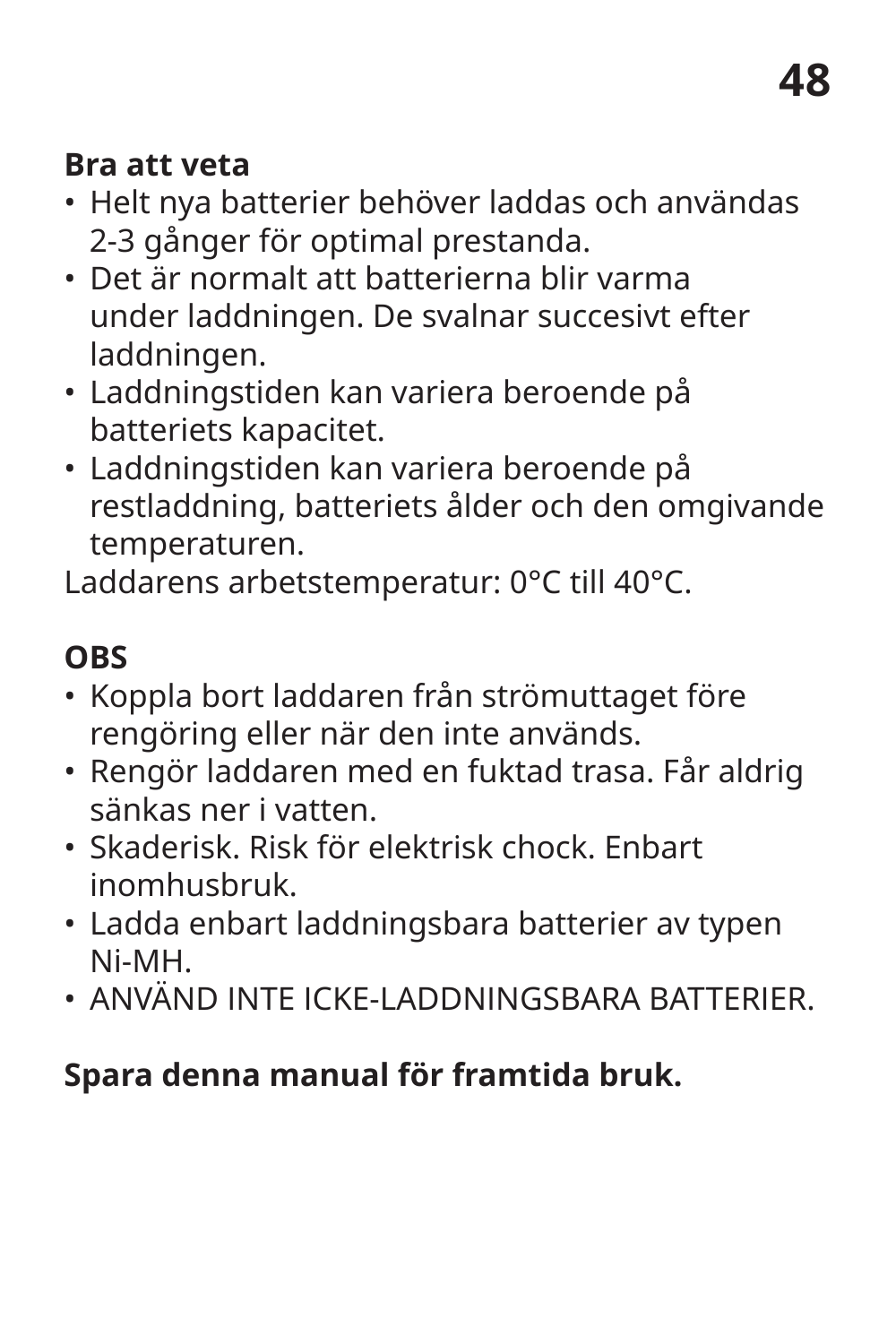**Bra att veta**

- Helt nya batterier behöver laddas och användas 2-3 gånger för optimal prestanda.
- Det är normalt att batterierna blir varma under laddningen. De svalnar succesivt efter laddningen.
- Laddningstiden kan variera beroende på batteriets kapacitet.
- Laddningstiden kan variera beroende på restladdning, batteriets ålder och den omgivande temperaturen.

Laddarens arbetstemperatur: 0°C till 40°C.

**OBS**

- Koppla bort laddaren från strömuttaget före rengöring eller när den inte används.
- Rengör laddaren med en fuktad trasa. Får aldrig sänkas ner i vatten.
- Skaderisk. Risk för elektrisk chock. Enbart inomhusbruk.
- Ladda enbart laddningsbara batterier av typen Ni-MH.
- ANVÄND INTE ICKE-LADDNINGSBARA BATTERIER.

**Spara denna manual för framtida bruk.**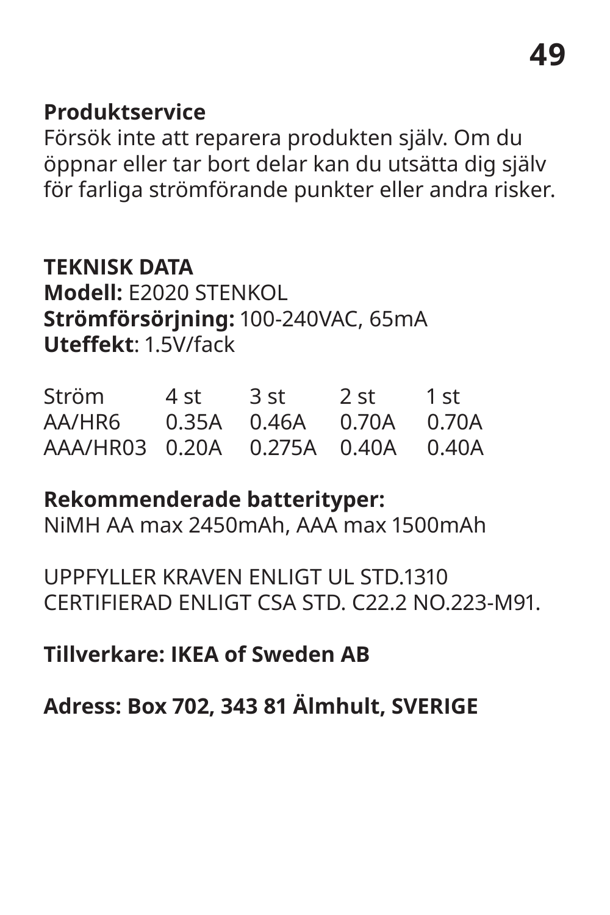**Produktservice**

Försök inte att reparera produkten själv. Om du öppnar eller tar bort delar kan du utsätta dig själv för farliga strömförande punkter eller andra risker.

**TEKNISK DATA**

**Modell:** E2020 STENKOL
**Strömförsörjning:** 100-240VAC, 65mA
**Uteffekt**: 1.5V/fack

| Ström | 4 st | 3 st | 2 st | 1 st |
|---|---|---|---|---|
| AA/HR6 | 0.35A | 0.46A | 0.70A | 0.70A |
| AAA/HR03 | 0.20A | 0.275A | 0.40A | 0.40A |

**Rekommenderade batterityper:**
NiMH AA max 2450mAh, AAA max 1500mAh

UPPFYLLER KRAVEN ENLIGT UL STD.1310
CERTIFIERAD ENLIGT CSA STD. C22.2 NO.223-M91.

**Tillverkare: IKEA of Sweden AB**

**Adress: Box 702, 343 81 Älmhult, SVERIGE**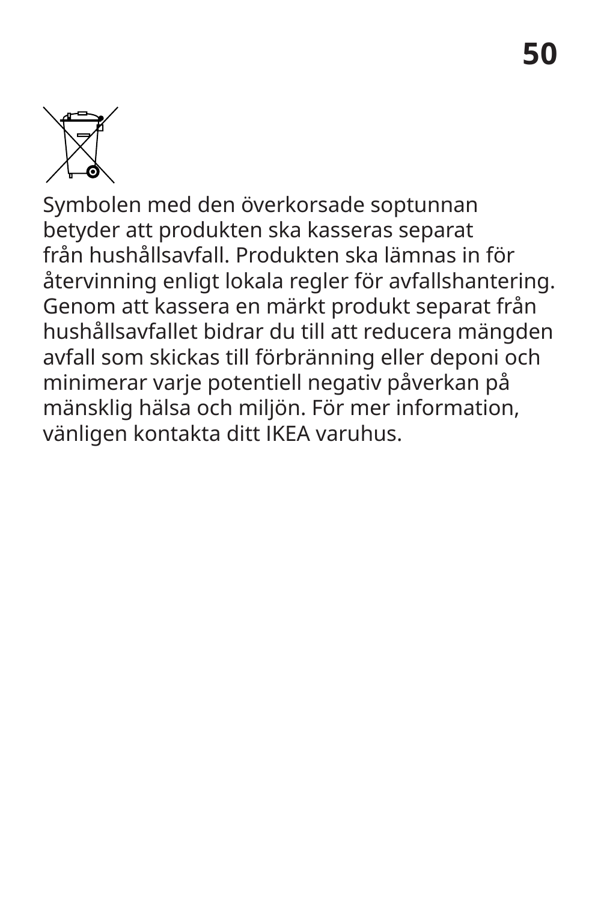Symbolen med den överkorsade soptunnan betyder att produkten ska kasseras separat från hushållsavfall. Produkten ska lämnas in för återvinning enligt lokala regler för avfallshantering. Genom att kassera en märkt produkt separat från hushållsavfallet bidrar du till att reducera mängden avfall som skickas till förbränning eller deponi och minimerar varje potentiell negativ påverkan på mänsklig hälsa och miljön. För mer information, vänligen kontakta ditt IKEA varuhus.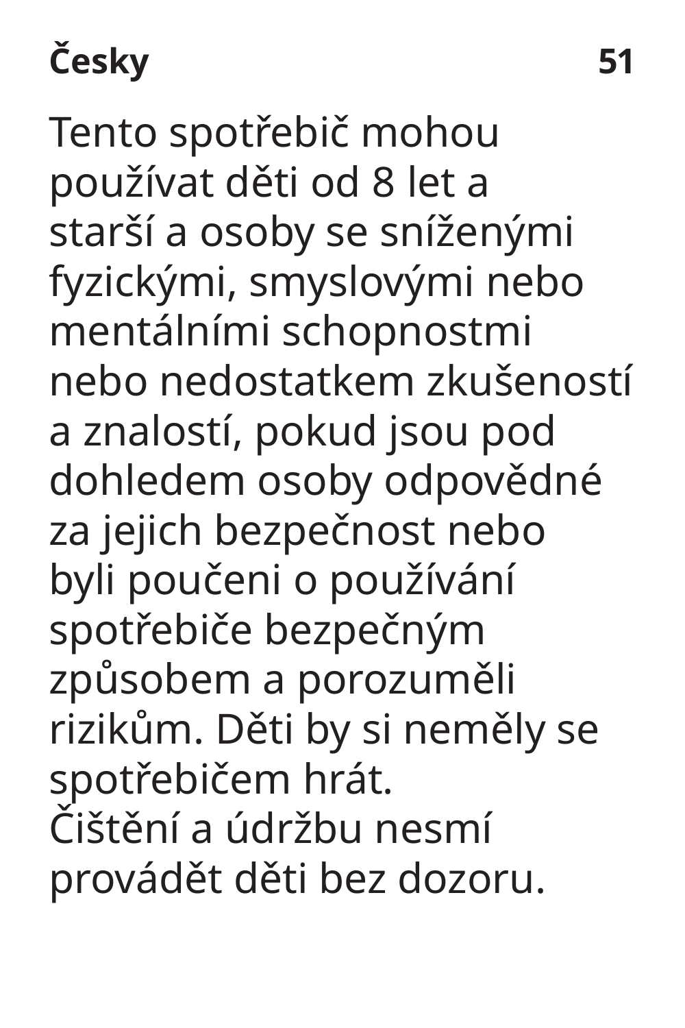Tento spotřebič mohou používat děti od 8 let a starší a osoby se sníženými fyzickými, smyslovými nebo mentálními schopnostmi nebo nedostatkem zkušeností a znalostí, pokud jsou pod dohledem osoby odpovědné za jejich bezpečnost nebo byli poučeni o používání spotřebiče bezpečným způsobem a porozuměli rizikům. Děti by si neměly se spotřebičem hrát.
Čištění a údržbu nesmí provádět děti bez dozoru.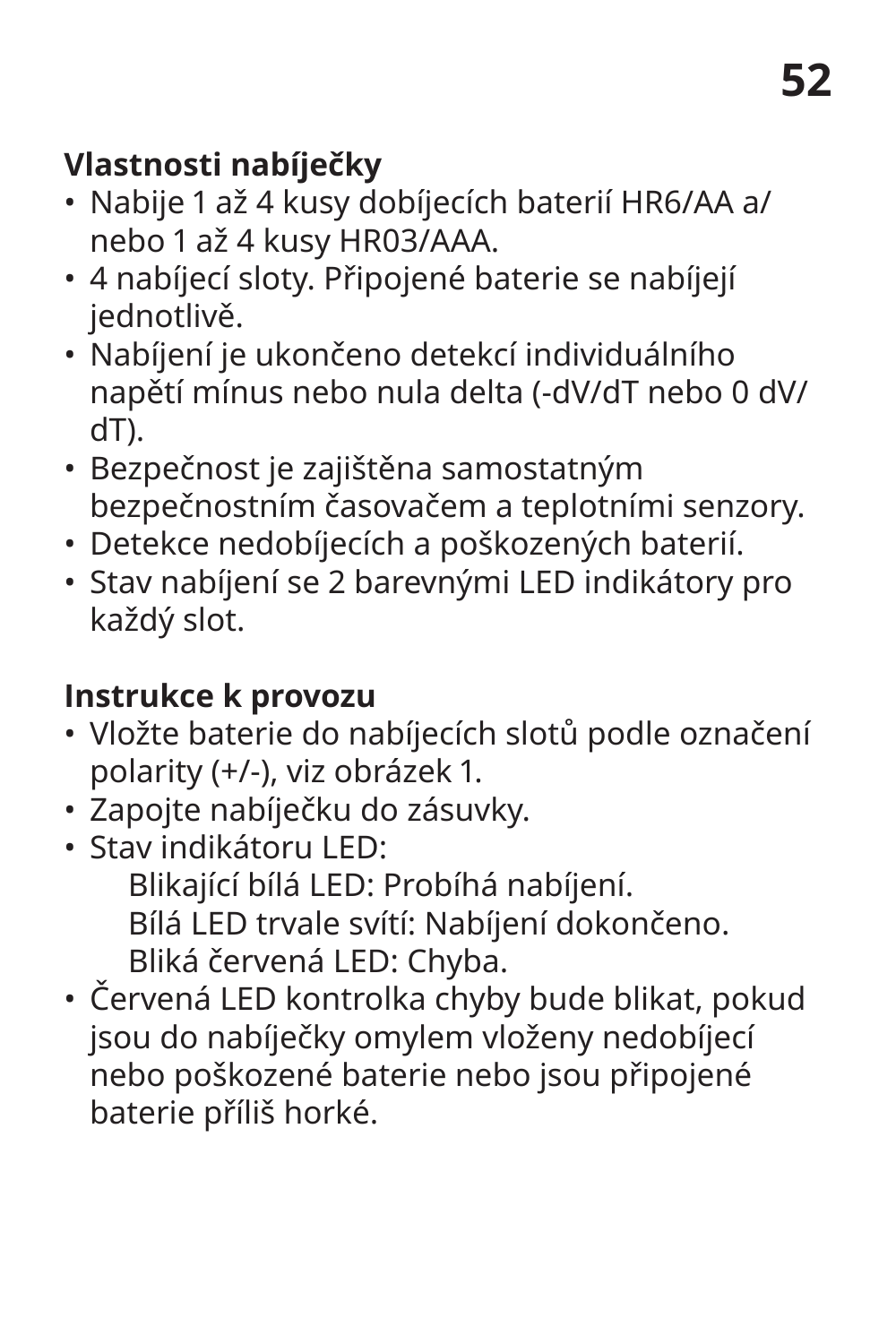## Vlastnosti nabíječky

- Nabije 1 až 4 kusy dobíjecích baterií HR6/AA a/nebo 1 až 4 kusy HR03/AAA.
- 4 nabíjecí sloty. Připojené baterie se nabíjejí jednotlivě.
- Nabíjení je ukončeno detekcí individuálního napětí mínus nebo nula delta (-dV/dT nebo 0 dV/dT).
- Bezpečnost je zajištěna samostatným bezpečnostním časovačem a teplotními senzory.
- Detekce nedobíjecích a poškozených baterií.
- Stav nabíjení se 2 barevnými LED indikátory pro každý slot.

## Instrukce k provozu

- Vložte baterie do nabíjecích slotů podle označení polarity (+/-), viz obrázek 1.
- Zapojte nabíječku do zásuvky.
- Stav indikátoru LED:
  - Blikající bílá LED: Probíhá nabíjení.
  - Bílá LED trvale svítí: Nabíjení dokončeno.
  - Bliká červená LED: Chyba.
- Červená LED kontrolka chyby bude blikat, pokud jsou do nabíječky omylem vloženy nedobíjecí nebo poškozené baterie nebo jsou připojené baterie příliš horké.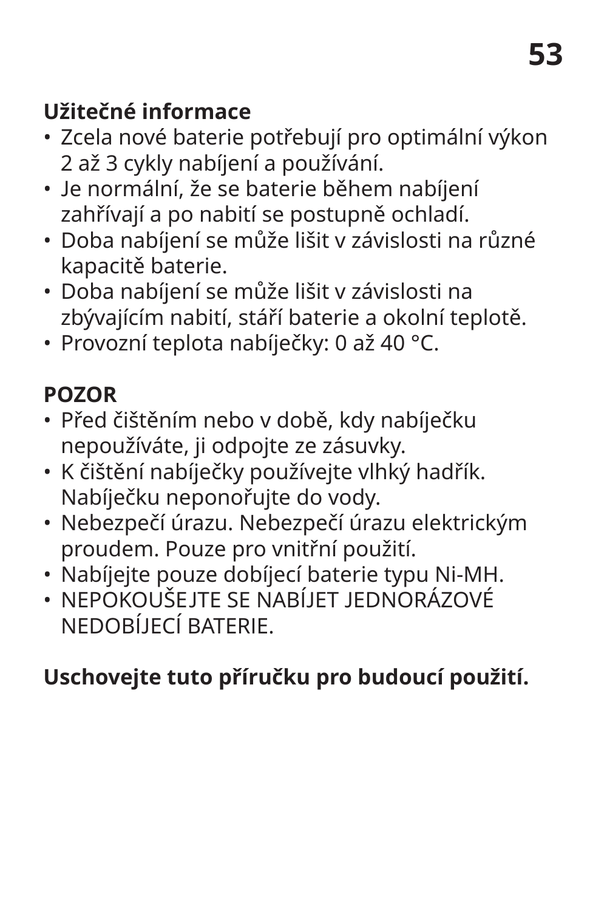**Užitečné informace**

- Zcela nové baterie potřebují pro optimální výkon 2 až 3 cykly nabíjení a používání.
- Je normální, že se baterie během nabíjení zahřívají a po nabití se postupně ochladí.
- Doba nabíjení se může lišit v závislosti na různé kapacitě baterie.
- Doba nabíjení se může lišit v závislosti na zbývajícím nabití, stáří baterie a okolní teplotě.
- Provozní teplota nabíječky: 0 až 40 °C.

**POZOR**

- Před čištěním nebo v době, kdy nabíječku nepoužíváte, ji odpojte ze zásuvky.
- K čištění nabíječky používejte vlhký hadřík. Nabíječku neponořujte do vody.
- Nebezpečí úrazu. Nebezpečí úrazu elektrickým proudem. Pouze pro vnitřní použití.
- Nabíjejte pouze dobíjecí baterie typu Ni-MH.
- NEPOKOUŠEJTE SE NABÍJET JEDNORÁZOVÉ NEDOBÍJECÍ BATERIE.

**Uschovejte tuto příručku pro budoucí použití.**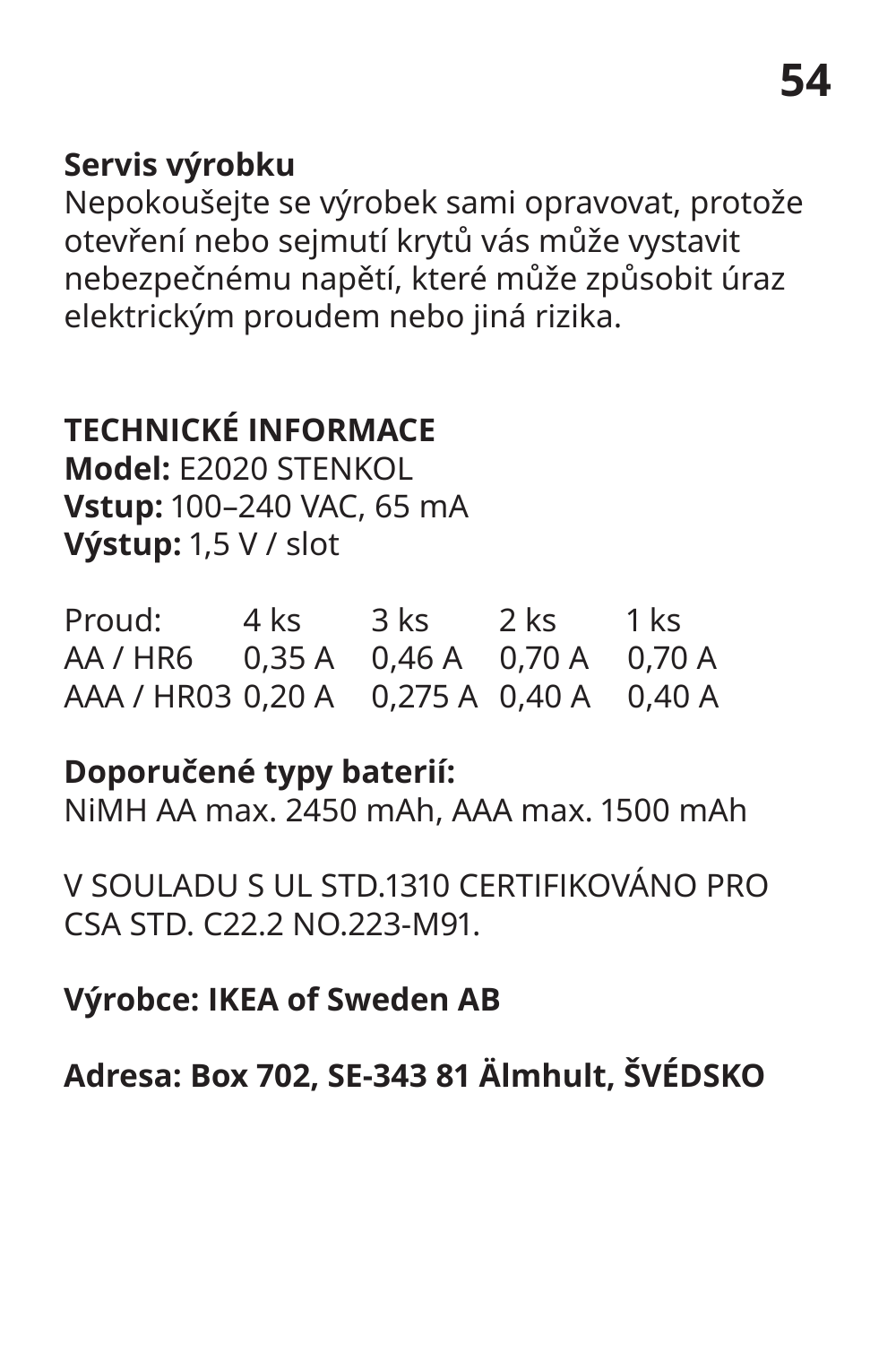**Servis výrobku**
Nepokoušejte se výrobek sami opravovat, protože otevření nebo sejmutí krytů vás může vystavit nebezpečnému napětí, které může způsobit úraz elektrickým proudem nebo jiná rizika.

**TECHNICKÉ INFORMACE**
**Model:** E2020 STENKOL
**Vstup:** 100–240 VAC, 65 mA
**Výstup:** 1,5 V / slot

| Proud: | 4 ks | 3 ks | 2 ks | 1 ks |
|---|---|---|---|---|
| AA / HR6 | 0,35 A | 0,46 A | 0,70 A | 0,70 A |
| AAA / HR03 | 0,20 A | 0,275 A | 0,40 A | 0,40 A |

**Doporučené typy baterií:**
NiMH AA max. 2450 mAh, AAA max. 1500 mAh

V SOULADU S UL STD.1310 CERTIFIKOVÁNO PRO CSA STD. C22.2 NO.223-M91.

**Výrobce: IKEA of Sweden AB**

**Adresa: Box 702, SE-343 81 Älmhult, ŠVÉDSKO**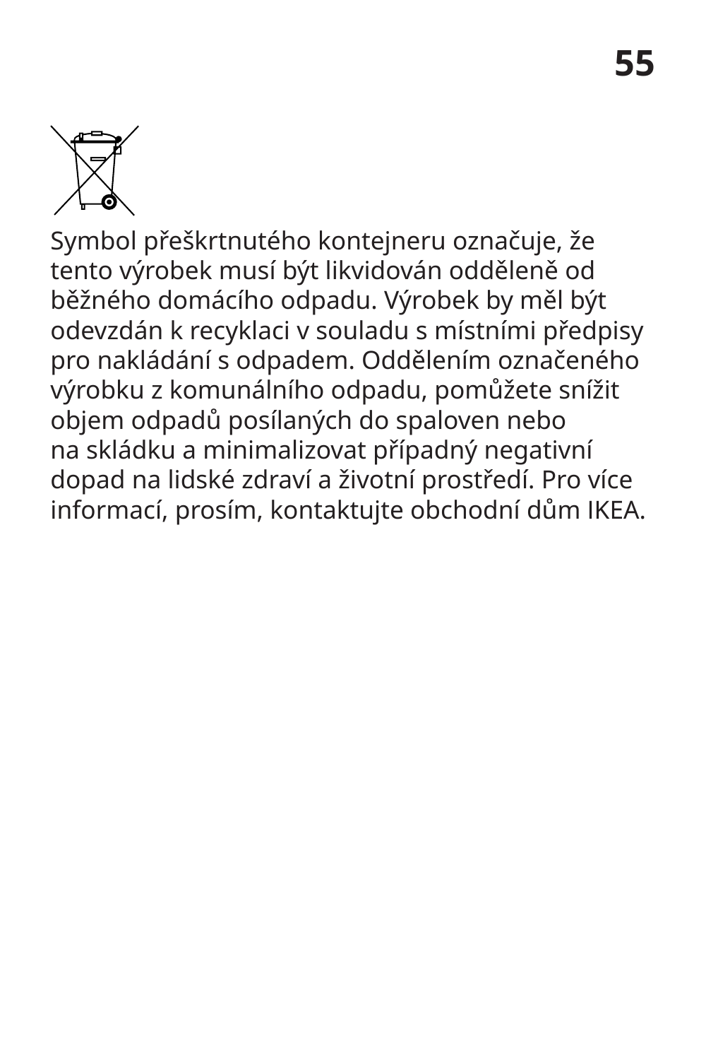Symbol přeškrtnutého kontejneru označuje, že tento výrobek musí být likvidován odděleně od běžného domácího odpadu. Výrobek by měl být odevzdán k recyklaci v souladu s místními předpisy pro nakládání s odpadem. Oddělením označeného výrobku z komunálního odpadu, pomůžete snížit objem odpadů posílaných do spaloven nebo na skládku a minimalizovat případný negativní dopad na lidské zdraví a životní prostředí. Pro více informací, prosím, kontaktujte obchodní dům IKEA.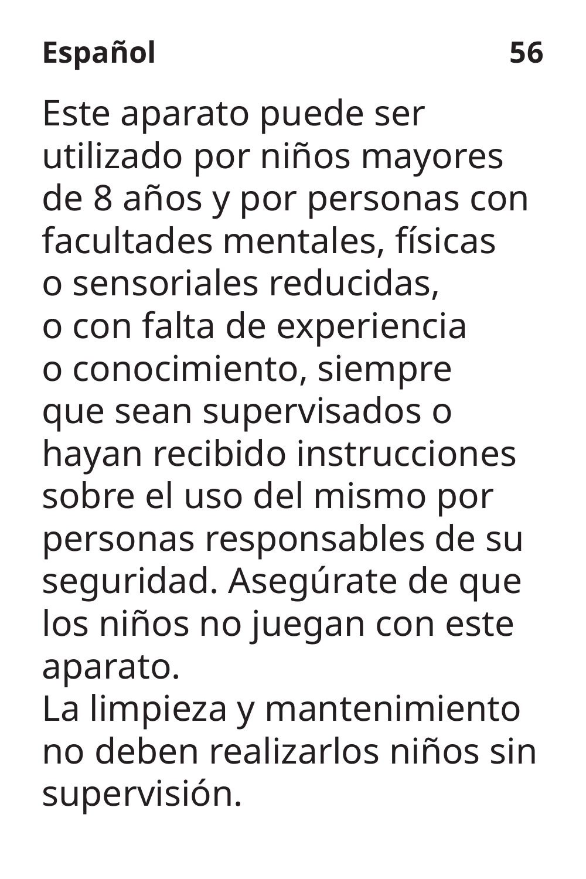Este aparato puede ser utilizado por niños mayores de 8 años y por personas con facultades mentales, físicas o sensoriales reducidas, o con falta de experiencia o conocimiento, siempre que sean supervisados o hayan recibido instrucciones sobre el uso del mismo por personas responsables de su seguridad. Asegúrate de que los niños no juegan con este aparato.

La limpieza y mantenimiento no deben realizarlos niños sin supervisión.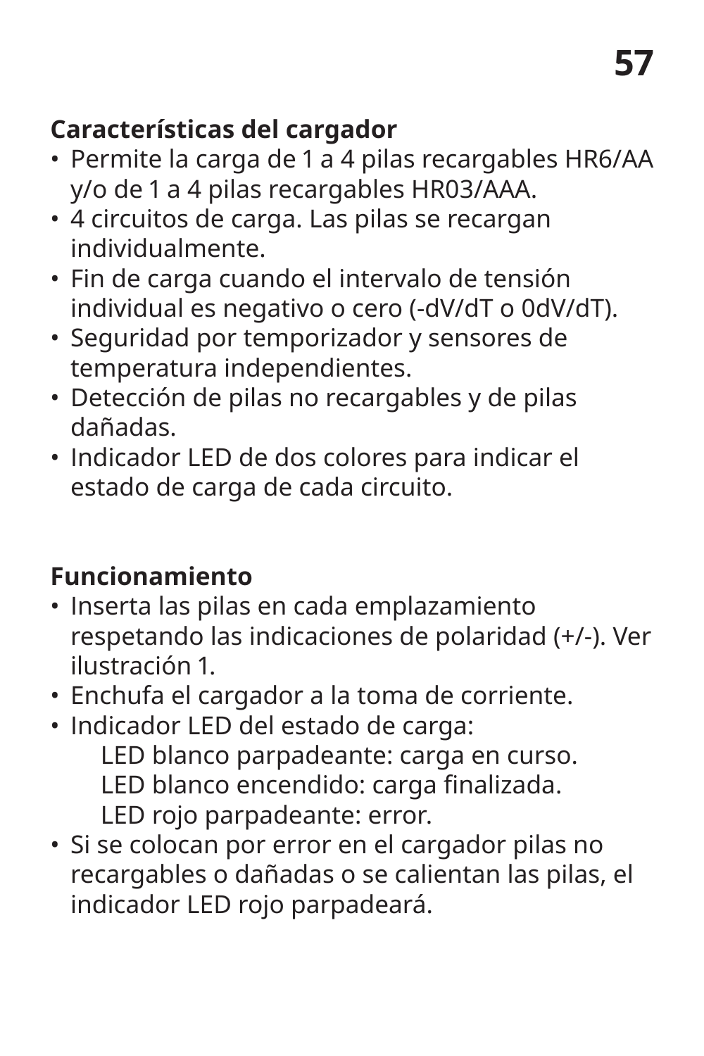**Características del cargador**

- Permite la carga de 1 a 4 pilas recargables HR6/AA y/o de 1 a 4 pilas recargables HR03/AAA.
- 4 circuitos de carga. Las pilas se recargan individualmente.
- Fin de carga cuando el intervalo de tensión individual es negativo o cero (-dV/dT o 0dV/dT).
- Seguridad por temporizador y sensores de temperatura independientes.
- Detección de pilas no recargables y de pilas dañadas.
- Indicador LED de dos colores para indicar el estado de carga de cada circuito.

**Funcionamiento**

- Inserta las pilas en cada emplazamiento respetando las indicaciones de polaridad (+/-). Ver ilustración 1.
- Enchufa el cargador a la toma de corriente.
- Indicador LED del estado de carga:
  - LED blanco parpadeante: carga en curso.
  - LED blanco encendido: carga finalizada.
  - LED rojo parpadeante: error.
- Si se colocan por error en el cargador pilas no recargables o dañadas o se calientan las pilas, el indicador LED rojo parpadeará.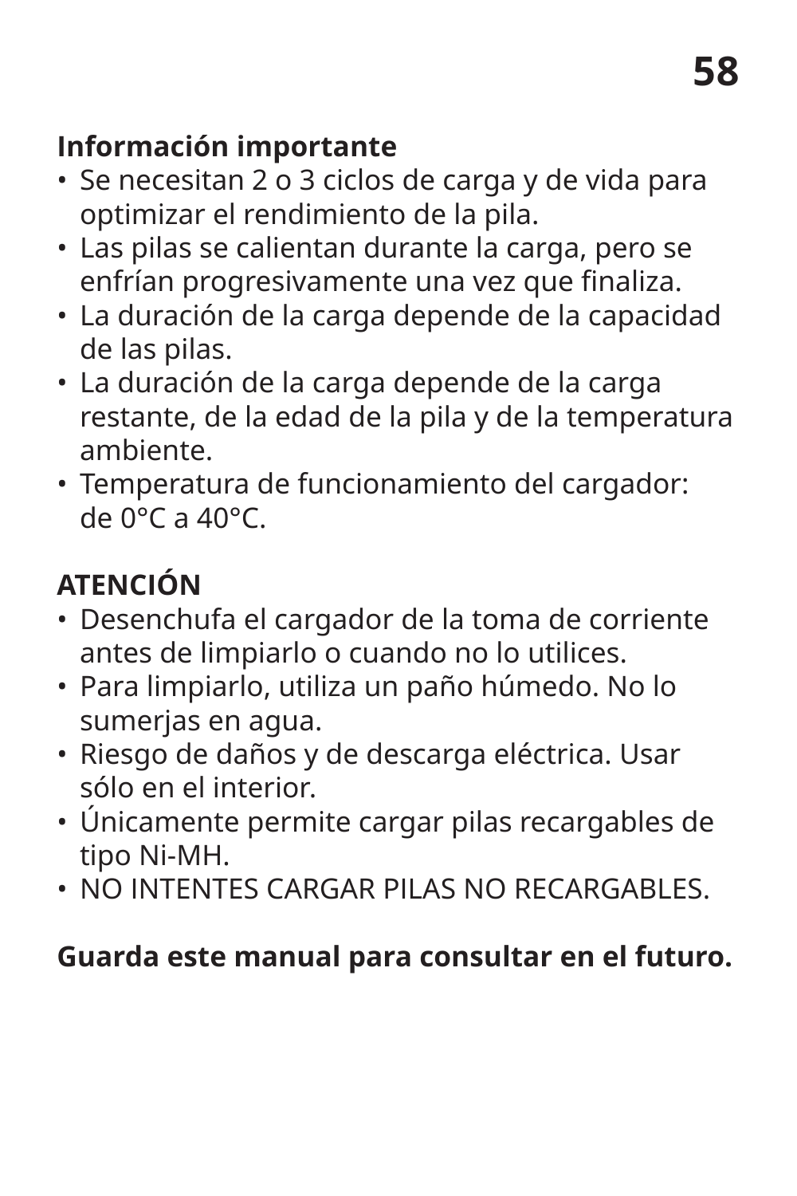**Información importante**

- Se necesitan 2 o 3 ciclos de carga y de vida para optimizar el rendimiento de la pila.
- Las pilas se calientan durante la carga, pero se enfrían progresivamente una vez que finaliza.
- La duración de la carga depende de la capacidad de las pilas.
- La duración de la carga depende de la carga restante, de la edad de la pila y de la temperatura ambiente.
- Temperatura de funcionamiento del cargador: de 0°C a 40°C.

**ATENCIÓN**

- Desenchufa el cargador de la toma de corriente antes de limpiarlo o cuando no lo utilices.
- Para limpiarlo, utiliza un paño húmedo. No lo sumerjas en agua.
- Riesgo de daños y de descarga eléctrica. Usar sólo en el interior.
- Únicamente permite cargar pilas recargables de tipo Ni-MH.
- NO INTENTES CARGAR PILAS NO RECARGABLES.

**Guarda este manual para consultar en el futuro.**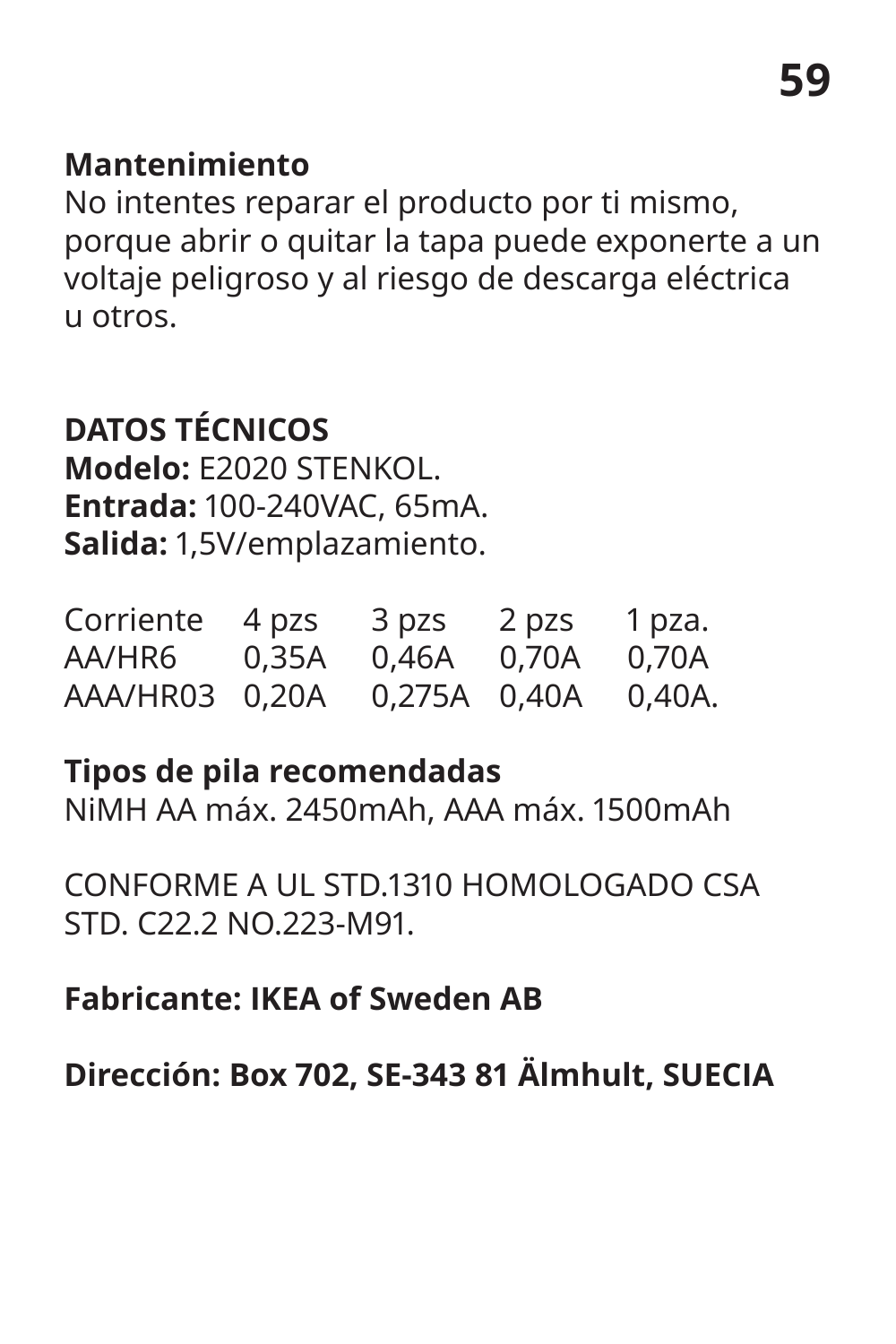**Mantenimiento**
No intentes reparar el producto por ti mismo, porque abrir o quitar la tapa puede exponerte a un voltaje peligroso y al riesgo de descarga eléctrica u otros.

**DATOS TÉCNICOS**
**Modelo:** E2020 STENKOL.
**Entrada:** 100-240VAC, 65mA.
**Salida:** 1,5V/emplazamiento.

| Corriente | 4 pzs | 3 pzs | 2 pzs | 1 pza. |
|---|---|---|---|---|
| AA/HR6 | 0,35A | 0,46A | 0,70A | 0,70A |
| AAA/HR03 | 0,20A | 0,275A | 0,40A | 0,40A. |

**Tipos de pila recomendadas**
NiMH AA máx. 2450mAh, AAA máx. 1500mAh

CONFORME A UL STD.1310 HOMOLOGADO CSA STD. C22.2 NO.223-M91.

**Fabricante: IKEA of Sweden AB**

**Dirección: Box 702, SE-343 81 Älmhult, SUECIA**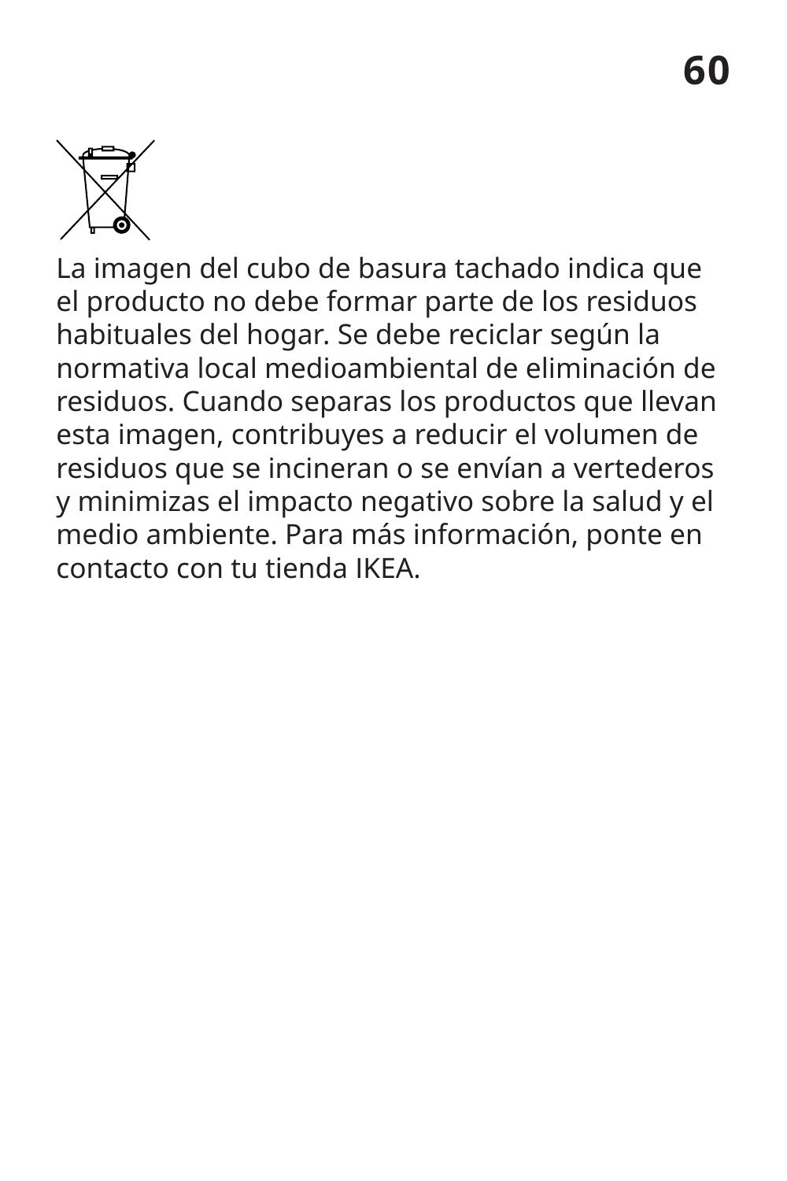La imagen del cubo de basura tachado indica que el producto no debe formar parte de los residuos habituales del hogar. Se debe reciclar según la normativa local medioambiental de eliminación de residuos. Cuando separas los productos que llevan esta imagen, contribuyes a reducir el volumen de residuos que se incineran o se envían a vertederos y minimizas el impacto negativo sobre la salud y el medio ambiente. Para más información, ponte en contacto con tu tienda IKEA.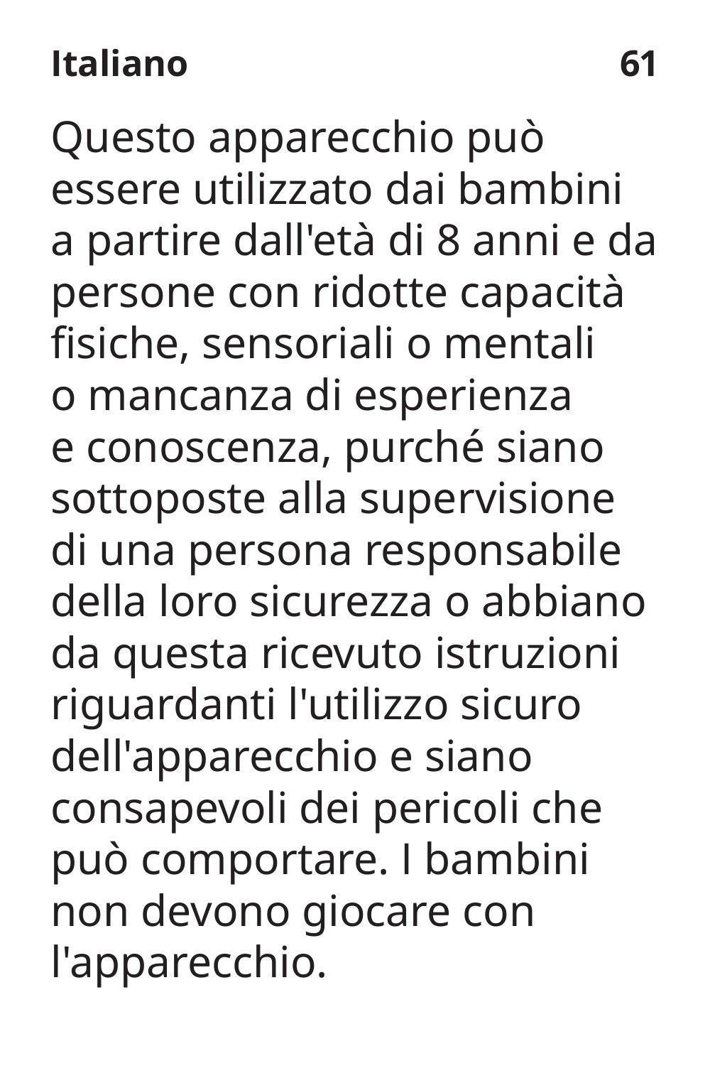Questo apparecchio può essere utilizzato dai bambini a partire dall'età di 8 anni e da persone con ridotte capacità fisiche, sensoriali o mentali o mancanza di esperienza e conoscenza, purché siano sottoposte alla supervisione di una persona responsabile della loro sicurezza o abbiano da questa ricevuto istruzioni riguardanti l'utilizzo sicuro dell'apparecchio e siano consapevoli dei pericoli che può comportare. I bambini non devono giocare con l'apparecchio.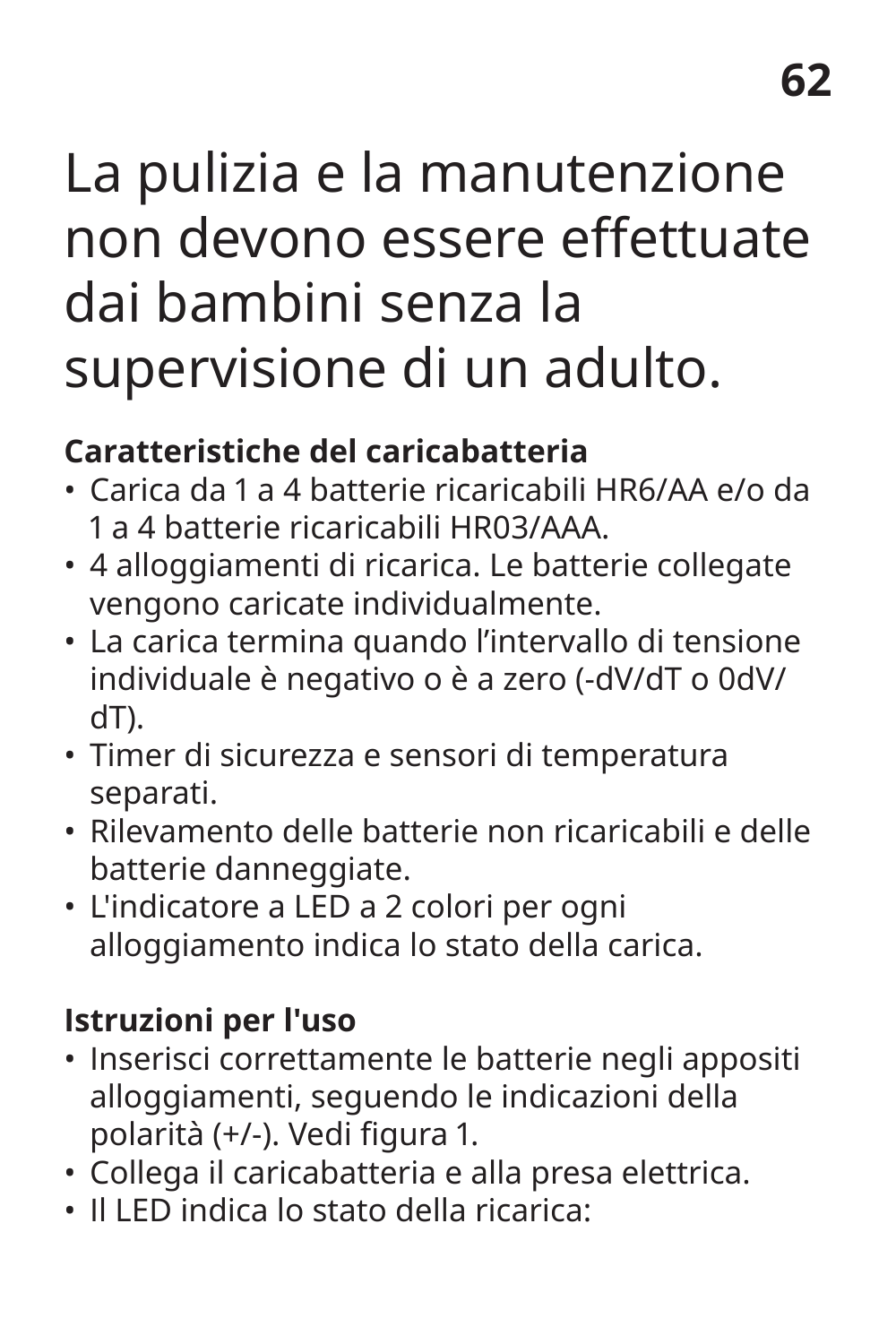La pulizia e la manutenzione non devono essere effettuate dai bambini senza la supervisione di un adulto.

**Caratteristiche del caricabatteria**

- Carica da 1 a 4 batterie ricaricabili HR6/AA e/o da 1 a 4 batterie ricaricabili HR03/AAA.
- 4 alloggiamenti di ricarica. Le batterie collegate vengono caricate individualmente.
- La carica termina quando l’intervallo di tensione individuale è negativo o è a zero (-dV/dT o 0dV/dT).
- Timer di sicurezza e sensori di temperatura separati.
- Rilevamento delle batterie non ricaricabili e delle batterie danneggiate.
- L'indicatore a LED a 2 colori per ogni alloggiamento indica lo stato della carica.

**Istruzioni per l'uso**

- Inserisci correttamente le batterie negli appositi alloggiamenti, seguendo le indicazioni della polarità (+/-). Vedi figura 1.
- Collega il caricabatteria e alla presa elettrica.
- Il LED indica lo stato della ricarica: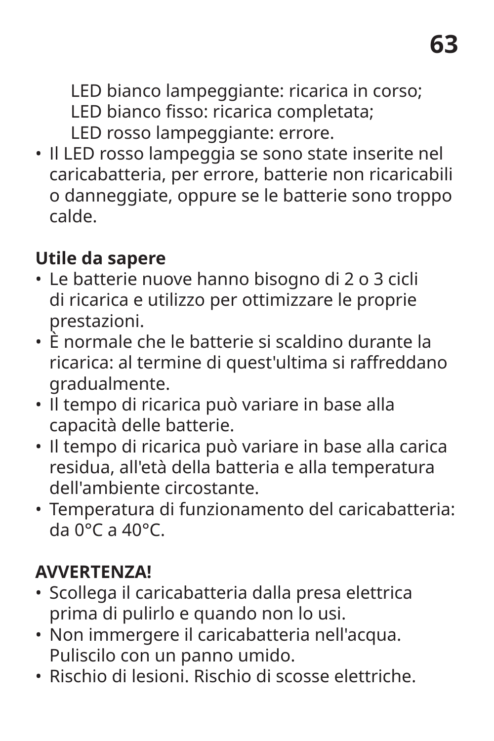LED bianco lampeggiante: ricarica in corso;
LED bianco fisso: ricarica completata;
LED rosso lampeggiante: errore.

- Il LED rosso lampeggia se sono state inserite nel caricabatteria, per errore, batterie non ricaricabili o danneggiate, oppure se le batterie sono troppo calde.

**Utile da sapere**

- Le batterie nuove hanno bisogno di 2 o 3 cicli di ricarica e utilizzo per ottimizzare le proprie prestazioni.
- È normale che le batterie si scaldino durante la ricarica: al termine di quest'ultima si raffreddano gradualmente.
- Il tempo di ricarica può variare in base alla capacità delle batterie.
- Il tempo di ricarica può variare in base alla carica residua, all'età della batteria e alla temperatura dell'ambiente circostante.
- Temperatura di funzionamento del caricabatteria: da 0°C a 40°C.

**AVVERTENZA!**

- Scollega il caricabatteria dalla presa elettrica prima di pulirlo e quando non lo usi.
- Non immergere il caricabatteria nell'acqua. Puliscilo con un panno umido.
- Rischio di lesioni. Rischio di scosse elettriche.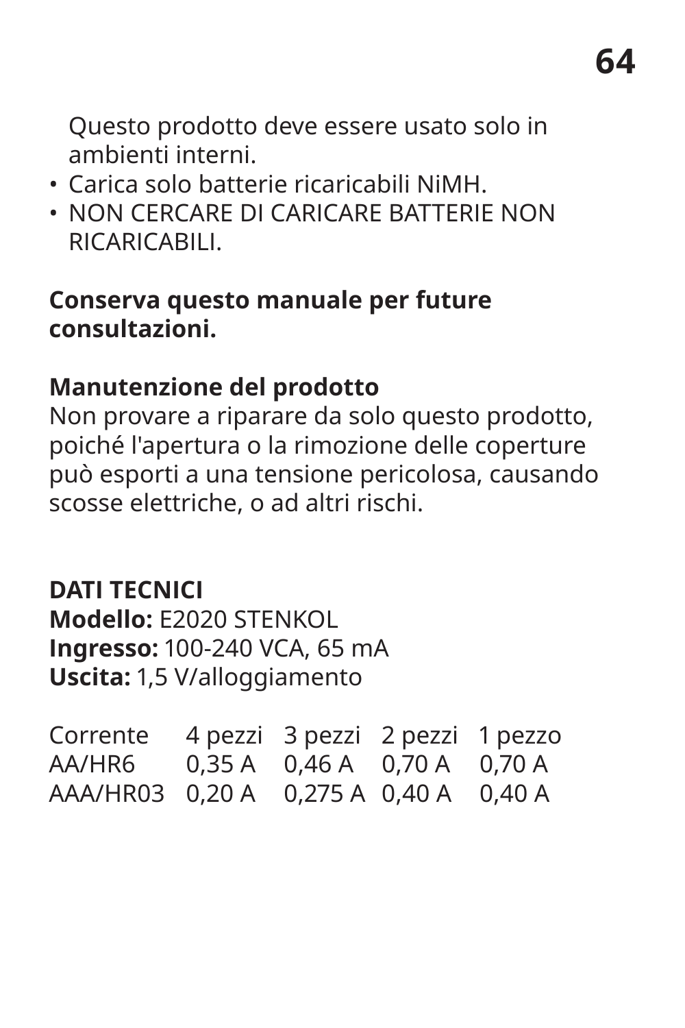Questo prodotto deve essere usato solo in ambienti interni.

- Carica solo batterie ricaricabili NiMH.
- NON CERCARE DI CARICARE BATTERIE NON RICARICABILI.

**Conserva questo manuale per future consultazioni.**

**Manutenzione del prodotto**
Non provare a riparare da solo questo prodotto, poiché l'apertura o la rimozione delle coperture può esporti a una tensione pericolosa, causando scosse elettriche, o ad altri rischi.

**DATI TECNICI**
**Modello:** E2020 STENKOL
**Ingresso:** 100-240 VCA, 65 mA
**Uscita:** 1,5 V/alloggiamento

| Corrente | 4 pezzi | 3 pezzi | 2 pezzi | 1 pezzo |
|---|---|---|---|---|
| AA/HR6 | 0,35 A | 0,46 A | 0,70 A | 0,70 A |
| AAA/HR03 | 0,20 A | 0,275 A | 0,40 A | 0,40 A |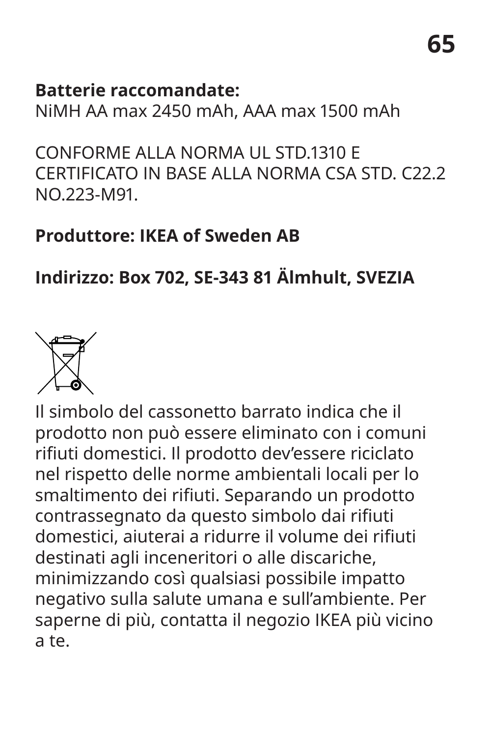**Batterie raccomandate:**
NiMH AA max 2450 mAh, AAA max 1500 mAh

CONFORME ALLA NORMA UL STD.1310 E CERTIFICATO IN BASE ALLA NORMA CSA STD. C22.2 NO.223-M91.

**Produttore: IKEA of Sweden AB**

**Indirizzo: Box 702, SE-343 81 Älmhult, SVEZIA**

Il simbolo del cassonetto barrato indica che il prodotto non può essere eliminato con i comuni rifiuti domestici. Il prodotto dev'essere riciclato nel rispetto delle norme ambientali locali per lo smaltimento dei rifiuti. Separando un prodotto contrassegnato da questo simbolo dai rifiuti domestici, aiuterai a ridurre il volume dei rifiuti destinati agli inceneritori o alle discariche, minimizzando così qualsiasi possibile impatto negativo sulla salute umana e sull'ambiente. Per saperne di più, contatta il negozio IKEA più vicino a te.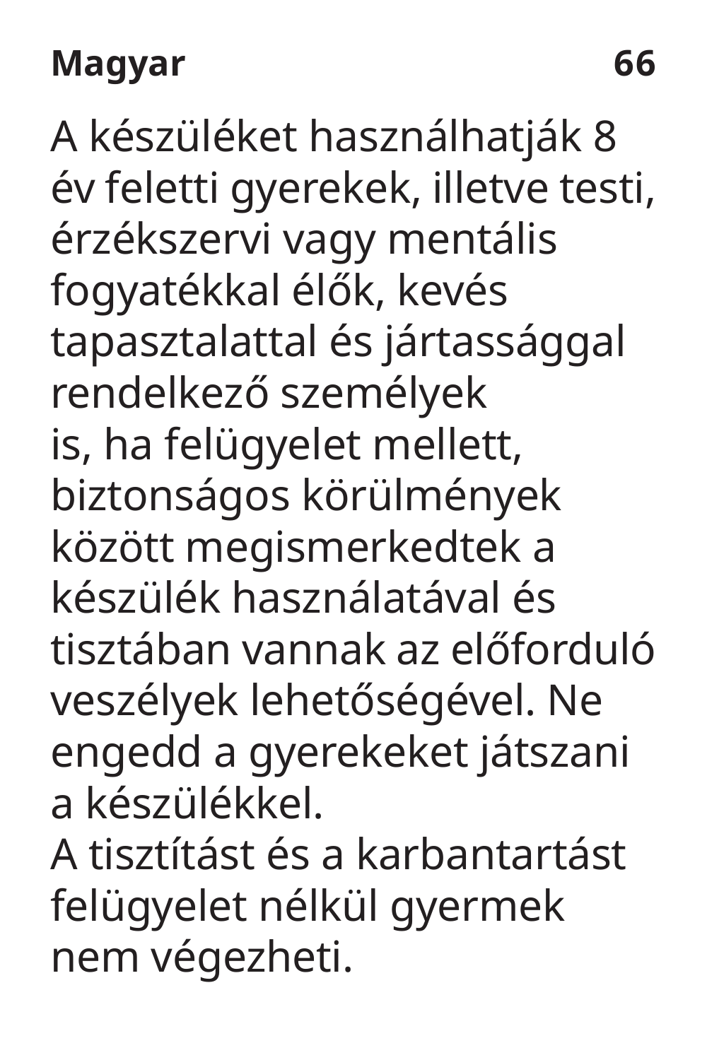A készüléket használhatják 8 év feletti gyerekek, illetve testi, érzékszervi vagy mentális fogyatékkal élők, kevés tapasztalattal és jártassággal rendelkező személyek is, ha felügyelet mellett, biztonságos körülmények között megismerkedtek a készülék használatával és tisztában vannak az előforduló veszélyek lehetőségével. Ne engedd a gyerekeket játszani a készülékkel.
A tisztítást és a karbantartást felügyelet nélkül gyermek nem végezheti.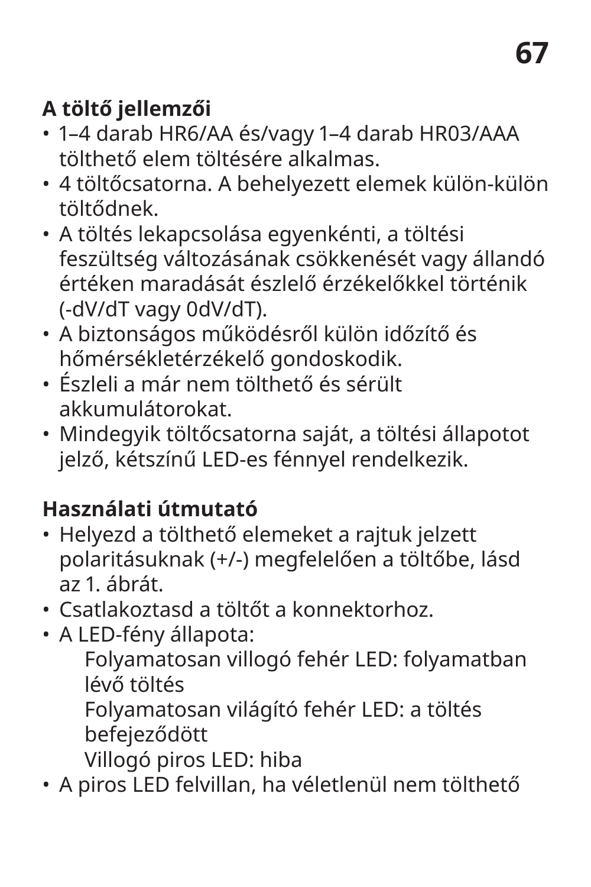**A töltő jellemzői**

- 1–4 darab HR6/AA és/vagy 1–4 darab HR03/AAA tölthető elem töltésére alkalmas.
- 4 töltőcsatorna. A behelyezett elemek külön-külön töltődnek.
- A töltés lekapcsolása egyenkénti, a töltési feszültség változásának csökkenését vagy állandó értéken maradását észlelő érzékelőkkel történik (-dV/dT vagy 0dV/dT).
- A biztonságos működésről külön időzítő és hőmérsékletérzékelő gondoskodik.
- Észleli a már nem tölthető és sérült akkumulátorokat.
- Mindegyik töltőcsatorna saját, a töltési állapotot jelző, kétszínű LED-es fénnyel rendelkezik.

**Használati útmutató**

- Helyezd a tölthető elemeket a rajtuk jelzett polaritásuknak (+/-) megfelelően a töltőbe, lásd az 1. ábrát.
- Csatlakoztasd a töltőt a konnektorhoz.
- A LED-fény állapota:
  Folyamatosan villogó fehér LED: folyamatban lévő töltés
  Folyamatosan világító fehér LED: a töltés befejeződött
  Villogó piros LED: hiba
- A piros LED felvillan, ha véletlenül nem tölthető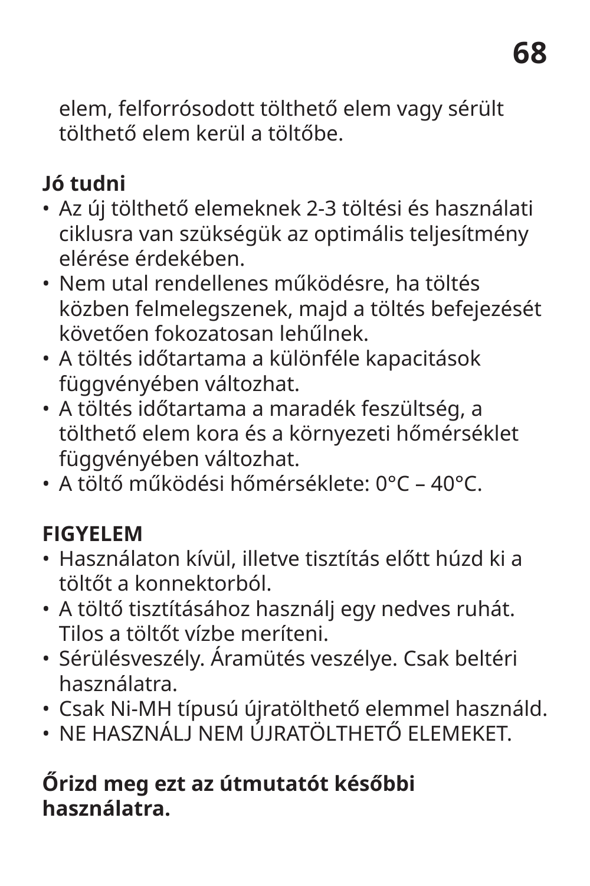elem, felforrósodott tölthető elem vagy sérült tölthető elem kerül a töltőbe.

**Jó tudni**

- Az új tölthető elemeknek 2-3 töltési és használati ciklusra van szükségük az optimális teljesítmény elérése érdekében.
- Nem utal rendellenes működésre, ha töltés közben felmelegszenek, majd a töltés befejezését követően fokozatosan lehűlnek.
- A töltés időtartama a különféle kapacitások függvényében változhat.
- A töltés időtartama a maradék feszültség, a tölthető elem kora és a környezeti hőmérséklet függvényében változhat.
- A töltő működési hőmérséklete: 0°C – 40°C.

**FIGYELEM**

- Használaton kívül, illetve tisztítás előtt húzd ki a töltőt a konnektorból.
- A töltő tisztításához használj egy nedves ruhát. Tilos a töltőt vízbe meríteni.
- Sérülésveszély. Áramütés veszélye. Csak beltéri használatra.
- Csak Ni-MH típusú újratölthető elemmel használd.
- NE HASZNÁLJ NEM ÚJRATÖLTHETŐ ELEMEKET.

**Őrizd meg ezt az útmutatót későbbi használatra.**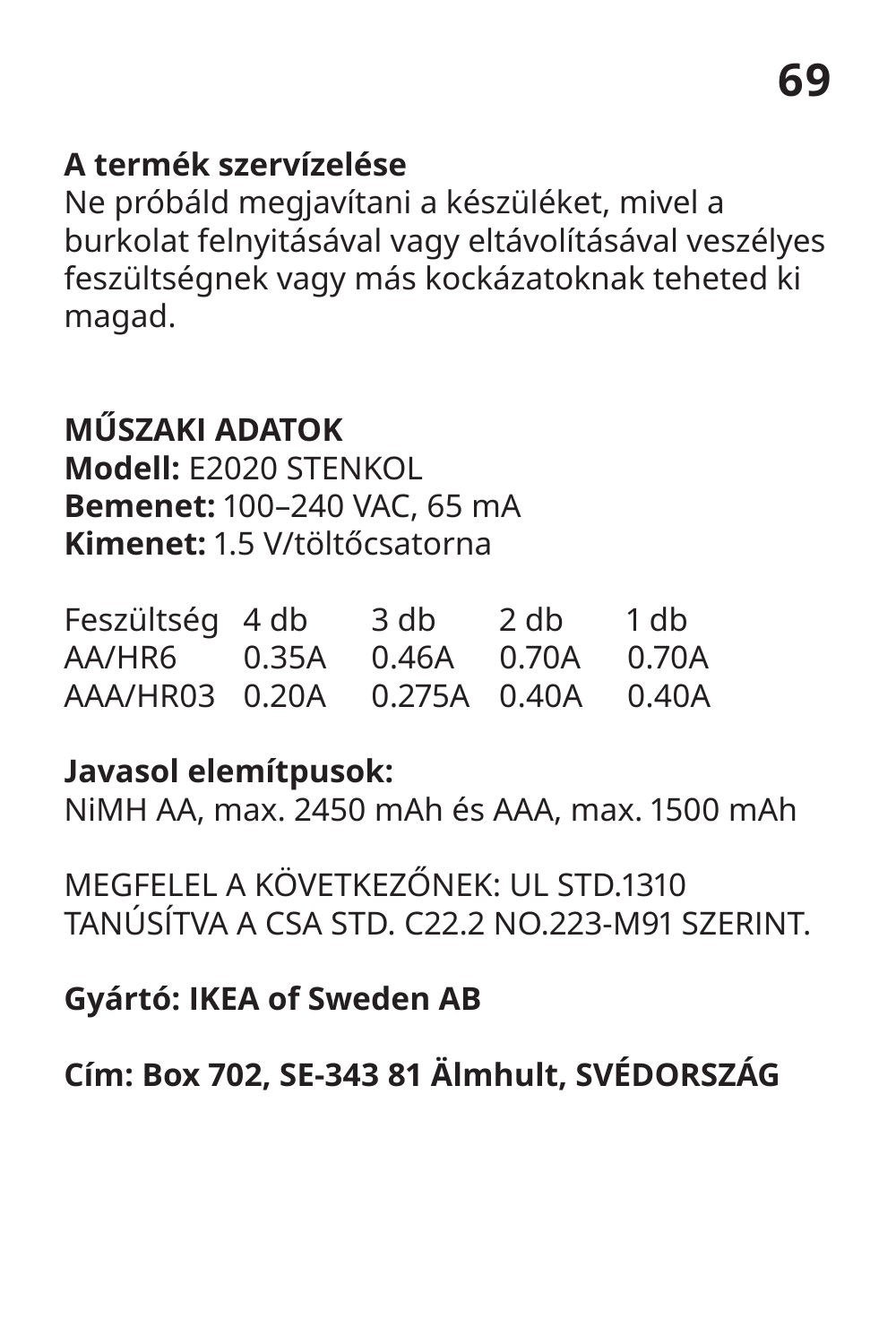**A termék szervízelése**
Ne próbáld megjavítani a készüléket, mivel a burkolat felnyitásával vagy eltávolításával veszélyes feszültségnek vagy más kockázatoknak teheted ki magad.

**MŰSZAKI ADATOK**
**Modell:** E2020 STENKOL
**Bemenet:** 100–240 VAC, 65 mA
**Kimenet:** 1.5 V/töltőcsatorna

| Feszültség | 4 db | 3 db | 2 db | 1 db |
|---|---|---|---|---|
| AA/HR6 | 0.35A | 0.46A | 0.70A | 0.70A |
| AAA/HR03 | 0.20A | 0.275A | 0.40A | 0.40A |

**Javasol elemítpusok:**
NiMH AA, max. 2450 mAh és AAA, max. 1500 mAh

MEGFELEL A KÖVETKEZŐNEK: UL STD.1310
TANÚSÍTVA A CSA STD. C22.2 NO.223-M91 SZERINT.

**Gyártó: IKEA of Sweden AB**

**Cím: Box 702, SE-343 81 Älmhult, SVÉDORSZÁG**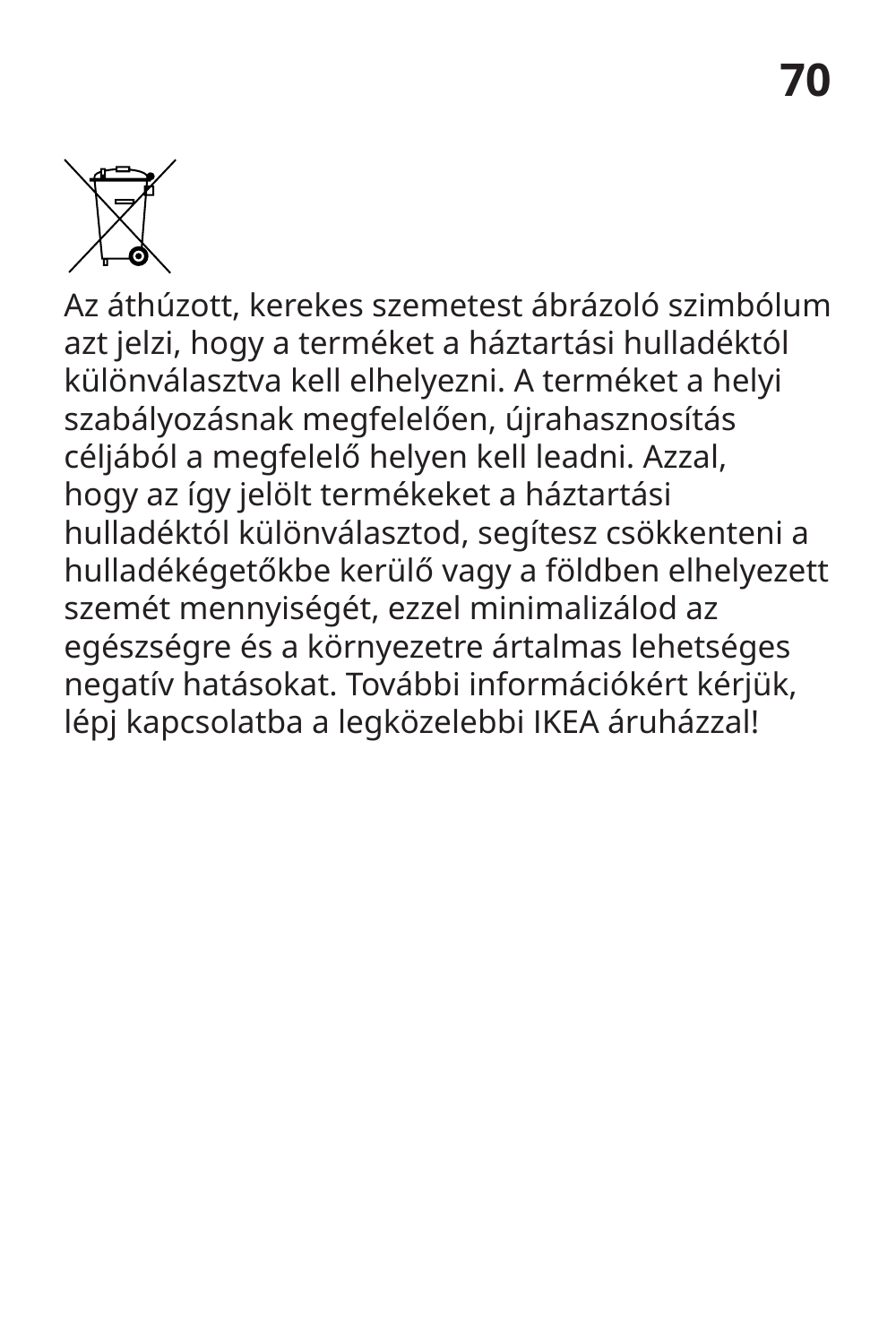Az áthúzott, kerekes szemetest ábrázoló szimbólum azt jelzi, hogy a terméket a háztartási hulladéktól különválasztva kell elhelyezni. A terméket a helyi szabályozásnak megfelelően, újrahasznosítás céljából a megfelelő helyen kell leadni. Azzal, hogy az így jelölt termékeket a háztartási hulladéktól különválasztod, segítesz csökkenteni a hulladékégetőkbe kerülő vagy a földben elhelyezett szemét mennyiségét, ezzel minimalizálod az egészségre és a környezetre ártalmas lehetséges negatív hatásokat. További információkért kérjük, lépj kapcsolatba a legközelebbi IKEA áruházzal!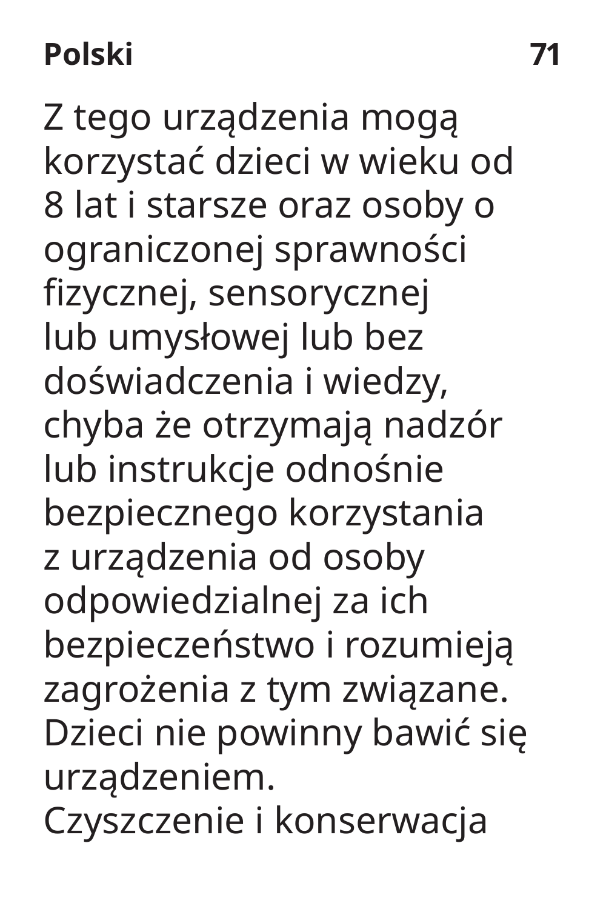Z tego urządzenia mogą korzystać dzieci w wieku od 8 lat i starsze oraz osoby o ograniczonej sprawności fizycznej, sensorycznej lub umysłowej lub bez doświadczenia i wiedzy, chyba że otrzymają nadzór lub instrukcje odnośnie bezpiecznego korzystania z urządzenia od osoby odpowiedzialnej za ich bezpieczeństwo i rozumieją zagrożenia z tym związane. Dzieci nie powinny bawić się urządzeniem.
Czyszczenie i konserwacja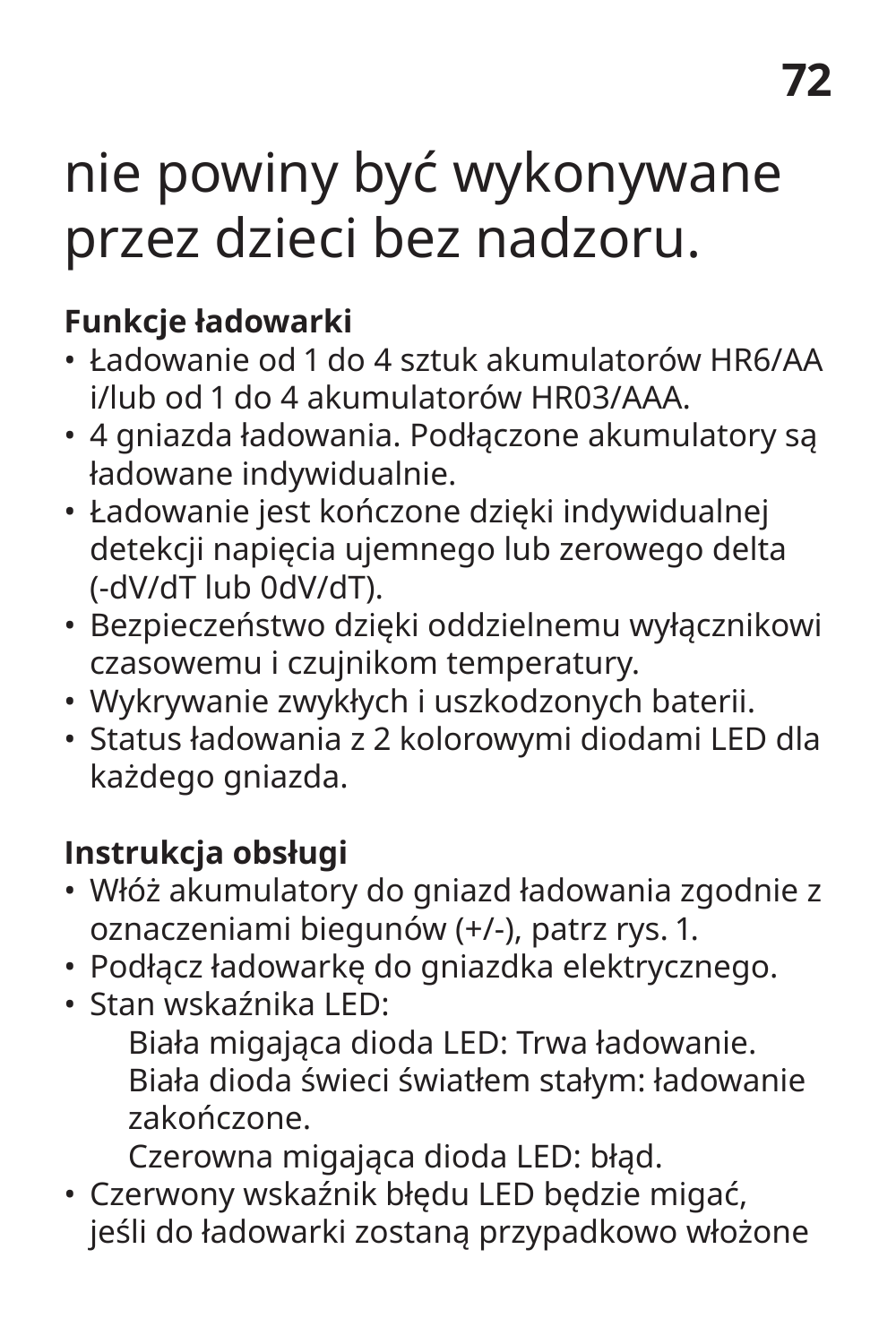nie powiny być wykonywane przez dzieci bez nadzoru.

**Funkcje ładowarki**

- Ładowanie od 1 do 4 sztuk akumulatorów HR6/AA i/lub od 1 do 4 akumulatorów HR03/AAA.
- 4 gniazda ładowania. Podłączone akumulatory są ładowane indywidualnie.
- Ładowanie jest kończone dzięki indywidualnej detekcji napięcia ujemnego lub zerowego delta (-dV/dT lub 0dV/dT).
- Bezpieczeństwo dzięki oddzielnemu wyłącznikowi czasowemu i czujnikom temperatury.
- Wykrywanie zwykłych i uszkodzonych baterii.
- Status ładowania z 2 kolorowymi diodami LED dla każdego gniazda.

**Instrukcja obsługi**

- Włóż akumulatory do gniazd ładowania zgodnie z oznaczeniami biegunów (+/-), patrz rys. 1.
- Podłącz ładowarkę do gniazdka elektrycznego.
- Stan wskaźnika LED:

  Biała migająca dioda LED: Trwa ładowanie.
  Biała dioda świeci światłem stałym: ładowanie zakończone.
  Czerowna migająca dioda LED: błąd.
- Czerwony wskaźnik błędu LED będzie migać, jeśli do ładowarki zostaną przypadkowo włożone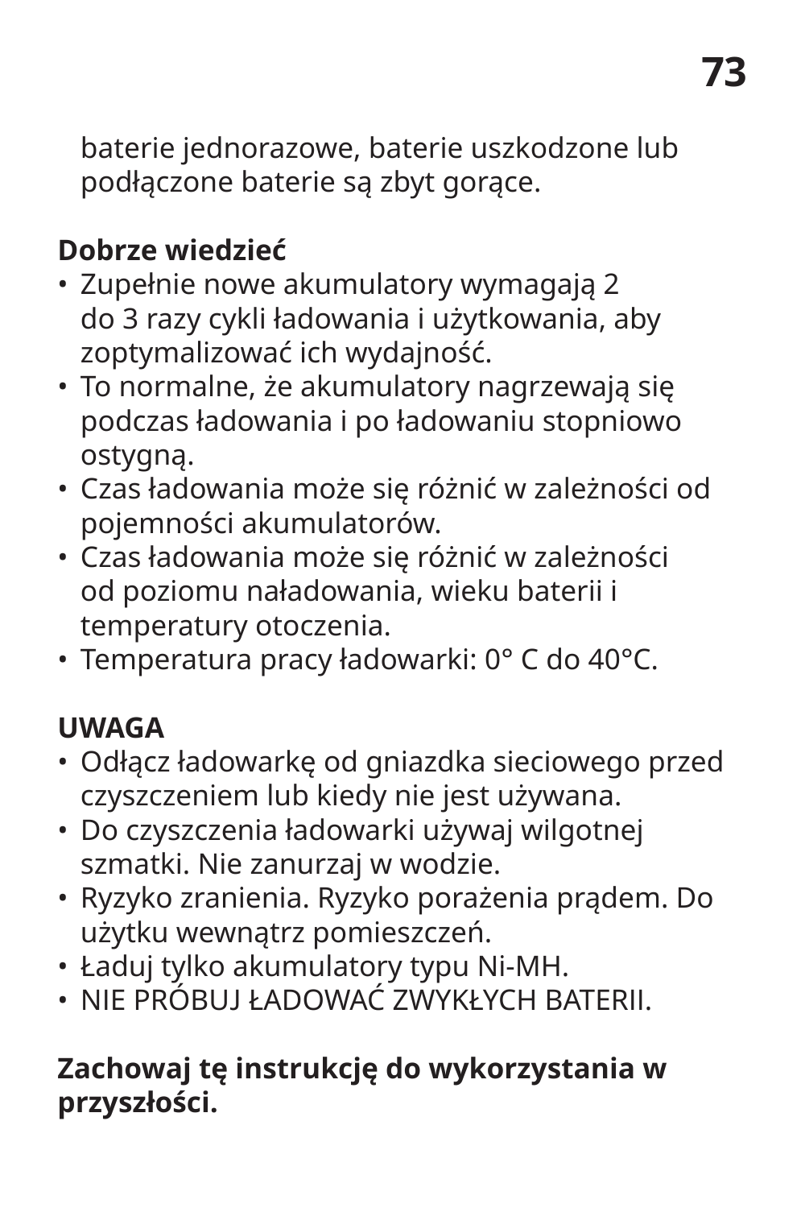baterie jednorazowe, baterie uszkodzone lub podłączone baterie są zbyt gorące.

**Dobrze wiedzieć**

- Zupełnie nowe akumulatory wymagają 2 do 3 razy cykli ładowania i użytkowania, aby zoptymalizować ich wydajność.
- To normalne, że akumulatory nagrzewają się podczas ładowania i po ładowaniu stopniowo ostygną.
- Czas ładowania może się różnić w zależności od pojemności akumulatorów.
- Czas ładowania może się różnić w zależności od poziomu naładowania, wieku baterii i temperatury otoczenia.
- Temperatura pracy ładowarki: 0° C do 40°C.

**UWAGA**

- Odłącz ładowarkę od gniazdka sieciowego przed czyszczeniem lub kiedy nie jest używana.
- Do czyszczenia ładowarki używaj wilgotnej szmatki. Nie zanurzaj w wodzie.
- Ryzyko zranienia. Ryzyko porażenia prądem. Do użytku wewnątrz pomieszczeń.
- Ładuj tylko akumulatory typu Ni-MH.
- NIE PRÓBUJ ŁADOWAĆ ZWYKŁYCH BATERII.

**Zachowaj tę instrukcję do wykorzystania w przyszłości.**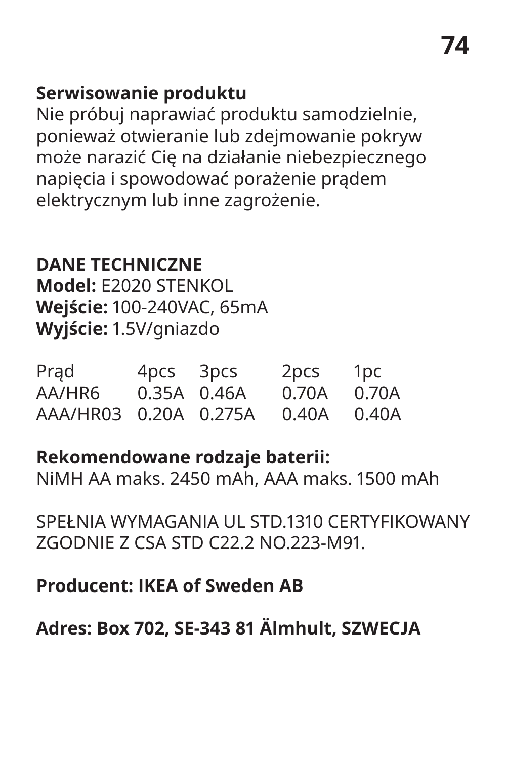**Serwisowanie produktu**
Nie próbuj naprawiać produktu samodzielnie, ponieważ otwieranie lub zdejmowanie pokryw może narazić Cię na działanie niebezpiecznego napięcia i spowodować porażenie prądem elektrycznym lub inne zagrożenie.

**DANE TECHNICZNE**
**Model:** E2020 STENKOL
**Wejście:** 100-240VAC, 65mA
**Wyjście:** 1.5V/gniazdo

| Prąd | 4pcs | 3pcs | 2pcs | 1pc |
|---|---|---|---|---|
| AA/HR6 | 0.35A | 0.46A | 0.70A | 0.70A |
| AAA/HR03 | 0.20A | 0.275A | 0.40A | 0.40A |

**Rekomendowane rodzaje baterii:**
NiMH AA maks. 2450 mAh, AAA maks. 1500 mAh

SPEŁNIA WYMAGANIA UL STD.1310 CERTYFIKOWANY ZGODNIE Z CSA STD C22.2 NO.223-M91.

**Producent: IKEA of Sweden AB**

**Adres: Box 702, SE-343 81 Älmhult, SZWECJA**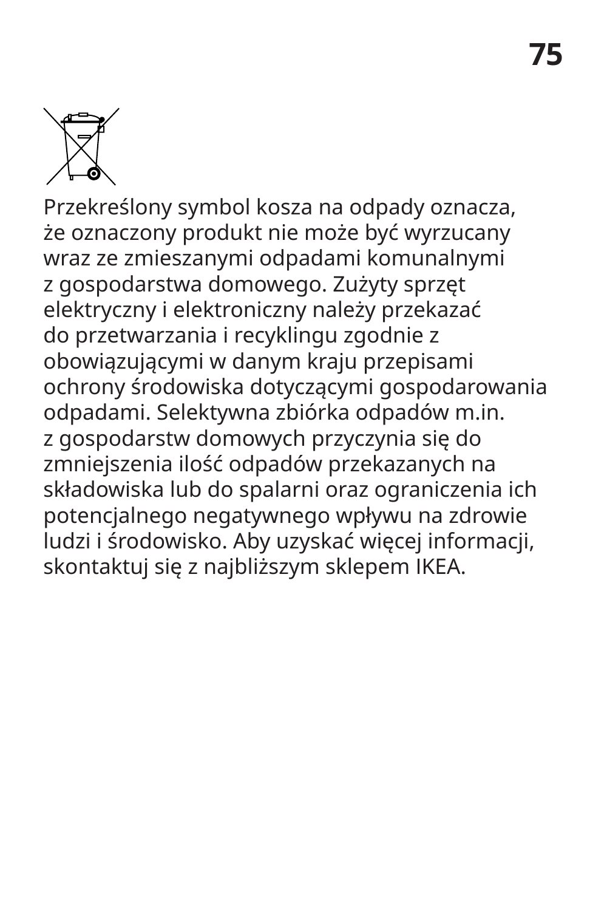Przekreślony symbol kosza na odpady oznacza, że oznaczony produkt nie może być wyrzucany wraz ze zmieszanymi odpadami komunalnymi z gospodarstwa domowego. Zużyty sprzęt elektryczny i elektroniczny należy przekazać do przetwarzania i recyklingu zgodnie z obowiązującymi w danym kraju przepisami ochrony środowiska dotyczącymi gospodarowania odpadami. Selektywna zbiórka odpadów m.in. z gospodarstw domowych przyczynia się do zmniejszenia ilość odpadów przekazanych na składowiska lub do spalarni oraz ograniczenia ich potencjalnego negatywnego wpływu na zdrowie ludzi i środowisko. Aby uzyskać więcej informacji, skontaktuj się z najbliższym sklepem IKEA.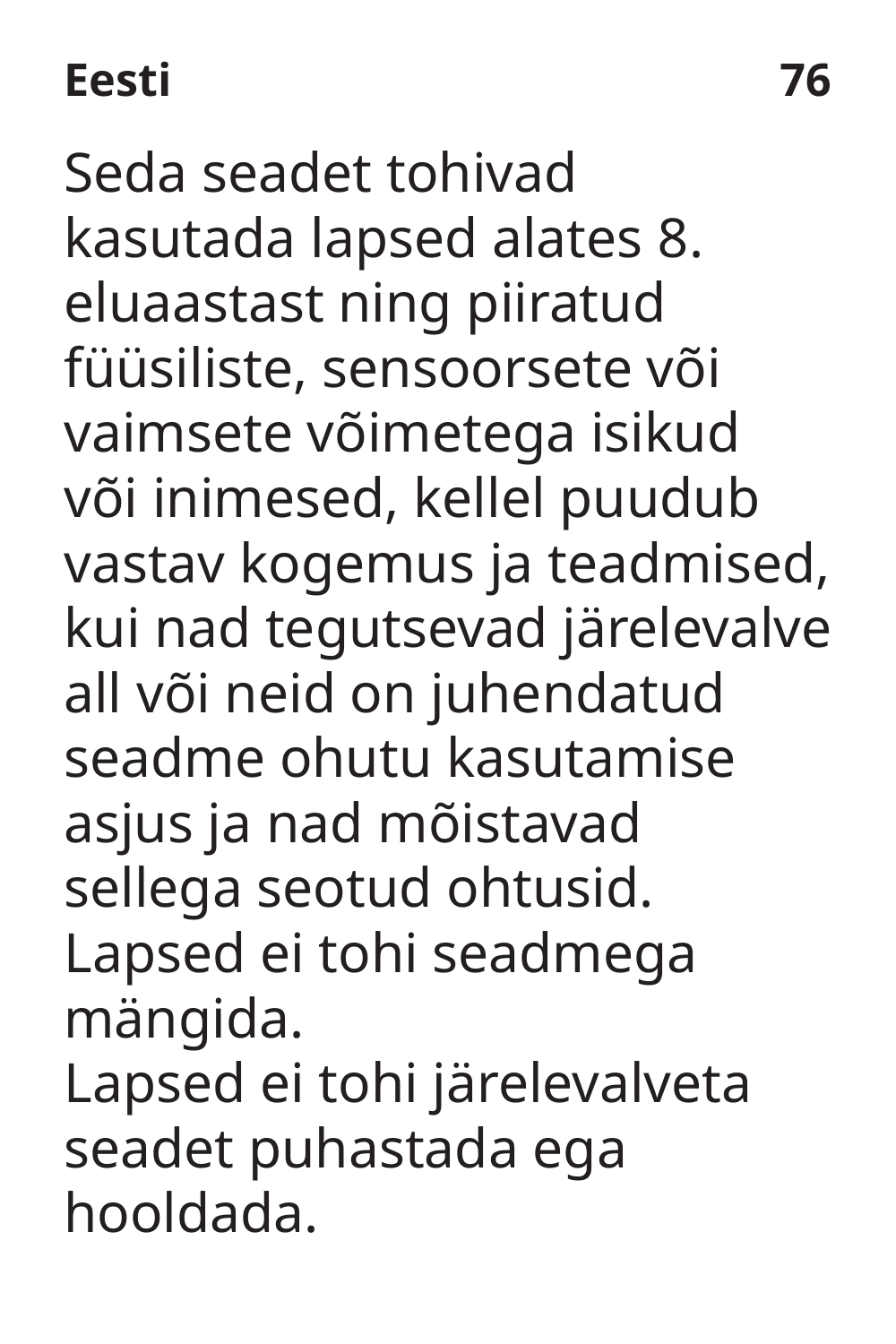Seda seadet tohivad kasutada lapsed alates 8. eluaastast ning piiratud füüsiliste, sensoorsete või vaimsete võimetega isikud või inimesed, kellel puudub vastav kogemus ja teadmised, kui nad tegutsevad järelevalve all või neid on juhendatud seadme ohutu kasutamise asjus ja nad mõistavad sellega seotud ohtusid.
Lapsed ei tohi seadmega mängida.
Lapsed ei tohi järelevalveta seadet puhastada ega hooldada.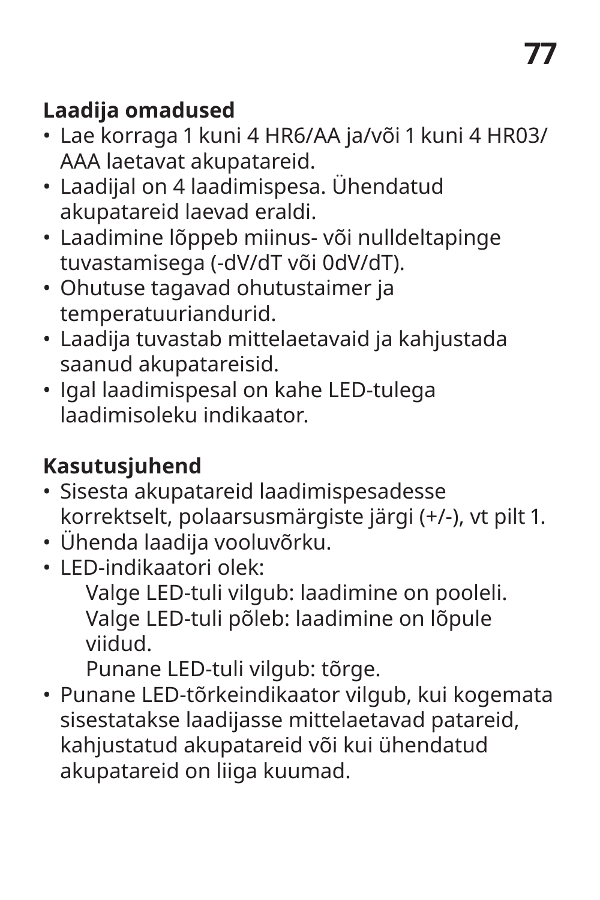**Laadija omadused**

- Lae korraga 1 kuni 4 HR6/AA ja/või 1 kuni 4 HR03/AAA laetavat akupatareid.
- Laadijal on 4 laadimispesa. Ühendatud akupatareid laevad eraldi.
- Laadimine lõppeb miinus- või nulldeltapinge tuvastamisega (-dV/dT või 0dV/dT).
- Ohutuse tagavad ohutustaimer ja temperatuuriandurid.
- Laadija tuvastab mittelaetavaid ja kahjustada saanud akupatareisid.
- Igal laadimispesal on kahe LED-tulega laadimisoleku indikaator.

**Kasutusjuhend**

- Sisesta akupatareid laadimispesadesse korrektselt, polaarsusmärgiste järgi (+/-), vt pilt 1.
- Ühenda laadija vooluvõrku.
- LED-indikaatori olek:
  
  Valge LED-tuli vilgub: laadimine on pooleli.
  
  Valge LED-tuli põleb: laadimine on lõpule viidud.
  
  Punane LED-tuli vilgub: tõrge.
- Punane LED-tõrkeindikaator vilgub, kui kogemata sisestatakse laadijasse mittelaetavad patareid, kahjustatud akupatareid või kui ühendatud akupatareid on liiga kuumad.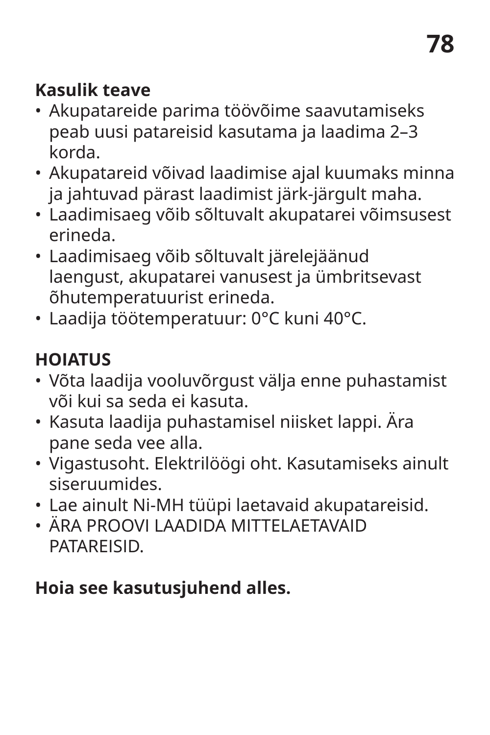**Kasulik teave**

- Akupatareide parima töövõime saavutamiseks peab uusi patareisid kasutama ja laadima 2–3 korda.
- Akupatareid võivad laadimise ajal kuumaks minna ja jahtuvad pärast laadimist järk-järgult maha.
- Laadimisaeg võib sõltuvalt akupatarei võimsusest erineda.
- Laadimisaeg võib sõltuvalt järelejäänud laengust, akupatarei vanusest ja ümbritsevast õhutemperatuurist erineda.
- Laadija töötemperatuur: 0°C kuni 40°C.

**HOIATUS**

- Võta laadija vooluvõrgust välja enne puhastamist või kui sa seda ei kasuta.
- Kasuta laadija puhastamisel niisket lappi. Ära pane seda vee alla.
- Vigastusoht. Elektrilöögi oht. Kasutamiseks ainult siseruumides.
- Lae ainult Ni-MH tüüpi laetavaid akupatareisid.
- ÄRA PROOVI LAADIDA MITTELAETAVAID PATAREISID.

**Hoia see kasutusjuhend alles.**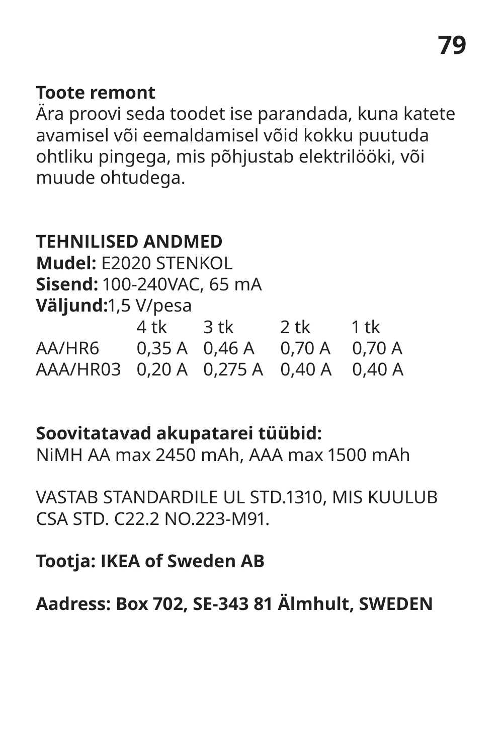**Toote remont**
Ära proovi seda toodet ise parandada, kuna katete avamisel või eemaldamisel võid kokku puutuda ohtliku pingega, mis põhjustab elektrilööki, või muude ohtudega.

**TEHNILISED ANDMED**
**Mudel:** E2020 STENKOL
**Sisend:** 100-240VAC, 65 mA
**Väljund:**1,5 V/pesa

| | 4 tk | 3 tk | 2 tk | 1 tk |
|---|---|---|---|---|
| AA/HR6 | 0,35 A | 0,46 A | 0,70 A | 0,70 A |
| AAA/HR03 | 0,20 A | 0,275 A | 0,40 A | 0,40 A |

**Soovitatavad akupatarei tüübid:**
NiMH AA max 2450 mAh, AAA max 1500 mAh

VASTAB STANDARDILE UL STD.1310, MIS KUULUB CSA STD. C22.2 NO.223-M91.

**Tootja: IKEA of Sweden AB**

**Aadress: Box 702, SE-343 81 Älmhult, SWEDEN**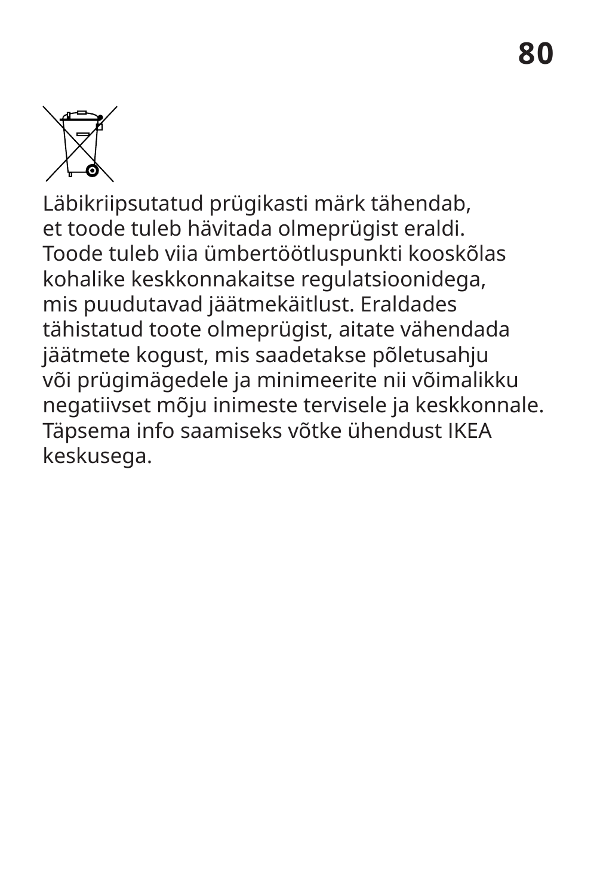Läbikriipsutatud prügikasti märk tähendab, et toode tuleb hävitada olmeprügist eraldi. Toode tuleb viia ümbertöötluspunkti kooskõlas kohalike keskkonnakaitse regulatsioonidega, mis puudutavad jäätmekäitlust. Eraldades tähistatud toote olmeprügist, aitate vähendada jäätmete kogust, mis saadetakse põletusahju või prügimägedele ja minimeerite nii võimalikku negatiivset mõju inimeste tervisele ja keskkonnale. Täpsema info saamiseks võtke ühendust IKEA keskusega.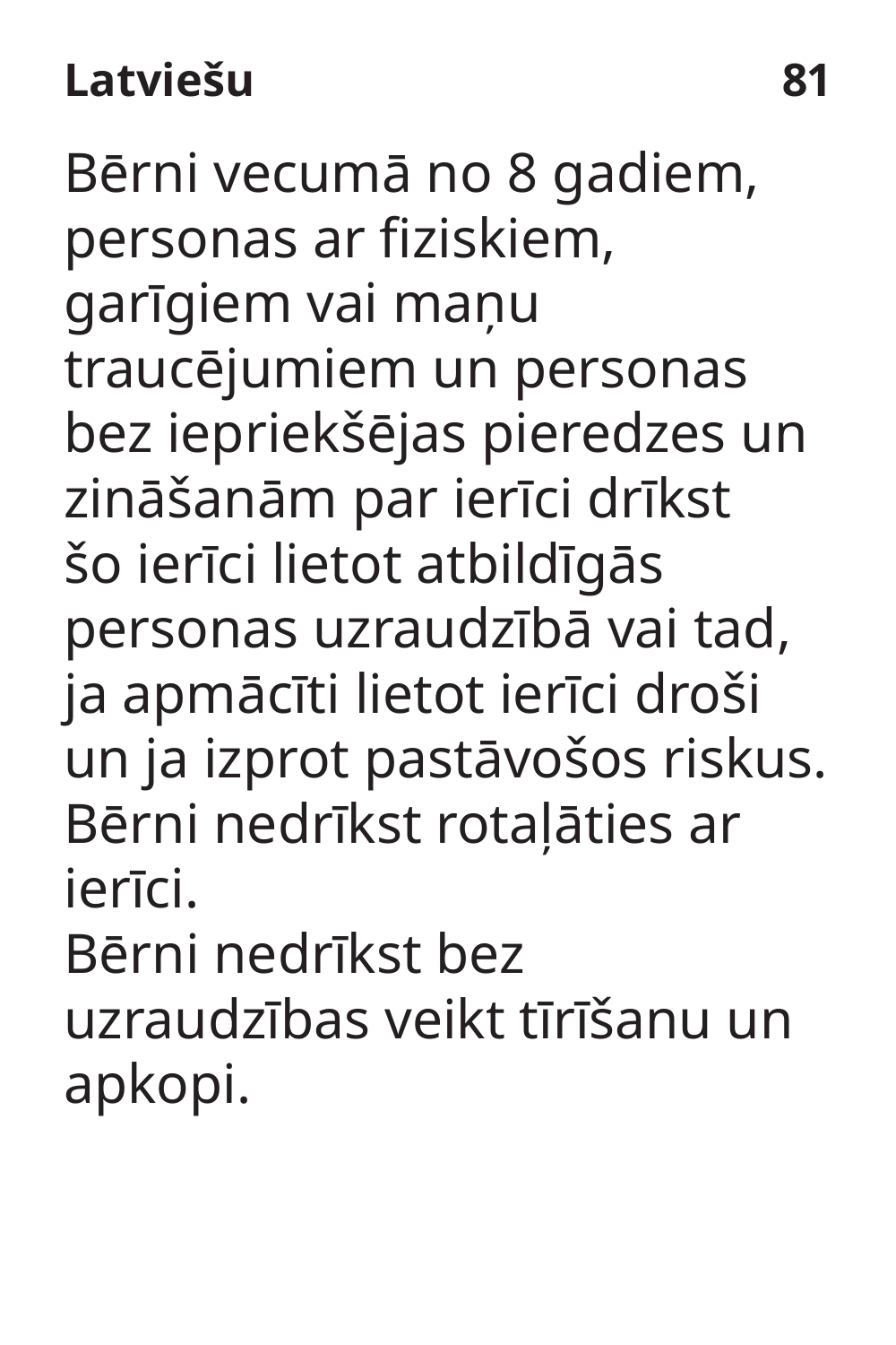Bērni vecumā no 8 gadiem, personas ar fiziskiem, garīgiem vai maņu traucējumiem un personas bez iepriekšējas pieredzes un zināšanām par ierīci drīkst šo ierīci lietot atbildīgās personas uzraudzībā vai tad, ja apmācīti lietot ierīci droši un ja izprot pastāvošos riskus. Bērni nedrīkst rotaļāties ar ierīci.

Bērni nedrīkst bez uzraudzības veikt tīrīšanu un apkopi.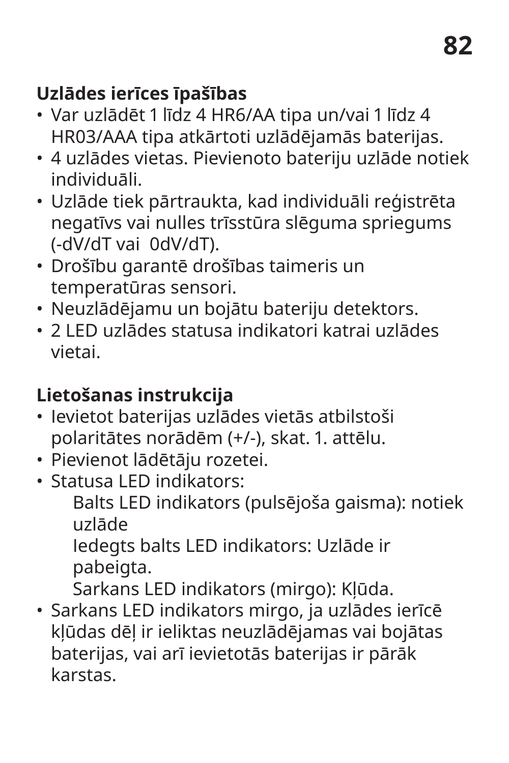**Uzlādes ierīces īpašības**

- Var uzlādēt 1 līdz 4 HR6/AA tipa un/vai 1 līdz 4 HR03/AAA tipa atkārtoti uzlādējamās baterijas.
- 4 uzlādes vietas. Pievienoto bateriju uzlāde notiek individuāli.
- Uzlāde tiek pārtraukta, kad individuāli reģistrēta negatīvs vai nulles trīsstūra slēguma spriegums (-dV/dT vai  0dV/dT).
- Drošību garantē drošības taimeris un temperatūras sensori.
- Neuzlādējamu un bojātu bateriju detektors.
- 2 LED uzlādes statusa indikatori katrai uzlādes vietai.

**Lietošanas instrukcija**

- Ievietot baterijas uzlādes vietās atbilstoši polaritātes norādēm (+/-), skat. 1. attēlu.
- Pievienot lādētāju rozetei.
- Statusa LED indikators:
  
  Balts LED indikators (pulsējoša gaisma): notiek uzlāde
  
  Iedegts balts LED indikators: Uzlāde ir pabeigta.
  
  Sarkans LED indikators (mirgo): Kļūda.
- Sarkans LED indikators mirgo, ja uzlādes ierīcē kļūdas dēļ ir ieliktas neuzlādējamas vai bojātas baterijas, vai arī ievietotās baterijas ir pārāk karstas.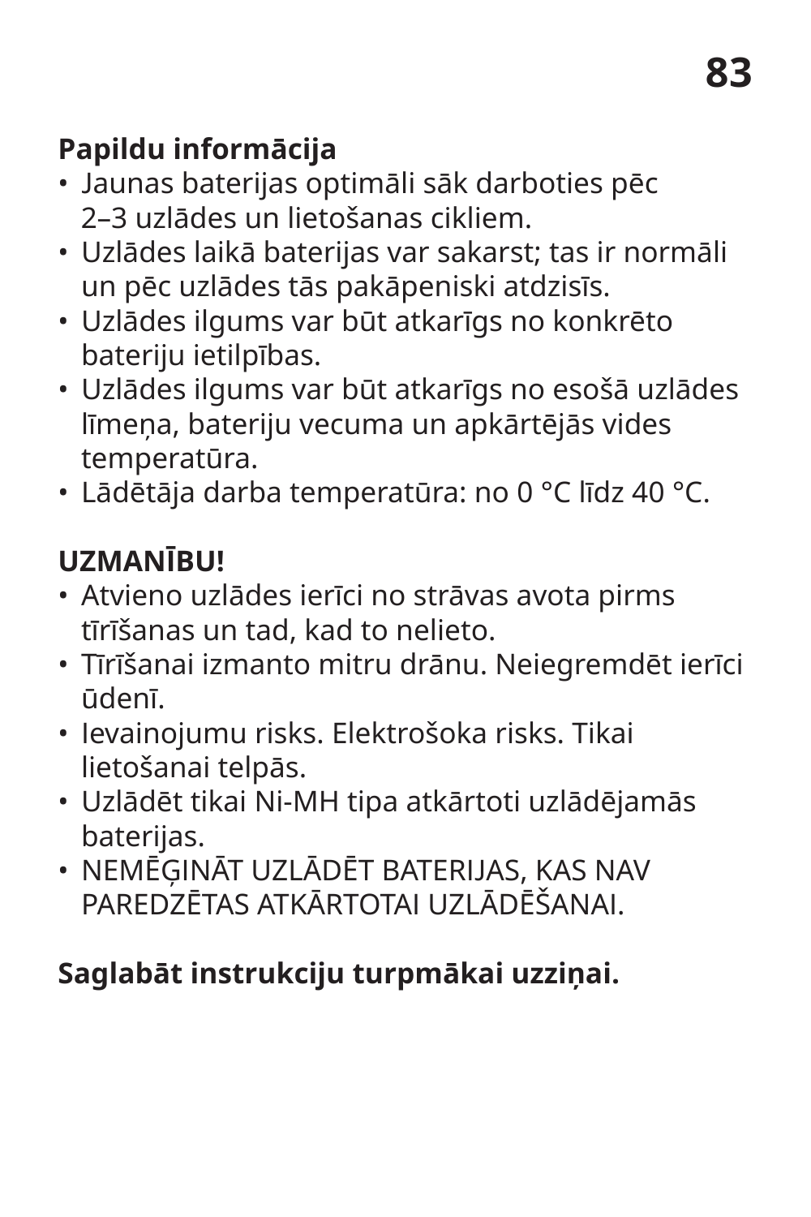**Papildu informācija**

- Jaunas baterijas optimāli sāk darboties pēc 2–3 uzlādes un lietošanas cikliem.
- Uzlādes laikā baterijas var sakarst; tas ir normāli un pēc uzlādes tās pakāpeniski atdzisīs.
- Uzlādes ilgums var būt atkarīgs no konkrēto bateriju ietilpības.
- Uzlādes ilgums var būt atkarīgs no esošā uzlādes līmeņa, bateriju vecuma un apkārtējās vides temperatūra.
- Lādētāja darba temperatūra: no 0 °C līdz 40 °C.

**UZMANĪBU!**

- Atvieno uzlādes ierīci no strāvas avota pirms tīrīšanas un tad, kad to nelieto.
- Tīrīšanai izmanto mitru drānu. Neiegremdēt ierīci ūdenī.
- Ievainojumu risks. Elektrošoka risks. Tikai lietošanai telpās.
- Uzlādēt tikai Ni-MH tipa atkārtoti uzlādējamās baterijas.
- NEMĒĢINĀT UZLĀDĒT BATERIJAS, KAS NAV PAREDZĒTAS ATKĀRTOTAI UZLĀDĒŠANAI.

**Saglabāt instrukciju turpmākai uzziņai.**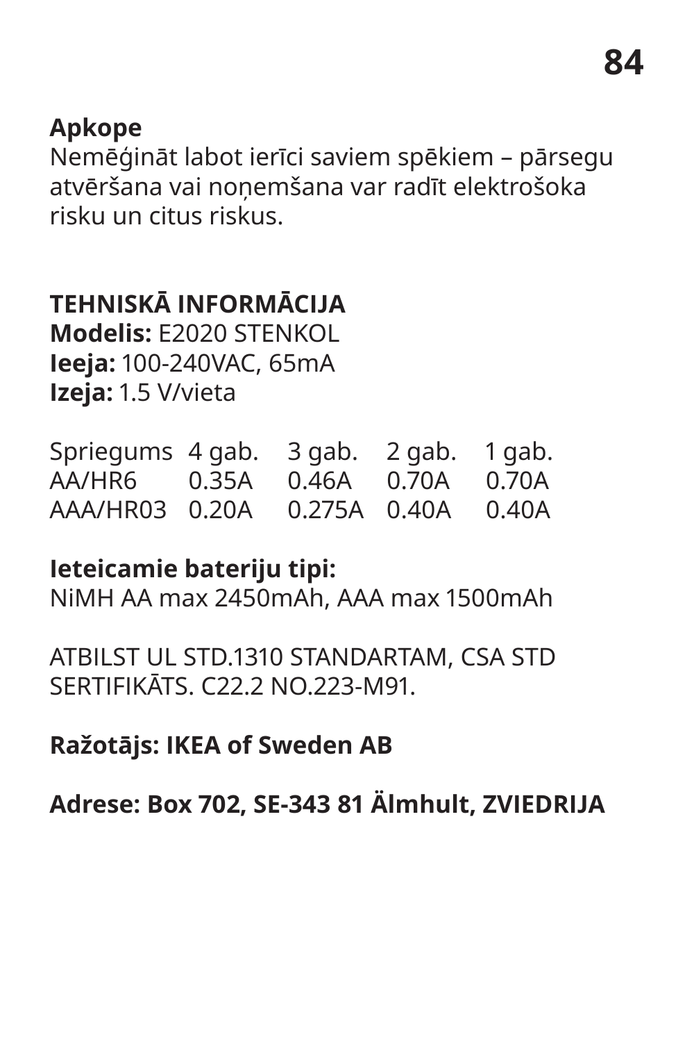**Apkope**
Nemēģināt labot ierīci saviem spēkiem – pārsegu atvēršana vai noņemšana var radīt elektrošoka risku un citus riskus.

**TEHNISKĀ INFORMĀCIJA**
**Modelis:** E2020 STENKOL
**Ieeja:** 100-240VAC, 65mA
**Izeja:** 1.5 V/vieta

| Spriegums | 4 gab. | 3 gab. | 2 gab. | 1 gab. |
|---|---|---|---|---|
| AA/HR6 | 0.35A | 0.46A | 0.70A | 0.70A |
| AAA/HR03 | 0.20A | 0.275A | 0.40A | 0.40A |

**Ieteicamie bateriju tipi:**
NiMH AA max 2450mAh, AAA max 1500mAh

ATBILST UL STD.1310 STANDARTAM, CSA STD SERTIFIKĀTS. C22.2 NO.223-M91.

**Ražotājs: IKEA of Sweden AB**

**Adrese: Box 702, SE-343 81 Älmhult, ZVIEDRIJA**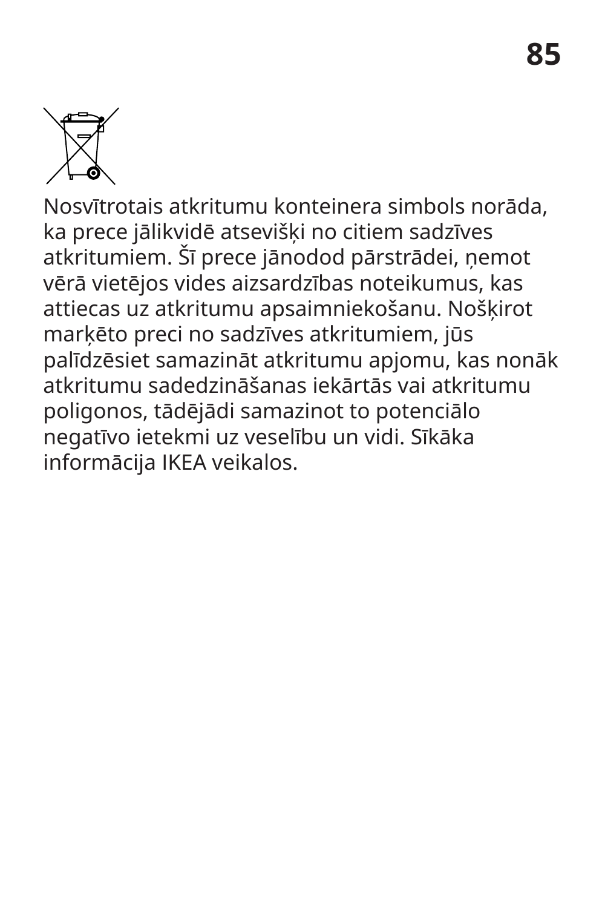Nosvītrotais atkritumu konteinera simbols norāda, ka prece jālikvidē atsevišķi no citiem sadzīves atkritumiem. Šī prece jānodod pārstrādei, ņemot vērā vietējos vides aizsardzības noteikumus, kas attiecas uz atkritumu apsaimniekošanu. Nošķirot marķēto preci no sadzīves atkritumiem, jūs palīdzēsiet samazināt atkritumu apjomu, kas nonāk atkritumu sadedzināšanas iekārtās vai atkritumu poligonos, tādējādi samazinot to potenciālo negatīvo ietekmi uz veselību un vidi. Sīkāka informācija IKEA veikalos.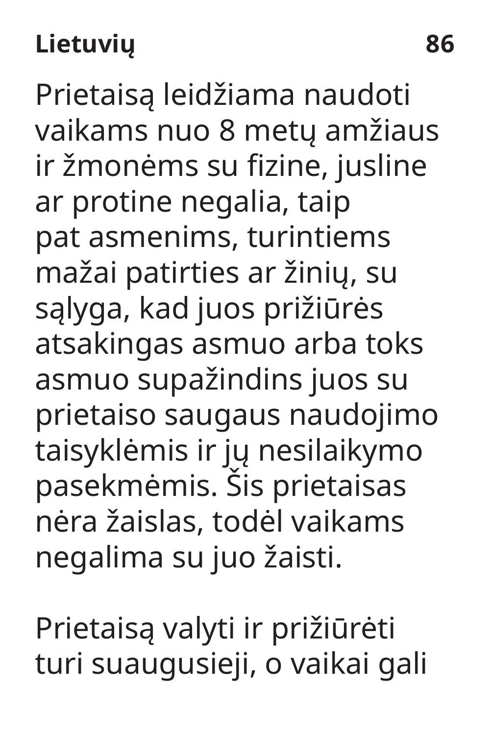Prietaisą leidžiama naudoti vaikams nuo 8 metų amžiaus ir žmonėms su fizine, jusline ar protine negalia, taip pat asmenims, turintiems mažai patirties ar žinių, su sąlyga, kad juos prižiūrės atsakingas asmuo arba toks asmuo supažindins juos su prietaiso saugaus naudojimo taisyklėmis ir jų nesilaikymo pasekmėmis. Šis prietaisas nėra žaislas, todėl vaikams negalima su juo žaisti.

Prietaisą valyti ir prižiūrėti turi suaugusieji, o vaikai gali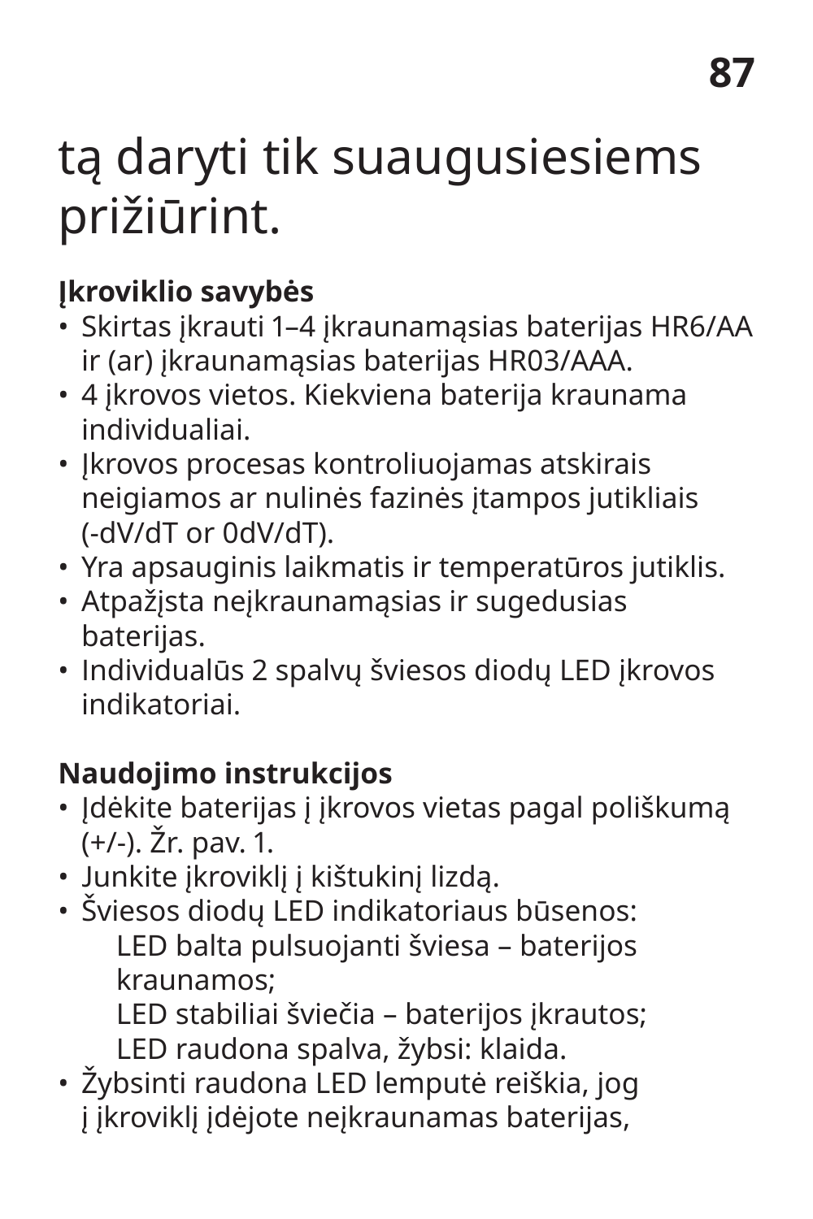tą daryti tik suaugusiesiems prižiūrint.

**Įkroviklio savybės**

- Skirtas įkrauti 1–4 įkraunamąsias baterijas HR6/AA ir (ar) įkraunamąsias baterijas HR03/AAA.
- 4 įkrovos vietos. Kiekviena baterija kraunama individualiai.
- Įkrovos procesas kontroliuojamas atskirais neigiamos ar nulinės fazinės įtampos jutikliais (-dV/dT or 0dV/dT).
- Yra apsauginis laikmatis ir temperatūros jutiklis.
- Atpažįsta neįkraunamąsias ir sugedusias baterijas.
- Individualūs 2 spalvų šviesos diodų LED įkrovos indikatoriai.

**Naudojimo instrukcijos**

- Įdėkite baterijas į įkrovos vietas pagal poliškumą (+/-). Žr. pav. 1.
- Junkite įkroviklį į kištukinį lizdą.
- Šviesos diodų LED indikatoriaus būsenos:
  - LED balta pulsuojanti šviesa – baterijos kraunamos;
  - LED stabiliai šviečia – baterijos įkrautos;
  - LED raudona spalva, žybsi: klaida.
- Žybsinti raudona LED lemputė reiškia, jog į įkroviklį įdėjote neįkraunamas baterijas,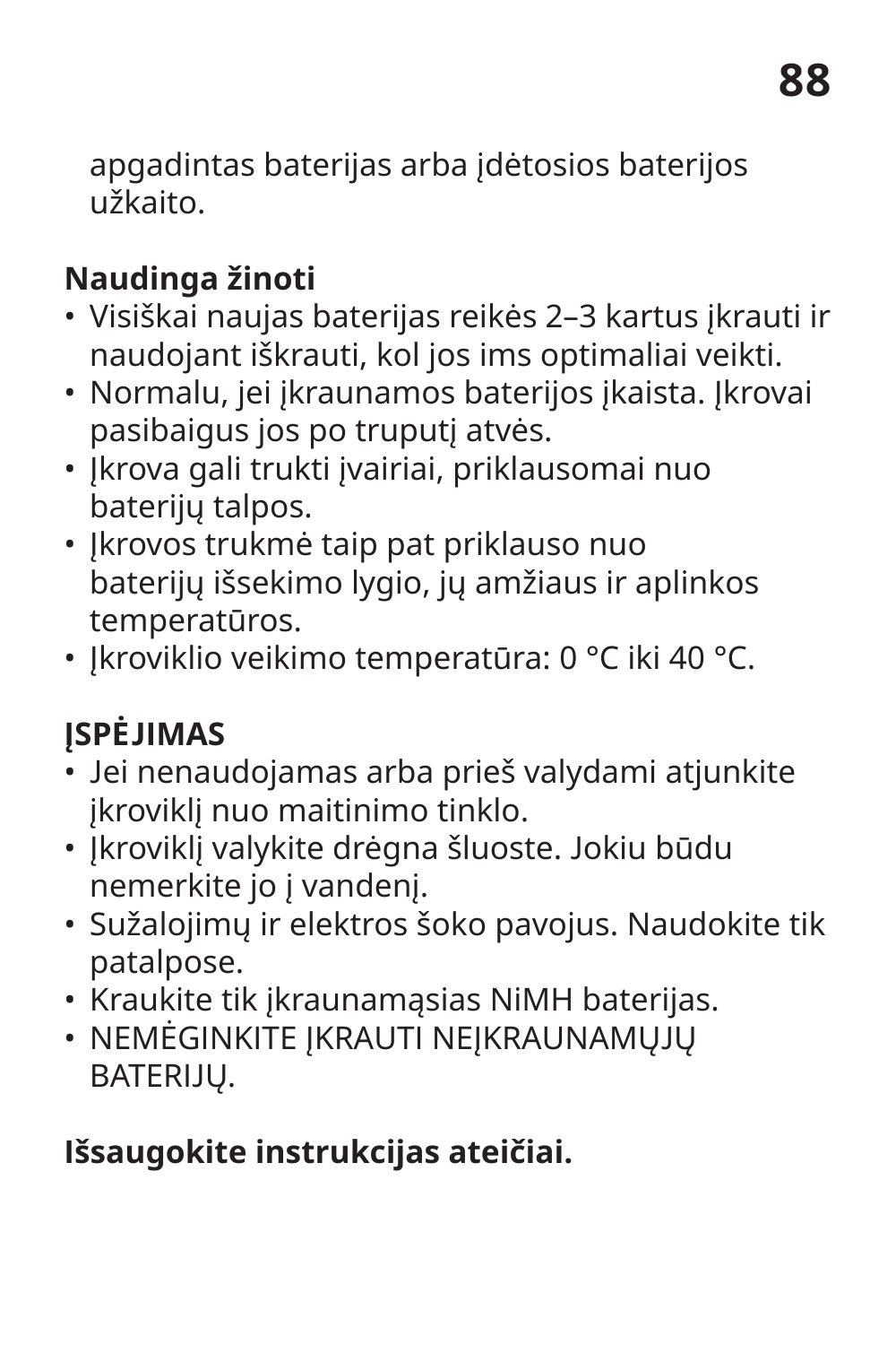apgadintas baterijas arba įdėtosios baterijos užkaito.

**Naudinga žinoti**

- Visiškai naujas baterijas reikės 2–3 kartus įkrauti ir naudojant iškrauti, kol jos ims optimaliai veikti.
- Normalu, jei įkraunamos baterijos įkaista. Įkrovai pasibaigus jos po truputį atvės.
- Įkrova gali trukti įvairiai, priklausomai nuo baterijų talpos.
- Įkrovos trukmė taip pat priklauso nuo baterijų išsekimo lygio, jų amžiaus ir aplinkos temperatūros.
- Įkroviklio veikimo temperatūra: 0 °C iki 40 °C.

**ĮSPĖJIMAS**

- Jei nenaudojamas arba prieš valydami atjunkite įkroviklį nuo maitinimo tinklo.
- Įkroviklį valykite drėgna šluoste. Jokiu būdu nemerkite jo į vandenį.
- Sužalojimų ir elektros šoko pavojus. Naudokite tik patalpose.
- Kraukite tik įkraunamąsias NiMH baterijas.
- NEMĖGINKITE ĮKRAUTI NEĮKRAUNAMŲJŲ BATERIJŲ.

**Išsaugokite instrukcijas ateičiai.**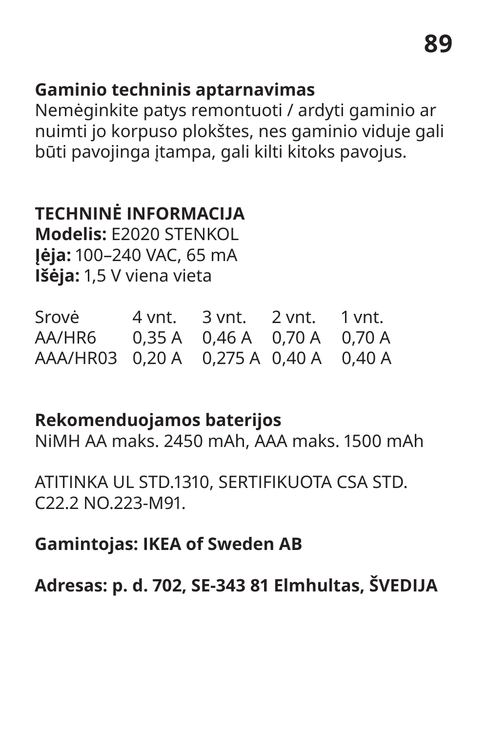**Gaminio techninis aptarnavimas**
Nemėginkite patys remontuoti / ardyti gaminio ar nuimti jo korpuso plokštes, nes gaminio viduje gali būti pavojinga įtampa, gali kilti kitoks pavojus.

**TECHNINĖ INFORMACIJA**
**Modelis:** E2020 STENKOL
**Įėja:** 100–240 VAC, 65 mA
**Išėja:** 1,5 V viena vieta

| Srovė | 4 vnt. | 3 vnt. | 2 vnt. | 1 vnt. |
|---|---|---|---|---|
| AA/HR6 | 0,35 A | 0,46 A | 0,70 A | 0,70 A |
| AAA/HR03 | 0,20 A | 0,275 A | 0,40 A | 0,40 A |

**Rekomenduojamos baterijos**
NiMH AA maks. 2450 mAh, AAA maks. 1500 mAh

ATITINKA UL STD.1310, SERTIFIKUOTA CSA STD. C22.2 NO.223-M91.

**Gamintojas: IKEA of Sweden AB**

**Adresas: p. d. 702, SE-343 81 Elmhultas, ŠVEDIJA**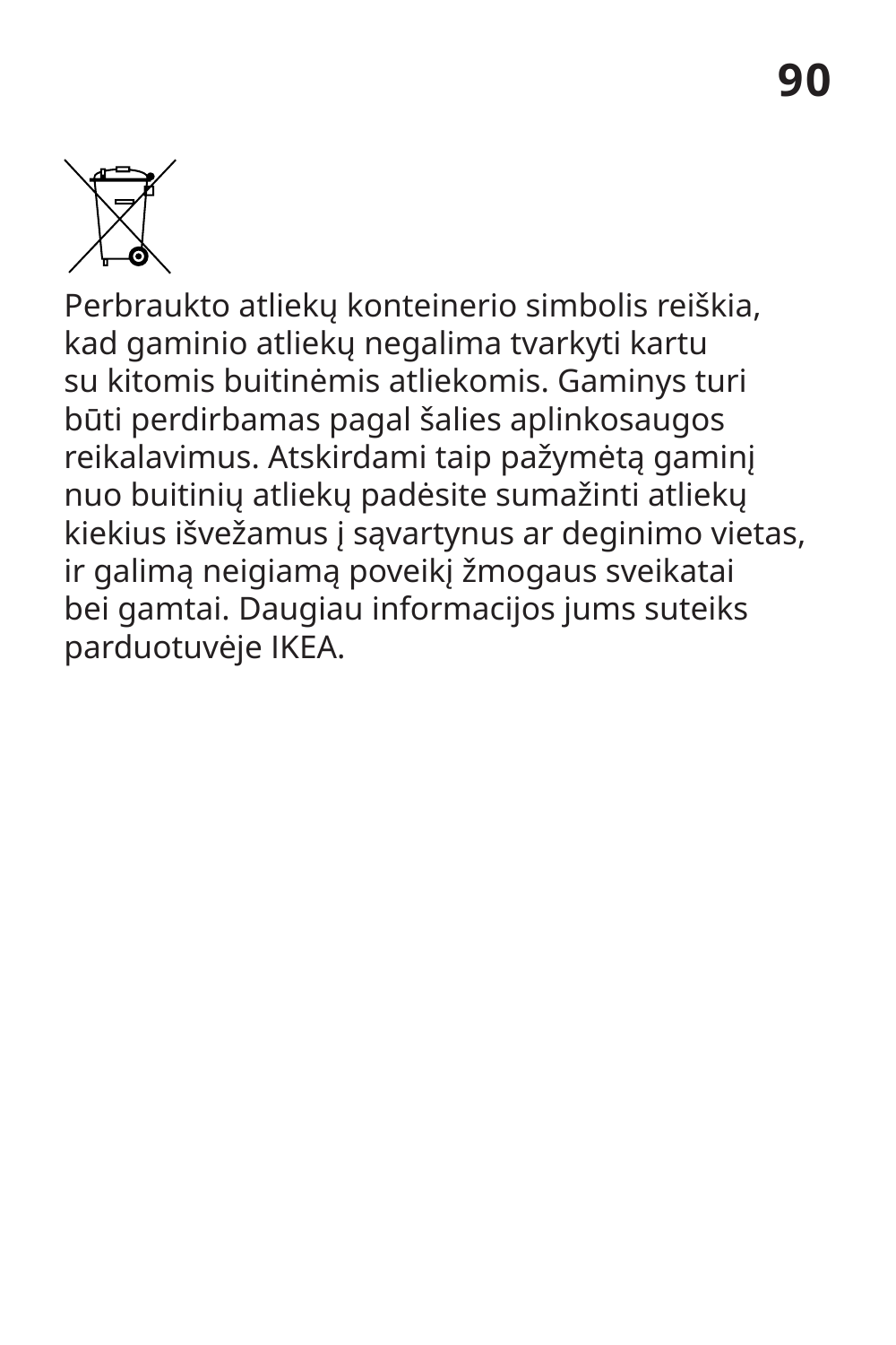Perbraukto atliekų konteinerio simbolis reiškia, kad gaminio atliekų negalima tvarkyti kartu su kitomis buitinėmis atliekomis. Gaminys turi būti perdirbamas pagal šalies aplinkosaugos reikalavimus. Atskirdami taip pažymėtą gaminį nuo buitinių atliekų padėsite sumažinti atliekų kiekius išvežamus į sąvartynus ar deginimo vietas, ir galimą neigiamą poveikį žmogaus sveikatai bei gamtai. Daugiau informacijos jums suteiks parduotuvėje IKEA.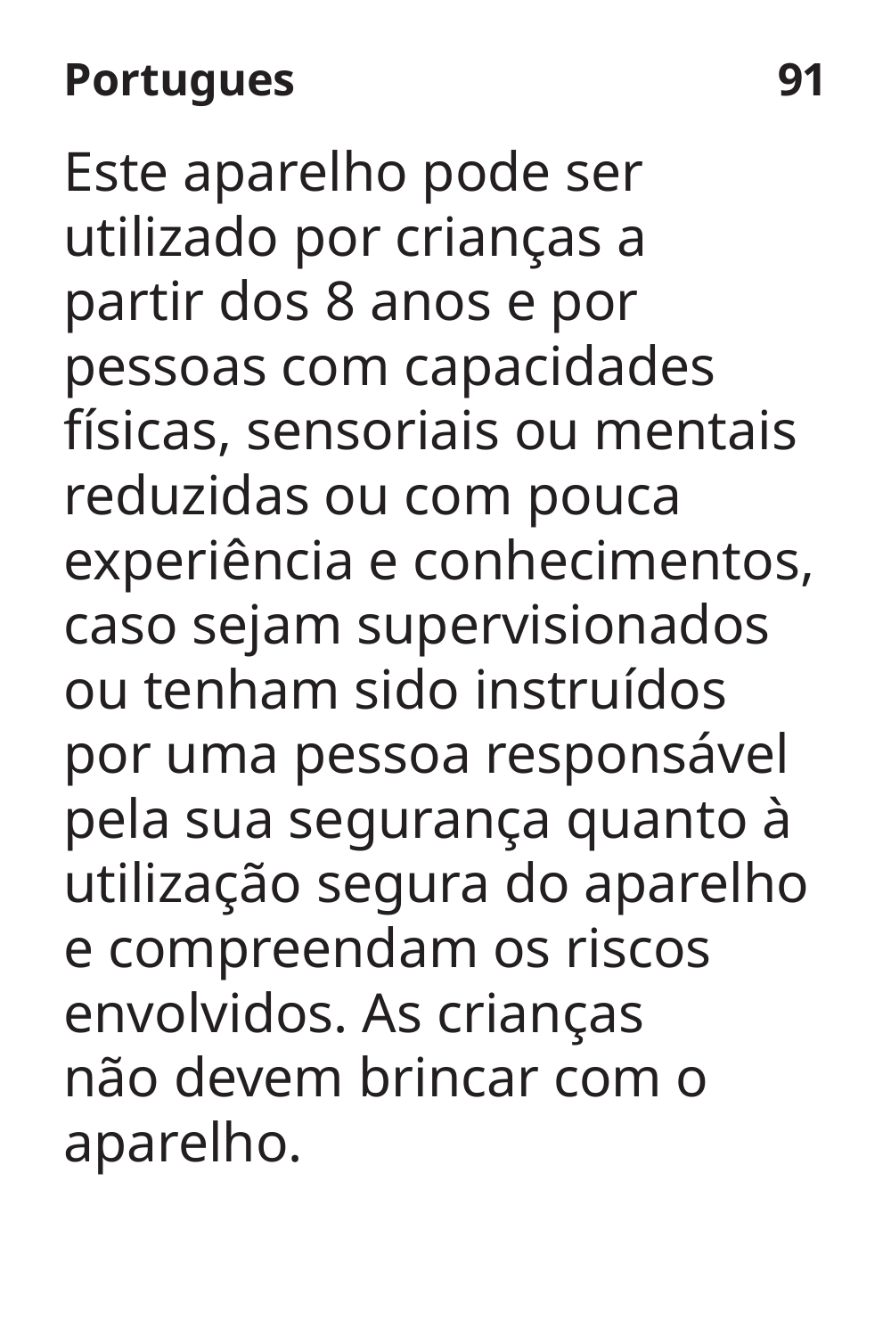Este aparelho pode ser utilizado por crianças a partir dos 8 anos e por pessoas com capacidades físicas, sensoriais ou mentais reduzidas ou com pouca experiência e conhecimentos, caso sejam supervisionados ou tenham sido instruídos por uma pessoa responsável pela sua segurança quanto à utilização segura do aparelho e compreendam os riscos envolvidos. As crianças não devem brincar com o aparelho.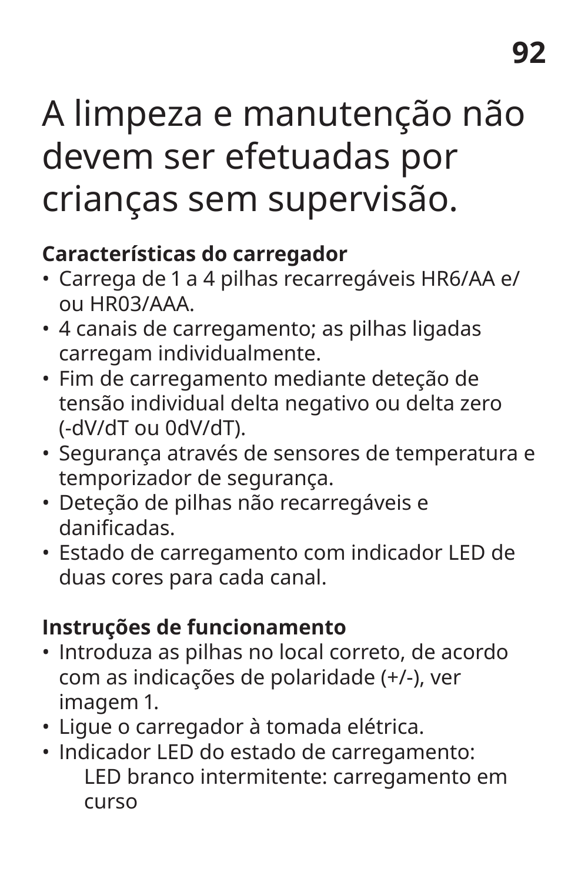A limpeza e manutenção não devem ser efetuadas por crianças sem supervisão.

**Características do carregador**

- Carrega de 1 a 4 pilhas recarregáveis HR6/AA e/ou HR03/AAA.
- 4 canais de carregamento; as pilhas ligadas carregam individualmente.
- Fim de carregamento mediante deteção de tensão individual delta negativo ou delta zero (-dV/dT ou 0dV/dT).
- Segurança através de sensores de temperatura e temporizador de segurança.
- Deteção de pilhas não recarregáveis e danificadas.
- Estado de carregamento com indicador LED de duas cores para cada canal.

**Instruções de funcionamento**

- Introduza as pilhas no local correto, de acordo com as indicações de polaridade (+/-), ver imagem 1.
- Ligue o carregador à tomada elétrica.
- Indicador LED do estado de carregamento:
  
  LED branco intermitente: carregamento em curso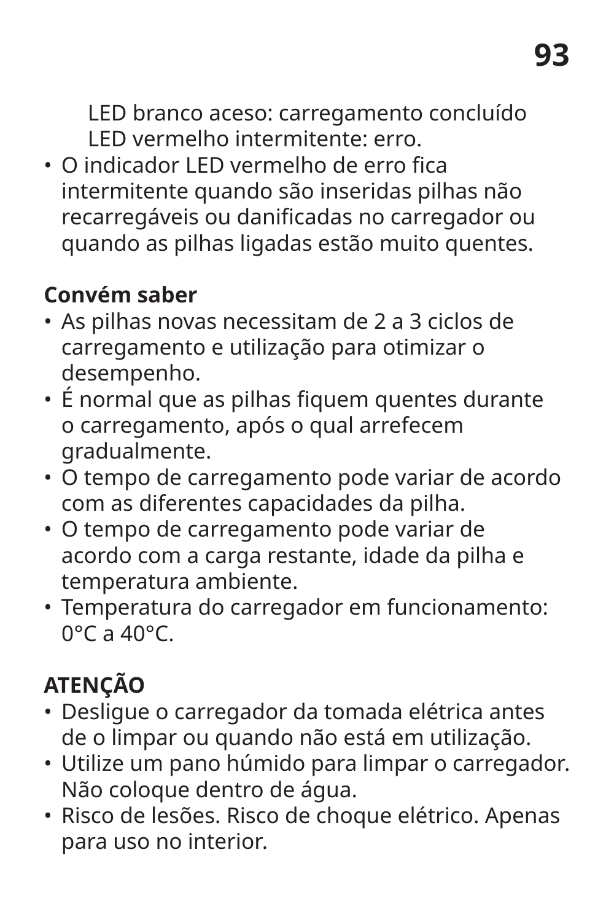LED branco aceso: carregamento concluído
LED vermelho intermitente: erro.

- O indicador LED vermelho de erro fica intermitente quando são inseridas pilhas não recarregáveis ou danificadas no carregador ou quando as pilhas ligadas estão muito quentes.

**Convém saber**

- As pilhas novas necessitam de 2 a 3 ciclos de carregamento e utilização para otimizar o desempenho.
- É normal que as pilhas fiquem quentes durante o carregamento, após o qual arrefecem gradualmente.
- O tempo de carregamento pode variar de acordo com as diferentes capacidades da pilha.
- O tempo de carregamento pode variar de acordo com a carga restante, idade da pilha e temperatura ambiente.
- Temperatura do carregador em funcionamento: 0°C a 40°C.

**ATENÇÃO**

- Desligue o carregador da tomada elétrica antes de o limpar ou quando não está em utilização.
- Utilize um pano húmido para limpar o carregador. Não coloque dentro de água.
- Risco de lesões. Risco de choque elétrico. Apenas para uso no interior.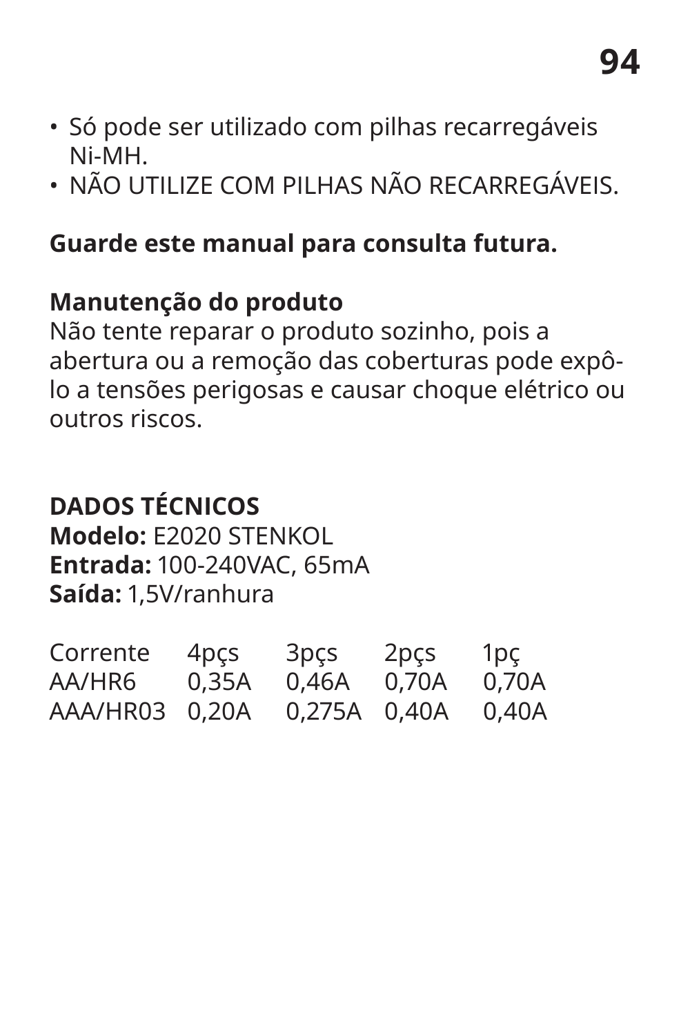- Só pode ser utilizado com pilhas recarregáveis Ni-MH.
- NÃO UTILIZE COM PILHAS NÃO RECARREGÁVEIS.

**Guarde este manual para consulta futura.**

**Manutenção do produto**
Não tente reparar o produto sozinho, pois a abertura ou a remoção das coberturas pode expô-lo a tensões perigosas e causar choque elétrico ou outros riscos.

**DADOS TÉCNICOS**
**Modelo:** E2020 STENKOL
**Entrada:** 100-240VAC, 65mA
**Saída:** 1,5V/ranhura

| Corrente | 4pçs | 3pçs | 2pçs | 1pç |
|---|---|---|---|---|
| AA/HR6 | 0,35A | 0,46A | 0,70A | 0,70A |
| AAA/HR03 | 0,20A | 0,275A | 0,40A | 0,40A |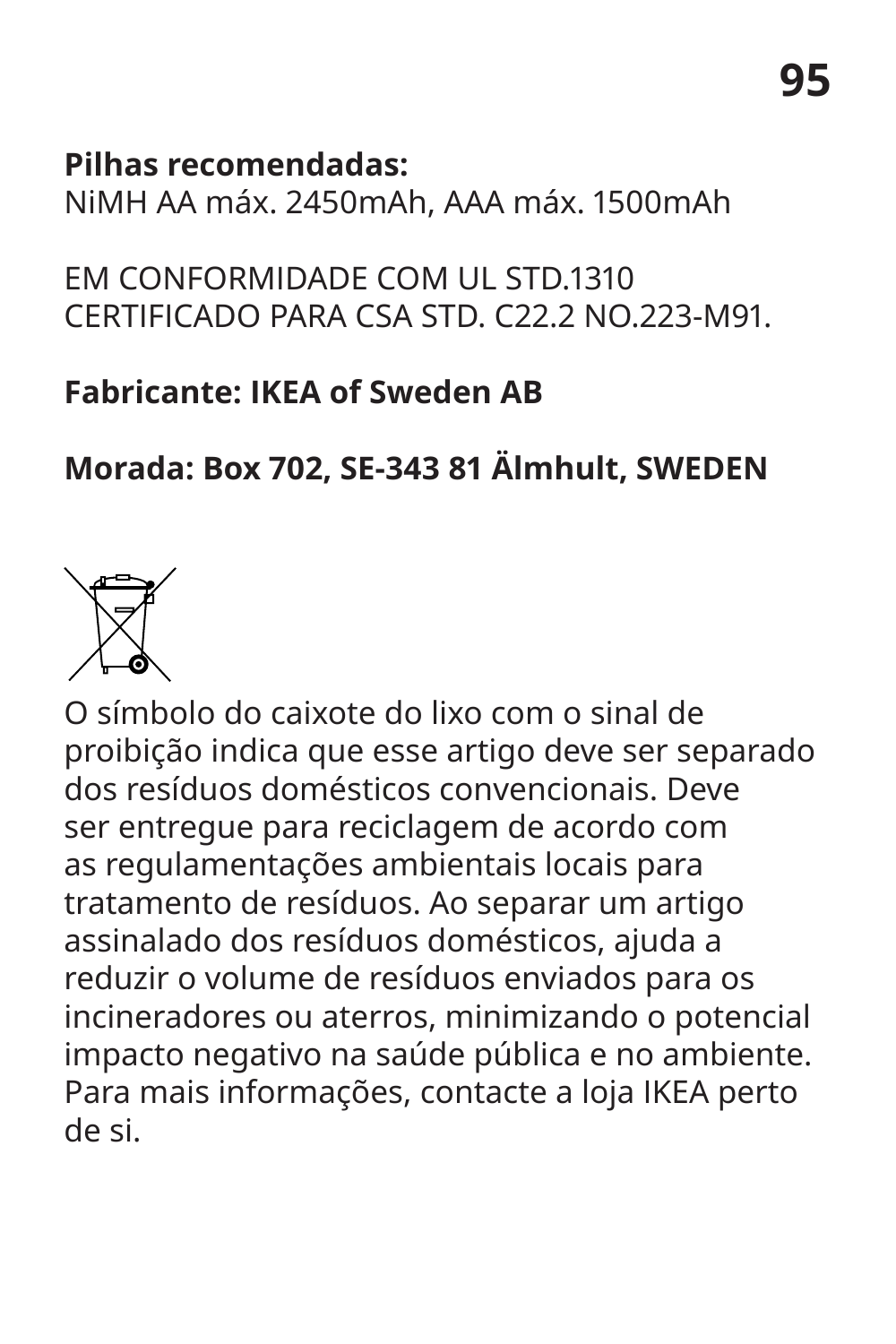**Pilhas recomendadas:**
NiMH AA máx. 2450mAh, AAA máx. 1500mAh

EM CONFORMIDADE COM UL STD.1310
CERTIFICADO PARA CSA STD. C22.2 NO.223-M91.

**Fabricante: IKEA of Sweden AB**

**Morada: Box 702, SE-343 81 Älmhult, SWEDEN**

O símbolo do caixote do lixo com o sinal de proibição indica que esse artigo deve ser separado dos resíduos domésticos convencionais. Deve ser entregue para reciclagem de acordo com as regulamentações ambientais locais para tratamento de resíduos. Ao separar um artigo assinalado dos resíduos domésticos, ajuda a reduzir o volume de resíduos enviados para os incineradores ou aterros, minimizando o potencial impacto negativo na saúde pública e no ambiente. Para mais informações, contacte a loja IKEA perto de si.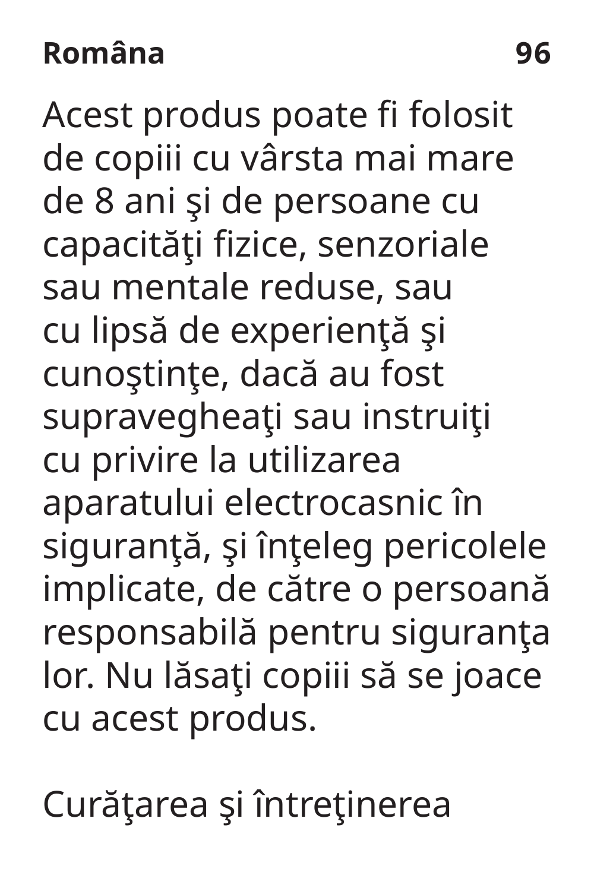Acest produs poate fi folosit de copiii cu vârsta mai mare de 8 ani şi de persoane cu capacităţi fizice, senzoriale sau mentale reduse, sau cu lipsă de experienţă şi cunoştinţe, dacă au fost supravegheaţi sau instruiţi cu privire la utilizarea aparatului electrocasnic în siguranţă, şi înţeleg pericolele implicate, de către o persoană responsabilă pentru siguranţa lor. Nu lăsaţi copiii să se joace cu acest produs.

Curăţarea şi întreţinerea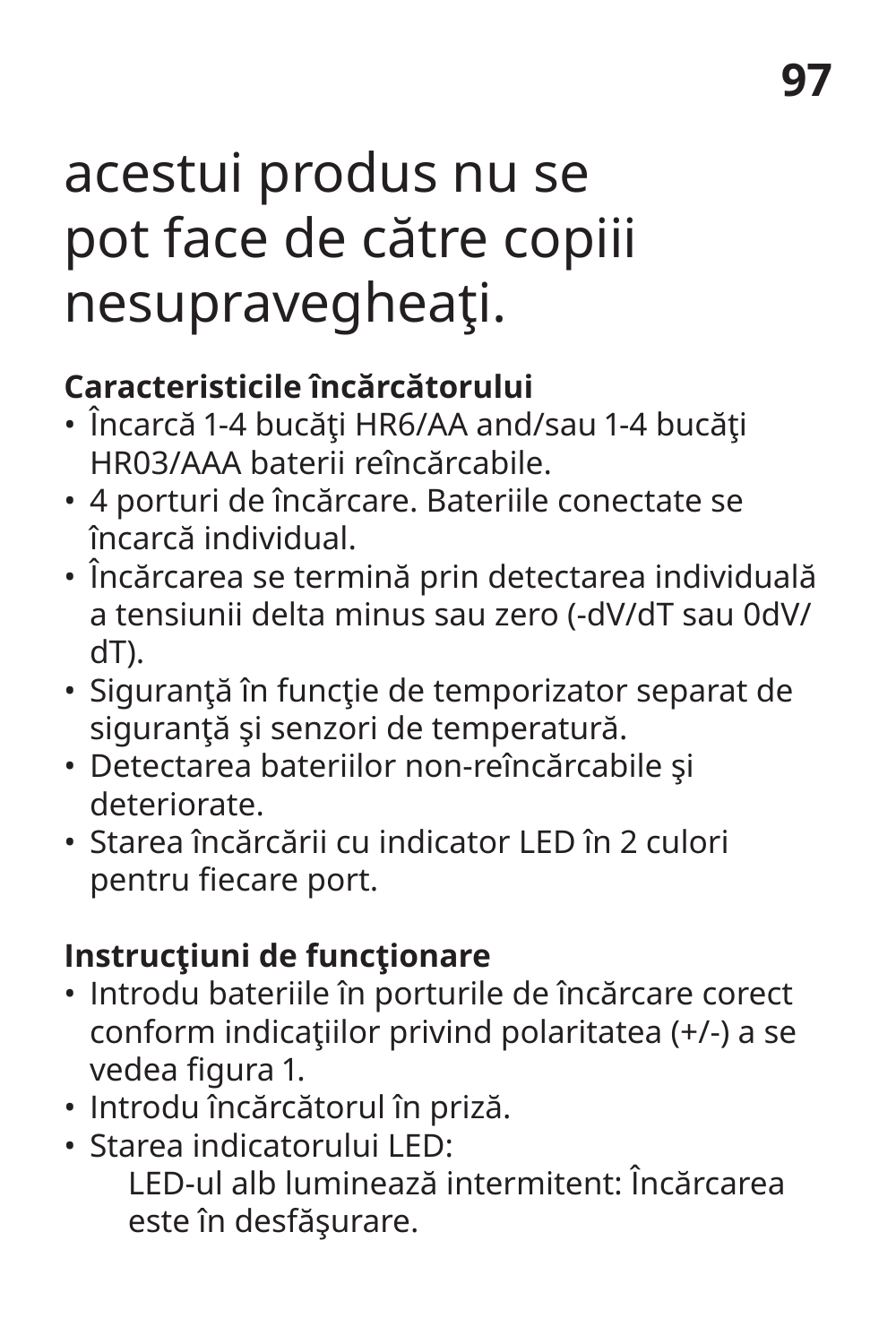acestui produs nu se pot face de către copiii nesupravegheaţi.

**Caracteristicile încărcătorului**

- Încarcă 1-4 bucăţi HR6/AA and/sau 1-4 bucăţi HR03/AAA baterii reîncărcabile.
- 4 porturi de încărcare. Bateriile conectate se încarcă individual.
- Încărcarea se termină prin detectarea individuală a tensiunii delta minus sau zero (-dV/dT sau 0dV/dT).
- Siguranţă în funcţie de temporizator separat de siguranţă şi senzori de temperatură.
- Detectarea bateriilor non-reîncărcabile şi deteriorate.
- Starea încărcării cu indicator LED în 2 culori pentru fiecare port.

**Instrucţiuni de funcţionare**

- Introdu bateriile în porturile de încărcare corect conform indicaţiilor privind polaritatea (+/-) a se vedea figura 1.
- Introdu încărcătorul în priză.
- Starea indicatorului LED:

  LED-ul alb luminează intermitent: Încărcarea este în desfăşurare.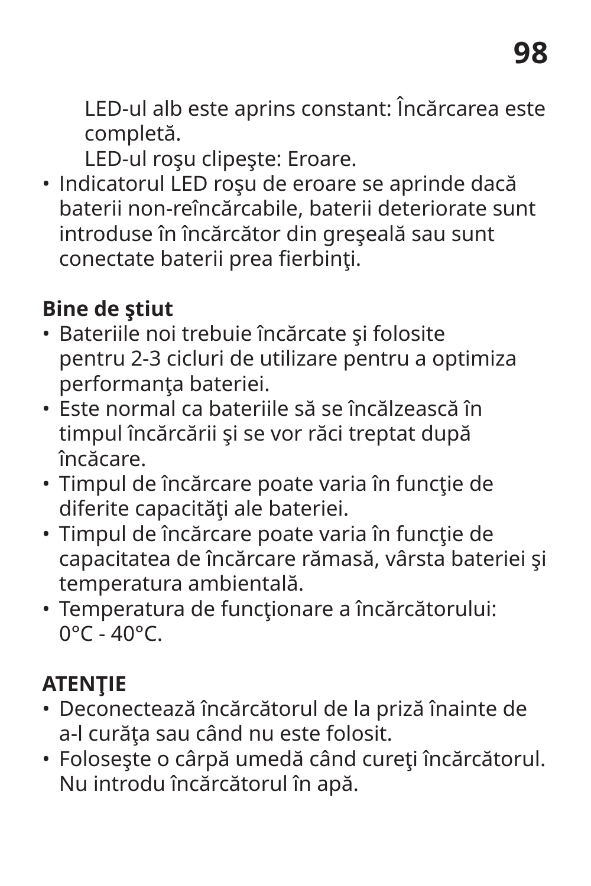LED-ul alb este aprins constant: Încărcarea este completă.
LED-ul roşu clipeşte: Eroare.

- Indicatorul LED roşu de eroare se aprinde dacă baterii non-reîncărcabile, baterii deteriorate sunt introduse în încărcător din greşeală sau sunt conectate baterii prea fierbinţi.

**Bine de ştiut**

- Bateriile noi trebuie încărcate şi folosite pentru 2-3 cicluri de utilizare pentru a optimiza performanţa bateriei.
- Este normal ca bateriile să se încălzească în timpul încărcării şi se vor răci treptat după încăcare.
- Timpul de încărcare poate varia în funcţie de diferite capacităţi ale bateriei.
- Timpul de încărcare poate varia în funcţie de capacitatea de încărcare rămasă, vârsta bateriei şi temperatura ambientală.
- Temperatura de funcţionare a încărcătorului: 0°C - 40°C.

**ATENŢIE**

- Deconectează încărcătorul de la priză înainte de a-l curăţa sau când nu este folosit.
- Foloseşte o cârpă umedă când cureţi încărcătorul. Nu introdu încărcătorul în apă.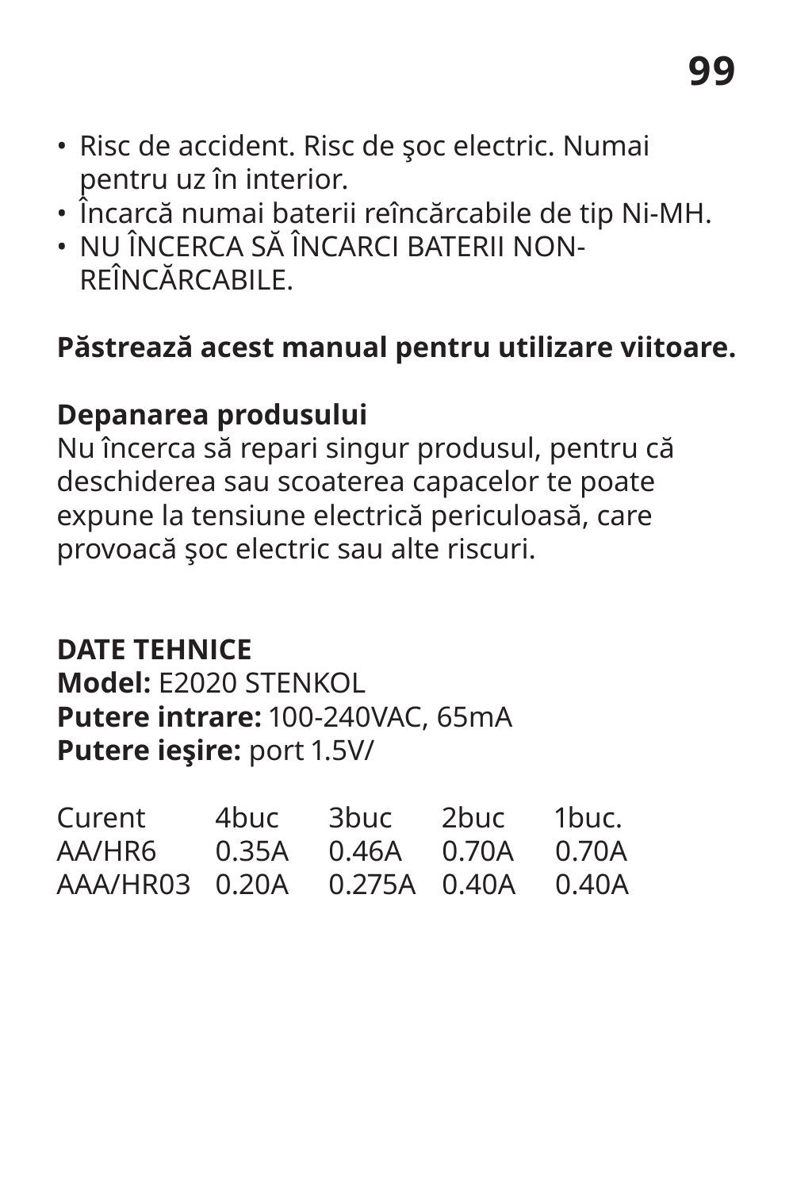- Risc de accident. Risc de şoc electric. Numai pentru uz în interior.
- Încarcă numai baterii reîncărcabile de tip Ni-MH.
- NU ÎNCERCA SĂ ÎNCARCI BATERII NON-REÎNCĂRCABILE.

**Păstrează acest manual pentru utilizare viitoare.**

**Depanarea produsului**
Nu încerca să repari singur produsul, pentru că deschiderea sau scoaterea capacelor te poate expune la tensiune electrică periculoasă, care provoacă şoc electric sau alte riscuri.

**DATE TEHNICE**
**Model:** E2020 STENKOL
**Putere intrare:** 100-240VAC, 65mA
**Putere ieşire:** port 1.5V/

| Curent | 4buc | 3buc | 2buc | 1buc. |
|---|---|---|---|---|
| AA/HR6 | 0.35A | 0.46A | 0.70A | 0.70A |
| AAA/HR03 | 0.20A | 0.275A | 0.40A | 0.40A |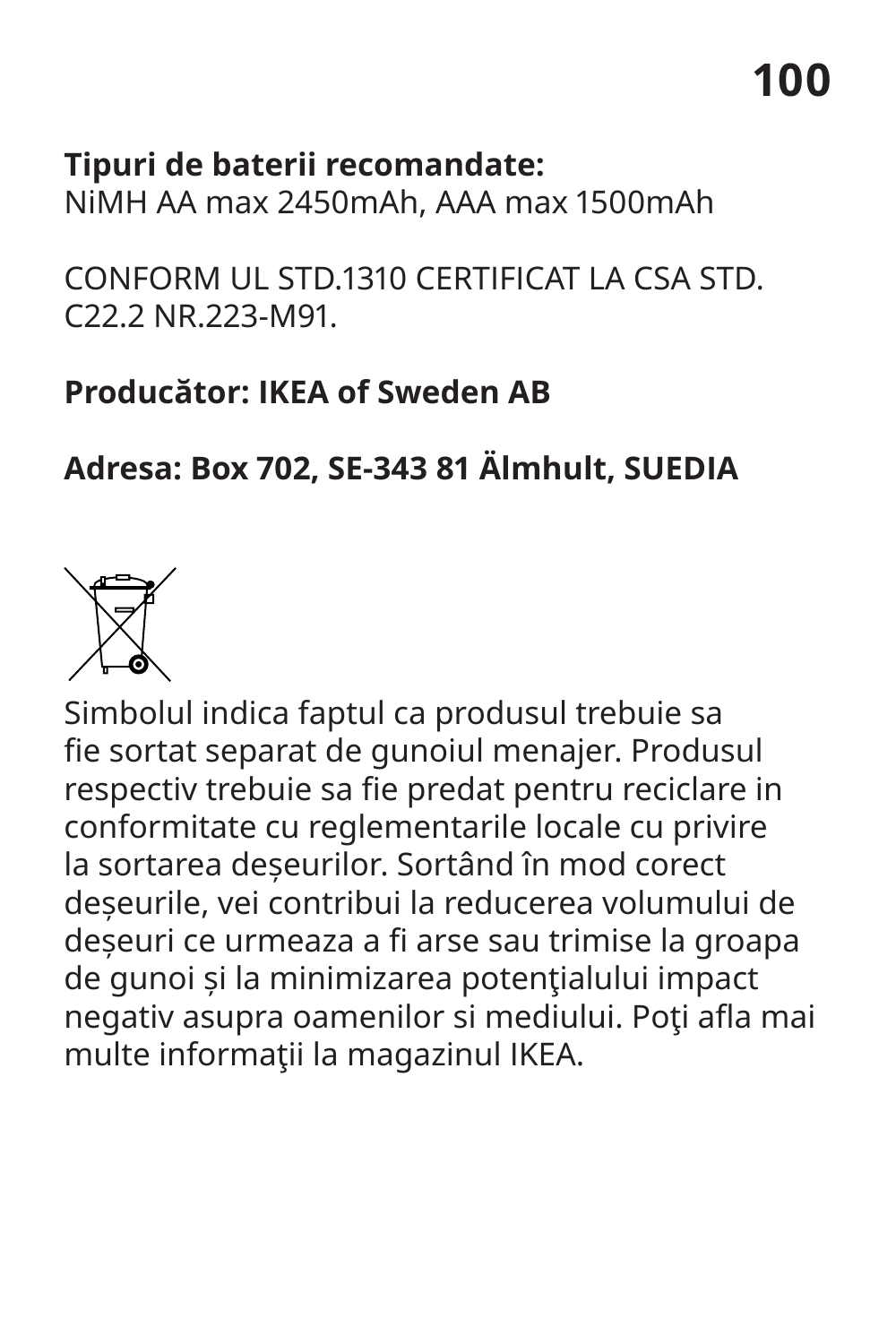**Tipuri de baterii recomandate:**
NiMH AA max 2450mAh, AAA max 1500mAh

CONFORM UL STD.1310 CERTIFICAT LA CSA STD. C22.2 NR.223-M91.

**Producător: IKEA of Sweden AB**

**Adresa: Box 702, SE-343 81 Älmhult, SUEDIA**

Simbolul indica faptul ca produsul trebuie sa fie sortat separat de gunoiul menajer. Produsul respectiv trebuie sa fie predat pentru reciclare in conformitate cu reglementarile locale cu privire la sortarea deșeurilor. Sortând în mod corect deșeurile, vei contribui la reducerea volumului de deșeuri ce urmeaza a fi arse sau trimise la groapa de gunoi și la minimizarea potenţialului impact negativ asupra oamenilor si mediului. Poţi afla mai multe informaţii la magazinul IKEA.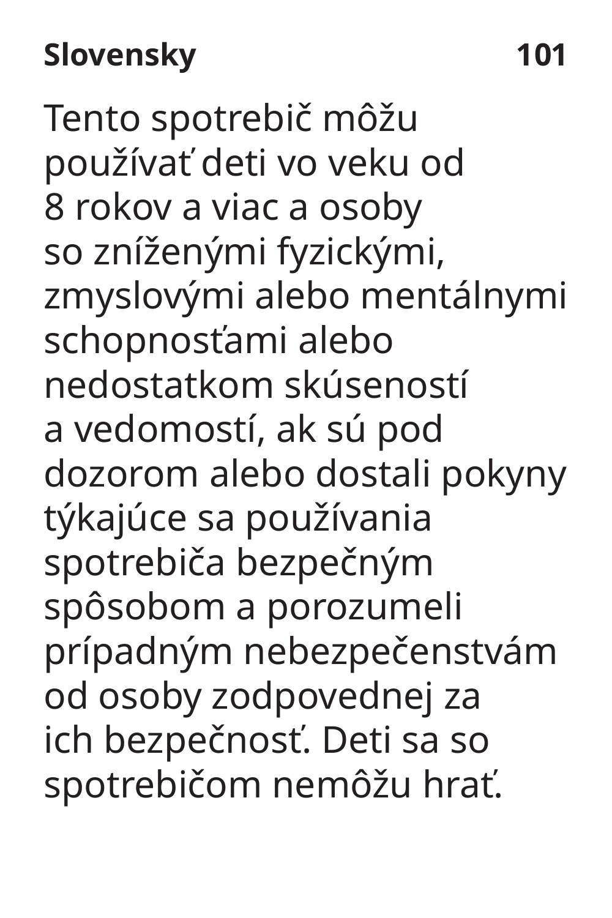Tento spotrebič môžu používať deti vo veku od 8 rokov a viac a osoby so zníženými fyzickými, zmyslovými alebo mentálnymi schopnosťami alebo nedostatkom skúseností a vedomostí, ak sú pod dozorom alebo dostali pokyny týkajúce sa používania spotrebiča bezpečným spôsobom a porozumeli prípadným nebezpečenstvám od osoby zodpovednej za ich bezpečnosť. Deti sa so spotrebičom nemôžu hrať.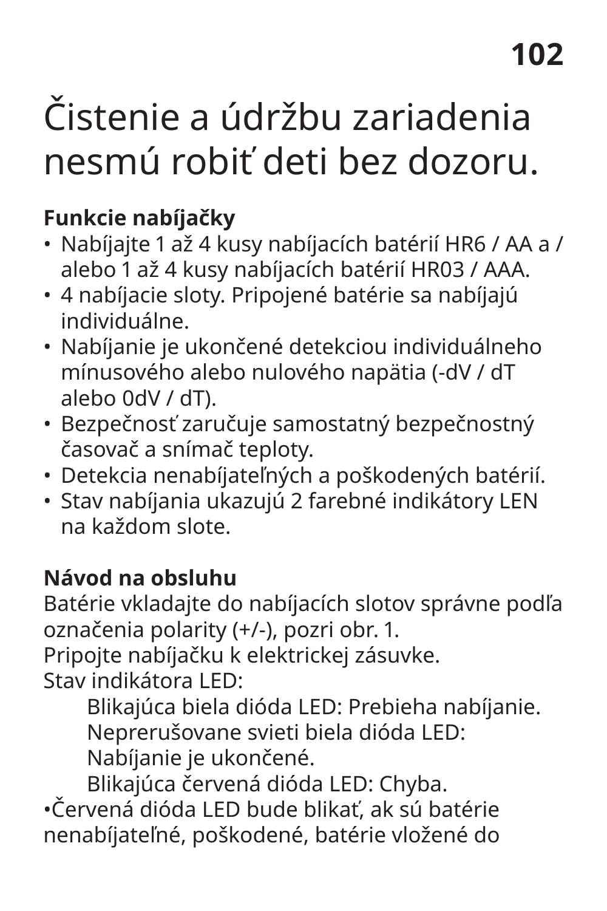# Čistenie a údržbu zariadenia nesmú robiť deti bez dozoru.

**Funkcie nabíjačky**

- Nabíjajte 1 až 4 kusy nabíjacích batérií HR6 / AA a / alebo 1 až 4 kusy nabíjacích batérií HR03 / AAA.
- 4 nabíjacie sloty. Pripojené batérie sa nabíjajú individuálne.
- Nabíjanie je ukončené detekciou individuálneho mínusového alebo nulového napätia (-dV / dT alebo 0dV / dT).
- Bezpečnosť zaručuje samostatný bezpečnostný časovač a snímač teploty.
- Detekcia nenabíjateľných a poškodených batérií.
- Stav nabíjania ukazujú 2 farebné indikátory LEN na každom slote.

**Návod na obsluhu**

Batérie vkladajte do nabíjacích slotov správne podľa označenia polarity (+/-), pozri obr. 1.
Pripojte nabíjačku k elektrickej zásuvke.
Stav indikátora LED:

> Blikajúca biela dióda LED: Prebieha nabíjanie.
> Neprerušovane svieti biela dióda LED: Nabíjanie je ukončené.
> Blikajúca červená dióda LED: Chyba.

•Červená dióda LED bude blikať, ak sú batérie nenabíjateľné, poškodené, batérie vložené do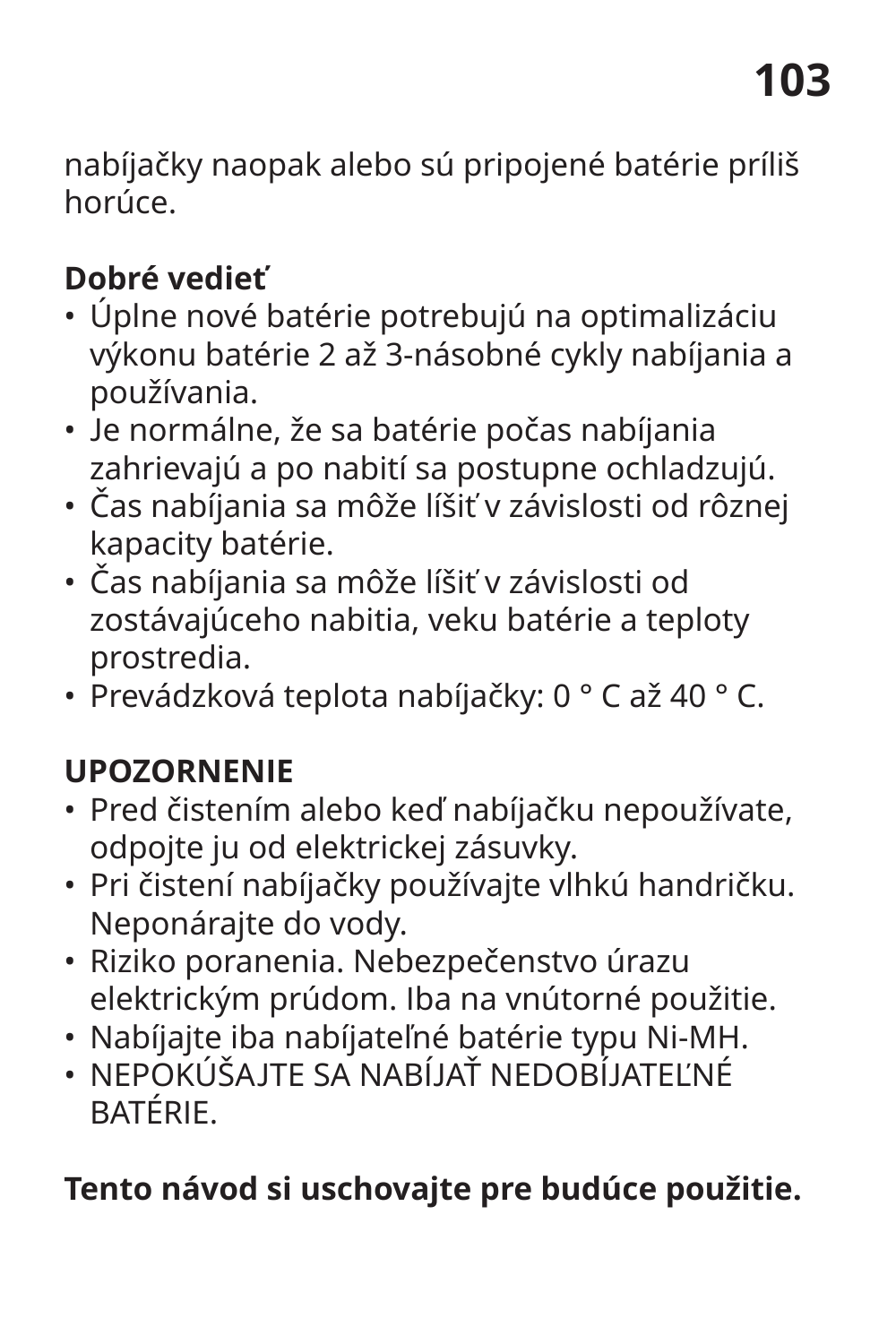nabíjačky naopak alebo sú pripojené batérie príliš horúce.

**Dobré vedieť**

- Úplne nové batérie potrebujú na optimalizáciu výkonu batérie 2 až 3-násobné cykly nabíjania a používania.
- Je normálne, že sa batérie počas nabíjania zahrievajú a po nabití sa postupne ochladzujú.
- Čas nabíjania sa môže líšiť v závislosti od rôznej kapacity batérie.
- Čas nabíjania sa môže líšiť v závislosti od zostávajúceho nabitia, veku batérie a teploty prostredia.
- Prevádzková teplota nabíjačky: 0 ° C až 40 ° C.

**UPOZORNENIE**

- Pred čistením alebo keď nabíjačku nepoužívate, odpojte ju od elektrickej zásuvky.
- Pri čistení nabíjačky používajte vlhkú handričku. Neponárajte do vody.
- Riziko poranenia. Nebezpečenstvo úrazu elektrickým prúdom. Iba na vnútorné použitie.
- Nabíjajte iba nabíjateľné batérie typu Ni-MH.
- NEPOKÚŠAJTE SA NABÍJAŤ NEDOBÍJATEĽNÉ BATÉRIE.

**Tento návod si uschovajte pre budúce použitie.**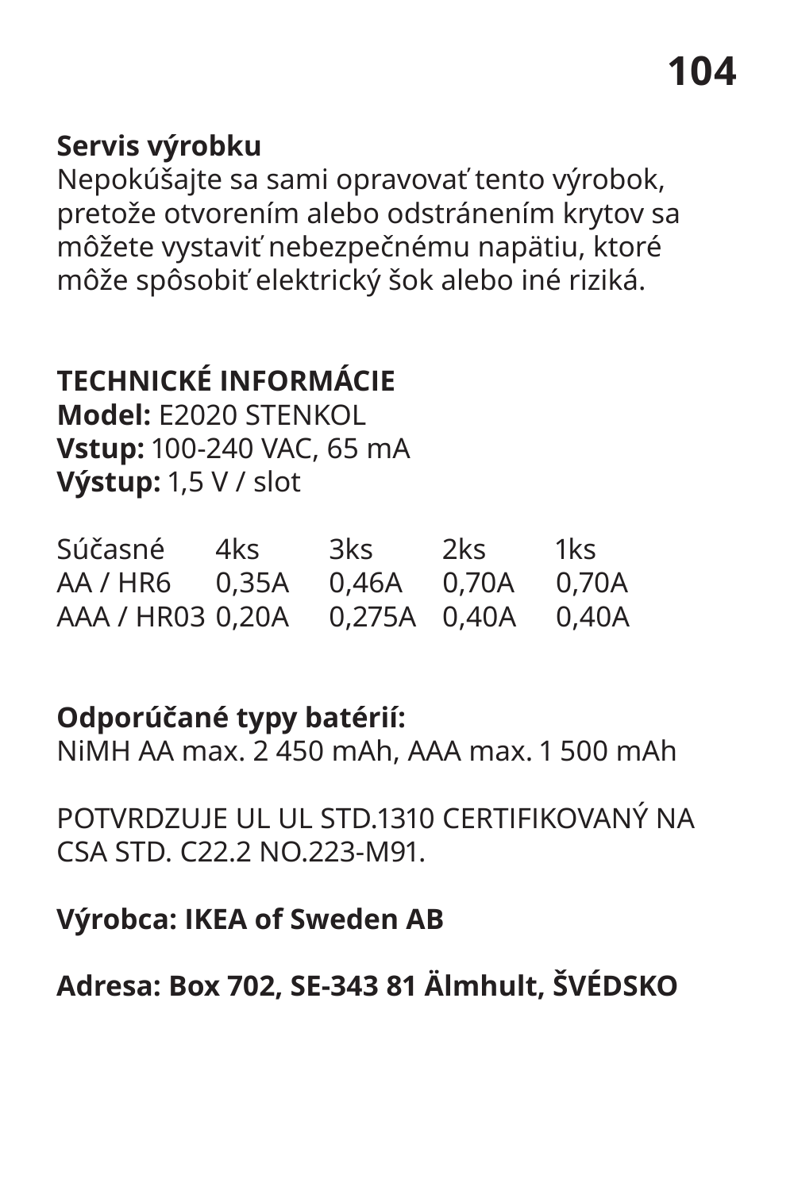**Servis výrobku**
Nepokúšajte sa sami opravovať tento výrobok, pretože otvorením alebo odstránením krytov sa môžete vystaviť nebezpečnému napätiu, ktoré môže spôsobiť elektrický šok alebo iné riziká.

**TECHNICKÉ INFORMÁCIE**
**Model:** E2020 STENKOL
**Vstup:** 100-240 VAC, 65 mA
**Výstup:** 1,5 V / slot

| Súčasné | 4ks | 3ks | 2ks | 1ks |
|---|---|---|---|---|
| AA / HR6 | 0,35A | 0,46A | 0,70A | 0,70A |
| AAA / HR03 | 0,20A | 0,275A | 0,40A | 0,40A |

**Odporúčané typy batérií:**
NiMH AA max. 2 450 mAh, AAA max. 1 500 mAh

POTVRDZUJE UL UL STD.1310 CERTIFIKOVANÝ NA CSA STD. C22.2 NO.223-M91.

**Výrobca: IKEA of Sweden AB**

**Adresa: Box 702, SE-343 81 Älmhult, ŠVÉDSKO**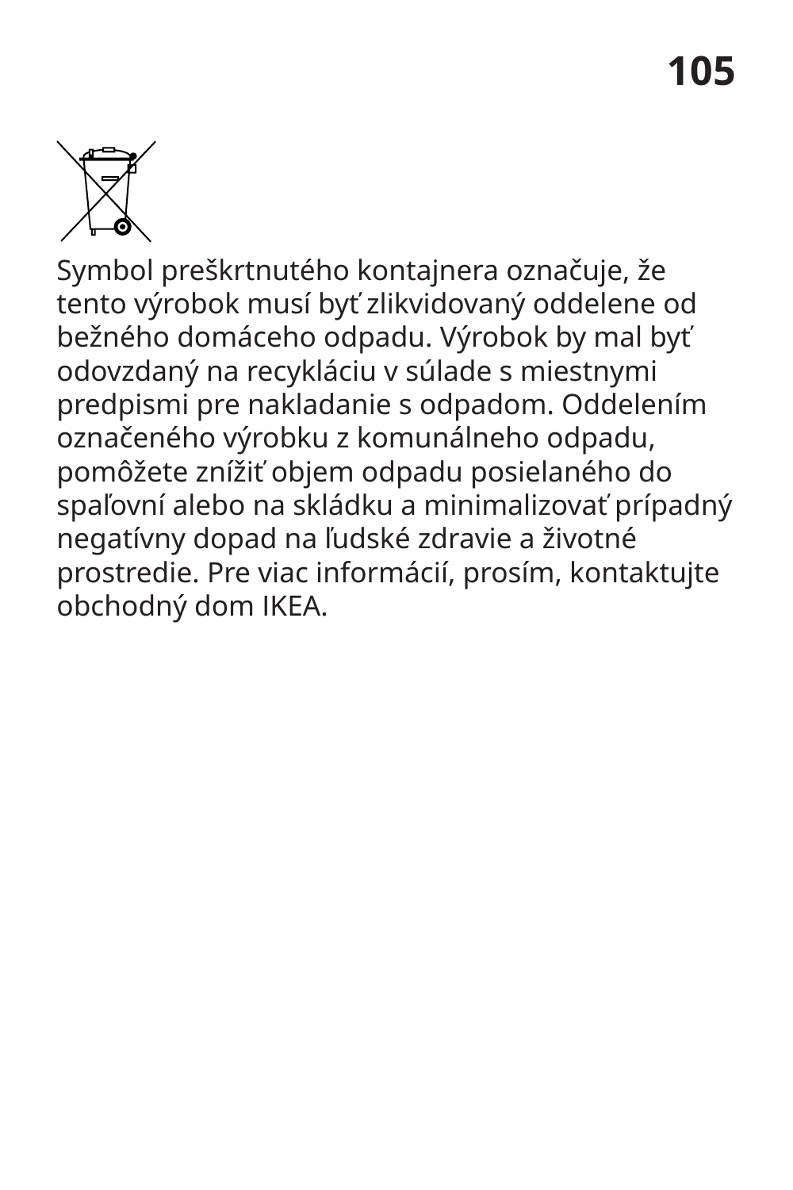Symbol preškrtnutého kontajnera označuje, že tento výrobok musí byť zlikvidovaný oddelene od bežného domáceho odpadu. Výrobok by mal byť odovzdaný na recykláciu v súlade s miestnymi predpismi pre nakladanie s odpadom. Oddelením označeného výrobku z komunálneho odpadu, pomôžete znížiť objem odpadu posielaného do spaľovní alebo na skládku a minimalizovať prípadný negatívny dopad na ľudské zdravie a životné prostredie. Pre viac informácií, prosím, kontaktujte obchodný dom IKEA.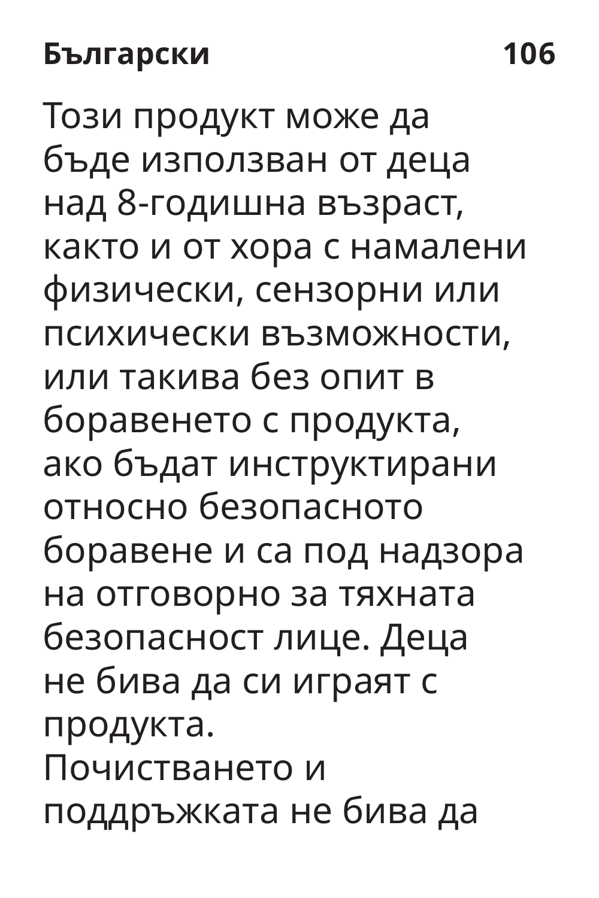Този продукт може да бъде използван от деца над 8-годишна възраст, както и от хора с намалени физически, сензорни или психически възможности, или такива без опит в боравенето с продукта, ако бъдат инструктирани относно безопасното боравене и са под надзора на отговорно за тяхната безопасност лице. Деца не бива да си играят с продукта.

Почистването и поддръжката не бива да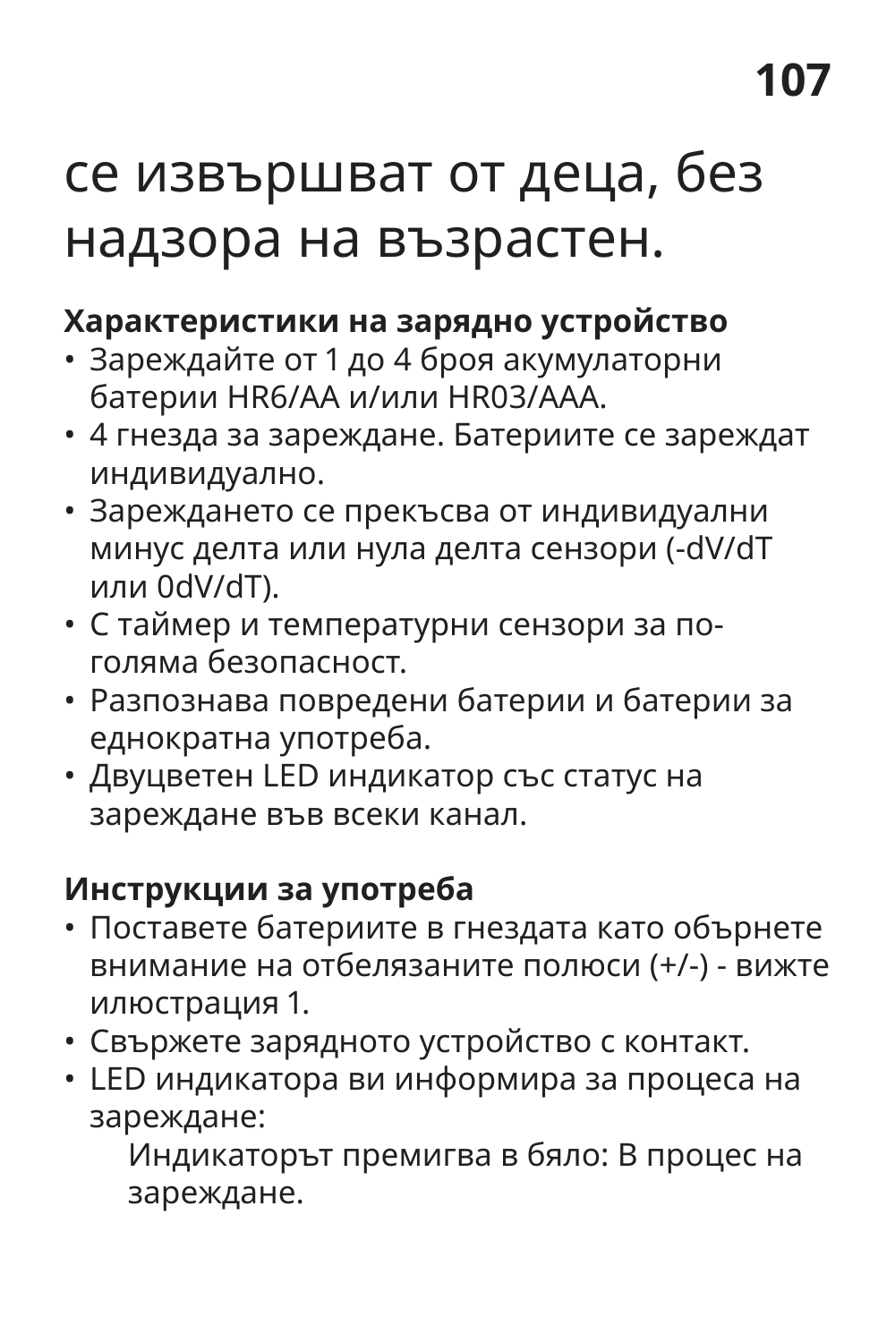се извършват от деца, без надзора на възрастен.

**Характеристики на зарядно устройство**

- Зареждайте от 1 до 4 броя акумулаторни батерии HR6/AA и/или HR03/AAA.
- 4 гнезда за зареждане. Батериите се зареждат индивидуално.
- Зареждането се прекъсва от индивидуални минус делта или нула делта сензори (-dV/dT или 0dV/dT).
- С таймер и температурни сензори за по-голяма безопасност.
- Разпознава повредени батерии и батерии за еднократна употреба.
- Двуцветен LED индикатор със статус на зареждане във всеки канал.

**Инструкции за употреба**

- Поставете батериите в гнездата като обърнете внимание на отбелязаните полюси (+/-) - вижте илюстрация 1.
- Свържете зарядното устройство с контакт.
- LED индикатора ви информира за процеса на зареждане:

  Индикаторът премигва в бяло: В процес на зареждане.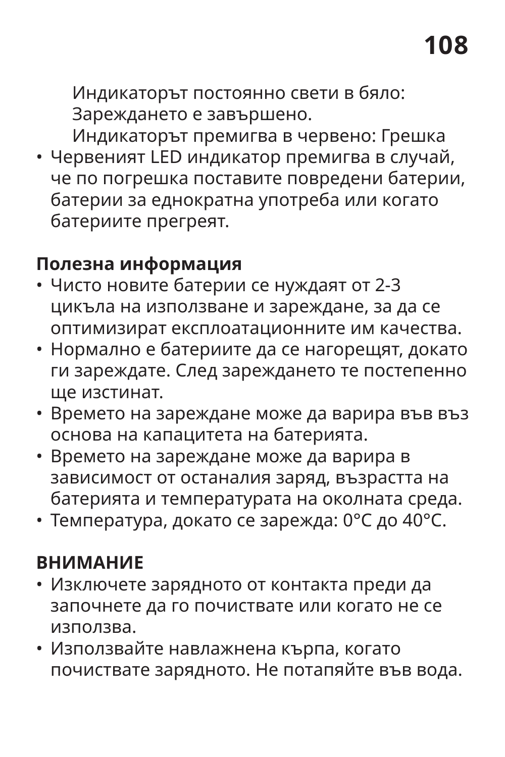Индикаторът постоянно свети в бяло: Зареждането е завършено.
Индикаторът премигва в червено: Грешка

- Червеният LED индикатор премигва в случай, че по погрешка поставите повредени батерии, батерии за еднократна употреба или когато батериите прегреят.

**Полезна информация**

- Чисто новите батерии се нуждаят от 2-3 цикъла на използване и зареждане, за да се оптимизират експлоатационните им качества.
- Нормално е батериите да се нагорещят, докато ги зареждате. След зареждането те постепенно ще изстинат.
- Времето на зареждане може да варира във въз основа на капацитета на батерията.
- Времето на зареждане може да варира в зависимост от останалия заряд, възрастта на батерията и температурата на околната среда.
- Температура, докато се зарежда: 0°C до 40°C.

**ВНИМАНИЕ**

- Изключете зарядното от контакта преди да започнете да го почиствате или когато не се използва.
- Използвайте навлажнена кърпа, когато почиствате зарядното. Не потапяйте във вода.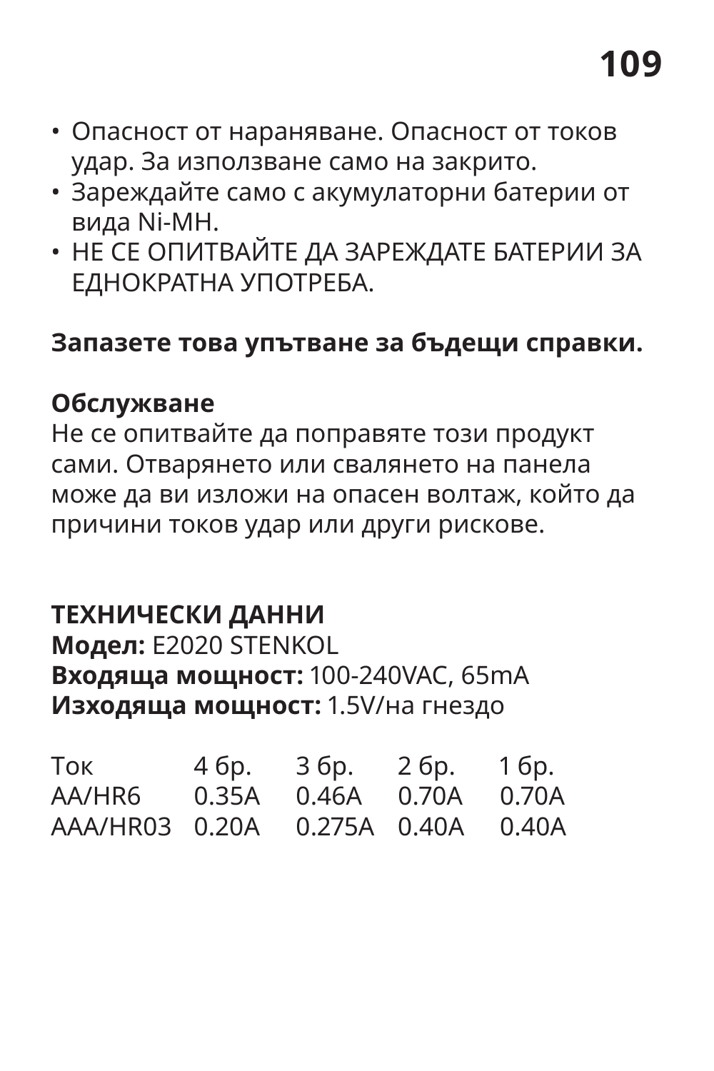- Опасност от нараняване. Опасност от токов удар. За използване само на закрито.
- Зареждайте само с акумулаторни батерии от вида Ni-MH.
- НЕ СЕ ОПИТВАЙТЕ ДА ЗАРЕЖДАТЕ БАТЕРИИ ЗА ЕДНОКРАТНА УПОТРЕБА.

**Запазете това упътване за бъдещи справки.**

**Обслужване**
Не се опитвайте да поправяте този продукт сами. Отварянето или свалянето на панела може да ви изложи на опасен волтаж, който да причини токов удар или други рискове.

**ТЕХНИЧЕСКИ ДАННИ**
**Модел:** E2020 STENKOL
**Входяща мощност:** 100-240VAC, 65mA
**Изходяща мощност:** 1.5V/на гнездо

| Ток | 4 бр. | 3 бр. | 2 бр. | 1 бр. |
|---|---|---|---|---|
| AA/HR6 | 0.35A | 0.46A | 0.70A | 0.70A |
| AAA/HR03 | 0.20A | 0.275A | 0.40A | 0.40A |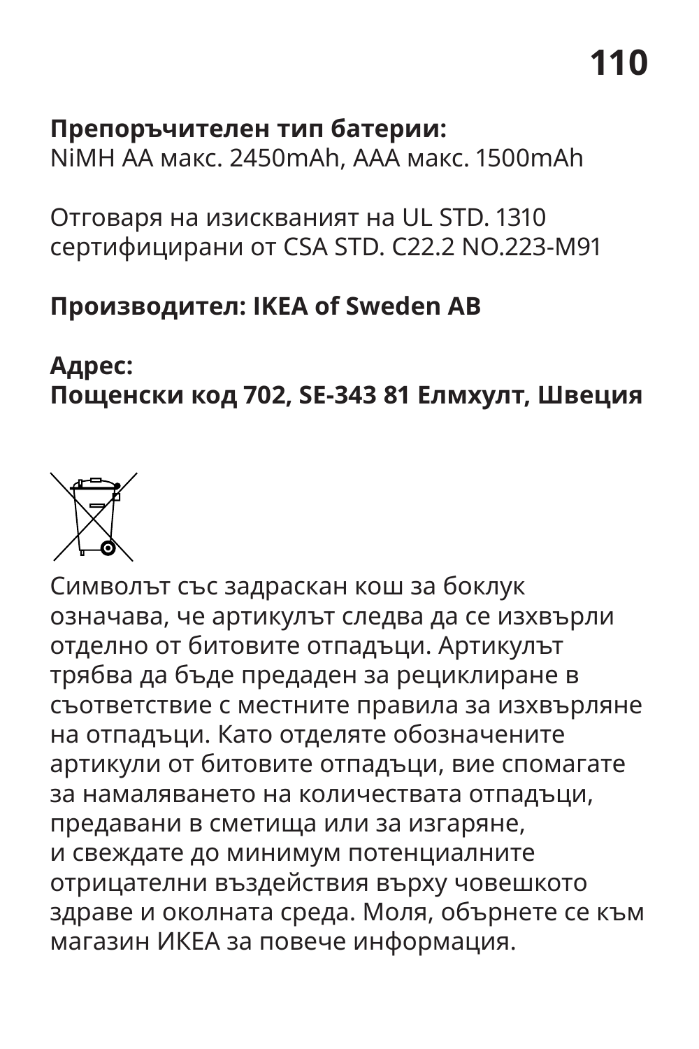**Препоръчителен тип батерии:**
NiMH AA макс. 2450mAh, AAA макс. 1500mAh

Отговаря на изискванияt на UL STD. 1310 сертифицирани от CSA STD. C22.2 NO.223-M91

**Производител: IKEA of Sweden AB**

**Адрес:**
**Пощенски код 702, SE-343 81 Елмхулт, Швеция**

Символът със задраскан кош за боклук означава, че артикулът следва да се изхвърли отделно от битовите отпадъци. Артикулът трябва да бъде предаден за рециклиране в съответствие с местните правила за изхвърляне на отпадъци. Като отделяте обозначените артикули от битовите отпадъци, вие спомагате за намаляването на количествата отпадъци, предавани в сметища или за изгаряне, и свеждате до минимум потенциалните отрицателни въздействия върху човешкото здраве и околната среда. Моля, обърнете се към магазин ИКЕА за повече информация.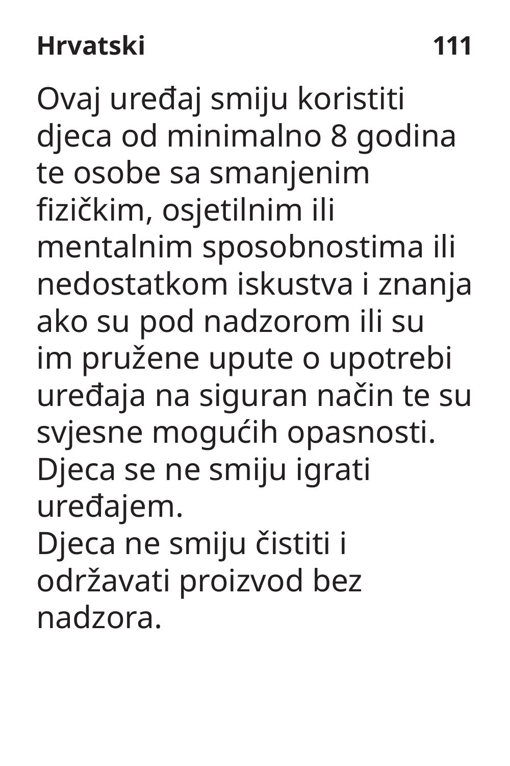Ovaj uređaj smiju koristiti djeca od minimalno 8 godina te osobe sa smanjenim fizičkim, osjetilnim ili mentalnim sposobnostima ili nedostatkom iskustva i znanja ako su pod nadzorom ili su im pružene upute o upotrebi uređaja na siguran način te su svjesne mogućih opasnosti.
Djeca se ne smiju igrati uređajem.
Djeca ne smiju čistiti i održavati proizvod bez nadzora.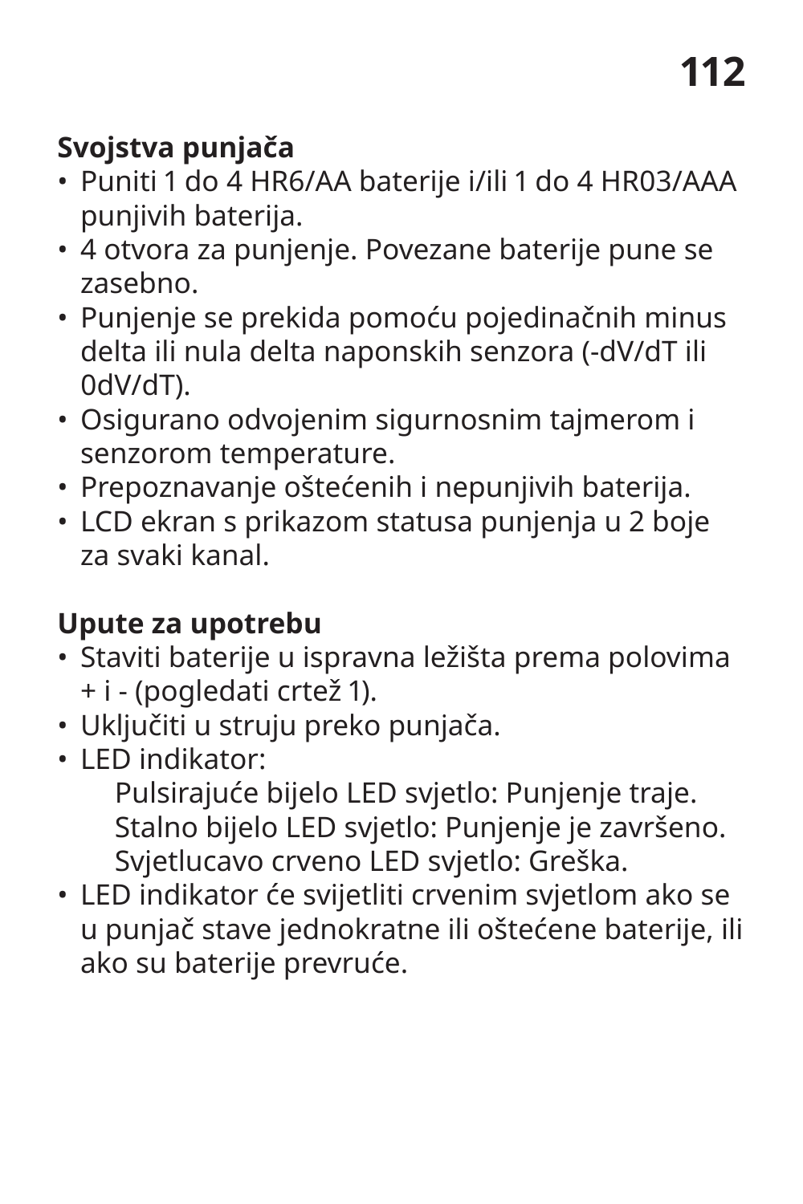**Svojstva punjača**

- Puniti 1 do 4 HR6/AA baterije i/ili 1 do 4 HR03/AAA punjivih baterija.
- 4 otvora za punjenje. Povezane baterije pune se zasebno.
- Punjenje se prekida pomoću pojedinačnih minus delta ili nula delta naponskih senzora (-dV/dT ili 0dV/dT).
- Osigurano odvojenim sigurnosnim tajmerom i senzorom temperature.
- Prepoznavanje oštećenih i nepunjivih baterija.
- LCD ekran s prikazom statusa punjenja u 2 boje za svaki kanal.

**Upute za upotrebu**

- Staviti baterije u ispravna ležišta prema polovima + i - (pogledati crtež 1).
- Uključiti u struju preko punjača.
- LED indikator:
  - Pulsirajuće bijelo LED svjetlo: Punjenje traje.
  - Stalno bijelo LED svjetlo: Punjenje je završeno.
  - Svjetlucavo crveno LED svjetlo: Greška.
- LED indikator će svijetliti crvenim svjetlom ako se u punjač stave jednokratne ili oštećene baterije, ili ako su baterije prevruće.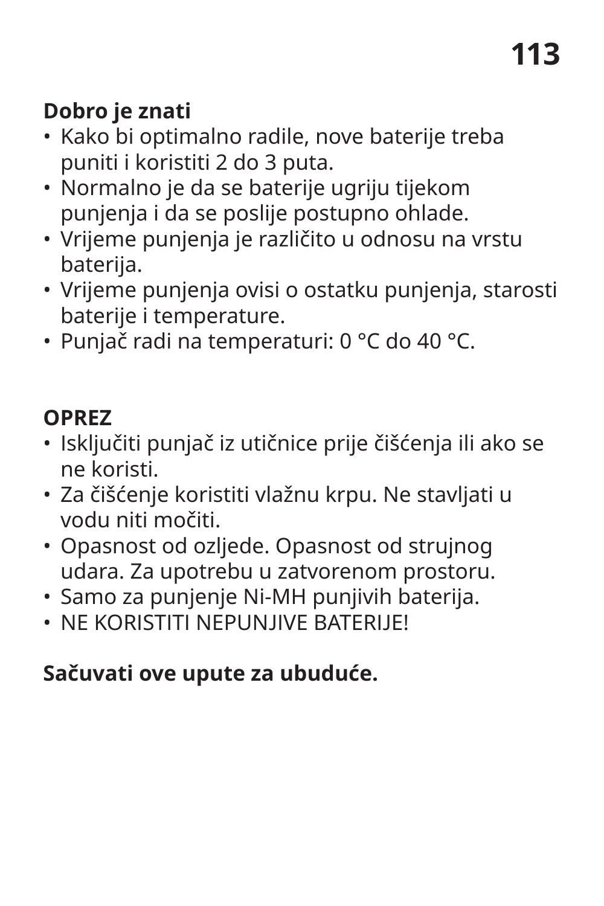**Dobro je znati**

- Kako bi optimalno radile, nove baterije treba puniti i koristiti 2 do 3 puta.
- Normalno je da se baterije ugriju tijekom punjenja i da se poslije postupno ohlade.
- Vrijeme punjenja je različito u odnosu na vrstu baterija.
- Vrijeme punjenja ovisi o ostatku punjenja, starosti baterije i temperature.
- Punjač radi na temperaturi: 0 °C do 40 °C.

**OPREZ**

- Isključiti punjač iz utičnice prije čišćenja ili ako se ne koristi.
- Za čišćenje koristiti vlažnu krpu. Ne stavljati u vodu niti močiti.
- Opasnost od ozljede. Opasnost od strujnog udara. Za upotrebu u zatvorenom prostoru.
- Samo za punjenje Ni-MH punjivih baterija.
- NE KORISTITI NEPUNJIVE BATERIJE!

**Sačuvati ove upute za ubuduće.**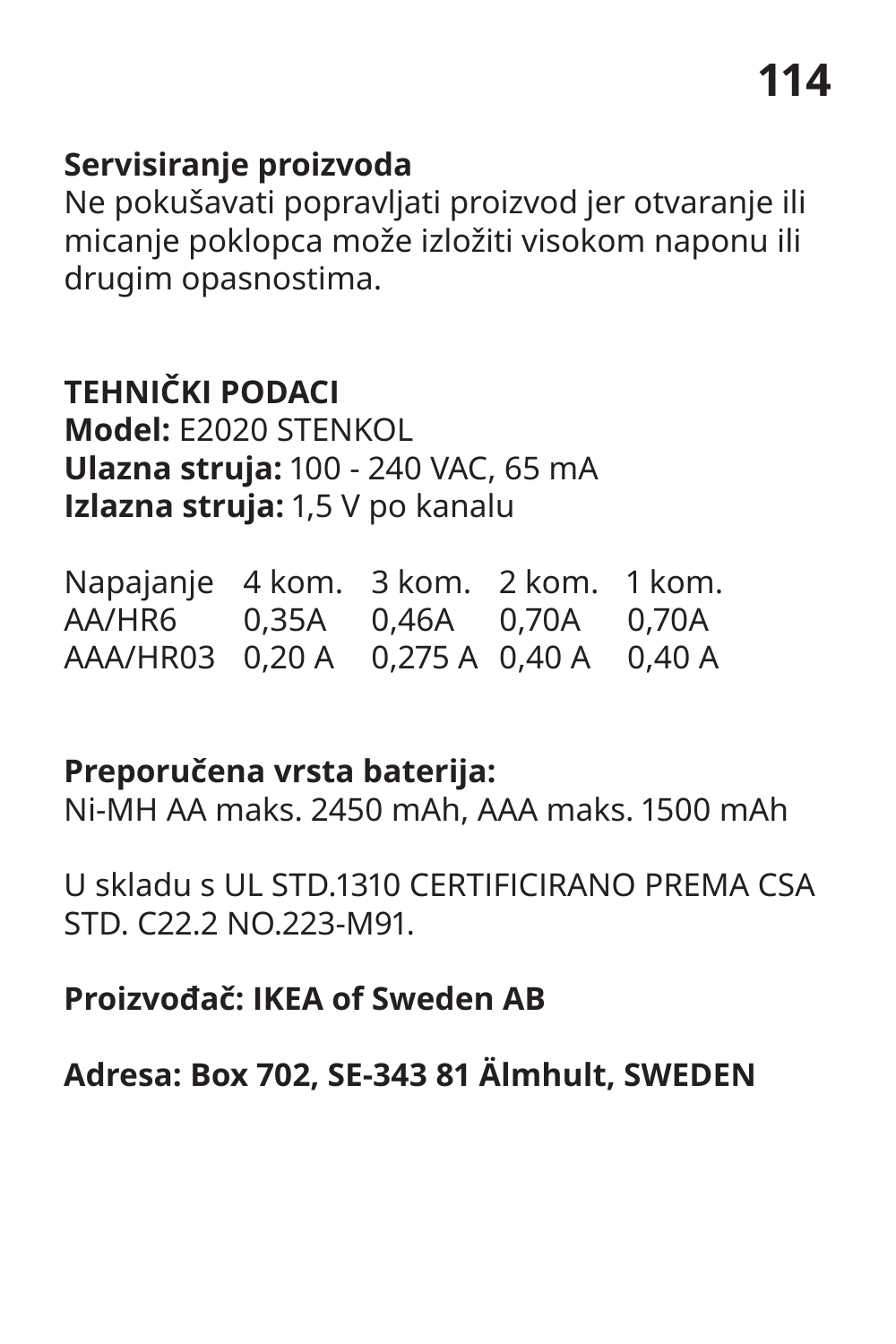**Servisiranje proizvoda**
Ne pokušavati popravljati proizvod jer otvaranje ili micanje poklopca može izložiti visokom naponu ili drugim opasnostima.

**TEHNIČKI PODACI**
**Model:** E2020 STENKOL
**Ulazna struja:** 100 - 240 VAC, 65 mA
**Izlazna struja:** 1,5 V po kanalu

| Napajanje | 4 kom. | 3 kom. | 2 kom. | 1 kom. |
|---|---|---|---|---|
| AA/HR6 | 0,35A | 0,46A | 0,70A | 0,70A |
| AAA/HR03 | 0,20 A | 0,275 A | 0,40 A | 0,40 A |

**Preporučena vrsta baterija:**
Ni-MH AA maks. 2450 mAh, AAA maks. 1500 mAh

U skladu s UL STD.1310 CERTIFICIRANO PREMA CSA STD. C22.2 NO.223-M91.

**Proizvođač: IKEA of Sweden AB**

**Adresa: Box 702, SE-343 81 Älmhult, SWEDEN**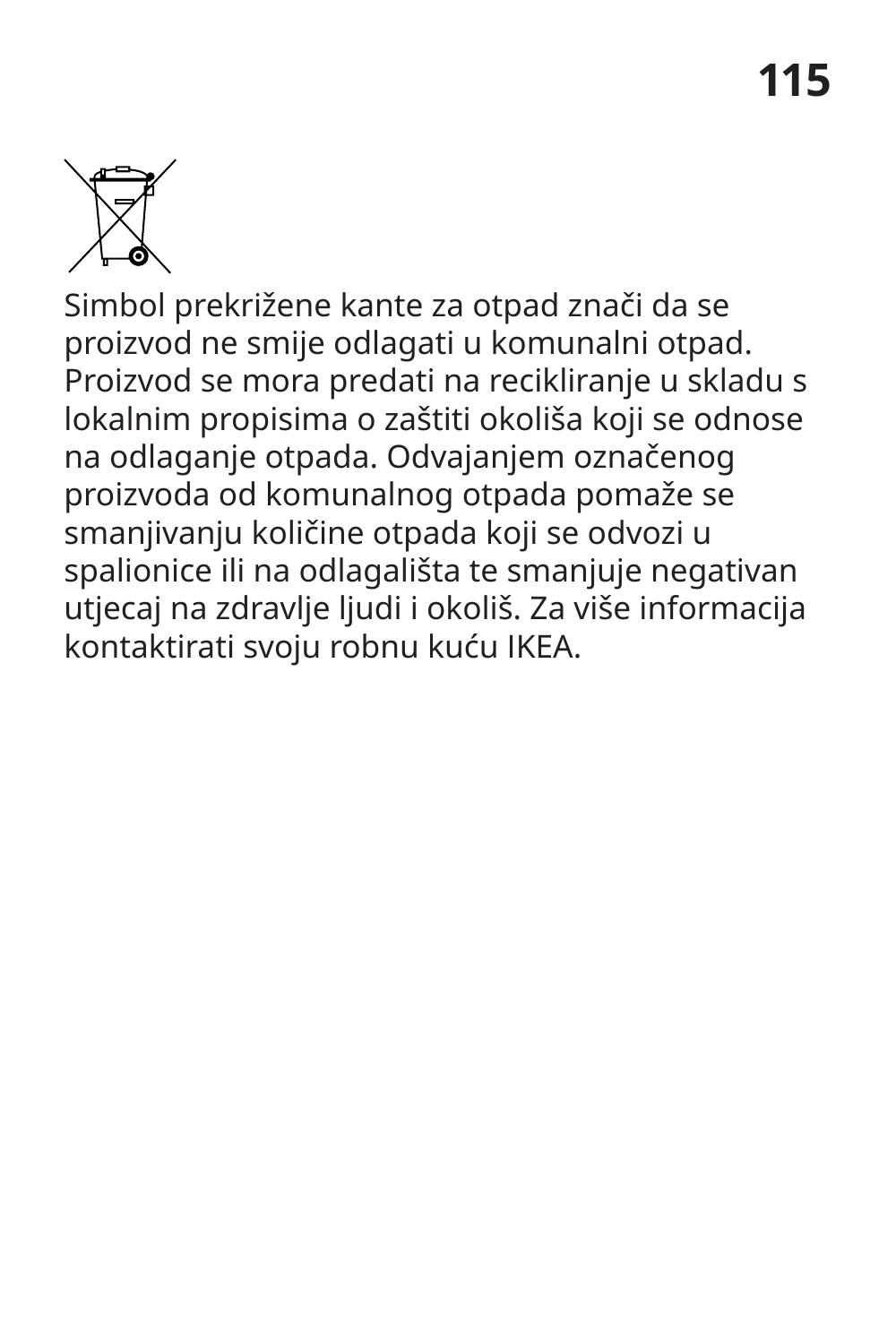Simbol prekrižene kante za otpad znači da se proizvod ne smije odlagati u komunalni otpad. Proizvod se mora predati na recikliranje u skladu s lokalnim propisima o zaštiti okoliša koji se odnose na odlaganje otpada. Odvajanjem označenog proizvoda od komunalnog otpada pomaže se smanjivanju količine otpada koji se odvozi u spalionice ili na odlagališta te smanjuje negativan utjecaj na zdravlje ljudi i okoliš. Za više informacija kontaktirati svoju robnu kuću IKEA.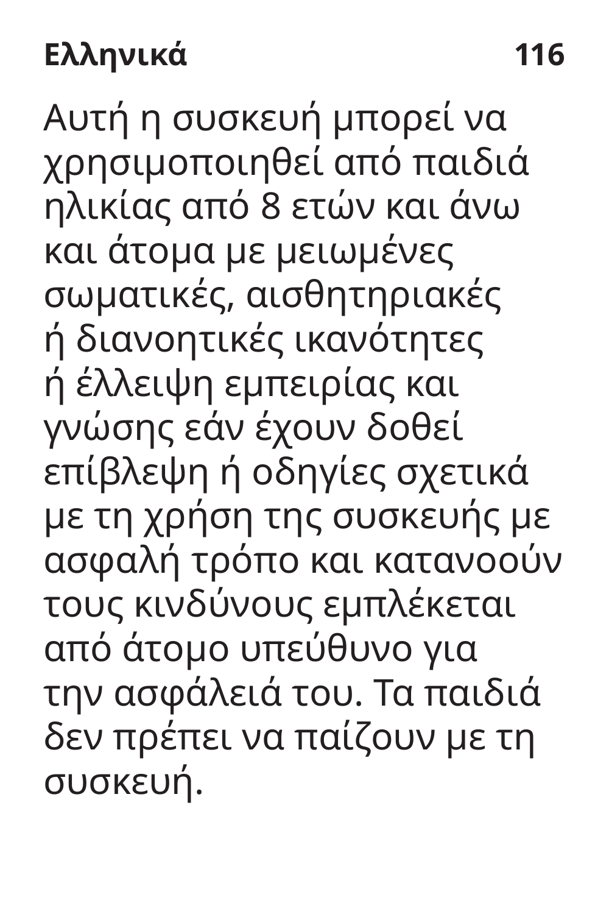Αυτή η συσκευή μπορεί να χρησιμοποιηθεί από παιδιά ηλικίας από 8 ετών και άνω και άτομα με μειωμένες σωματικές, αισθητηριακές ή διανοητικές ικανότητες ή έλλειψη εμπειρίας και γνώσης εάν έχουν δοθεί επίβλεψη ή οδηγίες σχετικά με τη χρήση της συσκευής με ασφαλή τρόπο και κατανοούν τους κινδύνους εμπλέκεται από άτομο υπεύθυνο για την ασφάλειά του. Τα παιδιά δεν πρέπει να παίζουν με τη συσκευή.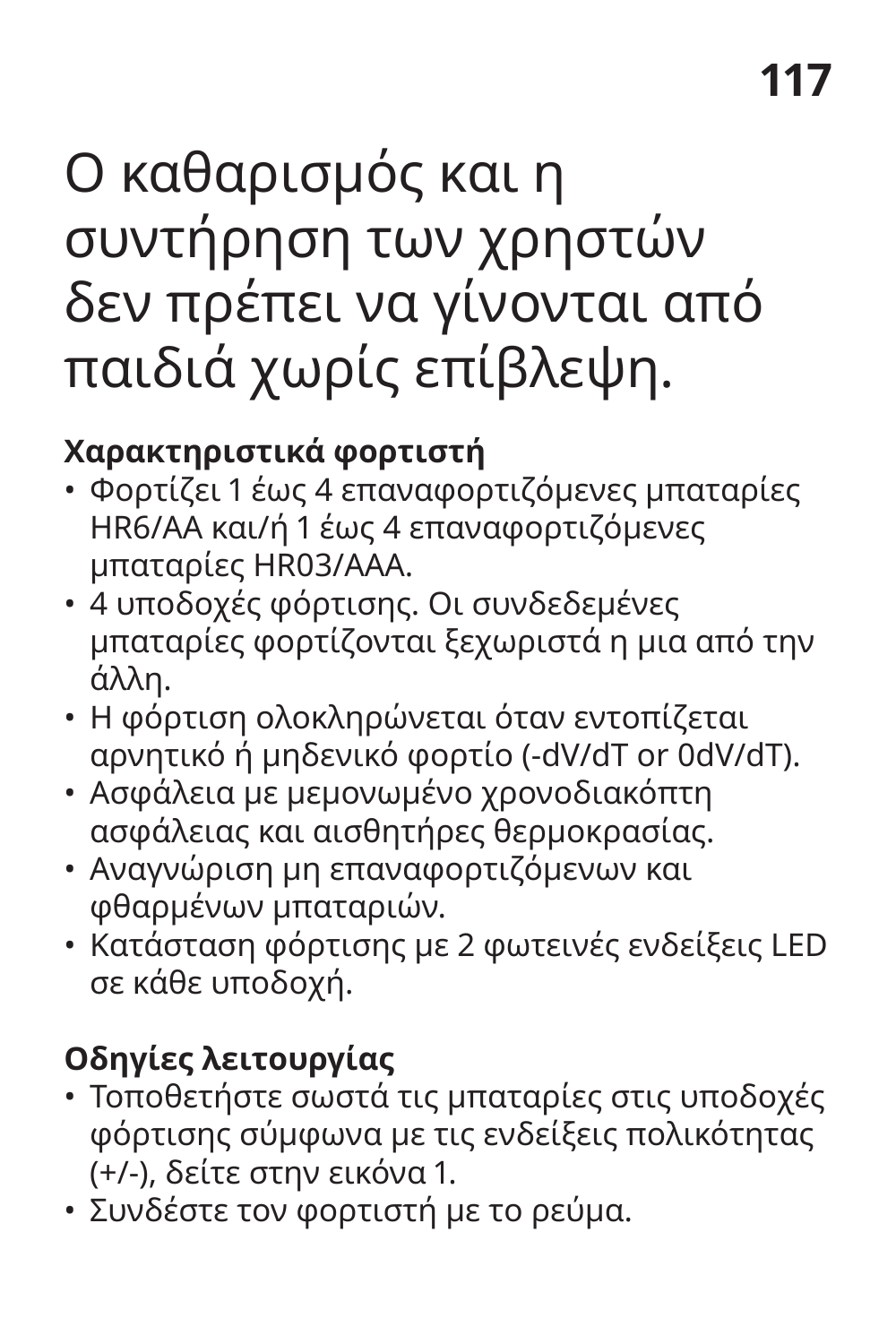Ο καθαρισμός και η συντήρηση των χρηστών δεν πρέπει να γίνονται από παιδιά χωρίς επίβλεψη.

**Χαρακτηριστικά φορτιστή**

- Φορτίζει 1 έως 4 επαναφορτιζόμενες μπαταρίες HR6/AA και/ή 1 έως 4 επαναφορτιζόμενες μπαταρίες HR03/AAA.
- 4 υποδοχές φόρτισης. Οι συνδεδεμένες μπαταρίες φορτίζονται ξεχωριστά η μια από την άλλη.
- Η φόρτιση ολοκληρώνεται όταν εντοπίζεται αρνητικό ή μηδενικό φορτίο (-dV/dT or 0dV/dT).
- Ασφάλεια με μεμονωμένο χρονοδιακόπτη ασφάλειας και αισθητήρες θερμοκρασίας.
- Αναγνώριση μη επαναφορτιζόμενων και φθαρμένων μπαταριών.
- Κατάσταση φόρτισης με 2 φωτεινές ενδείξεις LED σε κάθε υποδοχή.

**Οδηγίες λειτουργίας**

- Τοποθετήστε σωστά τις μπαταρίες στις υποδοχές φόρτισης σύμφωνα με τις ενδείξεις πολικότητας (+/-), δείτε στην εικόνα 1.
- Συνδέστε τον φορτιστή με το ρεύμα.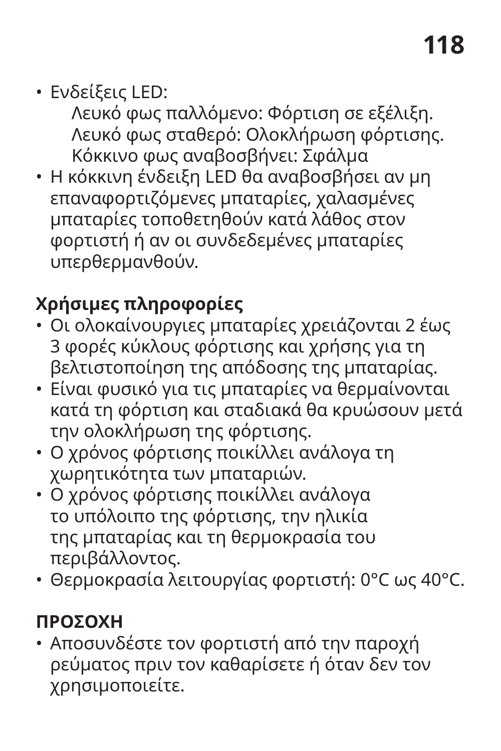- Ενδείξεις LED:
  Λευκό φως παλλόμενο: Φόρτιση σε εξέλιξη.
  Λευκό φως σταθερό: Ολοκλήρωση φόρτισης.
  Κόκκινο φως αναβοσβήνει: Σφάλμα
- Η κόκκινη ένδειξη LED θα αναβοσβήσει αν μη επαναφορτιζόμενες μπαταρίες, χαλασμένες μπαταρίες τοποθετηθούν κατά λάθος στον φορτιστή ή αν οι συνδεδεμένες μπαταρίες υπερθερμανθούν.

**Χρήσιμες πληροφορίες**

- Οι ολοκαίνουργιες μπαταρίες χρειάζονται 2 έως 3 φορές κύκλους φόρτισης και χρήσης για τη βελτιστοποίηση της απόδοσης της μπαταρίας.
- Είναι φυσικό για τις μπαταρίες να θερμαίνονται κατά τη φόρτιση και σταδιακά θα κρυώσουν μετά την ολοκλήρωση της φόρτισης.
- Ο χρόνος φόρτισης ποικίλλει ανάλογα τη χωρητικότητα των μπαταριών.
- Ο χρόνος φόρτισης ποικίλλει ανάλογα το υπόλοιπο της φόρτισης, την ηλικία της μπαταρίας και τη θερμοκρασία του περιβάλλοντος.
- Θερμοκρασία λειτουργίας φορτιστή: 0°C ως 40°C.

**ΠΡΟΣΟΧΗ**

- Αποσυνδέστε τον φορτιστή από την παροχή ρεύματος πριν τον καθαρίσετε ή όταν δεν τον χρησιμοποιείτε.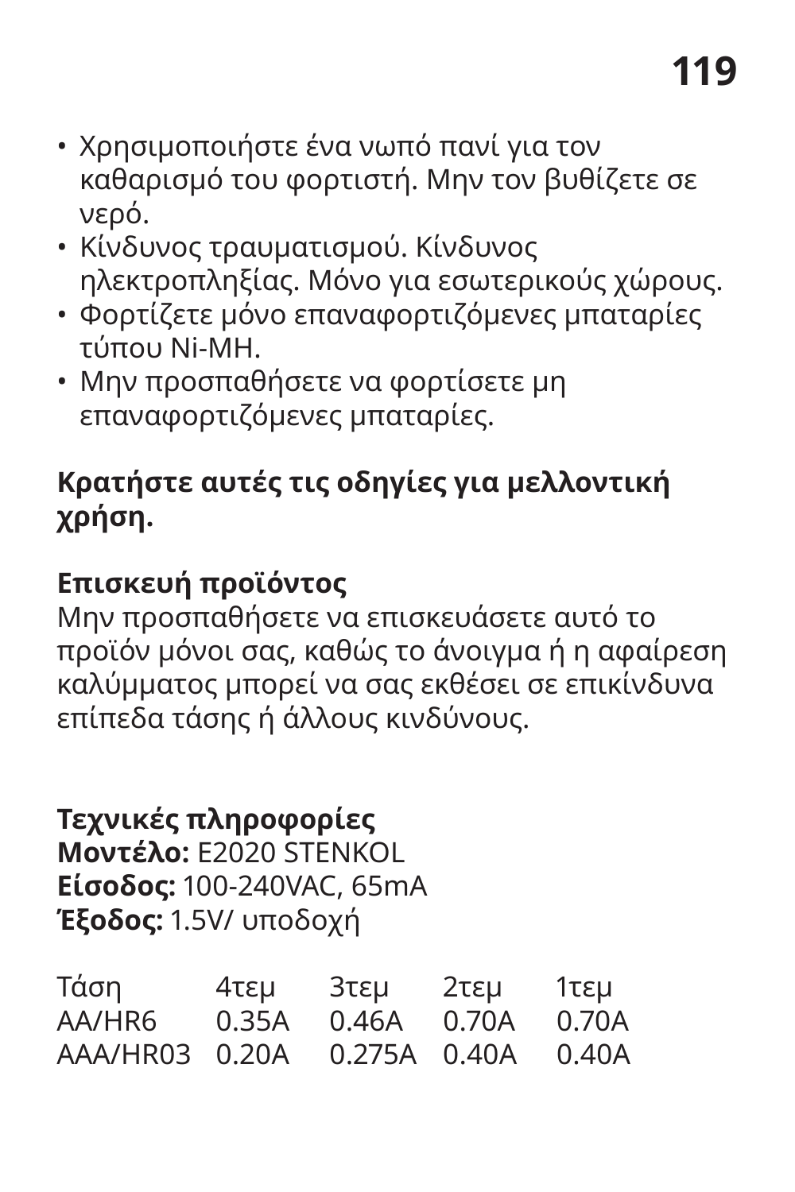- Χρησιμοποιήστε ένα νωπό πανί για τον καθαρισμό του φορτιστή. Μην τον βυθίζετε σε νερό.
- Κίνδυνος τραυματισμού. Κίνδυνος ηλεκτροπληξίας. Μόνο για εσωτερικούς χώρους.
- Φορτίζετε μόνο επαναφορτιζόμενες μπαταρίες τύπου Ni-MH.
- Μην προσπαθήσετε να φορτίσετε μη επαναφορτιζόμενες μπαταρίες.

**Κρατήστε αυτές τις οδηγίες για μελλοντική χρήση.**

**Επισκευή προϊόντος**
Μην προσπαθήσετε να επισκευάσετε αυτό το προϊόν μόνοι σας, καθώς το άνοιγμα ή η αφαίρεση καλύμματος μπορεί να σας εκθέσει σε επικίνδυνα επίπεδα τάσης ή άλλους κινδύνους.

**Τεχνικές πληροφορίες**
**Μοντέλο:** E2020 STENKOL
**Είσοδος:** 100-240VAC, 65mA
**Έξοδος:** 1.5V/ υποδοχή

| Τάση | 4τεμ | 3τεμ | 2τεμ | 1τεμ |
|---|---|---|---|---|
| AA/HR6 | 0.35A | 0.46A | 0.70A | 0.70A |
| AAA/HR03 | 0.20A | 0.275A | 0.40A | 0.40A |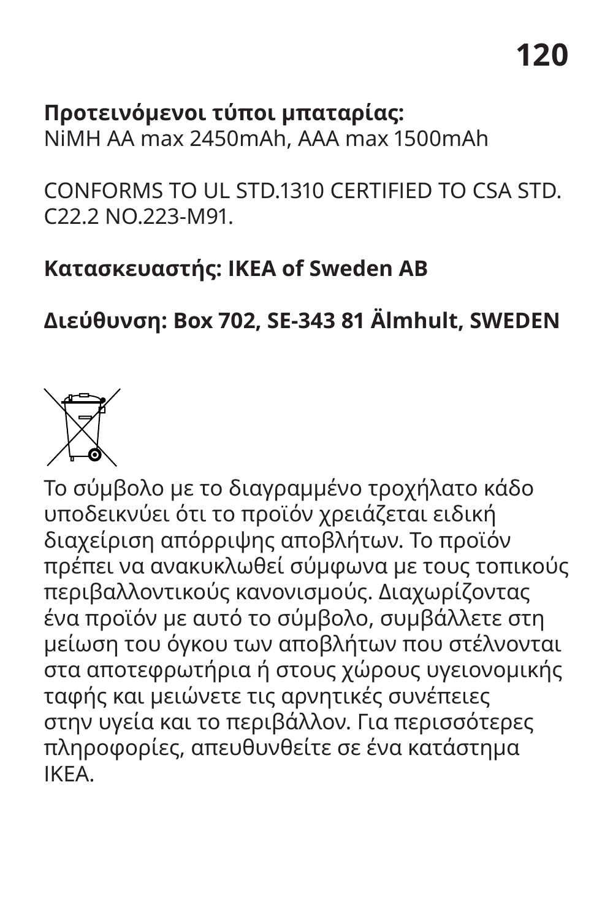**Προτεινόμενοι τύποι μπαταρίας:**
NiMH AA max 2450mAh, AAA max 1500mAh

CONFORMS TO UL STD.1310 CERTIFIED TO CSA STD. C22.2 NO.223-M91.

**Κατασκευαστής: IKEA of Sweden AB**

**Διεύθυνση: Box 702, SE-343 81 Älmhult, SWEDEN**

Το σύμβολο με το διαγραμμένο τροχήλατο κάδο υποδεικνύει ότι το προϊόν χρειάζεται ειδική διαχείριση απόρριψης αποβλήτων. Το προϊόν πρέπει να ανακυκλωθεί σύμφωνα με τους τοπικούς περιβαλλοντικούς κανονισμούς. Διαχωρίζοντας ένα προϊόν με αυτό το σύμβολο, συμβάλλετε στη μείωση του όγκου των αποβλήτων που στέλνονται στα αποτεφρωτήρια ή στους χώρους υγειονομικής ταφής και μειώνετε τις αρνητικές συνέπειες στην υγεία και το περιβάλλον. Για περισσότερες πληροφορίες, απευθυνθείτε σε ένα κατάστημα IKEA.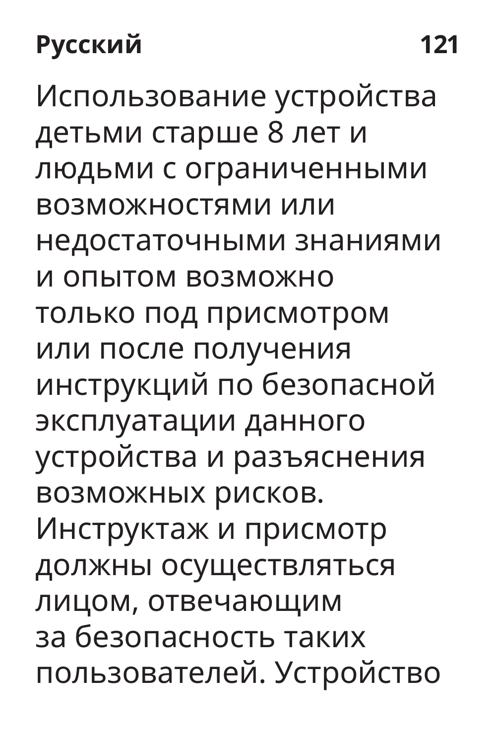Использование устройства детьми старше 8 лет и людьми с ограниченными возможностями или недостаточными знаниями и опытом возможно только под присмотром или после получения инструкций по безопасной эксплуатации данного устройства и разъяснения возможных рисков. Инструктаж и присмотр должны осуществляться лицом, отвечающим за безопасность таких пользователей. Устройство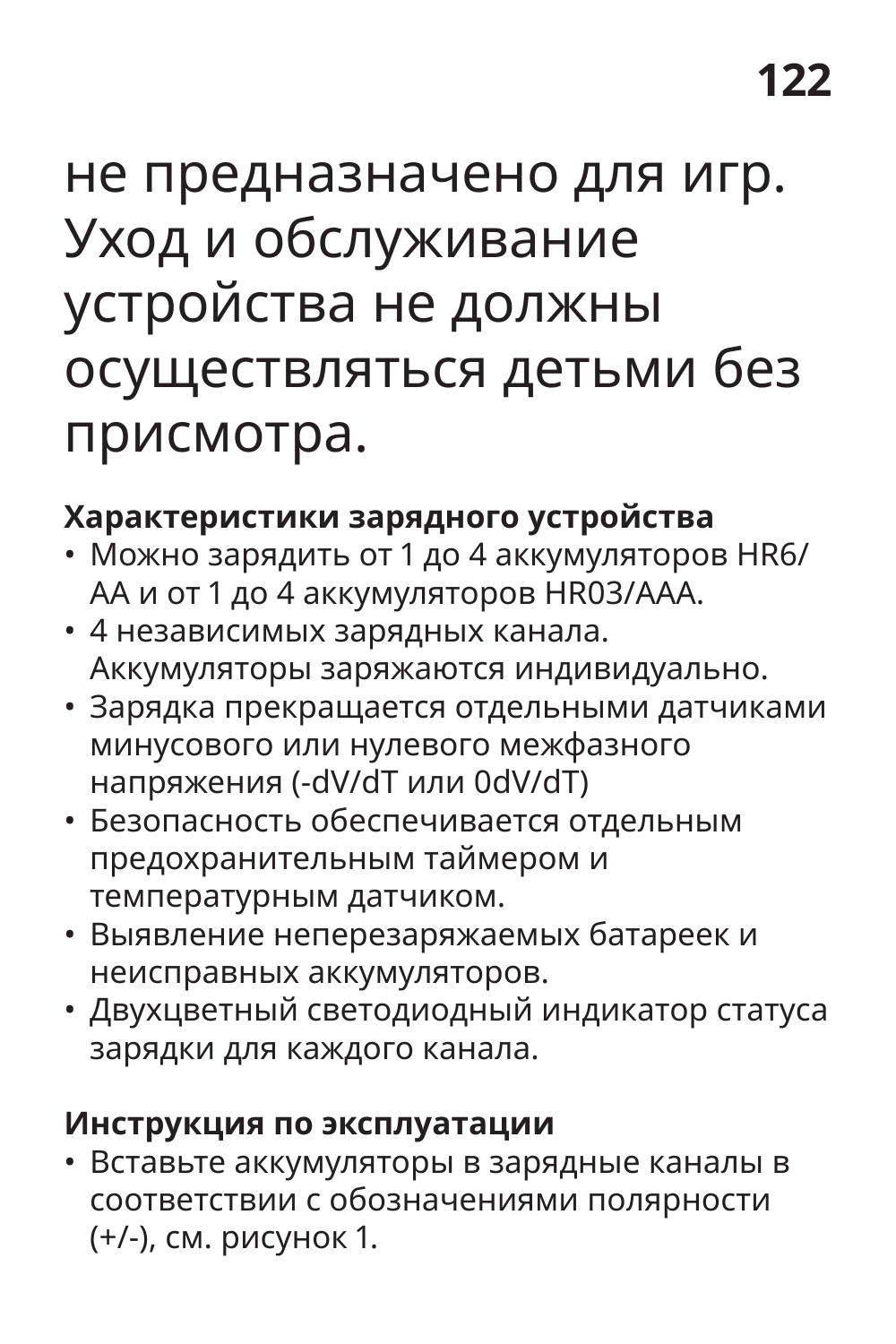не предназначено для игр. Уход и обслуживание устройства не должны осуществляться детьми без присмотра.

**Характеристики зарядного устройства**

- Можно зарядить от 1 до 4 аккумуляторов HR6/AA и от 1 до 4 аккумуляторов HR03/AAA.
- 4 независимых зарядных канала. Аккумуляторы заряжаются индивидуально.
- Зарядка прекращается отдельными датчиками минусового или нулевого межфазного напряжения (-dV/dT или 0dV/dT)
- Безопасность обеспечивается отдельным предохранительным таймером и температурным датчиком.
- Выявление неперезаряжаемых батареек и неисправных аккумуляторов.
- Двухцветный светодиодный индикатор статуса зарядки для каждого канала.

**Инструкция по эксплуатации**

- Вставьте аккумуляторы в зарядные каналы в соответствии с обозначениями полярности (+/-), см. рисунок 1.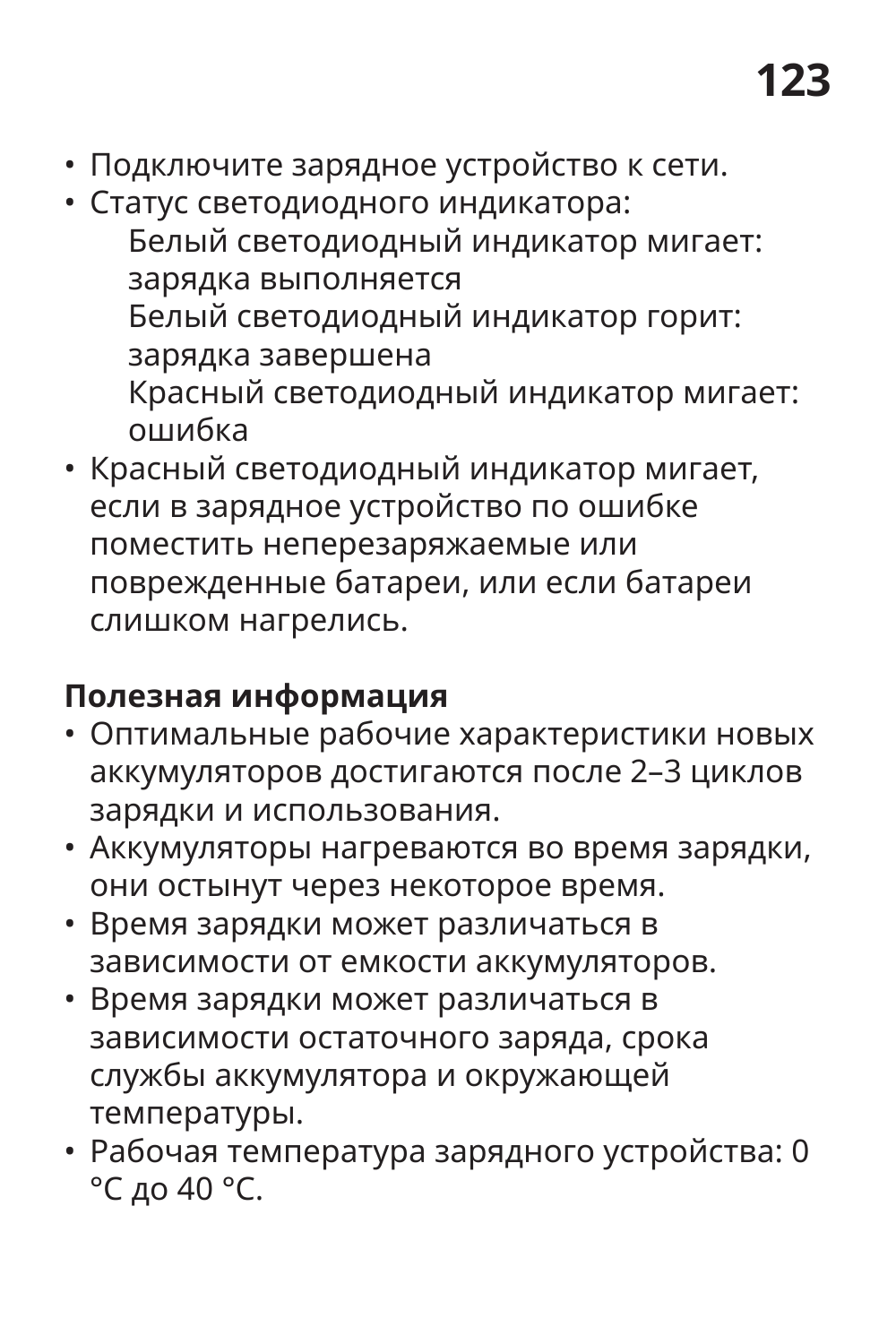- Подключите зарядное устройство к сети.
- Статус светодиодного индикатора:
  - Белый светодиодный индикатор мигает: зарядка выполняется
  - Белый светодиодный индикатор горит: зарядка завершена
  - Красный светодиодный индикатор мигает: ошибка
- Красный светодиодный индикатор мигает, если в зарядное устройство по ошибке поместить неперезаряжаемые или поврежденные батареи, или если батареи слишком нагрелись.

**Полезная информация**

- Оптимальные рабочие характеристики новых аккумуляторов достигаются после 2–3 циклов зарядки и использования.
- Аккумуляторы нагреваются во время зарядки, они остынут через некоторое время.
- Время зарядки может различаться в зависимости от емкости аккумуляторов.
- Время зарядки может различаться в зависимости остаточного заряда, срока службы аккумулятора и окружающей температуры.
- Рабочая температура зарядного устройства: 0 °C до 40 °C.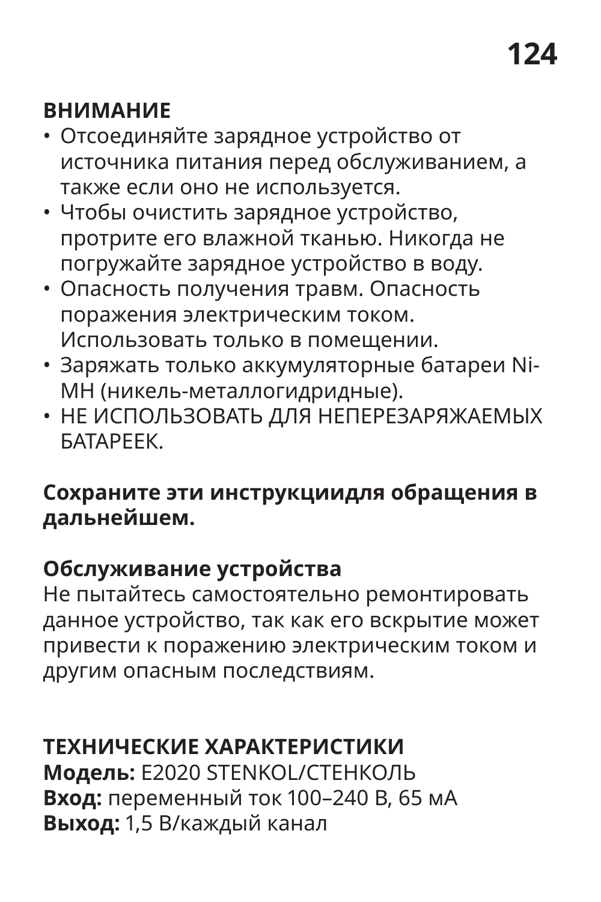**ВНИМАНИЕ**

- Отсоединяйте зарядное устройство от источника питания перед обслуживанием, а также если оно не используется.
- Чтобы очистить зарядное устройство, протрите его влажной тканью. Никогда не погружайте зарядное устройство в воду.
- Опасность получения травм. Опасность поражения электрическим током. Использовать только в помещении.
- Заряжать только аккумуляторные батареи Ni-MH (никель-металлогидридные).
- НЕ ИСПОЛЬЗОВАТЬ ДЛЯ НЕПЕРЕЗАРЯЖАЕМЫХ БАТАРЕЕК.

**Сохраните эти инструкциидля обращения в дальнейшем.**

**Обслуживание устройства**

Не пытайтесь самостоятельно ремонтировать данное устройство, так как его вскрытие может привести к поражению электрическим током и другим опасным последствиям.

**ТЕХНИЧЕСКИЕ ХАРАКТЕРИСТИКИ**

**Модель:** E2020 STENKOL/СТЕНКОЛЬ
**Вход:** переменный ток 100–240 В, 65 мА
**Выход:** 1,5 В/каждый канал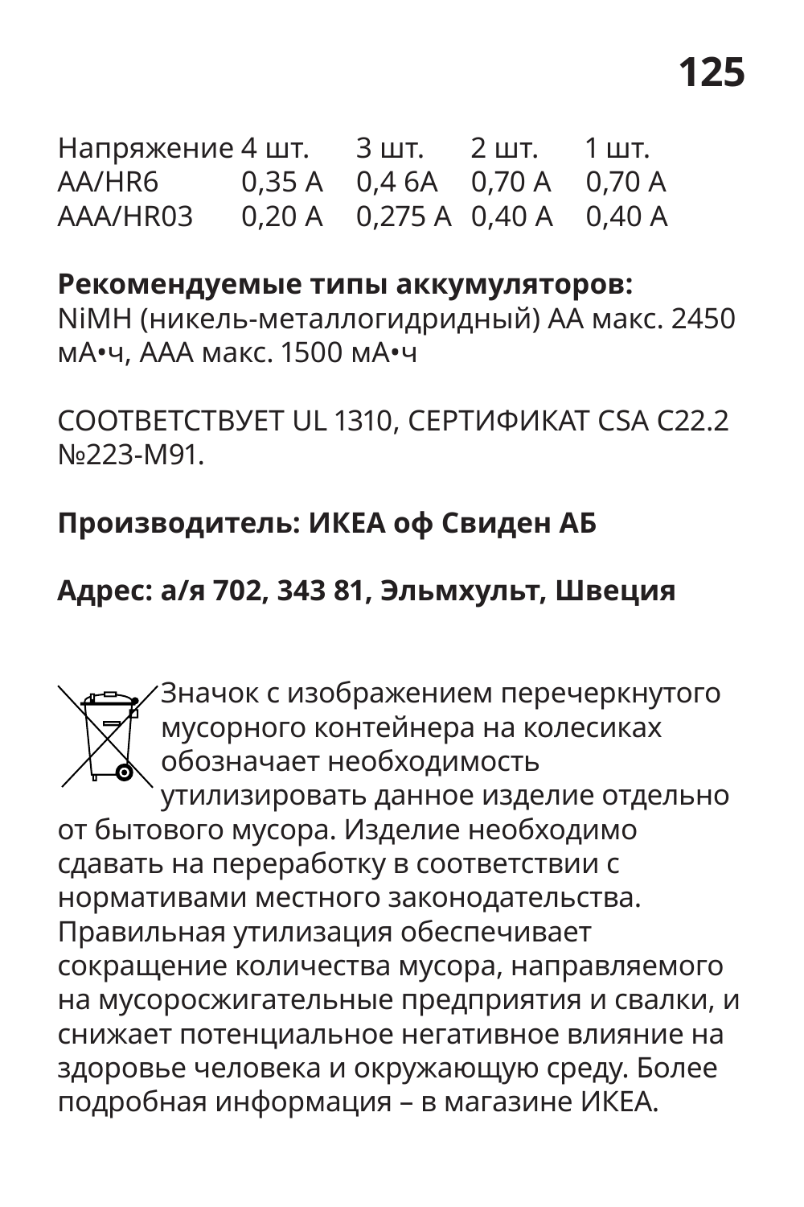| Напряжение | 4 шт. | 3 шт. | 2 шт. | 1 шт. |
|---|---|---|---|---|
| AA/HR6 | 0,35 A | 0,4 6A | 0,70 A | 0,70 A |
| AAA/HR03 | 0,20 A | 0,275 A | 0,40 A | 0,40 A |

**Рекомендуемые типы аккумуляторов:**
NiMH (никель-металлогидридный) AA макс. 2450 мА•ч, AAA макс. 1500 мА•ч

СООТВЕТСТВУЕТ UL 1310, СЕРТИФИКАТ CSA C22.2 №223-M91.

**Производитель: ИКЕА оф Свиден АБ**

**Адрес: а/я 702, 343 81, Эльмхульт, Швеция**

Значок с изображением перечеркнутого мусорного контейнера на колесиках обозначает необходимость утилизировать данное изделие отдельно от бытового мусора. Изделие необходимо сдавать на переработку в соответствии с нормативами местного законодательства. Правильная утилизация обеспечивает сокращение количества мусора, направляемого на мусоросжигательные предприятия и свалки, и снижает потенциальное негативное влияние на здоровье человека и окружающую среду. Более подробная информация – в магазине ИКЕА.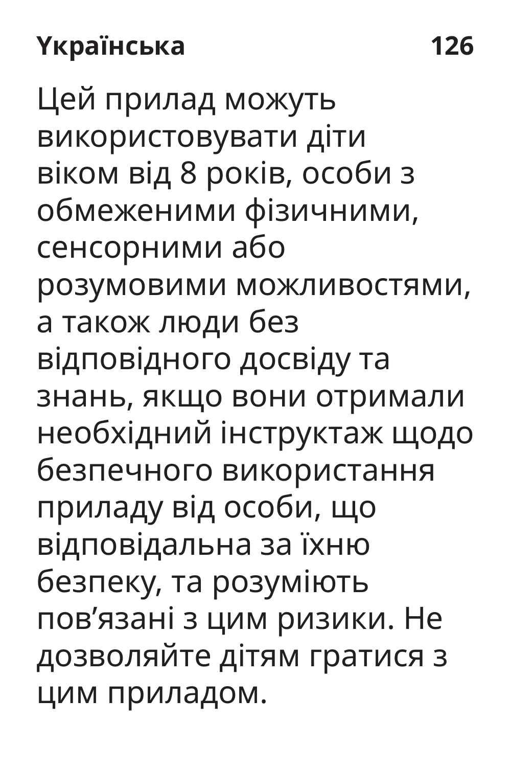Цей прилад можуть використовувати діти віком від 8 років, особи з обмеженими фізичними, сенсорними або розумовими можливостями, а також люди без відповідного досвіду та знань, якщо вони отримали необхідний інструктаж щодо безпечного використання приладу від особи, що відповідальна за їхню безпеку, та розуміють пов’язані з цим ризики. Не дозволяйте дітям гратися з цим приладом.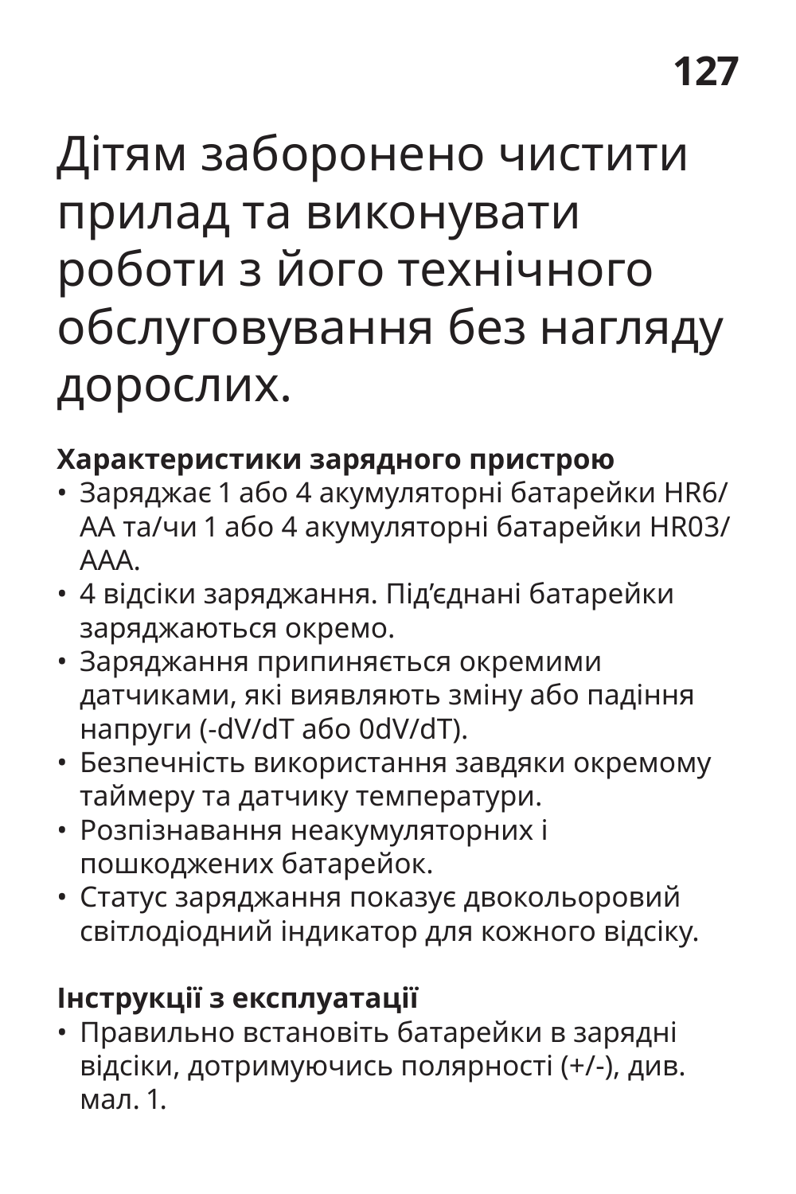Дітям заборонено чистити прилад та виконувати роботи з його технічного обслуговування без нагляду дорослих.

**Характеристики зарядного пристрою**

- Заряджає 1 або 4 акумуляторні батарейки HR6/ AA та/чи 1 або 4 акумуляторні батарейки HR03/ AAA.
- 4 відсіки заряджання. Під'єднані батарейки заряджаються окремо.
- Заряджання припиняється окремими датчиками, які виявляють зміну або падіння напруги (-dV/dT або 0dV/dT).
- Безпечність використання завдяки окремому таймеру та датчику температури.
- Розпізнавання неакумуляторних і пошкоджених батарейок.
- Статус заряджання показує двокольоровий світлодіодний індикатор для кожного відсіку.

**Інструкції з експлуатації**

- Правильно встановіть батарейки в зарядні відсіки, дотримуючись полярності (+/-), див. мал. 1.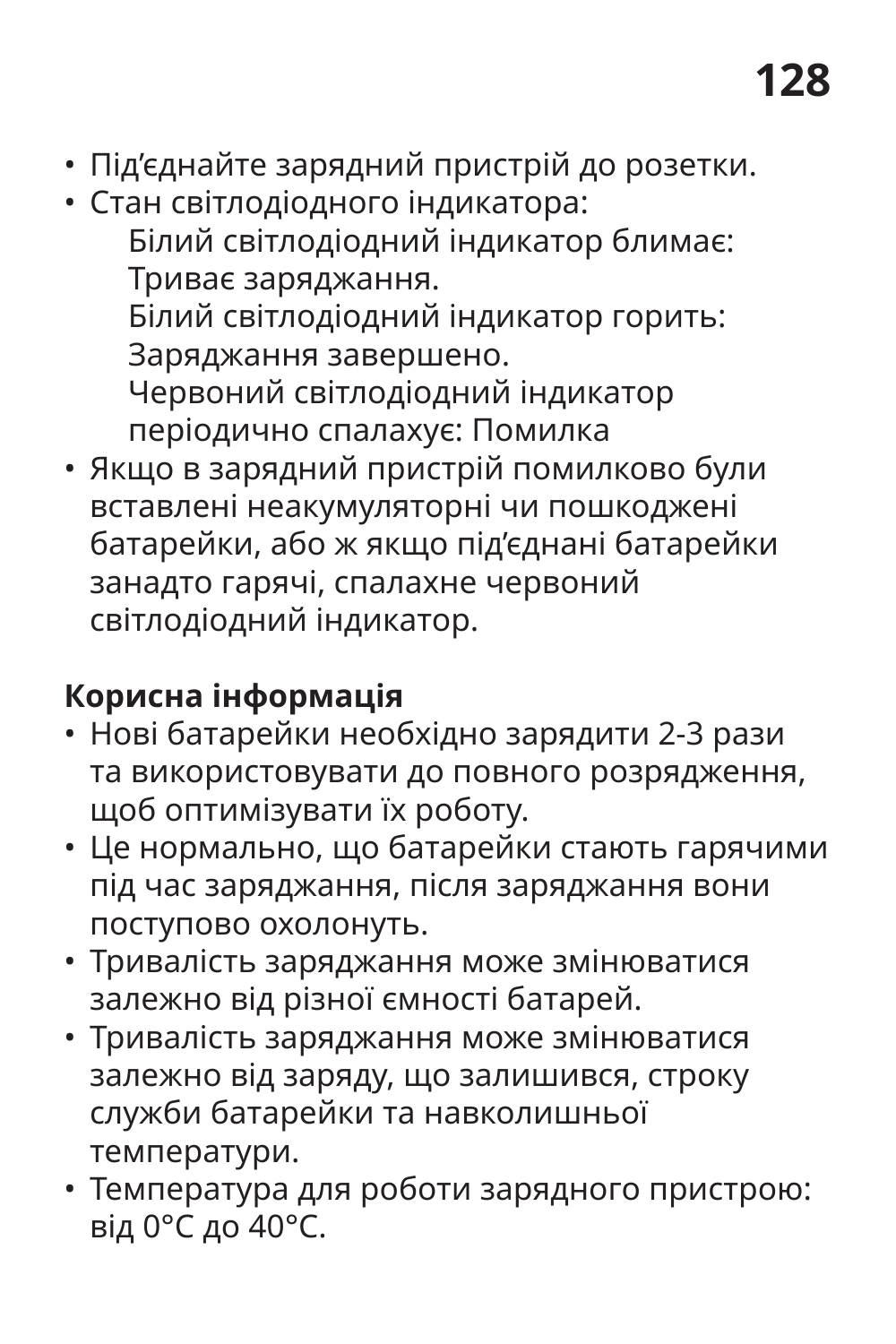- Під'єднайте зарядний пристрій до розетки.
- Стан світлодіодного індикатора:
  Білий світлодіодний індикатор блимає: Триває заряджання.
  Білий світлодіодний індикатор горить: Заряджання завершено.
  Червоний світлодіодний індикатор періодично спалахує: Помилка
- Якщо в зарядний пристрій помилково були вставлені неакумуляторні чи пошкоджені батарейки, або ж якщо під'єднані батарейки занадто гарячі, спалахне червоний світлодіодний індикатор.

**Корисна інформація**

- Нові батарейки необхідно зарядити 2-3 рази та використовувати до повного розрядження, щоб оптимізувати їх роботу.
- Це нормально, що батарейки стають гарячими під час заряджання, після заряджання вони поступово охолонуть.
- Тривалість заряджання може змінюватися залежно від різної ємності батарей.
- Тривалість заряджання може змінюватися залежно від заряду, що залишився, строку служби батарейки та навколишньої температури.
- Температура для роботи зарядного пристрою: від 0°C до 40°C.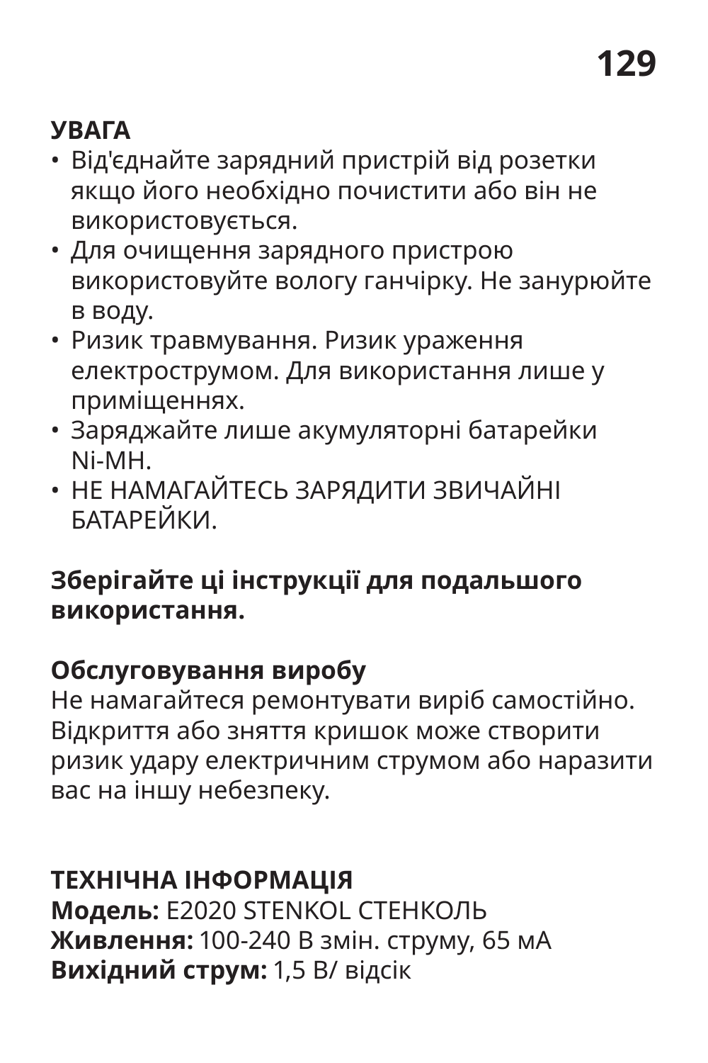**УВАГА**

- Від'єднайте зарядний пристрій від розетки якщо його необхідно почистити або він не використовується.
- Для очищення зарядного пристрою використовуйте вологу ганчірку. Не занурюйте в воду.
- Ризик травмування. Ризик ураження електрострумом. Для використання лише у приміщеннях.
- Заряджайте лише акумуляторні батарейки Ni-MH.
- НЕ НАМАГАЙТЕСЬ ЗАРЯДИТИ ЗВИЧАЙНІ БАТАРЕЙКИ.

**Зберігайте ці інструкції для подальшого використання.**

**Обслуговування виробу**

Не намагайтеся ремонтувати виріб самостійно. Відкриття або зняття кришок може створити ризик удару електричним струмом або наразити вас на іншу небезпеку.

**ТЕХНІЧНА ІНФОРМАЦІЯ**

**Модель:** E2020 STENKOL СТЕНКОЛЬ

**Живлення:** 100-240 В змін. струму, 65 мА

**Вихідний струм:** 1,5 В/ відсік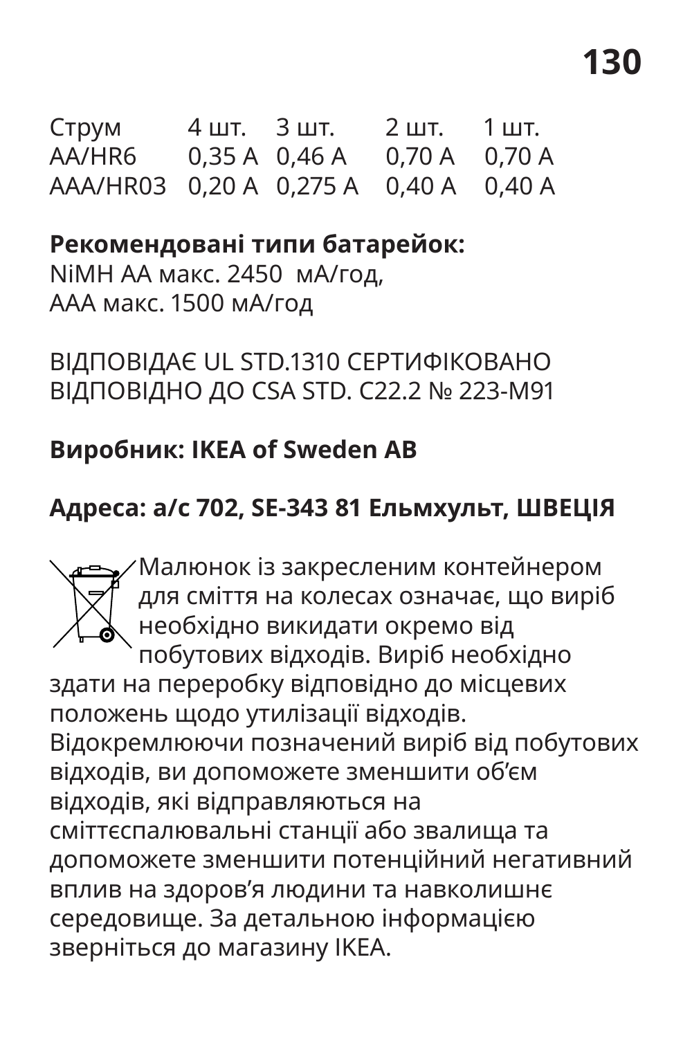| Струм | 4 шт. | 3 шт. | 2 шт. | 1 шт. |
|---|---|---|---|---|
| AA/HR6 | 0,35 A | 0,46 A | 0,70 A | 0,70 A |
| AAA/HR03 | 0,20 A | 0,275 A | 0,40 A | 0,40 A |

**Рекомендовані типи батарейок:**
NiMH AA макс. 2450 мА/год,
AAA макс. 1500 мА/год

ВІДПОВІДАЄ UL STD.1310 СЕРТИФІКОВАНО ВІДПОВІДНО ДО CSA STD. C22.2 № 223-M91

**Виробник: IKEA of Sweden AB**

**Адреса: а/с 702, SE-343 81 Ельмхульт, ШВЕЦІЯ**

Малюнок із закресленим контейнером для сміття на колесах означає, що виріб необхідно викидати окремо від побутових відходів. Виріб необхідно здати на переробку відповідно до місцевих положень щодо утилізації відходів. Відокремлюючи позначений виріб від побутових відходів, ви допоможете зменшити об’єм відходів, які відправляються на сміттєспалювальні станції або звалища та допоможете зменшити потенційний негативний вплив на здоров’я людини та навколишнє середовище. За детальною інформацією зверніться до магазину IKEA.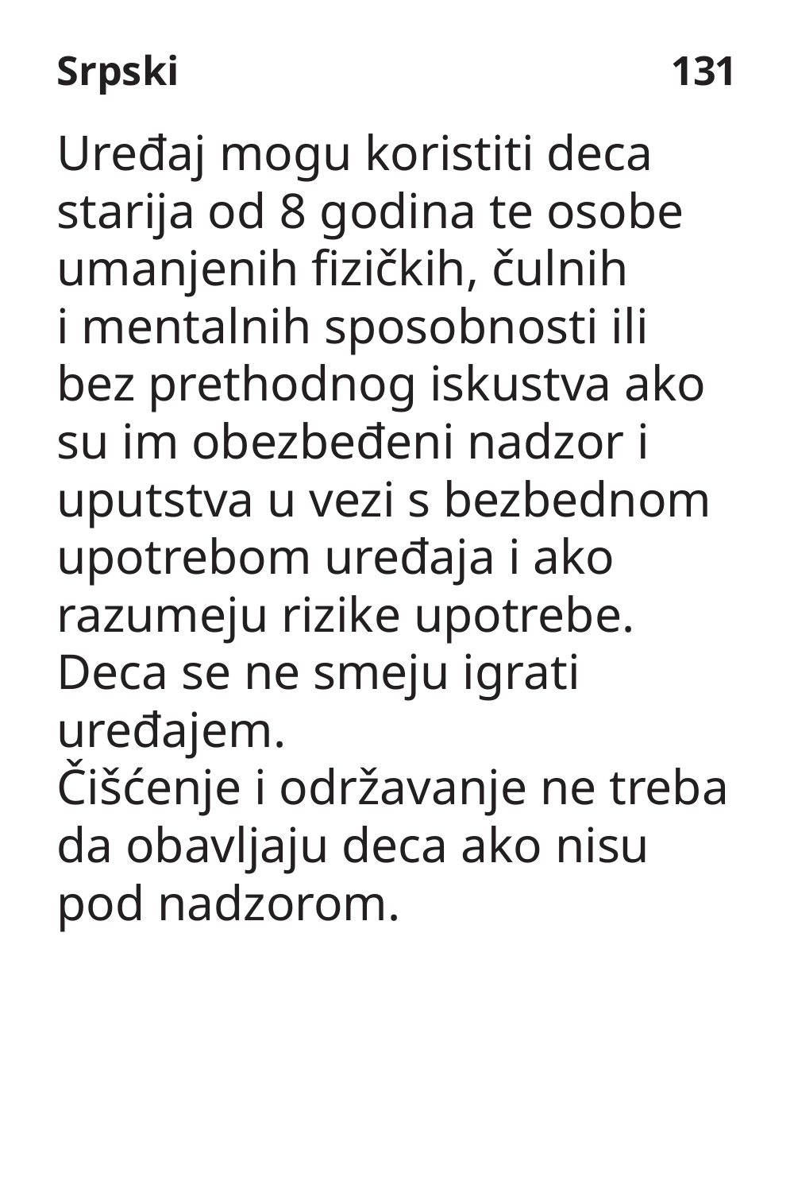Uređaj mogu koristiti deca starija od 8 godina te osobe umanjenih fizičkih, čulnih i mentalnih sposobnosti ili bez prethodnog iskustva ako su im obezbeđeni nadzor i uputstva u vezi s bezbednom upotrebom uređaja i ako razumeju rizike upotrebe. Deca se ne smeju igrati uređajem.
Čišćenje i održavanje ne treba da obavljaju deca ako nisu pod nadzorom.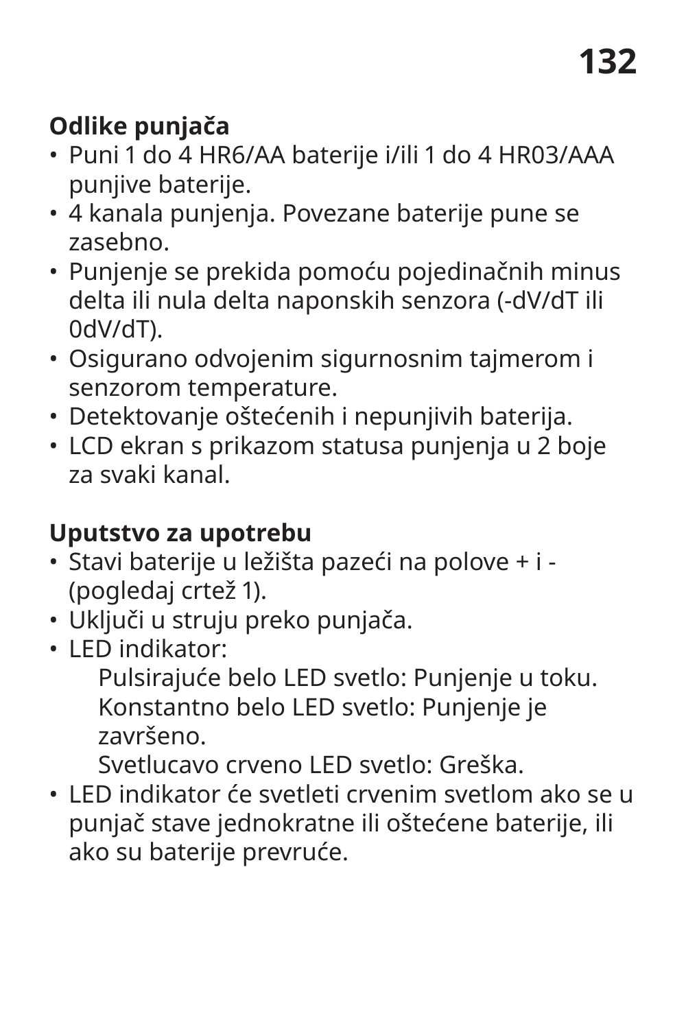## Odlike punjača

- Puni 1 do 4 HR6/AA baterije i/ili 1 do 4 HR03/AAA punjive baterije.
- 4 kanala punjenja. Povezane baterije pune se zasebno.
- Punjenje se prekida pomoću pojedinačnih minus delta ili nula delta naponskih senzora (-dV/dT ili 0dV/dT).
- Osigurano odvojenim sigurnosnim tajmerom i senzorom temperature.
- Detektovanje oštećenih i nepunjivih baterija.
- LCD ekran s prikazom statusa punjenja u 2 boje za svaki kanal.

## Uputstvo za upotrebu

- Stavi baterije u ležišta pazeći na polove + i - (pogledaj crtež 1).
- Uključi u struju preko punjača.
- LED indikator:

  Pulsirajuće belo LED svetlo: Punjenje u toku.
  Konstantno belo LED svetlo: Punjenje je završeno.
  Svetlucavo crveno LED svetlo: Greška.
- LED indikator će svetleti crvenim svetlom ako se u punjač stave jednokratne ili oštećene baterije, ili ako su baterije prevruće.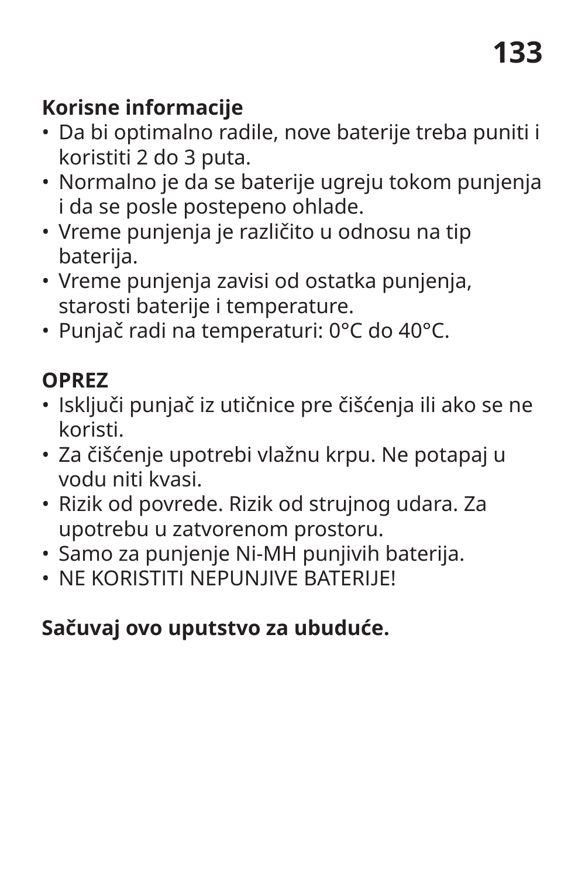**Korisne informacije**

- Da bi optimalno radile, nove baterije treba puniti i koristiti 2 do 3 puta.
- Normalno je da se baterije ugreju tokom punjenja i da se posle postepeno ohlade.
- Vreme punjenja je različito u odnosu na tip baterija.
- Vreme punjenja zavisi od ostatka punjenja, starosti baterije i temperature.
- Punjač radi na temperaturi: 0°C do 40°C.

**OPREZ**

- Isključi punjač iz utičnice pre čišćenja ili ako se ne koristi.
- Za čišćenje upotrebi vlažnu krpu. Ne potapaj u vodu niti kvasi.
- Rizik od povrede. Rizik od strujnog udara. Za upotrebu u zatvorenom prostoru.
- Samo za punjenje Ni-MH punjivih baterija.
- NE KORISTITI NEPUNJIVE BATERIJE!

**Sačuvaj ovo uputstvo za ubuduće.**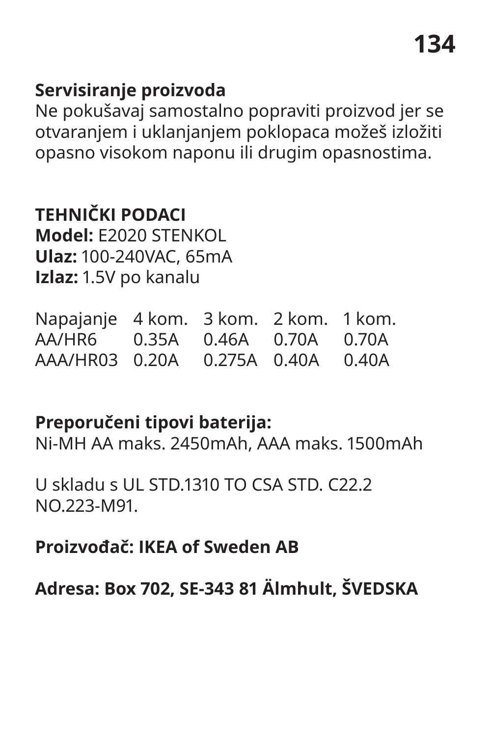**Servisiranje proizvoda**
Ne pokušavaj samostalno popraviti proizvod jer se otvaranjem i uklanjanjem poklopaca možeš izložiti opasno visokom naponu ili drugim opasnostima.

**TEHNIČKI PODACI**
**Model:** E2020 STENKOL
**Ulaz:** 100-240VAC, 65mA
**Izlaz:** 1.5V po kanalu

| Napajanje | 4 kom. | 3 kom. | 2 kom. | 1 kom. |
|---|---|---|---|---|
| AA/HR6 | 0.35A | 0.46A | 0.70A | 0.70A |
| AAA/HR03 | 0.20A | 0.275A | 0.40A | 0.40A |

**Preporučeni tipovi baterija:**
Ni-MH AA maks. 2450mAh, AAA maks. 1500mAh

U skladu s UL STD.1310 TO CSA STD. C22.2 NO.223-M91.

**Proizvođač: IKEA of Sweden AB**

**Adresa: Box 702, SE-343 81 Älmhult, ŠVEDSKA**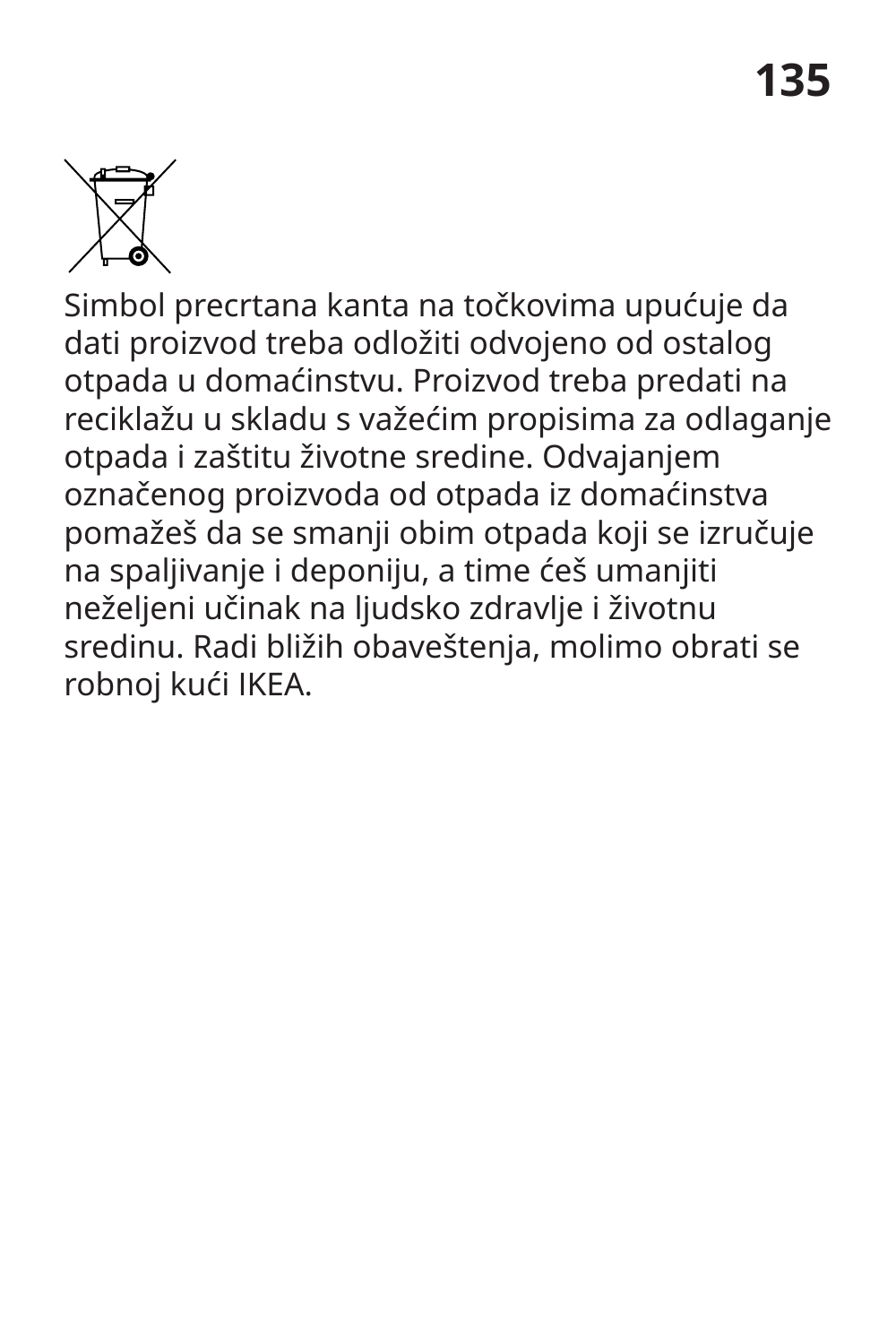Simbol precrtana kanta na točkovima upućuje da dati proizvod treba odložiti odvojeno od ostalog otpada u domaćinstvu. Proizvod treba predati na reciklažu u skladu s važećim propisima za odlaganje otpada i zaštitu životne sredine. Odvajanjem označenog proizvoda od otpada iz domaćinstva pomažeš da se smanji obim otpada koji se izručuje na spaljivanje i deponiju, a time ćeš umanjiti neželjeni učinak na ljudsko zdravlje i životnu sredinu. Radi bližih obaveštenja, molimo obrati se robnoj kući IKEA.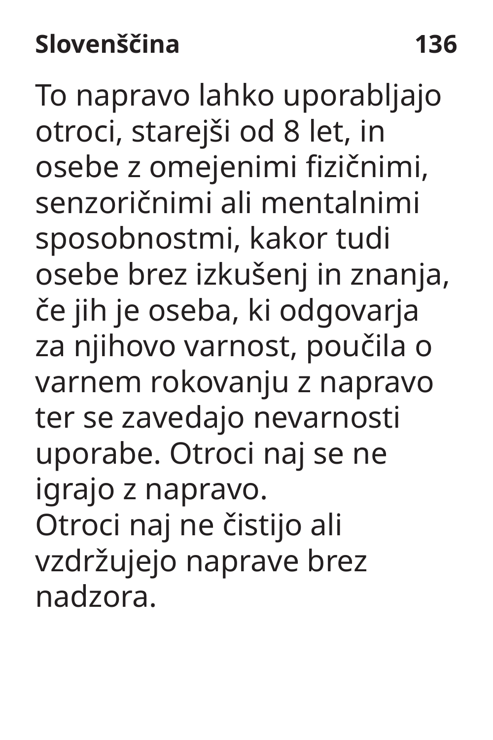To napravo lahko uporabljajo otroci, starejši od 8 let, in osebe z omejenimi fizičnimi, senzoričnimi ali mentalnimi sposobnostmi, kakor tudi osebe brez izkušenj in znanja, če jih je oseba, ki odgovarja za njihovo varnost, poučila o varnem rokovanju z napravo ter se zavedajo nevarnosti uporabe. Otroci naj se ne igrajo z napravo.
Otroci naj ne čistijo ali vzdržujejo naprave brez nadzora.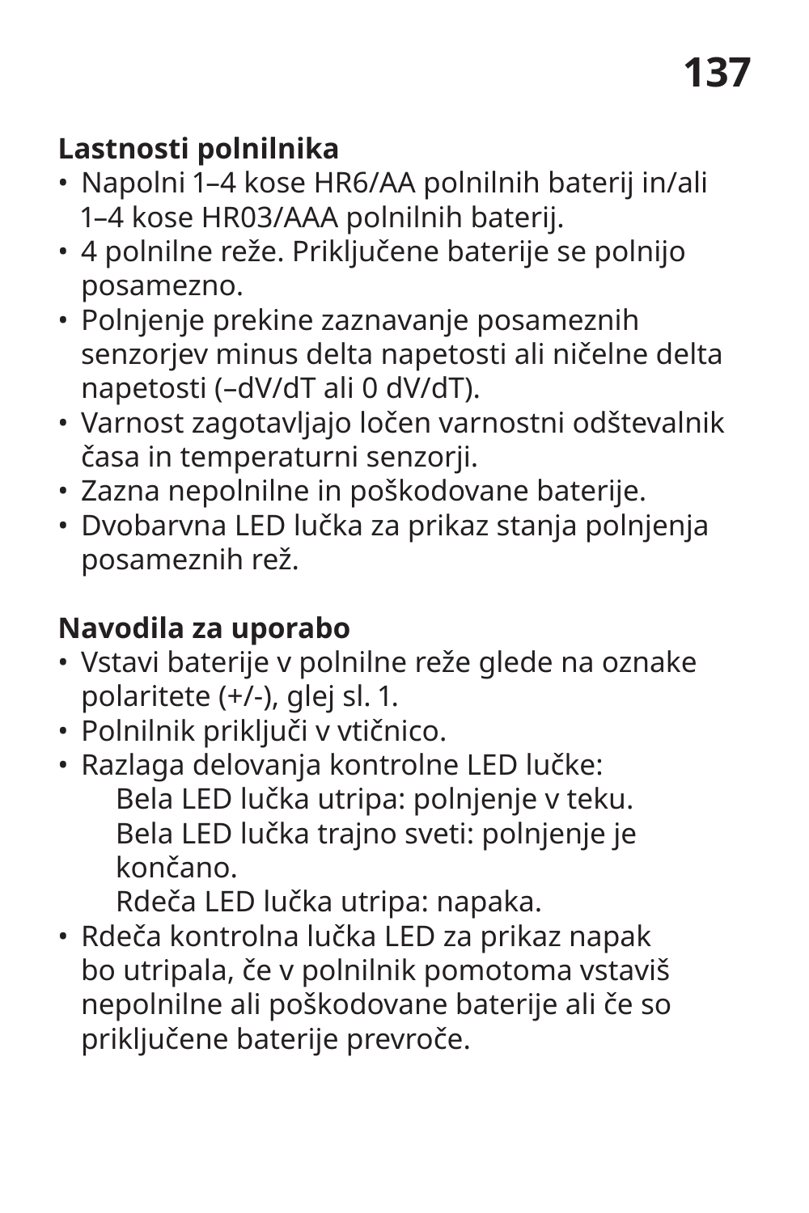**Lastnosti polnilnika**

- Napolni 1–4 kose HR6/AA polnilnih baterij in/ali 1–4 kose HR03/AAA polnilnih baterij.
- 4 polnilne reže. Priključene baterije se polnijo posamezno.
- Polnjenje prekine zaznavanje posameznih senzorjev minus delta napetosti ali ničelne delta napetosti (–dV/dT ali 0 dV/dT).
- Varnost zagotavljajo ločen varnostni odštevalnik časa in temperaturni senzorji.
- Zazna nepolnilne in poškodovane baterije.
- Dvobarvna LED lučka za prikaz stanja polnjenja posameznih rež.

**Navodila za uporabo**

- Vstavi baterije v polnilne reže glede na oznake polaritete (+/-), glej sl. 1.
- Polnilnik priključi v vtičnico.
- Razlaga delovanja kontrolne LED lučke:
  - Bela LED lučka utripa: polnjenje v teku.
  - Bela LED lučka trajno sveti: polnjenje je končano.
  - Rdeča LED lučka utripa: napaka.
- Rdeča kontrolna lučka LED za prikaz napak bo utripala, če v polnilnik pomotoma vstaviš nepolnilne ali poškodovane baterije ali če so priključene baterije prevroče.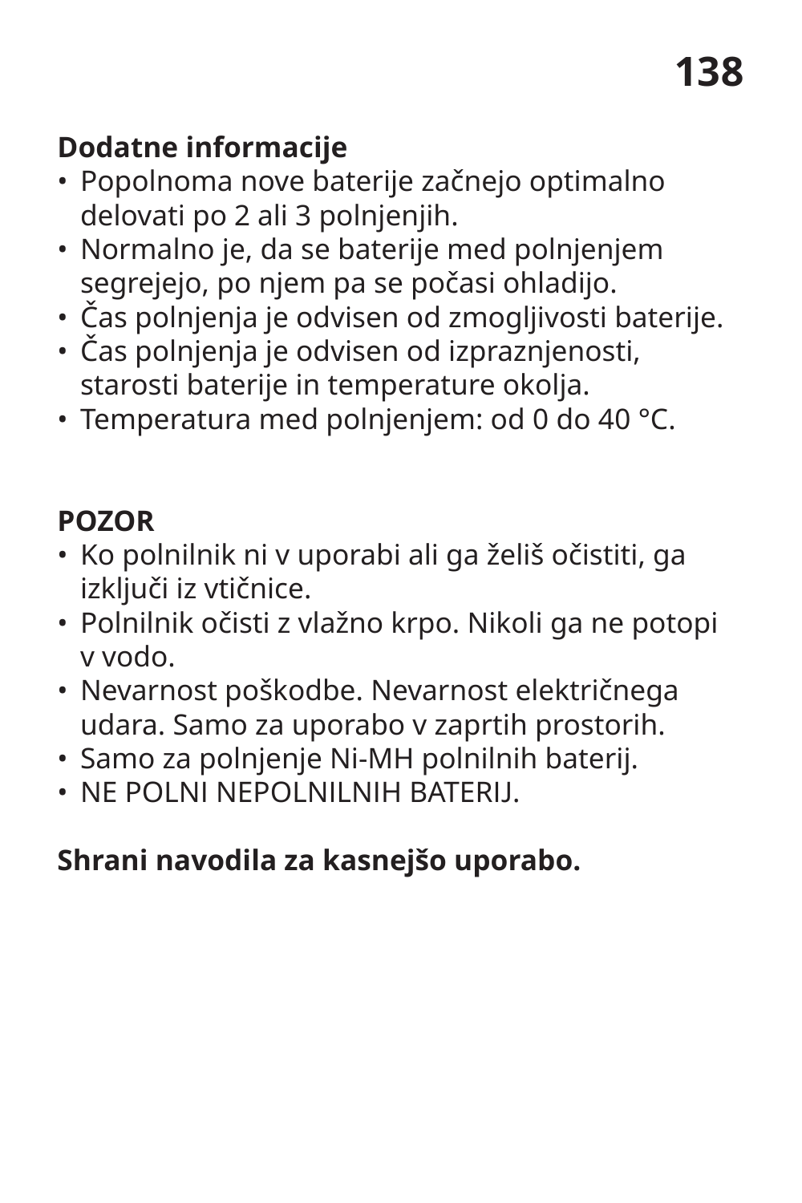**Dodatne informacije**

- Popolnoma nove baterije začnejo optimalno delovati po 2 ali 3 polnjenjih.
- Normalno je, da se baterije med polnjenjem segrejejo, po njem pa se počasi ohladijo.
- Čas polnjenja je odvisen od zmogljivosti baterije.
- Čas polnjenja je odvisen od izpraznjenosti, starosti baterije in temperature okolja.
- Temperatura med polnjenjem: od 0 do 40 °C.

**POZOR**

- Ko polnilnik ni v uporabi ali ga želiš očistiti, ga izključi iz vtičnice.
- Polnilnik očisti z vlažno krpo. Nikoli ga ne potopi v vodo.
- Nevarnost poškodbe. Nevarnost električnega udara. Samo za uporabo v zaprtih prostorih.
- Samo za polnjenje Ni-MH polnilnih baterij.
- NE POLNI NEPOLNILNIH BATERIJ.

**Shrani navodila za kasnejšo uporabo.**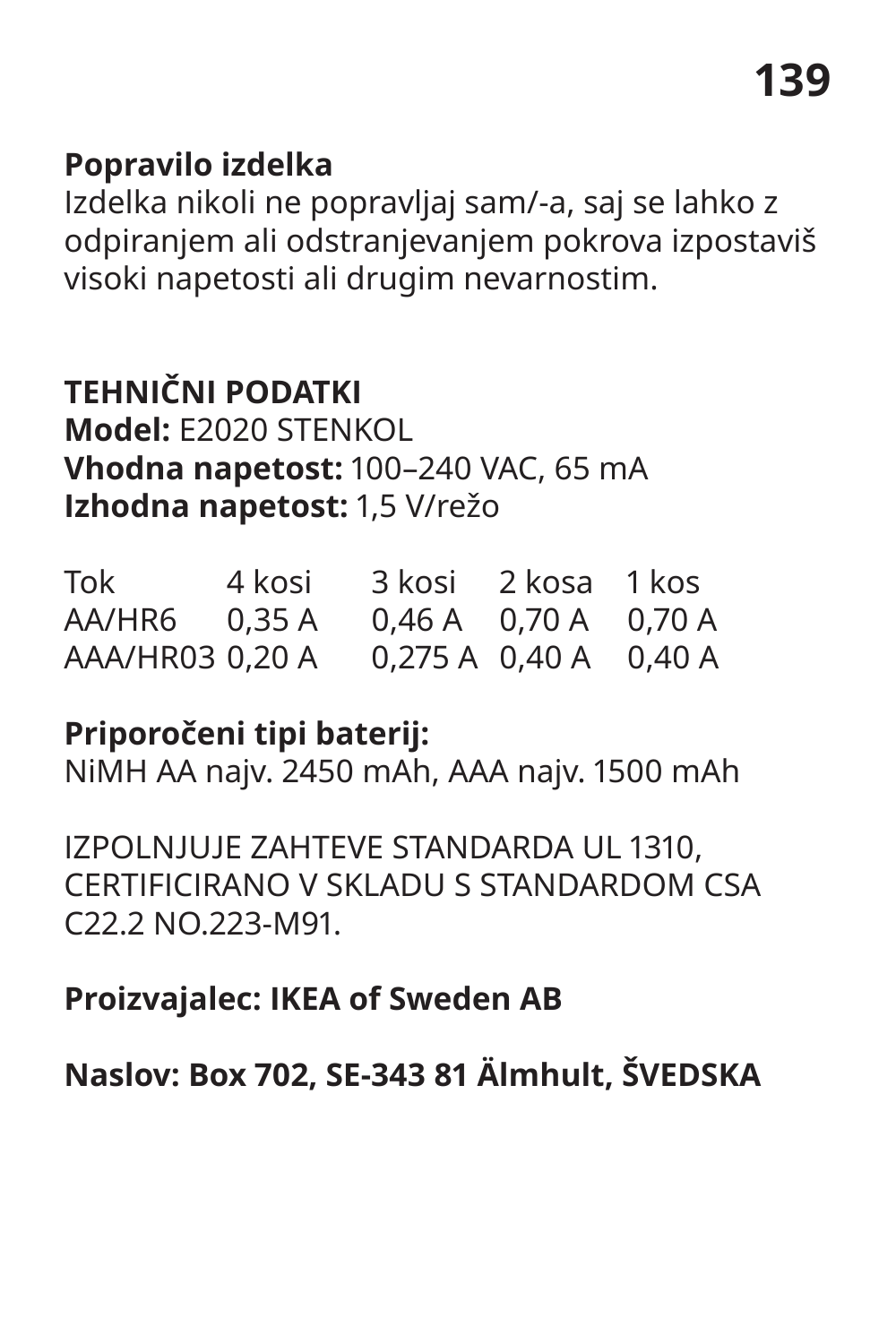**Popravilo izdelka**
Izdelka nikoli ne popravljaj sam/-a, saj se lahko z odpiranjem ali odstranjevanjem pokrova izpostaviš visoki napetosti ali drugim nevarnostim.

**TEHNIČNI PODATKI**
**Model:** E2020 STENKOL
**Vhodna napetost:** 100–240 VAC, 65 mA
**Izhodna napetost:** 1,5 V/režo

| Tok | 4 kosi | 3 kosi | 2 kosa | 1 kos |
|---|---|---|---|---|
| AA/HR6 | 0,35 A | 0,46 A | 0,70 A | 0,70 A |
| AAA/HR03 | 0,20 A | 0,275 A | 0,40 A | 0,40 A |

**Priporočeni tipi baterij:**
NiMH AA najv. 2450 mAh, AAA najv. 1500 mAh

IZPOLNJUJE ZAHTEVE STANDARDA UL 1310, CERTIFICIRANO V SKLADU S STANDARDOM CSA C22.2 NO.223-M91.

**Proizvajalec: IKEA of Sweden AB**

**Naslov: Box 702, SE-343 81 Älmhult, ŠVEDSKA**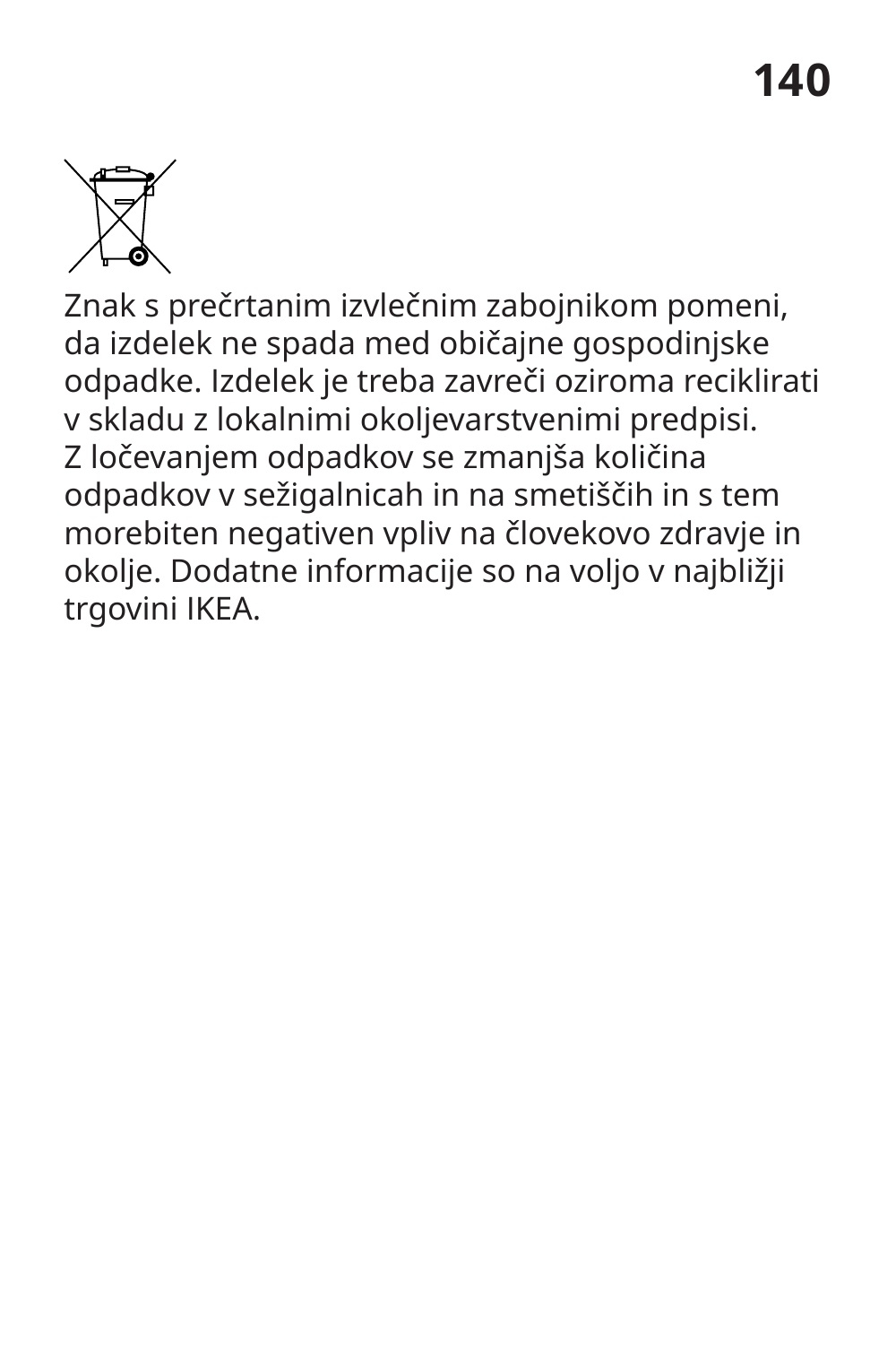Znak s prečrtanim izvlečnim zabojnikom pomeni, da izdelek ne spada med običajne gospodinjske odpadke. Izdelek je treba zavreči oziroma reciklirati v skladu z lokalnimi okoljevarstvenimi predpisi. Z ločevanjem odpadkov se zmanjša količina odpadkov v sežigalnicah in na smetiščih in s tem morebiten negativen vpliv na človekovo zdravje in okolje. Dodatne informacije so na voljo v najbližji trgovini IKEA.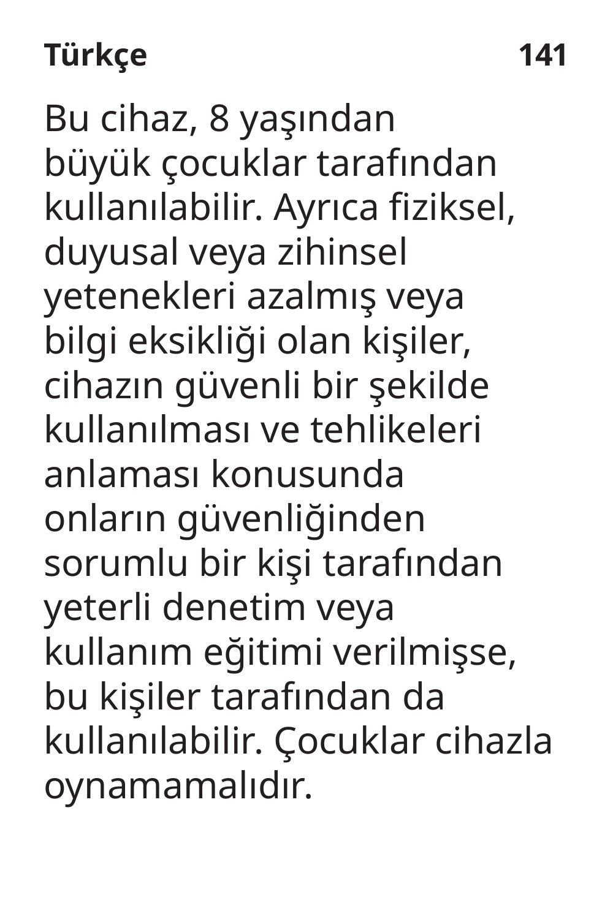Bu cihaz, 8 yaşından büyük çocuklar tarafından kullanılabilir. Ayrıca fiziksel, duyusal veya zihinsel yetenekleri azalmış veya bilgi eksikliği olan kişiler, cihazın güvenli bir şekilde kullanılması ve tehlikeleri anlaması konusunda onların güvenliğinden sorumlu bir kişi tarafından yeterli denetim veya kullanım eğitimi verilmişse, bu kişiler tarafından da kullanılabilir. Çocuklar cihazla oynamamalıdır.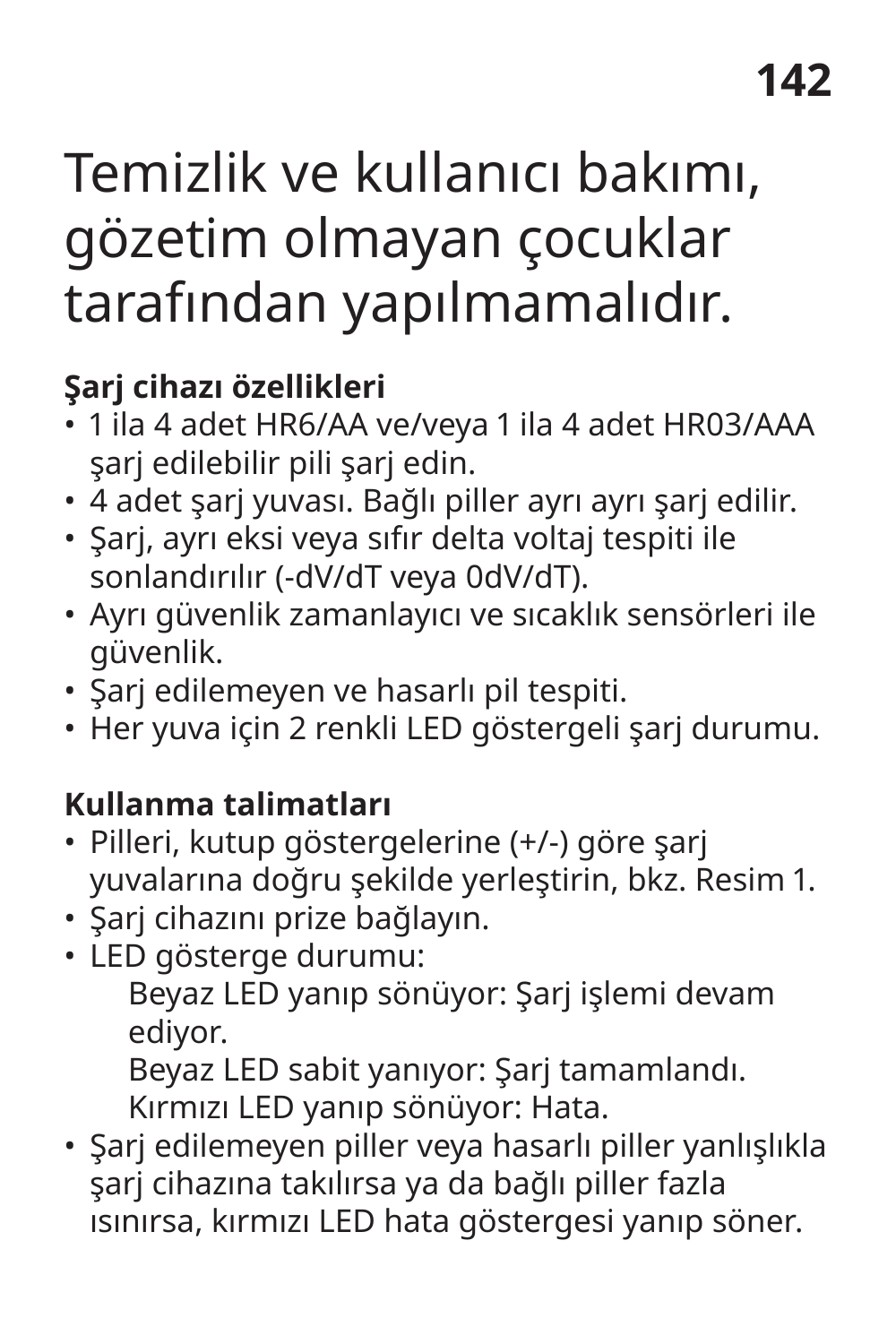Temizlik ve kullanıcı bakımı, gözetim olmayan çocuklar tarafından yapılmamalıdır.

**Şarj cihazı özellikleri**

- 1 ila 4 adet HR6/AA ve/veya 1 ila 4 adet HR03/AAA şarj edilebilir pili şarj edin.
- 4 adet şarj yuvası. Bağlı piller ayrı ayrı şarj edilir.
- Şarj, ayrı eksi veya sıfır delta voltaj tespiti ile sonlandırılır (-dV/dT veya 0dV/dT).
- Ayrı güvenlik zamanlayıcı ve sıcaklık sensörleri ile güvenlik.
- Şarj edilemeyen ve hasarlı pil tespiti.
- Her yuva için 2 renkli LED göstergeli şarj durumu.

**Kullanma talimatları**

- Pilleri, kutup göstergelerine (+/-) göre şarj yuvalarına doğru şekilde yerleştirin, bkz. Resim 1.
- Şarj cihazını prize bağlayın.
- LED gösterge durumu:
  - Beyaz LED yanıp sönüyor: Şarj işlemi devam ediyor.
  - Beyaz LED sabit yanıyor: Şarj tamamlandı.
  - Kırmızı LED yanıp sönüyor: Hata.
- Şarj edilemeyen piller veya hasarlı piller yanlışlıkla şarj cihazına takılırsa ya da bağlı piller fazla ısınırsa, kırmızı LED hata göstergesi yanıp söner.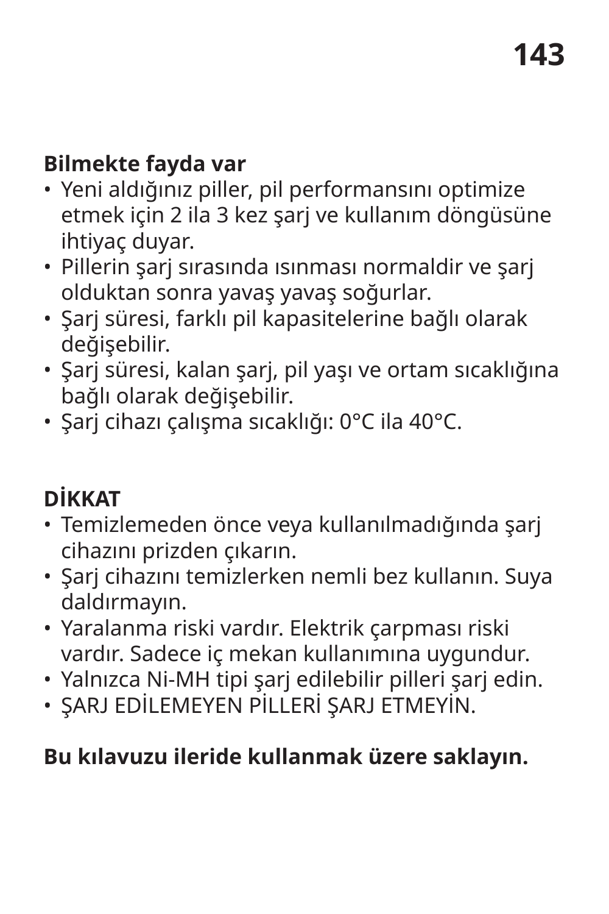**Bilmekte fayda var**

- Yeni aldığınız piller, pil performansını optimize etmek için 2 ila 3 kez şarj ve kullanım döngüsüne ihtiyaç duyar.
- Pillerin şarj sırasında ısınması normaldir ve şarj olduktan sonra yavaş yavaş soğurlar.
- Şarj süresi, farklı pil kapasitelerine bağlı olarak değişebilir.
- Şarj süresi, kalan şarj, pil yaşı ve ortam sıcaklığına bağlı olarak değişebilir.
- Şarj cihazı çalışma sıcaklığı: 0°C ila 40°C.

**DİKKAT**

- Temizlemeden önce veya kullanılmadığında şarj cihazını prizden çıkarın.
- Şarj cihazını temizlerken nemli bez kullanın. Suya daldırmayın.
- Yaralanma riski vardır. Elektrik çarpması riski vardır. Sadece iç mekan kullanımına uygundur.
- Yalnızca Ni-MH tipi şarj edilebilir pilleri şarj edin.
- ŞARJ EDİLEMEYEN PİLLERİ ŞARJ ETMEYİN.

**Bu kılavuzu ileride kullanmak üzere saklayın.**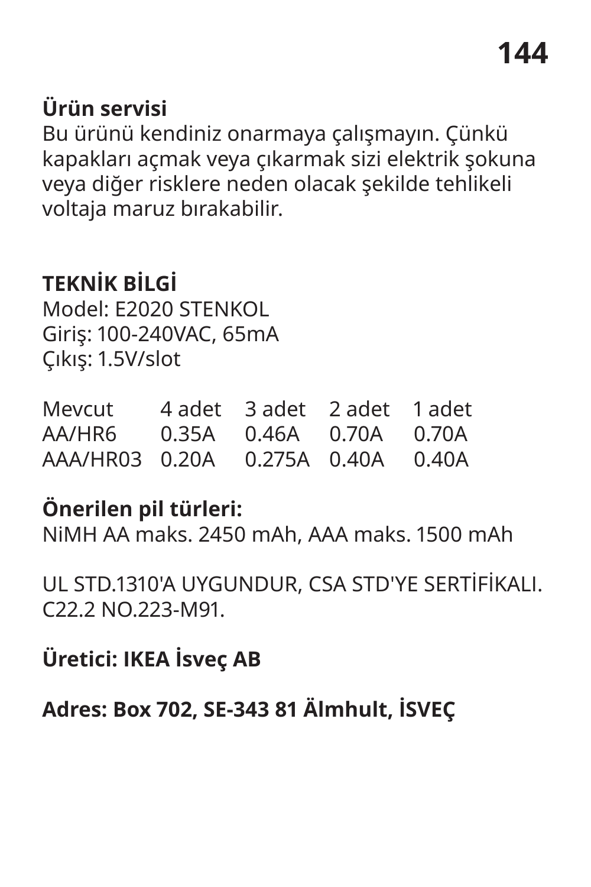**Ürün servisi**
Bu ürünü kendiniz onarmaya çalışmayın. Çünkü kapakları açmak veya çıkarmak sizi elektrik şokuna veya diğer risklere neden olacak şekilde tehlikeli voltaja maruz bırakabilir.

**TEKNİK BİLGİ**
Model: E2020 STENKOL
Giriş: 100-240VAC, 65mA
Çıkış: 1.5V/slot

| Mevcut | 4 adet | 3 adet | 2 adet | 1 adet |
|---|---|---|---|---|
| AA/HR6 | 0.35A | 0.46A | 0.70A | 0.70A |
| AAA/HR03 | 0.20A | 0.275A | 0.40A | 0.40A |

**Önerilen pil türleri:**
NiMH AA maks. 2450 mAh, AAA maks. 1500 mAh

UL STD.1310'A UYGUNDUR, CSA STD'YE SERTİFİKALI. C22.2 NO.223-M91.

**Üretici: IKEA İsveç AB**

**Adres: Box 702, SE-343 81 Älmhult, İSVEÇ**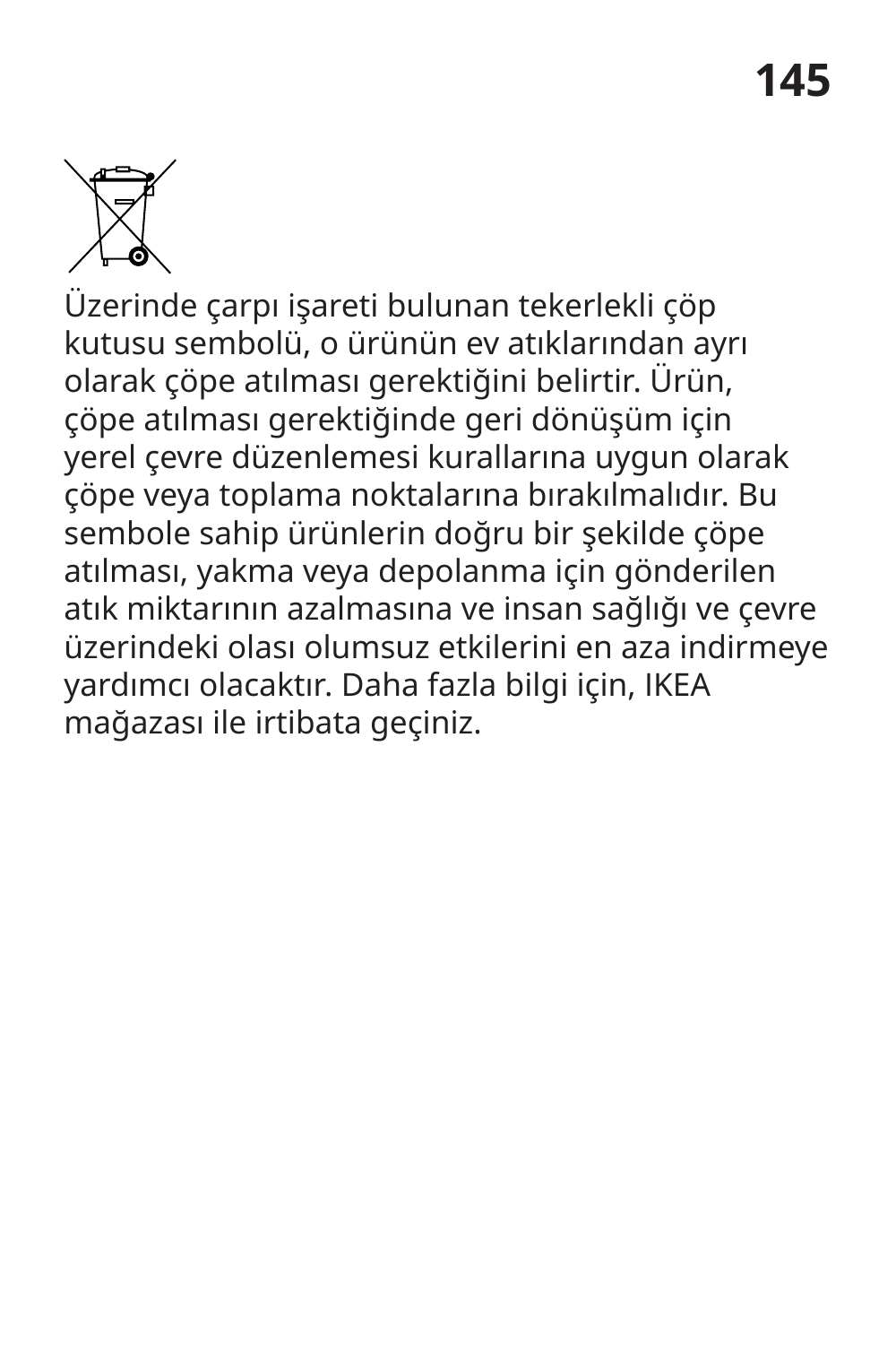Üzerinde çarpı işareti bulunan tekerlekli çöp kutusu sembolü, o ürünün ev atıklarından ayrı olarak çöpe atılması gerektiğini belirtir. Ürün, çöpe atılması gerektiğinde geri dönüşüm için yerel çevre düzenlemesi kurallarına uygun olarak çöpe veya toplama noktalarına bırakılmalıdır. Bu sembole sahip ürünlerin doğru bir şekilde çöpe atılması, yakma veya depolanma için gönderilen atık miktarının azalmasına ve insan sağlığı ve çevre üzerindeki olası olumsuz etkilerini en aza indirmeye yardımcı olacaktır. Daha fazla bilgi için, IKEA mağazası ile irtibata geçiniz.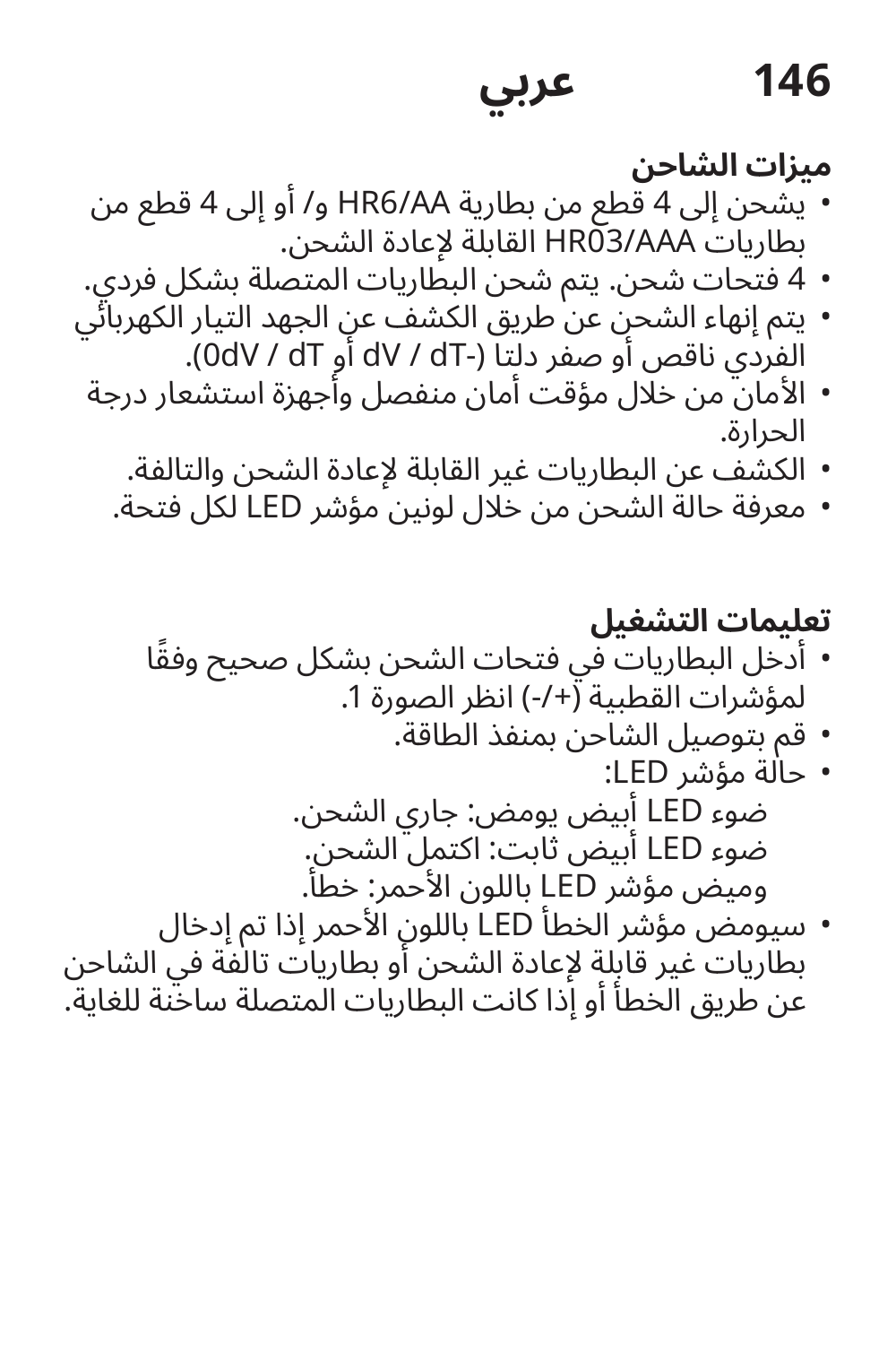## ميزات الشاحن

- يشحن إلى 4 قطع من بطارية HR6/AA و/ أو إلى 4 قطع من بطاريات HR03/AAA القابلة لإعادة الشحن.
- 4 فتحات شحن. يتم شحن البطاريات المتصلة بشكل فردي.
- يتم إنهاء الشحن عن طريق الكشف عن الجهد التيار الكهربائي الفردي ناقص أو صفر دلتا (-dV / dT أو 0dV / dT).
- الأمان من خلال مؤقت أمان منفصل وأجهزة استشعار درجة الحرارة.
- الكشف عن البطاريات غير القابلة لإعادة الشحن والتالفة.
- معرفة حالة الشحن من خلال لونين مؤشر LED لكل فتحة.

## تعليمات التشغيل

- أدخل البطاريات في فتحات الشحن بشكل صحيح وفقًا لمؤشرات القطبية (+/-) انظر الصورة 1.
- قم بتوصيل الشاحن بمنفذ الطاقة.
- حالة مؤشر LED:
  ضوء LED أبيض يومض: جاري الشحن.
  ضوء LED أبيض ثابت: اكتمل الشحن.
  وميض مؤشر LED باللون الأحمر: خطأ.
- سيومض مؤشر الخطأ LED باللون الأحمر إذا تم إدخال بطاريات غير قابلة لإعادة الشحن أو بطاريات تالفة في الشاحن عن طريق الخطأ أو إذا كانت البطاريات المتصلة ساخنة للغاية.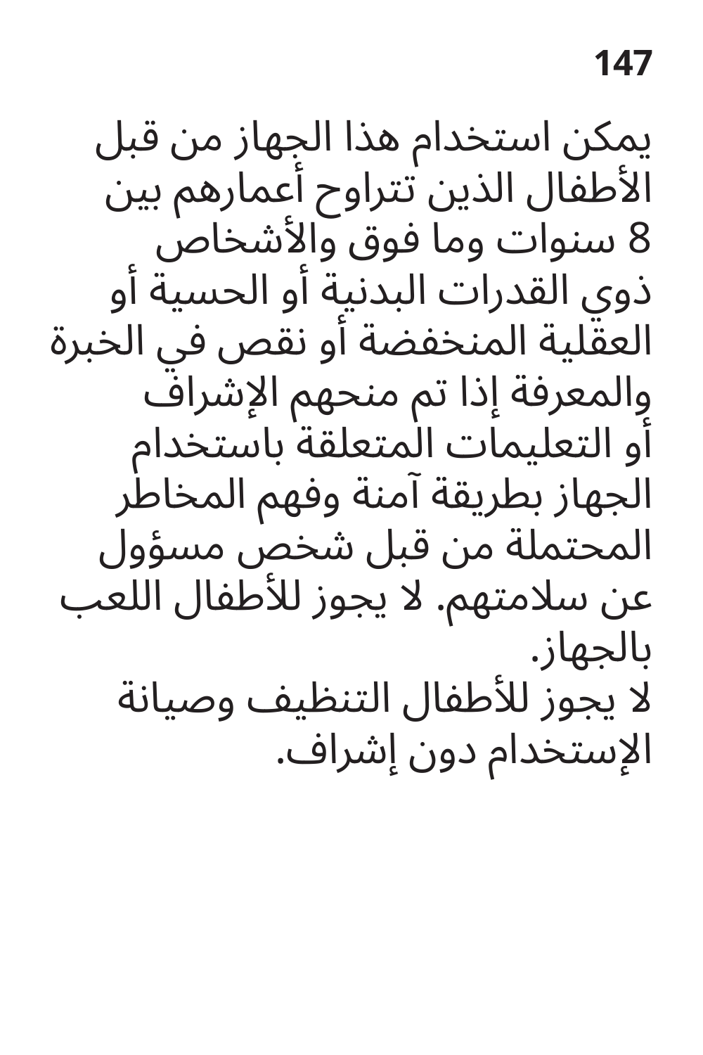يمكن استخدام هذا الجهاز من قبل الأطفال الذين تتراوح أعمارهم بين 8 سنوات وما فوق والأشخاص ذوي القدرات البدنية أو الحسية أو العقلية المنخفضة أو نقص في الخبرة والمعرفة إذا تم منحهم الإشراف أو التعليمات المتعلقة باستخدام الجهاز بطريقة آمنة وفهم المخاطر المحتملة من قبل شخص مسؤول عن سلامتهم. لا يجوز للأطفال اللعب بالجهاز.

لا يجوز للأطفال التنظيف وصيانة الإستخدام دون إشراف.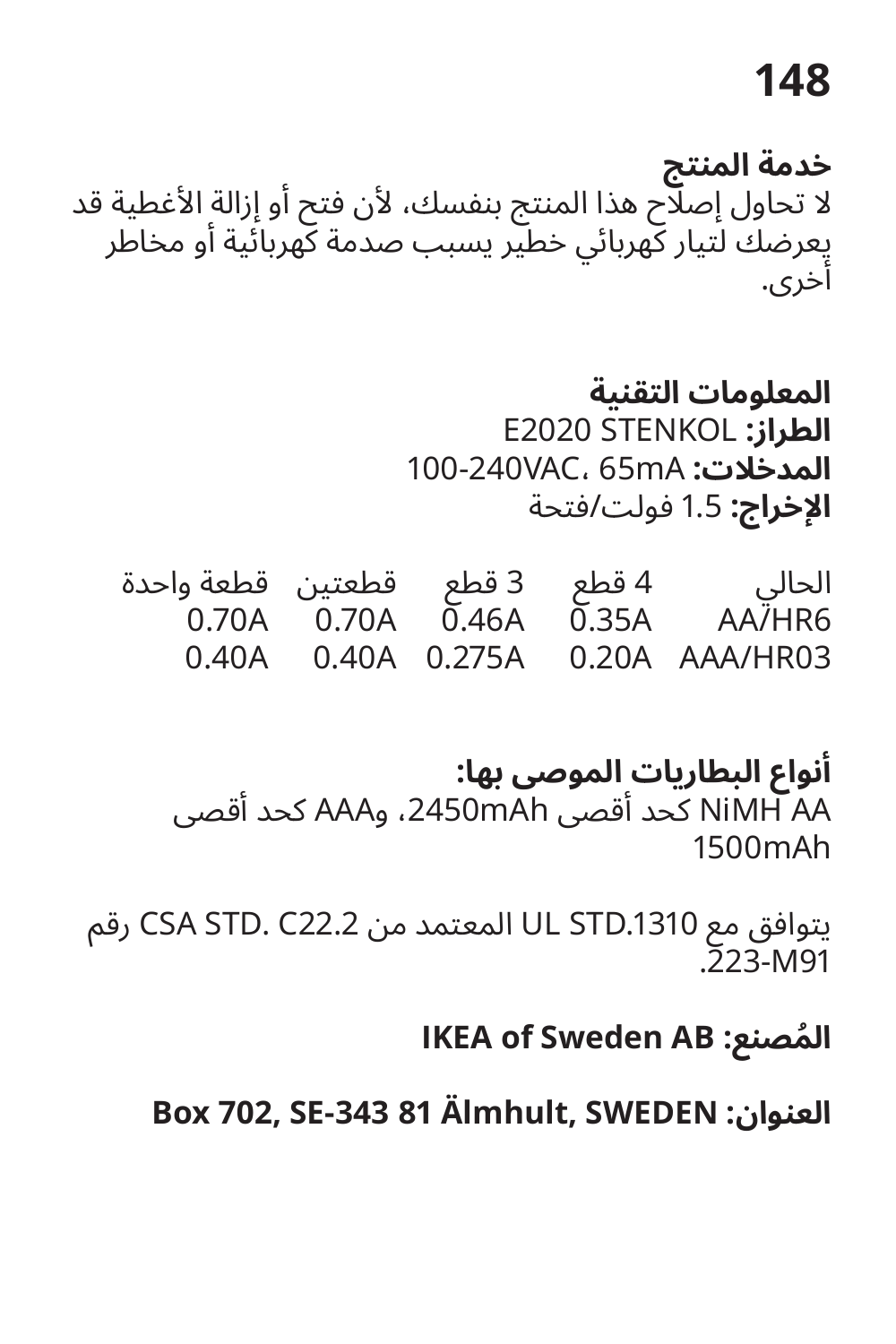**خدمة المنتج**

لا تحاول إصلاح هذا المنتج بنفسك، لأن فتح أو إزالة الأغطية قد يعرضك لتيار كهربائي خطير يسبب صدمة كهربائية أو مخاطر أخرى.

**المعلومات التقنية**

**الطراز:** E2020 STENKOL

**المدخلات:** 100-240VAC، 65mA

**الإخراج:** 1.5 فولت/فتحة

| الحالي | 4 قطع | 3 قطع | قطعتين | قطعة واحدة |
|---|---|---|---|---|
| AA/HR6 | 0.35A | 0.46A | 0.70A | 0.70A |
| AAA/HR03 | 0.20A | 0.275A | 0.40A | 0.40A |

**أنواع البطاريات الموصى بها:**

NiMH AA كحد أقصى 2450mAh، وAAA كحد أقصى 1500mAh

يتوافق مع UL STD.1310 المعتمد من CSA STD. C22.2 رقم 223-M91.

**المُصنع: IKEA of Sweden AB**

**العنوان: Box 702, SE-343 81 Älmhult, SWEDEN**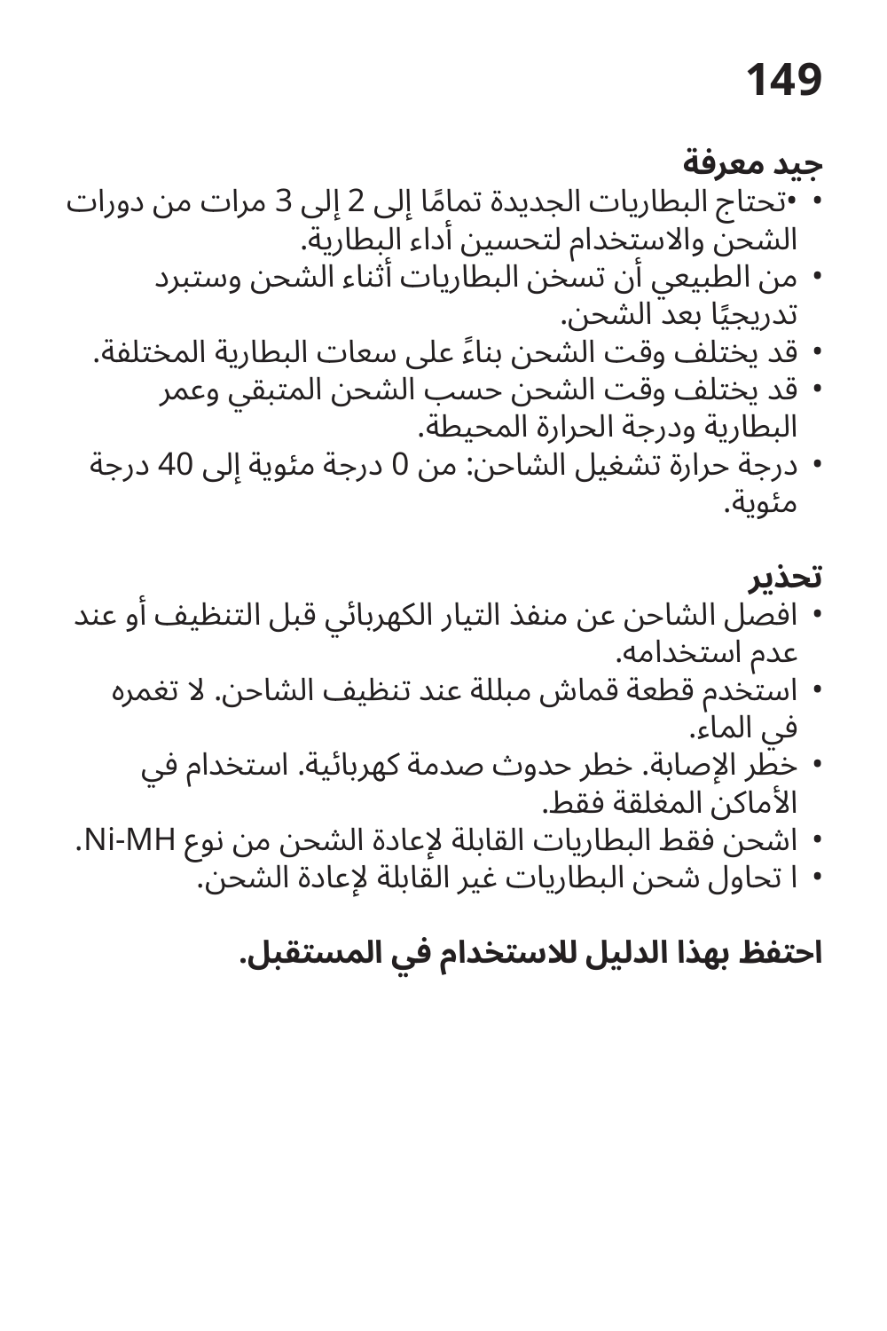**جيد معرفة**

- •تحتاج البطاريات الجديدة تمامًا إلى 2 إلى 3 مرات من دورات الشحن والاستخدام لتحسين أداء البطارية.
- من الطبيعي أن تسخن البطاريات أثناء الشحن وستبرد تدريجيًا بعد الشحن.
- قد يختلف وقت الشحن بناءً على سعات البطارية المختلفة.
- قد يختلف وقت الشحن حسب الشحن المتبقي وعمر البطارية ودرجة الحرارة المحيطة.
- درجة حرارة تشغيل الشاحن: من 0 درجة مئوية إلى 40 درجة مئوية.

**تحذير**

- افصل الشاحن عن منفذ التيار الكهربائي قبل التنظيف أو عند عدم استخدامه.
- استخدم قطعة قماش مبللة عند تنظيف الشاحن. لا تغمره في الماء.
- خطر الإصابة. خطر حدوث صدمة كهربائية. استخدام في الأماكن المغلقة فقط.
- اشحن فقط البطاريات القابلة لإعادة الشحن من نوع Ni-MH.
- ا تحاول شحن البطاريات غير القابلة لإعادة الشحن.

**احتفظ بهذا الدليل للاستخدام في المستقبل.**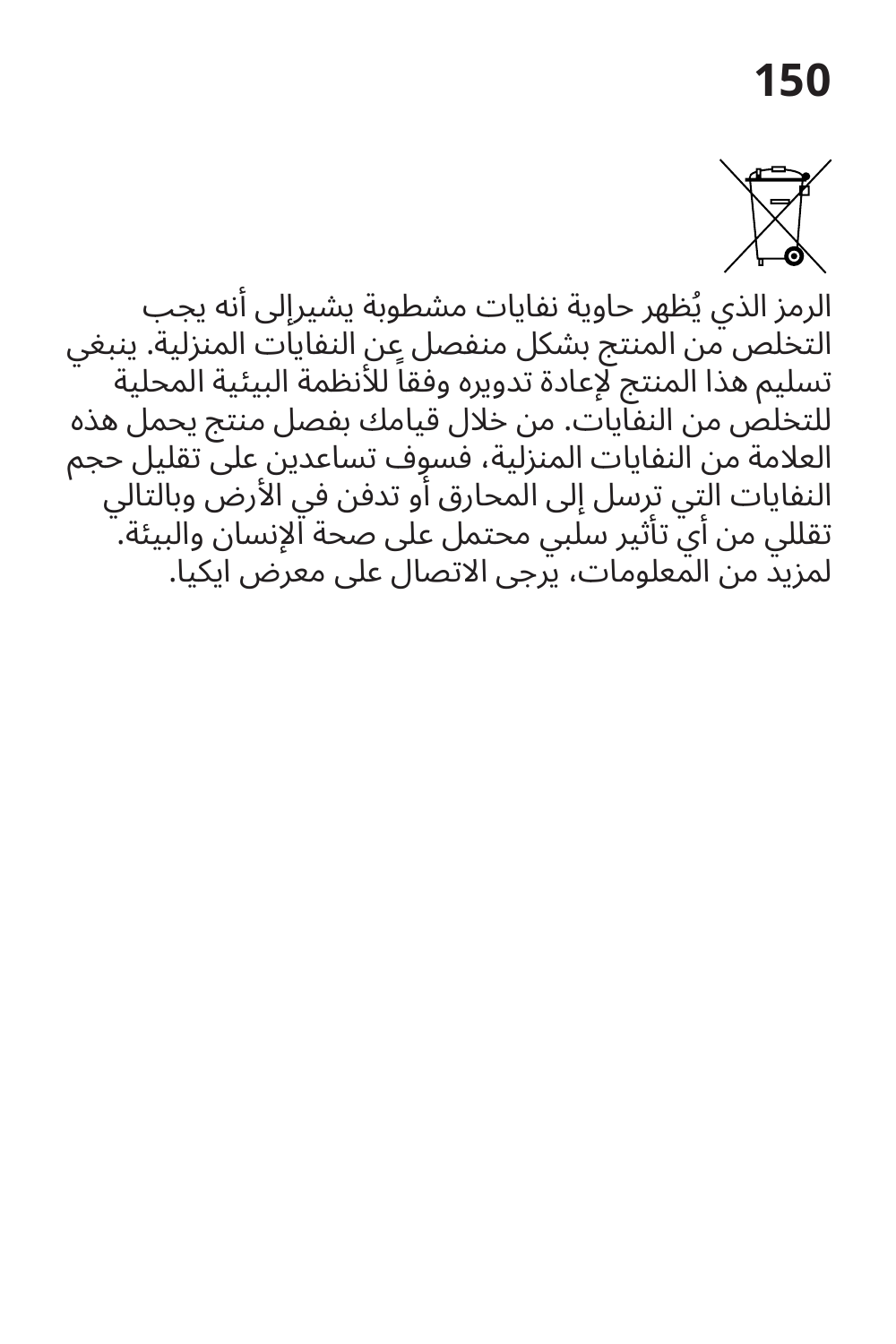الرمز الذي يُظهر حاوية نفايات مشطوبة يشيرإلى أنه يجب التخلص من المنتج بشكل منفصل عن النفايات المنزلية. ينبغي تسليم هذا المنتج لإعادة تدويره وفقاً للأنظمة البيئية المحلية للتخلص من النفايات. من خلال قيامك بفصل منتج يحمل هذه العلامة من النفايات المنزلية، فسوف تساعدين على تقليل حجم النفايات التي ترسل إلى المحارق أو تدفن في الأرض وبالتالي تقللي من أي تأثير سلبي محتمل على صحة الإنسان والبيئة. لمزيد من المعلومات، يرجى الاتصال على معرض ايكيا.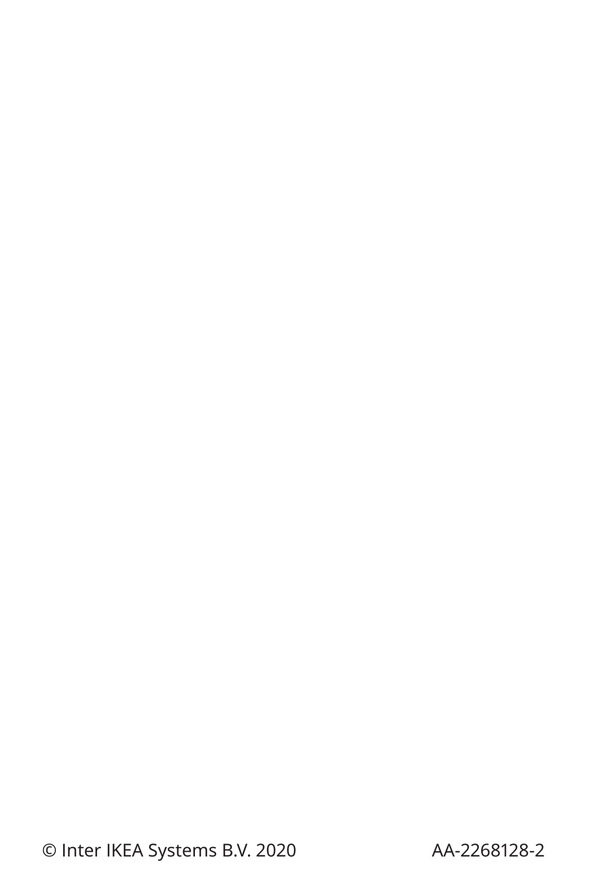© Inter IKEA Systems B.V. 2020 AA-2268128-2